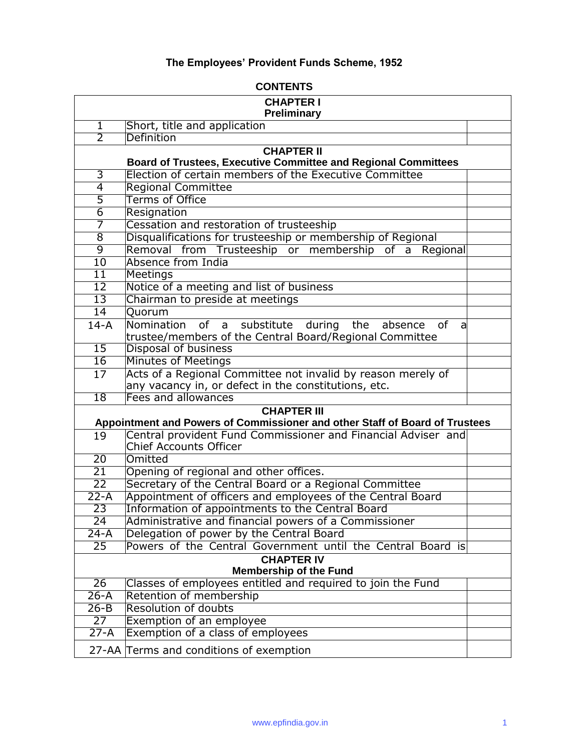# The Employees' Provident Funds Scheme, 1952

## CONTENTS

| | | |
|---|---|---|
| **CHAPTER I**<br>**Preliminary** | | |
| 1 | Short, title and application | |
| 2 | Definition | |
| **CHAPTER II**<br>**Board of Trustees, Executive Committee and Regional Committees** | | |
| 3 | Election of certain members of the Executive Committee | |
| 4 | Regional Committee | |
| 5 | Terms of Office | |
| 6 | Resignation | |
| 7 | Cessation and restoration of trusteeship | |
| 8 | Disqualifications for trusteeship or membership of Regional | |
| 9 | Removal from Trusteeship or membership of a Regional | |
| 10 | Absence from India | |
| 11 | Meetings | |
| 12 | Notice of a meeting and list of business | |
| 13 | Chairman to preside at meetings | |
| 14 | Quorum | |
| 14-A | Nomination of a substitute during the absence of a trustee/members of the Central Board/Regional Committee | |
| 15 | Disposal of business | |
| 16 | Minutes of Meetings | |
| 17 | Acts of a Regional Committee not invalid by reason merely of any vacancy in, or defect in the constitutions, etc. | |
| 18 | Fees and allowances | |
| **CHAPTER III**<br>**Appointment and Powers of Commissioner and other Staff of Board of Trustees** | | |
| 19 | Central provident Fund Commissioner and Financial Adviser and Chief Accounts Officer | |
| 20 | Omitted | |
| 21 | Opening of regional and other offices. | |
| 22 | Secretary of the Central Board or a Regional Committee | |
| 22-A | Appointment of officers and employees of the Central Board | |
| 23 | Information of appointments to the Central Board | |
| 24 | Administrative and financial powers of a Commissioner | |
| 24-A | Delegation of power by the Central Board | |
| 25 | Powers of the Central Government until the Central Board is | |
| **CHAPTER IV**<br>**Membership of the Fund** | | |
| 26 | Classes of employees entitled and required to join the Fund | |
| 26-A | Retention of membership | |
| 26-B | Resolution of doubts | |
| 27 | Exemption of an employee | |
| 27-A | Exemption of a class of employees | |
| 27-AA | Terms and conditions of exemption | |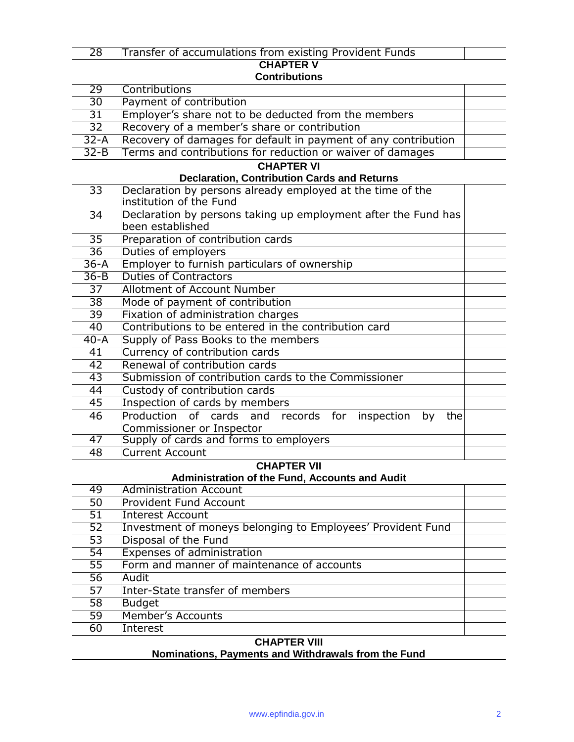| | | |
|---|---|---|
| 28 | Transfer of accumulations from existing Provident Funds | |

**CHAPTER V**

**Contributions**

| | | |
|---|---|---|
| 29 | Contributions | |
| 30 | Payment of contribution | |
| 31 | Employer's share not to be deducted from the members | |
| 32 | Recovery of a member's share or contribution | |
| 32-A | Recovery of damages for default in payment of any contribution | |
| 32-B | Terms and contributions for reduction or waiver of damages | |

**CHAPTER VI**

**Declaration, Contribution Cards and Returns**

| | | |
|---|---|---|
| 33 | Declaration by persons already employed at the time of the institution of the Fund | |
| 34 | Declaration by persons taking up employment after the Fund has been established | |
| 35 | Preparation of contribution cards | |
| 36 | Duties of employers | |
| 36-A | Employer to furnish particulars of ownership | |
| 36-B | Duties of Contractors | |
| 37 | Allotment of Account Number | |
| 38 | Mode of payment of contribution | |
| 39 | Fixation of administration charges | |
| 40 | Contributions to be entered in the contribution card | |
| 40-A | Supply of Pass Books to the members | |
| 41 | Currency of contribution cards | |
| 42 | Renewal of contribution cards | |
| 43 | Submission of contribution cards to the Commissioner | |
| 44 | Custody of contribution cards | |
| 45 | Inspection of cards by members | |
| 46 | Production of cards and records for inspection by the Commissioner or Inspector | |
| 47 | Supply of cards and forms to employers | |
| 48 | Current Account | |

**CHAPTER VII**

**Administration of the Fund, Accounts and Audit**

| | | |
|---|---|---|
| 49 | Administration Account | |
| 50 | Provident Fund Account | |
| 51 | Interest Account | |
| 52 | Investment of moneys belonging to Employees' Provident Fund | |
| 53 | Disposal of the Fund | |
| 54 | Expenses of administration | |
| 55 | Form and manner of maintenance of accounts | |
| 56 | Audit | |
| 57 | Inter-State transfer of members | |
| 58 | Budget | |
| 59 | Member's Accounts | |
| 60 | Interest | |

**CHAPTER VIII**

**Nominations, Payments and Withdrawals from the Fund**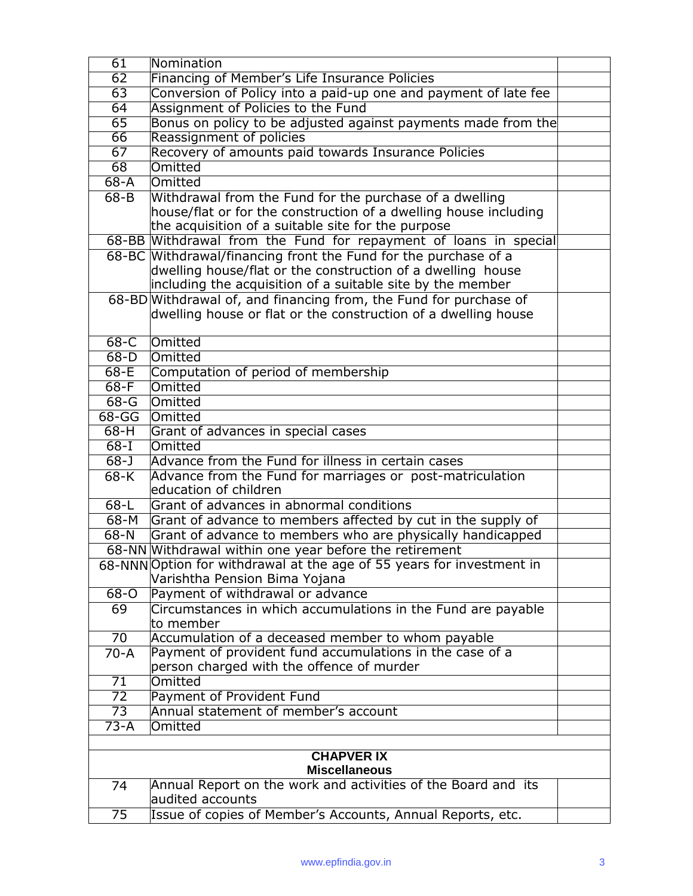| | | |
|---|---|---|
| 61 | Nomination | |
| 62 | Financing of Member's Life Insurance Policies | |
| 63 | Conversion of Policy into a paid-up one and payment of late fee | |
| 64 | Assignment of Policies to the Fund | |
| 65 | Bonus on policy to be adjusted against payments made from the | |
| 66 | Reassignment of policies | |
| 67 | Recovery of amounts paid towards Insurance Policies | |
| 68 | Omitted | |
| 68-A | Omitted | |
| 68-B | Withdrawal from the Fund for the purchase of a dwelling house/flat or for the construction of a dwelling house including the acquisition of a suitable site for the purpose | |
| 68-BB | Withdrawal from the Fund for repayment of loans in special | |
| 68-BC | Withdrawal/financing front the Fund for the purchase of a dwelling house/flat or the construction of a dwelling house including the acquisition of a suitable site by the member | |
| 68-BD | Withdrawal of, and financing from, the Fund for purchase of dwelling house or flat or the construction of a dwelling house | |
| 68-C | Omitted | |
| 68-D | Omitted | |
| 68-E | Computation of period of membership | |
| 68-F | Omitted | |
| 68-G | Omitted | |
| 68-GG | Omitted | |
| 68-H | Grant of advances in special cases | |
| 68-I | Omitted | |
| 68-J | Advance from the Fund for illness in certain cases | |
| 68-K | Advance from the Fund for marriages or post-matriculation education of children | |
| 68-L | Grant of advances in abnormal conditions | |
| 68-M | Grant of advance to members affected by cut in the supply of | |
| 68-N | Grant of advance to members who are physically handicapped | |
| 68-NN | Withdrawal within one year before the retirement | |
| 68-NNN | Option for withdrawal at the age of 55 years for investment in Varishtha Pension Bima Yojana | |
| 68-O | Payment of withdrawal or advance | |
| 69 | Circumstances in which accumulations in the Fund are payable to member | |
| 70 | Accumulation of a deceased member to whom payable | |
| 70-A | Payment of provident fund accumulations in the case of a person charged with the offence of murder | |
| 71 | Omitted | |
| 72 | Payment of Provident Fund | |
| 73 | Annual statement of member's account | |
| 73-A | Omitted | |
| | | |
| | **CHAPVER IX**<br>**Miscellaneous** | |
| 74 | Annual Report on the work and activities of the Board and its audited accounts | |
| 75 | Issue of copies of Member's Accounts, Annual Reports, etc. | |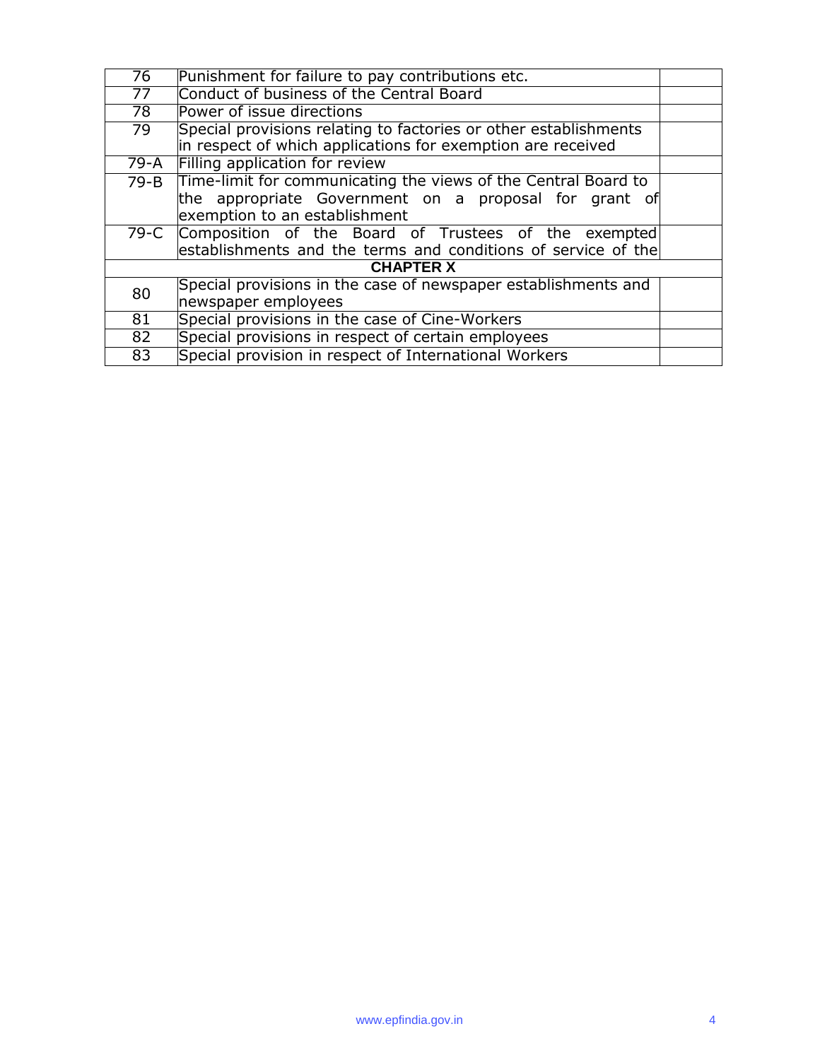| | | |
|---|---|---|
| 76 | Punishment for failure to pay contributions etc. | |
| 77 | Conduct of business of the Central Board | |
| 78 | Power of issue directions | |
| 79 | Special provisions relating to factories or other establishments in respect of which applications for exemption are received | |
| 79-A | Filling application for review | |
| 79-B | Time-limit for communicating the views of the Central Board to the appropriate Government on a proposal for grant of exemption to an establishment | |
| 79-C | Composition of the Board of Trustees of the exempted establishments and the terms and conditions of service of the | |
| | **CHAPTER X** | |
| 80 | Special provisions in the case of newspaper establishments and newspaper employees | |
| 81 | Special provisions in the case of Cine-Workers | |
| 82 | Special provisions in respect of certain employees | |
| 83 | Special provision in respect of International Workers | |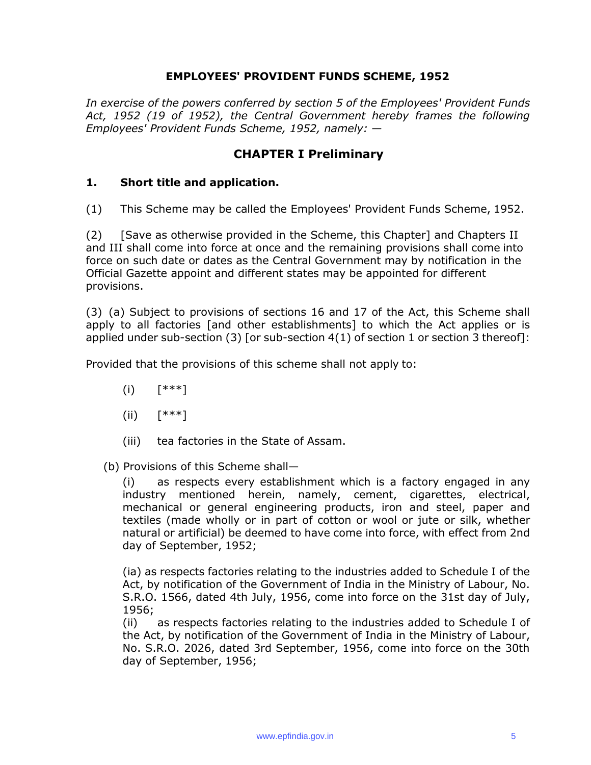# EMPLOYEES' PROVIDENT FUNDS SCHEME, 1952

*In exercise of the powers conferred by section 5 of the Employees' Provident Funds Act, 1952 (19 of 1952), the Central Government hereby frames the following Employees' Provident Funds Scheme, 1952, namely: —*

## CHAPTER I Preliminary

### 1. Short title and application.

(1) This Scheme may be called the Employees' Provident Funds Scheme, 1952.

(2) [Save as otherwise provided in the Scheme, this Chapter] and Chapters II and III shall come into force at once and the remaining provisions shall come into force on such date or dates as the Central Government may by notification in the Official Gazette appoint and different states may be appointed for different provisions.

(3) (a) Subject to provisions of sections 16 and 17 of the Act, this Scheme shall apply to all factories [and other establishments] to which the Act applies or is applied under sub-section (3) [or sub-section 4(1) of section 1 or section 3 thereof]:

Provided that the provisions of this scheme shall not apply to:

- (i) [***]
- (ii) [***]
- (iii) tea factories in the State of Assam.

(b) Provisions of this Scheme shall—

(i) as respects every establishment which is a factory engaged in any industry mentioned herein, namely, cement, cigarettes, electrical, mechanical or general engineering products, iron and steel, paper and textiles (made wholly or in part of cotton or wool or jute or silk, whether natural or artificial) be deemed to have come into force, with effect from 2nd day of September, 1952;

(ia) as respects factories relating to the industries added to Schedule I of the Act, by notification of the Government of India in the Ministry of Labour, No. S.R.O. 1566, dated 4th July, 1956, come into force on the 31st day of July, 1956;

(ii) as respects factories relating to the industries added to Schedule I of the Act, by notification of the Government of India in the Ministry of Labour, No. S.R.O. 2026, dated 3rd September, 1956, come into force on the 30th day of September, 1956;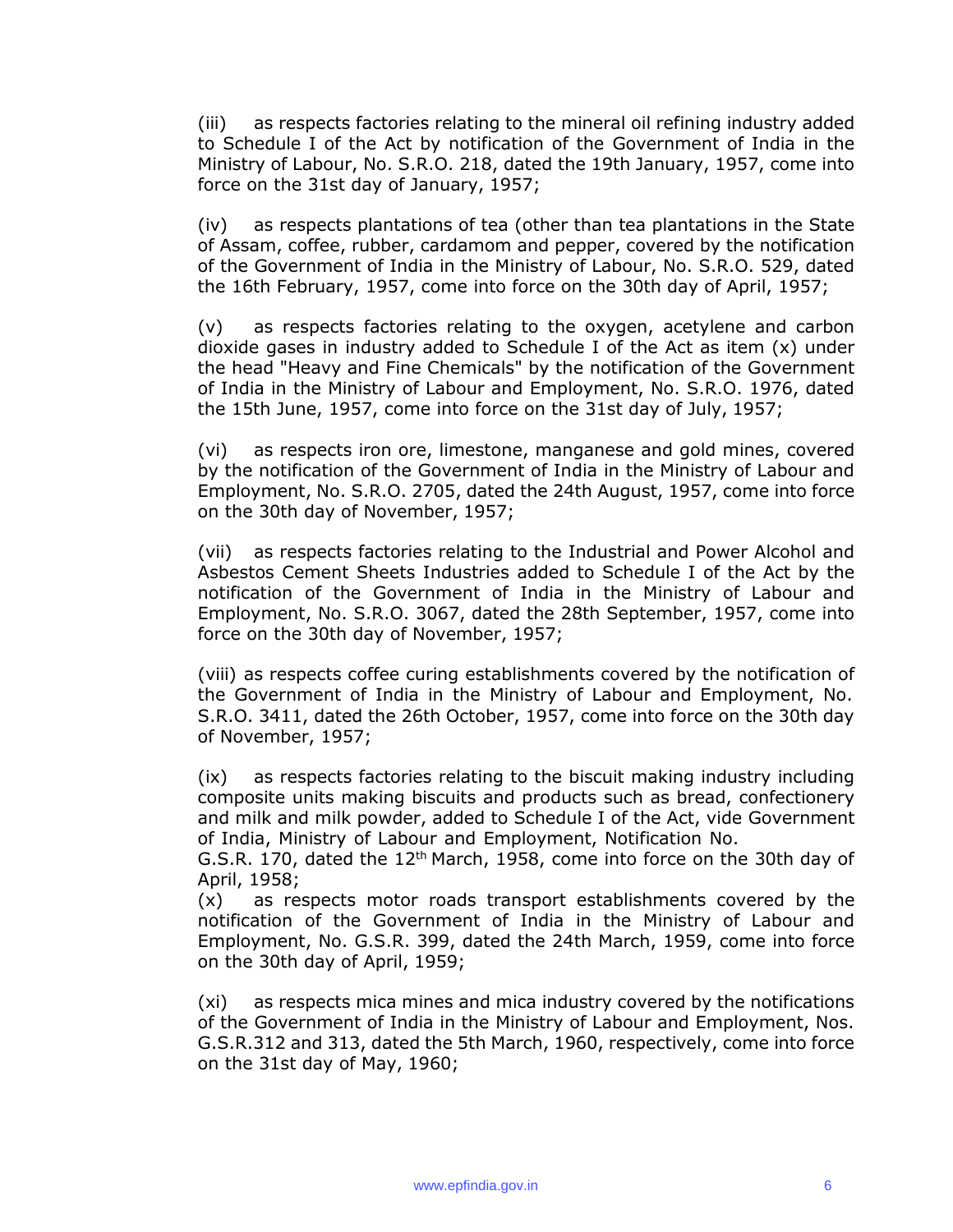(iii) as respects factories relating to the mineral oil refining industry added to Schedule I of the Act by notification of the Government of India in the Ministry of Labour, No. S.R.O. 218, dated the 19th January, 1957, come into force on the 31st day of January, 1957;

(iv) as respects plantations of tea (other than tea plantations in the State of Assam, coffee, rubber, cardamom and pepper, covered by the notification of the Government of India in the Ministry of Labour, No. S.R.O. 529, dated the 16th February, 1957, come into force on the 30th day of April, 1957;

(v) as respects factories relating to the oxygen, acetylene and carbon dioxide gases in industry added to Schedule I of the Act as item (x) under the head "Heavy and Fine Chemicals" by the notification of the Government of India in the Ministry of Labour and Employment, No. S.R.O. 1976, dated the 15th June, 1957, come into force on the 31st day of July, 1957;

(vi) as respects iron ore, limestone, manganese and gold mines, covered by the notification of the Government of India in the Ministry of Labour and Employment, No. S.R.O. 2705, dated the 24th August, 1957, come into force on the 30th day of November, 1957;

(vii) as respects factories relating to the Industrial and Power Alcohol and Asbestos Cement Sheets Industries added to Schedule I of the Act by the notification of the Government of India in the Ministry of Labour and Employment, No. S.R.O. 3067, dated the 28th September, 1957, come into force on the 30th day of November, 1957;

(viii) as respects coffee curing establishments covered by the notification of the Government of India in the Ministry of Labour and Employment, No. S.R.O. 3411, dated the 26th October, 1957, come into force on the 30th day of November, 1957;

(ix) as respects factories relating to the biscuit making industry including composite units making biscuits and products such as bread, confectionery and milk and milk powder, added to Schedule I of the Act, vide Government of India, Ministry of Labour and Employment, Notification No. G.S.R. 170, dated the 12th March, 1958, come into force on the 30th day of April, 1958;

(x) as respects motor roads transport establishments covered by the notification of the Government of India in the Ministry of Labour and Employment, No. G.S.R. 399, dated the 24th March, 1959, come into force on the 30th day of April, 1959;

(xi) as respects mica mines and mica industry covered by the notifications of the Government of India in the Ministry of Labour and Employment, Nos. G.S.R.312 and 313, dated the 5th March, 1960, respectively, come into force on the 31st day of May, 1960;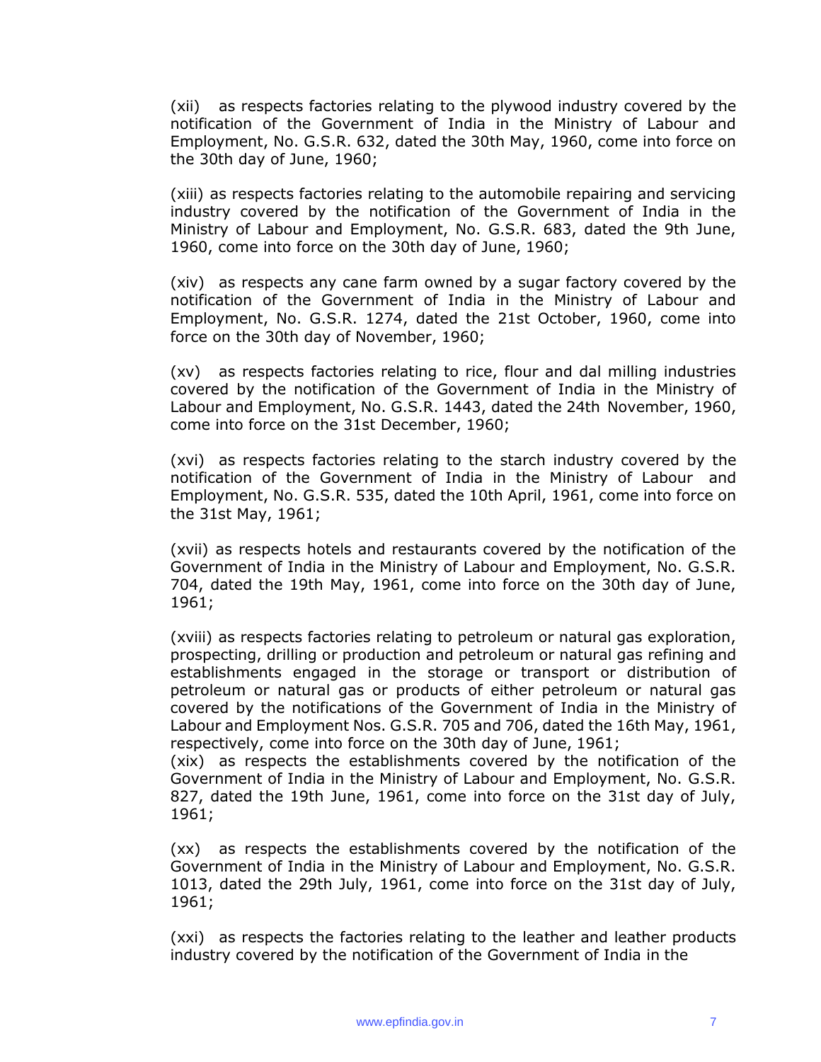(xii) as respects factories relating to the plywood industry covered by the notification of the Government of India in the Ministry of Labour and Employment, No. G.S.R. 632, dated the 30th May, 1960, come into force on the 30th day of June, 1960;

(xiii) as respects factories relating to the automobile repairing and servicing industry covered by the notification of the Government of India in the Ministry of Labour and Employment, No. G.S.R. 683, dated the 9th June, 1960, come into force on the 30th day of June, 1960;

(xiv) as respects any cane farm owned by a sugar factory covered by the notification of the Government of India in the Ministry of Labour and Employment, No. G.S.R. 1274, dated the 21st October, 1960, come into force on the 30th day of November, 1960;

(xv) as respects factories relating to rice, flour and dal milling industries covered by the notification of the Government of India in the Ministry of Labour and Employment, No. G.S.R. 1443, dated the 24th November, 1960, come into force on the 31st December, 1960;

(xvi) as respects factories relating to the starch industry covered by the notification of the Government of India in the Ministry of Labour and Employment, No. G.S.R. 535, dated the 10th April, 1961, come into force on the 31st May, 1961;

(xvii) as respects hotels and restaurants covered by the notification of the Government of India in the Ministry of Labour and Employment, No. G.S.R. 704, dated the 19th May, 1961, come into force on the 30th day of June, 1961;

(xviii) as respects factories relating to petroleum or natural gas exploration, prospecting, drilling or production and petroleum or natural gas refining and establishments engaged in the storage or transport or distribution of petroleum or natural gas or products of either petroleum or natural gas covered by the notifications of the Government of India in the Ministry of Labour and Employment Nos. G.S.R. 705 and 706, dated the 16th May, 1961, respectively, come into force on the 30th day of June, 1961;

(xix) as respects the establishments covered by the notification of the Government of India in the Ministry of Labour and Employment, No. G.S.R. 827, dated the 19th June, 1961, come into force on the 31st day of July, 1961;

(xx) as respects the establishments covered by the notification of the Government of India in the Ministry of Labour and Employment, No. G.S.R. 1013, dated the 29th July, 1961, come into force on the 31st day of July, 1961;

(xxi) as respects the factories relating to the leather and leather products industry covered by the notification of the Government of India in the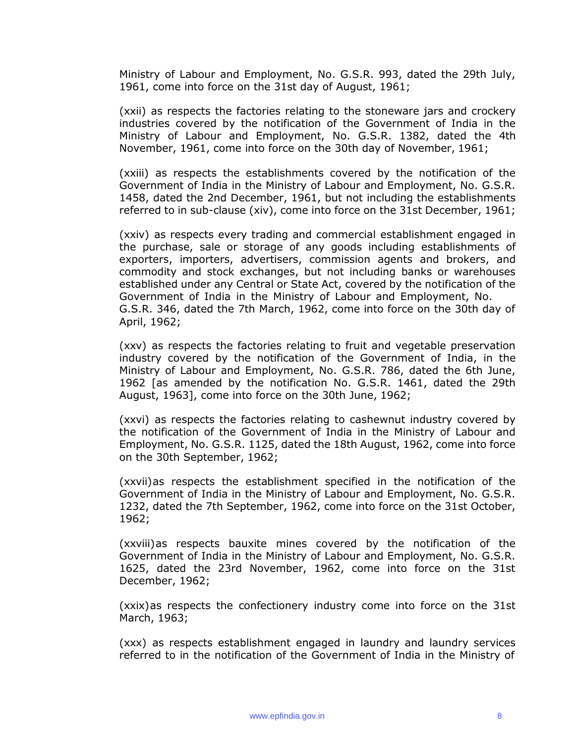Ministry of Labour and Employment, No. G.S.R. 993, dated the 29th July, 1961, come into force on the 31st day of August, 1961;

(xxii) as respects the factories relating to the stoneware jars and crockery industries covered by the notification of the Government of India in the Ministry of Labour and Employment, No. G.S.R. 1382, dated the 4th November, 1961, come into force on the 30th day of November, 1961;

(xxiii) as respects the establishments covered by the notification of the Government of India in the Ministry of Labour and Employment, No. G.S.R. 1458, dated the 2nd December, 1961, but not including the establishments referred to in sub-clause (xiv), come into force on the 31st December, 1961;

(xxiv) as respects every trading and commercial establishment engaged in the purchase, sale or storage of any goods including establishments of exporters, importers, advertisers, commission agents and brokers, and commodity and stock exchanges, but not including banks or warehouses established under any Central or State Act, covered by the notification of the Government of India in the Ministry of Labour and Employment, No. G.S.R. 346, dated the 7th March, 1962, come into force on the 30th day of April, 1962;

(xxv) as respects the factories relating to fruit and vegetable preservation industry covered by the notification of the Government of India, in the Ministry of Labour and Employment, No. G.S.R. 786, dated the 6th June, 1962 [as amended by the notification No. G.S.R. 1461, dated the 29th August, 1963], come into force on the 30th June, 1962;

(xxvi) as respects the factories relating to cashewnut industry covered by the notification of the Government of India in the Ministry of Labour and Employment, No. G.S.R. 1125, dated the 18th August, 1962, come into force on the 30th September, 1962;

(xxvii) as respects the establishment specified in the notification of the Government of India in the Ministry of Labour and Employment, No. G.S.R. 1232, dated the 7th September, 1962, come into force on the 31st October, 1962;

(xxviii) as respects bauxite mines covered by the notification of the Government of India in the Ministry of Labour and Employment, No. G.S.R. 1625, dated the 23rd November, 1962, come into force on the 31st December, 1962;

(xxix) as respects the confectionery industry come into force on the 31st March, 1963;

(xxx) as respects establishment engaged in laundry and laundry services referred to in the notification of the Government of India in the Ministry of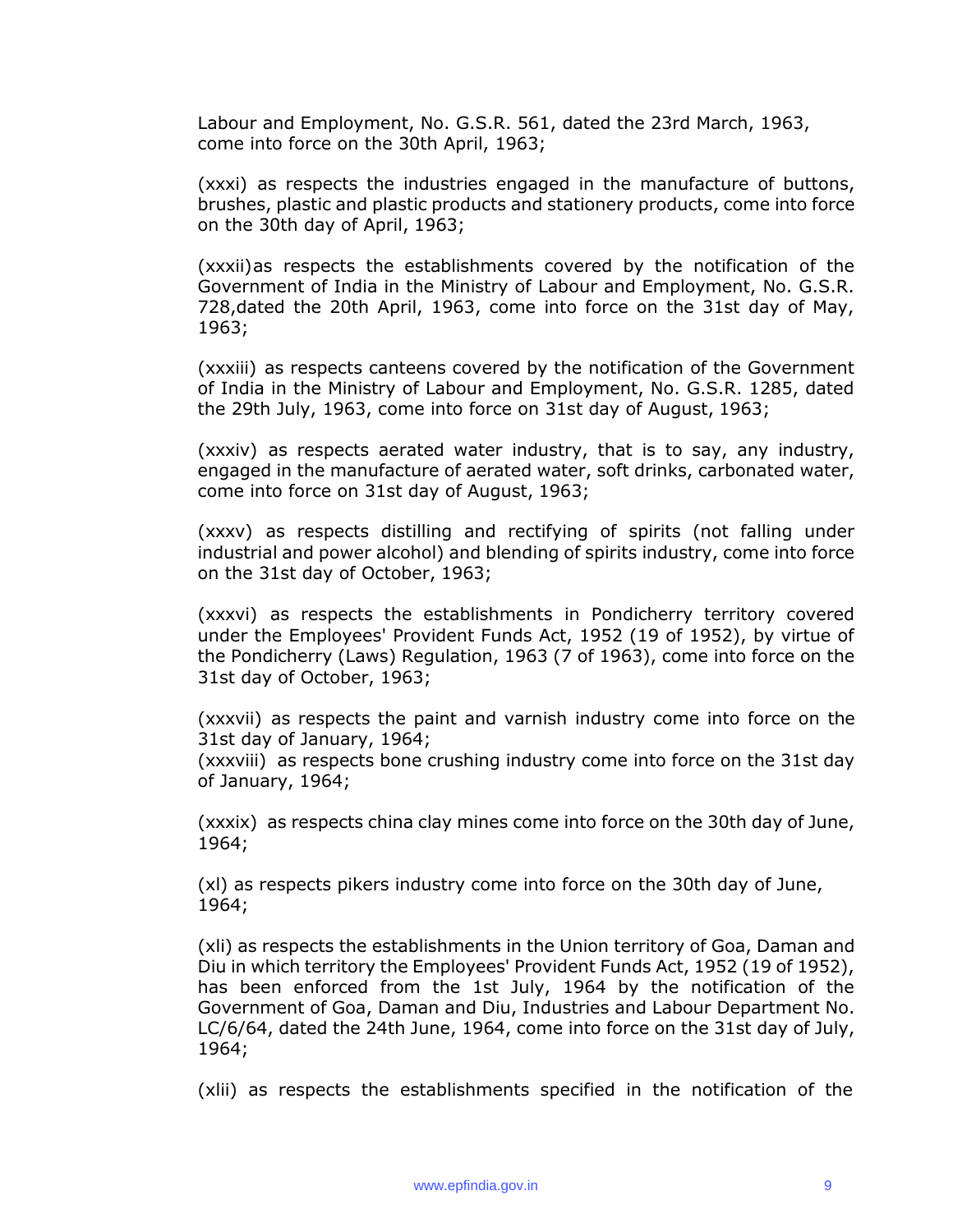Labour and Employment, No. G.S.R. 561, dated the 23rd March, 1963, come into force on the 30th April, 1963;

(xxxi) as respects the industries engaged in the manufacture of buttons, brushes, plastic and plastic products and stationery products, come into force on the 30th day of April, 1963;

(xxxii)as respects the establishments covered by the notification of the Government of India in the Ministry of Labour and Employment, No. G.S.R. 728,dated the 20th April, 1963, come into force on the 31st day of May, 1963;

(xxxiii) as respects canteens covered by the notification of the Government of India in the Ministry of Labour and Employment, No. G.S.R. 1285, dated the 29th July, 1963, come into force on 31st day of August, 1963;

(xxxiv) as respects aerated water industry, that is to say, any industry, engaged in the manufacture of aerated water, soft drinks, carbonated water, come into force on 31st day of August, 1963;

(xxxv) as respects distilling and rectifying of spirits (not falling under industrial and power alcohol) and blending of spirits industry, come into force on the 31st day of October, 1963;

(xxxvi) as respects the establishments in Pondicherry territory covered under the Employees' Provident Funds Act, 1952 (19 of 1952), by virtue of the Pondicherry (Laws) Regulation, 1963 (7 of 1963), come into force on the 31st day of October, 1963;

(xxxvii) as respects the paint and varnish industry come into force on the 31st day of January, 1964;

(xxxviii) as respects bone crushing industry come into force on the 31st day of January, 1964;

(xxxix) as respects china clay mines come into force on the 30th day of June, 1964;

(xl) as respects pikers industry come into force on the 30th day of June, 1964;

(xli) as respects the establishments in the Union territory of Goa, Daman and Diu in which territory the Employees' Provident Funds Act, 1952 (19 of 1952), has been enforced from the 1st July, 1964 by the notification of the Government of Goa, Daman and Diu, Industries and Labour Department No. LC/6/64, dated the 24th June, 1964, come into force on the 31st day of July, 1964;

(xlii) as respects the establishments specified in the notification of the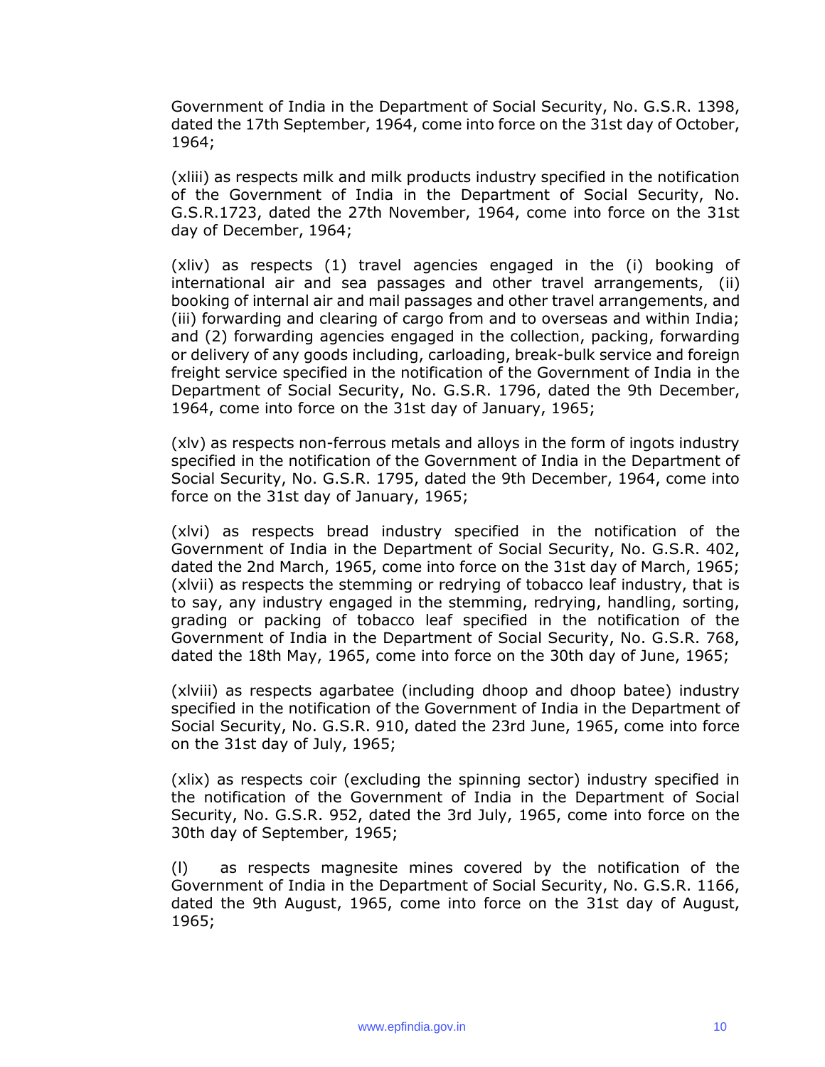Government of India in the Department of Social Security, No. G.S.R. 1398, dated the 17th September, 1964, come into force on the 31st day of October, 1964;

(xliii) as respects milk and milk products industry specified in the notification of the Government of India in the Department of Social Security, No. G.S.R.1723, dated the 27th November, 1964, come into force on the 31st day of December, 1964;

(xliv) as respects (1) travel agencies engaged in the (i) booking of international air and sea passages and other travel arrangements, (ii) booking of internal air and mail passages and other travel arrangements, and (iii) forwarding and clearing of cargo from and to overseas and within India; and (2) forwarding agencies engaged in the collection, packing, forwarding or delivery of any goods including, carloading, break-bulk service and foreign freight service specified in the notification of the Government of India in the Department of Social Security, No. G.S.R. 1796, dated the 9th December, 1964, come into force on the 31st day of January, 1965;

(xlv) as respects non-ferrous metals and alloys in the form of ingots industry specified in the notification of the Government of India in the Department of Social Security, No. G.S.R. 1795, dated the 9th December, 1964, come into force on the 31st day of January, 1965;

(xlvi) as respects bread industry specified in the notification of the Government of India in the Department of Social Security, No. G.S.R. 402, dated the 2nd March, 1965, come into force on the 31st day of March, 1965; (xlvii) as respects the stemming or redrying of tobacco leaf industry, that is to say, any industry engaged in the stemming, redrying, handling, sorting, grading or packing of tobacco leaf specified in the notification of the Government of India in the Department of Social Security, No. G.S.R. 768, dated the 18th May, 1965, come into force on the 30th day of June, 1965;

(xlviii) as respects agarbatee (including dhoop and dhoop batee) industry specified in the notification of the Government of India in the Department of Social Security, No. G.S.R. 910, dated the 23rd June, 1965, come into force on the 31st day of July, 1965;

(xlix) as respects coir (excluding the spinning sector) industry specified in the notification of the Government of India in the Department of Social Security, No. G.S.R. 952, dated the 3rd July, 1965, come into force on the 30th day of September, 1965;

(l) as respects magnesite mines covered by the notification of the Government of India in the Department of Social Security, No. G.S.R. 1166, dated the 9th August, 1965, come into force on the 31st day of August, 1965;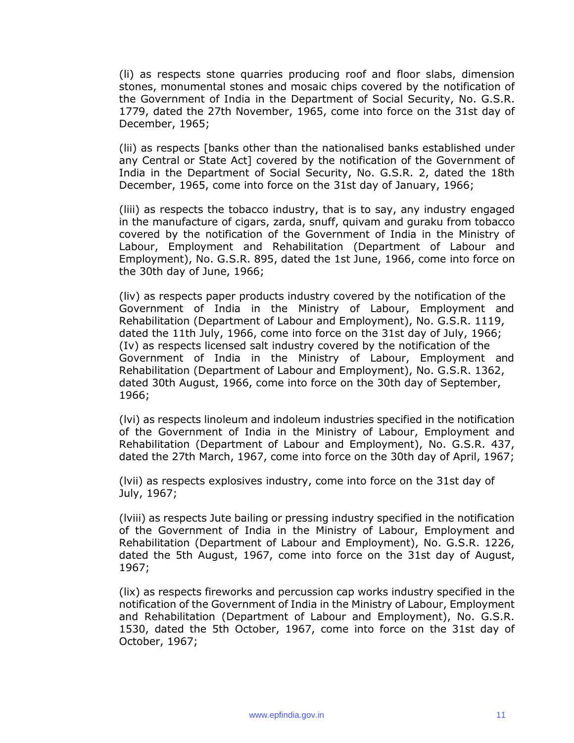(li) as respects stone quarries producing roof and floor slabs, dimension stones, monumental stones and mosaic chips covered by the notification of the Government of India in the Department of Social Security, No. G.S.R. 1779, dated the 27th November, 1965, come into force on the 31st day of December, 1965;

(lii) as respects [banks other than the nationalised banks established under any Central or State Act] covered by the notification of the Government of India in the Department of Social Security, No. G.S.R. 2, dated the 18th December, 1965, come into force on the 31st day of January, 1966;

(liii) as respects the tobacco industry, that is to say, any industry engaged in the manufacture of cigars, zarda, snuff, quivam and guraku from tobacco covered by the notification of the Government of India in the Ministry of Labour, Employment and Rehabilitation (Department of Labour and Employment), No. G.S.R. 895, dated the 1st June, 1966, come into force on the 30th day of June, 1966;

(liv) as respects paper products industry covered by the notification of the Government of India in the Ministry of Labour, Employment and Rehabilitation (Department of Labour and Employment), No. G.S.R. 1119, dated the 11th July, 1966, come into force on the 31st day of July, 1966;
(Iv) as respects licensed salt industry covered by the notification of the Government of India in the Ministry of Labour, Employment and Rehabilitation (Department of Labour and Employment), No. G.S.R. 1362, dated 30th August, 1966, come into force on the 30th day of September, 1966;

(lvi) as respects linoleum and indoleum industries specified in the notification of the Government of India in the Ministry of Labour, Employment and Rehabilitation (Department of Labour and Employment), No. G.S.R. 437, dated the 27th March, 1967, come into force on the 30th day of April, 1967;

(lvii) as respects explosives industry, come into force on the 31st day of July, 1967;

(lviii) as respects Jute bailing or pressing industry specified in the notification of the Government of India in the Ministry of Labour, Employment and Rehabilitation (Department of Labour and Employment), No. G.S.R. 1226, dated the 5th August, 1967, come into force on the 31st day of August, 1967;

(lix) as respects fireworks and percussion cap works industry specified in the notification of the Government of India in the Ministry of Labour, Employment and Rehabilitation (Department of Labour and Employment), No. G.S.R. 1530, dated the 5th October, 1967, come into force on the 31st day of October, 1967;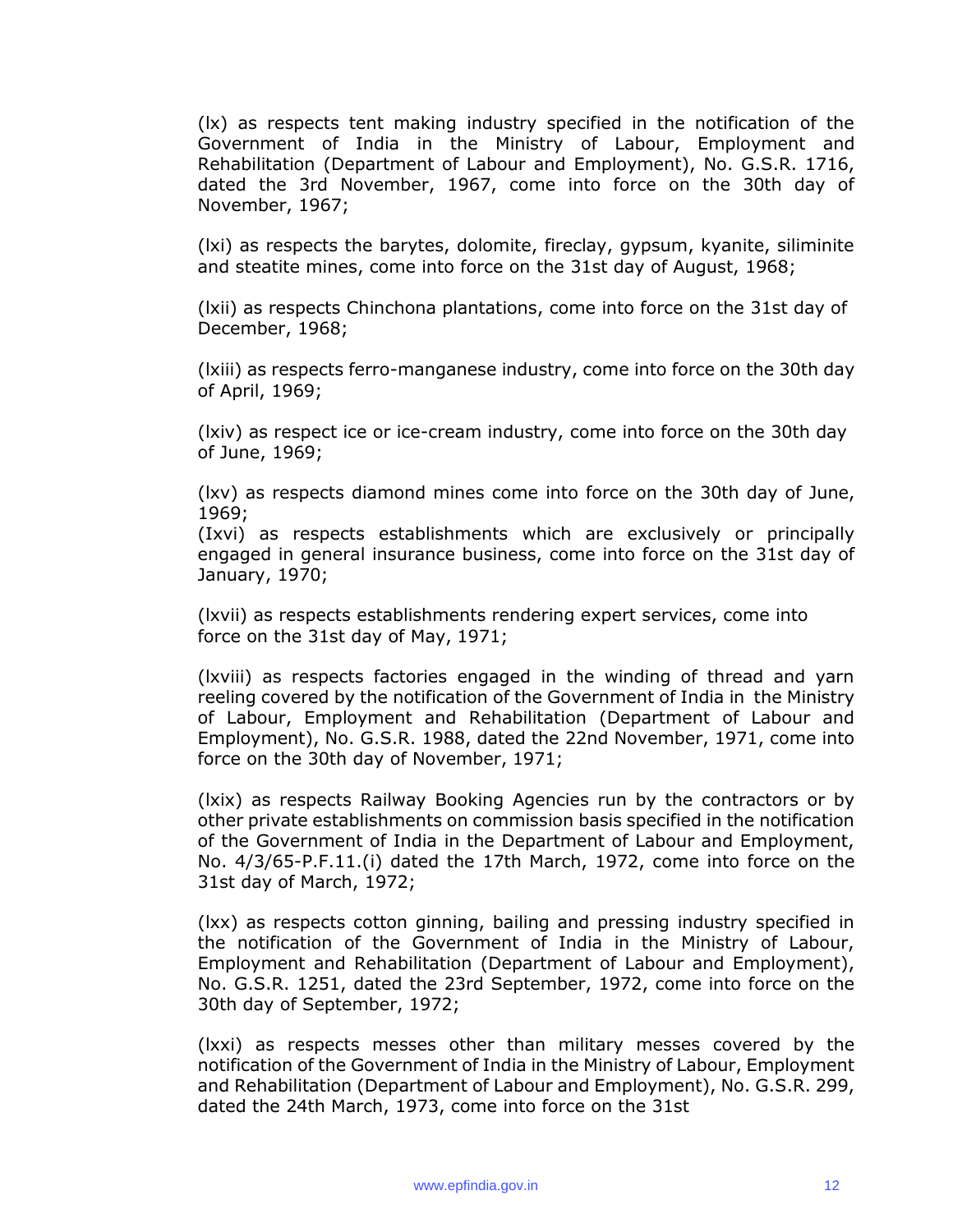(lx) as respects tent making industry specified in the notification of the Government of India in the Ministry of Labour, Employment and Rehabilitation (Department of Labour and Employment), No. G.S.R. 1716, dated the 3rd November, 1967, come into force on the 30th day of November, 1967;

(lxi) as respects the barytes, dolomite, fireclay, gypsum, kyanite, siliminite and steatite mines, come into force on the 31st day of August, 1968;

(lxii) as respects Chinchona plantations, come into force on the 31st day of December, 1968;

(lxiii) as respects ferro-manganese industry, come into force on the 30th day of April, 1969;

(lxiv) as respect ice or ice-cream industry, come into force on the 30th day of June, 1969;

(lxv) as respects diamond mines come into force on the 30th day of June, 1969;

(Ixvi) as respects establishments which are exclusively or principally engaged in general insurance business, come into force on the 31st day of January, 1970;

(lxvii) as respects establishments rendering expert services, come into force on the 31st day of May, 1971;

(lxviii) as respects factories engaged in the winding of thread and yarn reeling covered by the notification of the Government of India in the Ministry of Labour, Employment and Rehabilitation (Department of Labour and Employment), No. G.S.R. 1988, dated the 22nd November, 1971, come into force on the 30th day of November, 1971;

(lxix) as respects Railway Booking Agencies run by the contractors or by other private establishments on commission basis specified in the notification of the Government of India in the Department of Labour and Employment, No. 4/3/65-P.F.11.(i) dated the 17th March, 1972, come into force on the 31st day of March, 1972;

(lxx) as respects cotton ginning, bailing and pressing industry specified in the notification of the Government of India in the Ministry of Labour, Employment and Rehabilitation (Department of Labour and Employment), No. G.S.R. 1251, dated the 23rd September, 1972, come into force on the 30th day of September, 1972;

(lxxi) as respects messes other than military messes covered by the notification of the Government of India in the Ministry of Labour, Employment and Rehabilitation (Department of Labour and Employment), No. G.S.R. 299, dated the 24th March, 1973, come into force on the 31st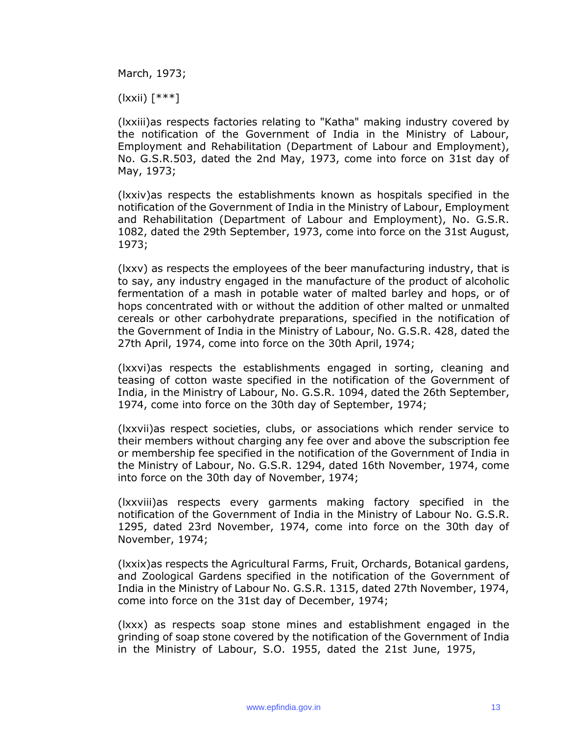March, 1973;

(lxxii) [***]

(lxxiii)as respects factories relating to "Katha" making industry covered by the notification of the Government of India in the Ministry of Labour, Employment and Rehabilitation (Department of Labour and Employment), No. G.S.R.503, dated the 2nd May, 1973, come into force on 31st day of May, 1973;

(lxxiv)as respects the establishments known as hospitals specified in the notification of the Government of India in the Ministry of Labour, Employment and Rehabilitation (Department of Labour and Employment), No. G.S.R. 1082, dated the 29th September, 1973, come into force on the 31st August, 1973;

(lxxv) as respects the employees of the beer manufacturing industry, that is to say, any industry engaged in the manufacture of the product of alcoholic fermentation of a mash in potable water of malted barley and hops, or of hops concentrated with or without the addition of other malted or unmalted cereals or other carbohydrate preparations, specified in the notification of the Government of India in the Ministry of Labour, No. G.S.R. 428, dated the 27th April, 1974, come into force on the 30th April, 1974;

(lxxvi)as respects the establishments engaged in sorting, cleaning and teasing of cotton waste specified in the notification of the Government of India, in the Ministry of Labour, No. G.S.R. 1094, dated the 26th September, 1974, come into force on the 30th day of September, 1974;

(lxxvii)as respect societies, clubs, or associations which render service to their members without charging any fee over and above the subscription fee or membership fee specified in the notification of the Government of India in the Ministry of Labour, No. G.S.R. 1294, dated 16th November, 1974, come into force on the 30th day of November, 1974;

(lxxviii)as respects every garments making factory specified in the notification of the Government of India in the Ministry of Labour No. G.S.R. 1295, dated 23rd November, 1974, come into force on the 30th day of November, 1974;

(lxxix)as respects the Agricultural Farms, Fruit, Orchards, Botanical gardens, and Zoological Gardens specified in the notification of the Government of India in the Ministry of Labour No. G.S.R. 1315, dated 27th November, 1974, come into force on the 31st day of December, 1974;

(lxxx) as respects soap stone mines and establishment engaged in the grinding of soap stone covered by the notification of the Government of India in the Ministry of Labour, S.O. 1955, dated the 21st June, 1975,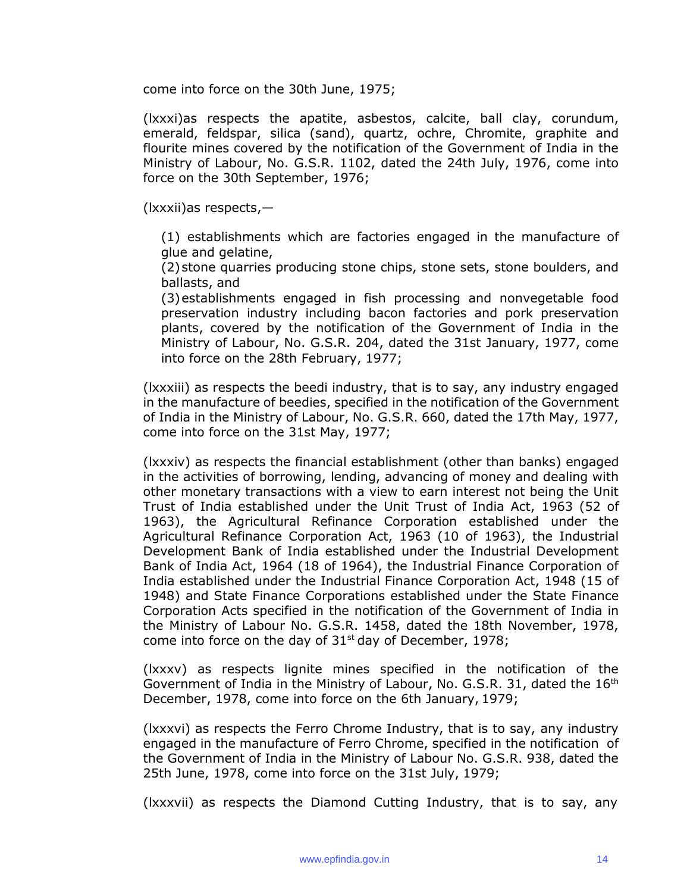come into force on the 30th June, 1975;

(lxxxi)as respects the apatite, asbestos, calcite, ball clay, corundum, emerald, feldspar, silica (sand), quartz, ochre, Chromite, graphite and flourite mines covered by the notification of the Government of India in the Ministry of Labour, No. G.S.R. 1102, dated the 24th July, 1976, come into force on the 30th September, 1976;

(lxxxii)as respects,—

(1) establishments which are factories engaged in the manufacture of glue and gelatine,
(2) stone quarries producing stone chips, stone sets, stone boulders, and ballasts, and
(3) establishments engaged in fish processing and nonvegetable food preservation industry including bacon factories and pork preservation plants, covered by the notification of the Government of India in the Ministry of Labour, No. G.S.R. 204, dated the 31st January, 1977, come into force on the 28th February, 1977;

(lxxxiii) as respects the beedi industry, that is to say, any industry engaged in the manufacture of beedies, specified in the notification of the Government of India in the Ministry of Labour, No. G.S.R. 660, dated the 17th May, 1977, come into force on the 31st May, 1977;

(lxxxiv) as respects the financial establishment (other than banks) engaged in the activities of borrowing, lending, advancing of money and dealing with other monetary transactions with a view to earn interest not being the Unit Trust of India established under the Unit Trust of India Act, 1963 (52 of 1963), the Agricultural Refinance Corporation established under the Agricultural Refinance Corporation Act, 1963 (10 of 1963), the Industrial Development Bank of India established under the Industrial Development Bank of India Act, 1964 (18 of 1964), the Industrial Finance Corporation of India established under the Industrial Finance Corporation Act, 1948 (15 of 1948) and State Finance Corporations established under the State Finance Corporation Acts specified in the notification of the Government of India in the Ministry of Labour No. G.S.R. 1458, dated the 18th November, 1978, come into force on the day of 31st day of December, 1978;

(lxxxv) as respects lignite mines specified in the notification of the Government of India in the Ministry of Labour, No. G.S.R. 31, dated the 16th December, 1978, come into force on the 6th January, 1979;

(lxxxvi) as respects the Ferro Chrome Industry, that is to say, any industry engaged in the manufacture of Ferro Chrome, specified in the notification of the Government of India in the Ministry of Labour No. G.S.R. 938, dated the 25th June, 1978, come into force on the 31st July, 1979;

(lxxxvii) as respects the Diamond Cutting Industry, that is to say, any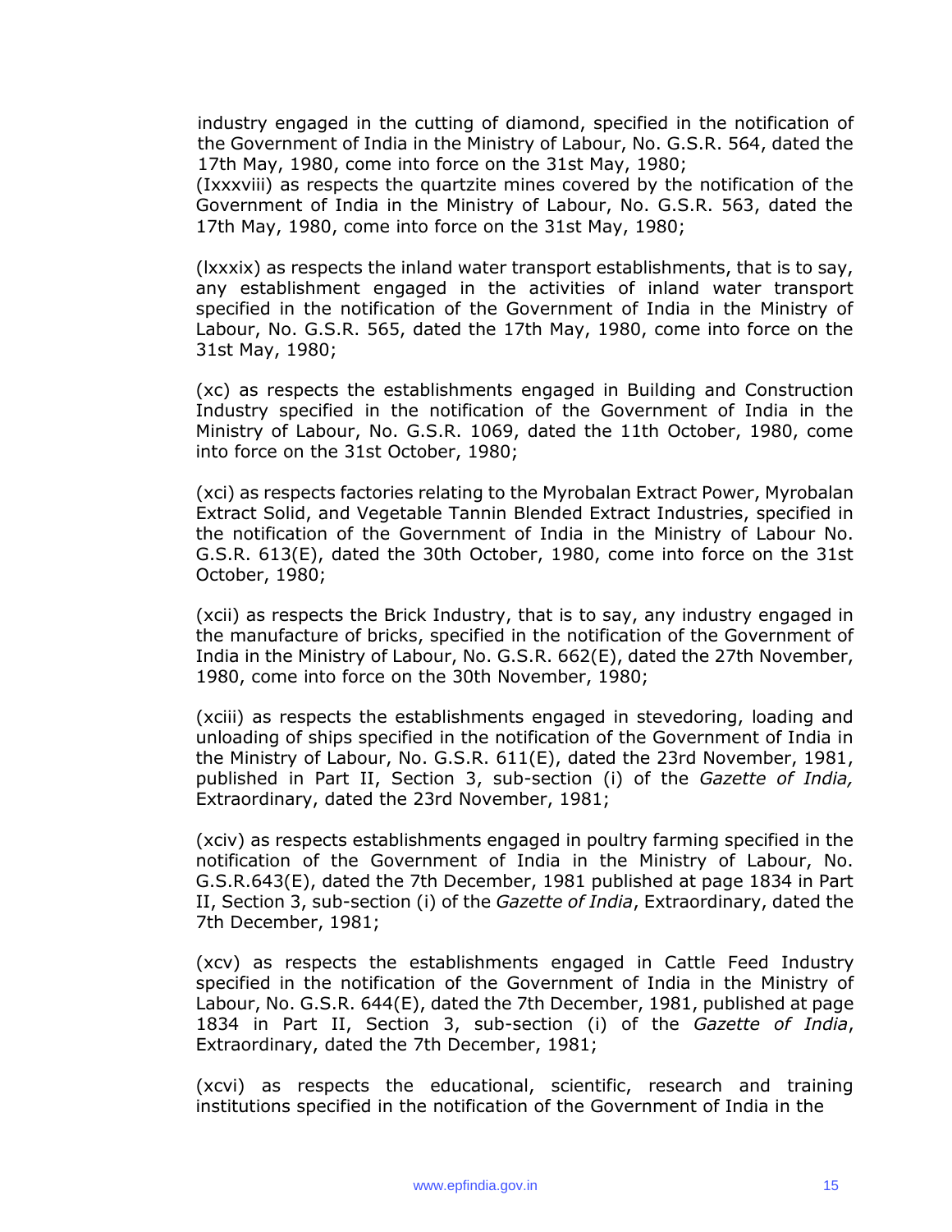industry engaged in the cutting of diamond, specified in the notification of the Government of India in the Ministry of Labour, No. G.S.R. 564, dated the 17th May, 1980, come into force on the 31st May, 1980;

(Ixxxviii) as respects the quartzite mines covered by the notification of the Government of India in the Ministry of Labour, No. G.S.R. 563, dated the 17th May, 1980, come into force on the 31st May, 1980;

(lxxxix) as respects the inland water transport establishments, that is to say, any establishment engaged in the activities of inland water transport specified in the notification of the Government of India in the Ministry of Labour, No. G.S.R. 565, dated the 17th May, 1980, come into force on the 31st May, 1980;

(xc) as respects the establishments engaged in Building and Construction Industry specified in the notification of the Government of India in the Ministry of Labour, No. G.S.R. 1069, dated the 11th October, 1980, come into force on the 31st October, 1980;

(xci) as respects factories relating to the Myrobalan Extract Power, Myrobalan Extract Solid, and Vegetable Tannin Blended Extract Industries, specified in the notification of the Government of India in the Ministry of Labour No. G.S.R. 613(E), dated the 30th October, 1980, come into force on the 31st October, 1980;

(xcii) as respects the Brick Industry, that is to say, any industry engaged in the manufacture of bricks, specified in the notification of the Government of India in the Ministry of Labour, No. G.S.R. 662(E), dated the 27th November, 1980, come into force on the 30th November, 1980;

(xciii) as respects the establishments engaged in stevedoring, loading and unloading of ships specified in the notification of the Government of India in the Ministry of Labour, No. G.S.R. 611(E), dated the 23rd November, 1981, published in Part II, Section 3, sub-section (i) of the *Gazette of India,* Extraordinary, dated the 23rd November, 1981;

(xciv) as respects establishments engaged in poultry farming specified in the notification of the Government of India in the Ministry of Labour, No. G.S.R.643(E), dated the 7th December, 1981 published at page 1834 in Part II, Section 3, sub-section (i) of the *Gazette of India*, Extraordinary, dated the 7th December, 1981;

(xcv) as respects the establishments engaged in Cattle Feed Industry specified in the notification of the Government of India in the Ministry of Labour, No. G.S.R. 644(E), dated the 7th December, 1981, published at page 1834 in Part II, Section 3, sub-section (i) of the *Gazette of India*, Extraordinary, dated the 7th December, 1981;

(xcvi) as respects the educational, scientific, research and training institutions specified in the notification of the Government of India in the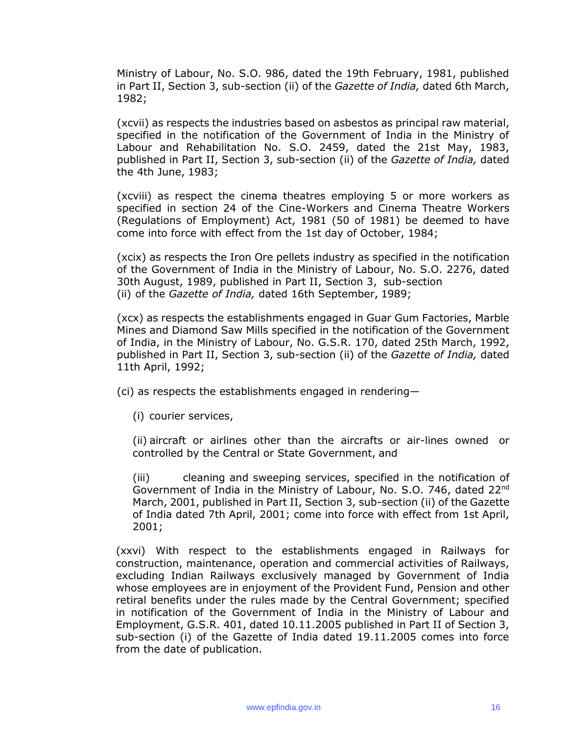Ministry of Labour, No. S.O. 986, dated the 19th February, 1981, published in Part II, Section 3, sub-section (ii) of the *Gazette of India,* dated 6th March, 1982;

(xcvii) as respects the industries based on asbestos as principal raw material, specified in the notification of the Government of India in the Ministry of Labour and Rehabilitation No. S.O. 2459, dated the 21st May, 1983, published in Part II, Section 3, sub-section (ii) of the *Gazette of India,* dated the 4th June, 1983;

(xcviii) as respect the cinema theatres employing 5 or more workers as specified in section 24 of the Cine-Workers and Cinema Theatre Workers (Regulations of Employment) Act, 1981 (50 of 1981) be deemed to have come into force with effect from the 1st day of October, 1984;

(xcix) as respects the Iron Ore pellets industry as specified in the notification of the Government of India in the Ministry of Labour, No. S.O. 2276, dated 30th August, 1989, published in Part II, Section 3, sub-section (ii) of the *Gazette of India,* dated 16th September, 1989;

(xcx) as respects the establishments engaged in Guar Gum Factories, Marble Mines and Diamond Saw Mills specified in the notification of the Government of India, in the Ministry of Labour, No. G.S.R. 170, dated 25th March, 1992, published in Part II, Section 3, sub-section (ii) of the *Gazette of India,* dated 11th April, 1992;

(ci) as respects the establishments engaged in rendering—

(i) courier services,

(ii) aircraft or airlines other than the aircrafts or air-lines owned or controlled by the Central or State Government, and

(iii) cleaning and sweeping services, specified in the notification of Government of India in the Ministry of Labour, No. S.O. 746, dated 22nd March, 2001, published in Part II, Section 3, sub-section (ii) of the Gazette of India dated 7th April, 2001; come into force with effect from 1st April, 2001;

(xxvi) With respect to the establishments engaged in Railways for construction, maintenance, operation and commercial activities of Railways, excluding Indian Railways exclusively managed by Government of India whose employees are in enjoyment of the Provident Fund, Pension and other retiral benefits under the rules made by the Central Government; specified in notification of the Government of India in the Ministry of Labour and Employment, G.S.R. 401, dated 10.11.2005 published in Part II of Section 3, sub-section (i) of the Gazette of India dated 19.11.2005 comes into force from the date of publication.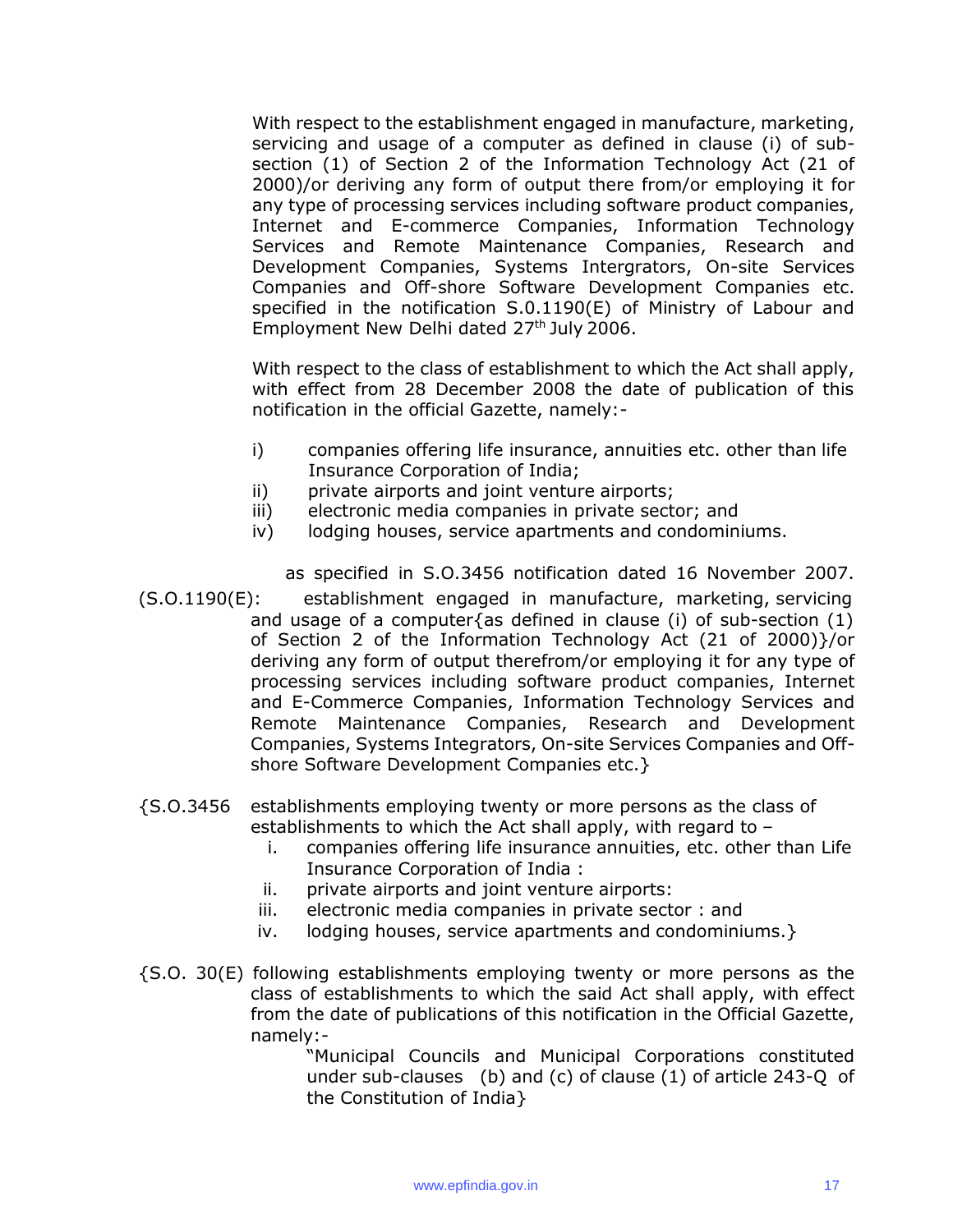With respect to the establishment engaged in manufacture, marketing, servicing and usage of a computer as defined in clause (i) of sub-section (1) of Section 2 of the Information Technology Act (21 of 2000)/or deriving any form of output there from/or employing it for any type of processing services including software product companies, Internet and E-commerce Companies, Information Technology Services and Remote Maintenance Companies, Research and Development Companies, Systems Intergrators, On-site Services Companies and Off-shore Software Development Companies etc. specified in the notification S.0.1190(E) of Ministry of Labour and Employment New Delhi dated 27th July 2006.

With respect to the class of establishment to which the Act shall apply, with effect from 28 December 2008 the date of publication of this notification in the official Gazette, namely:-

i) companies offering life insurance, annuities etc. other than life Insurance Corporation of India;
ii) private airports and joint venture airports;
iii) electronic media companies in private sector; and
iv) lodging houses, service apartments and condominiums.

as specified in S.O.3456 notification dated 16 November 2007.

(S.O.1190(E): establishment engaged in manufacture, marketing, servicing and usage of a computer{as defined in clause (i) of sub-section (1) of Section 2 of the Information Technology Act (21 of 2000)}/or deriving any form of output therefrom/or employing it for any type of processing services including software product companies, Internet and E-Commerce Companies, Information Technology Services and Remote Maintenance Companies, Research and Development Companies, Systems Integrators, On-site Services Companies and Off-shore Software Development Companies etc.}

{S.O.3456 establishments employing twenty or more persons as the class of establishments to which the Act shall apply, with regard to –

i. companies offering life insurance annuities, etc. other than Life Insurance Corporation of India :
ii. private airports and joint venture airports:
iii. electronic media companies in private sector : and
iv. lodging houses, service apartments and condominiums.}

{S.O. 30(E) following establishments employing twenty or more persons as the class of establishments to which the said Act shall apply, with effect from the date of publications of this notification in the Official Gazette, namely:-

"Municipal Councils and Municipal Corporations constituted under sub-clauses (b) and (c) of clause (1) of article 243-Q of the Constitution of India}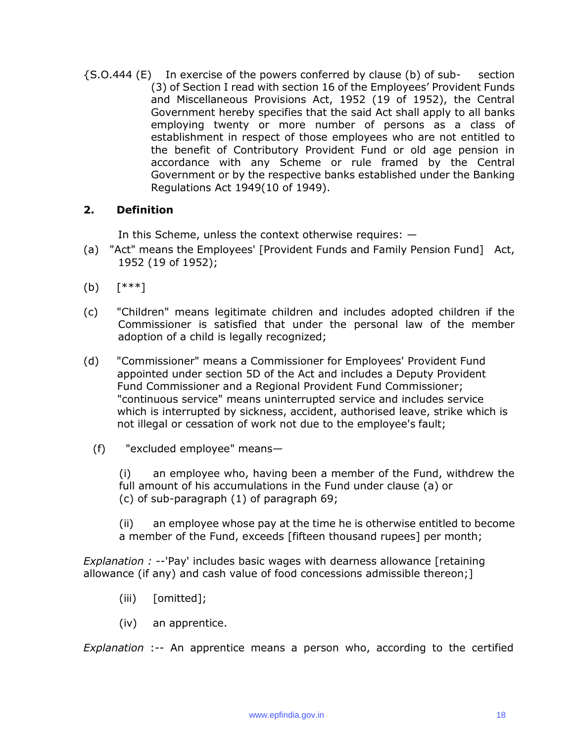{S.O.444 (E) In exercise of the powers conferred by clause (b) of sub- section (3) of Section I read with section 16 of the Employees' Provident Funds and Miscellaneous Provisions Act, 1952 (19 of 1952), the Central Government hereby specifies that the said Act shall apply to all banks employing twenty or more number of persons as a class of establishment in respect of those employees who are not entitled to the benefit of Contributory Provident Fund or old age pension in accordance with any Scheme or rule framed by the Central Government or by the respective banks established under the Banking Regulations Act 1949(10 of 1949).

**2. Definition**

In this Scheme, unless the context otherwise requires: —

(a) "Act" means the Employees' [Provident Funds and Family Pension Fund] Act, 1952 (19 of 1952);

(b) [***]

(c) "Children" means legitimate children and includes adopted children if the Commissioner is satisfied that under the personal law of the member adoption of a child is legally recognized;

(d) "Commissioner" means a Commissioner for Employees' Provident Fund appointed under section 5D of the Act and includes a Deputy Provident Fund Commissioner and a Regional Provident Fund Commissioner; "continuous service" means uninterrupted service and includes service which is interrupted by sickness, accident, authorised leave, strike which is not illegal or cessation of work not due to the employee's fault;

(f) "excluded employee" means—

(i) an employee who, having been a member of the Fund, withdrew the full amount of his accumulations in the Fund under clause (a) or (c) of sub-paragraph (1) of paragraph 69;

(ii) an employee whose pay at the time he is otherwise entitled to become a member of the Fund, exceeds [fifteen thousand rupees] per month;

*Explanation :* --'Pay' includes basic wages with dearness allowance [retaining allowance (if any) and cash value of food concessions admissible thereon;]

(iii) [omitted];

(iv) an apprentice.

*Explanation* :-- An apprentice means a person who, according to the certified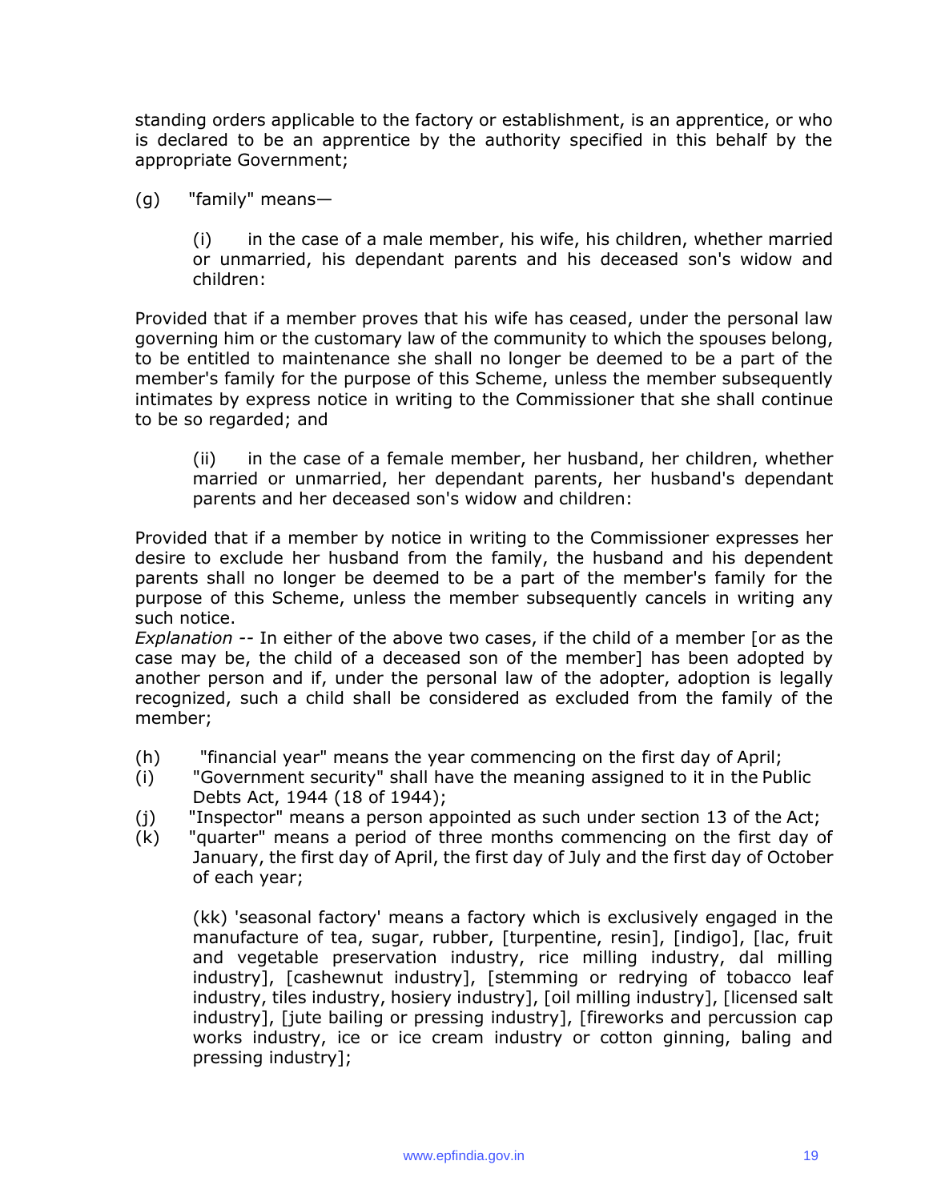standing orders applicable to the factory or establishment, is an apprentice, or who is declared to be an apprentice by the authority specified in this behalf by the appropriate Government;

(g) "family" means—

(i) in the case of a male member, his wife, his children, whether married or unmarried, his dependant parents and his deceased son's widow and children:

Provided that if a member proves that his wife has ceased, under the personal law governing him or the customary law of the community to which the spouses belong, to be entitled to maintenance she shall no longer be deemed to be a part of the member's family for the purpose of this Scheme, unless the member subsequently intimates by express notice in writing to the Commissioner that she shall continue to be so regarded; and

(ii) in the case of a female member, her husband, her children, whether married or unmarried, her dependant parents, her husband's dependant parents and her deceased son's widow and children:

Provided that if a member by notice in writing to the Commissioner expresses her desire to exclude her husband from the family, the husband and his dependent parents shall no longer be deemed to be a part of the member's family for the purpose of this Scheme, unless the member subsequently cancels in writing any such notice.

*Explanation* -- In either of the above two cases, if the child of a member [or as the case may be, the child of a deceased son of the member] has been adopted by another person and if, under the personal law of the adopter, adoption is legally recognized, such a child shall be considered as excluded from the family of the member;

(h) "financial year" means the year commencing on the first day of April;

(i) "Government security" shall have the meaning assigned to it in the Public Debts Act, 1944 (18 of 1944);

(j) "Inspector" means a person appointed as such under section 13 of the Act;

(k) "quarter" means a period of three months commencing on the first day of January, the first day of April, the first day of July and the first day of October of each year;

(kk) 'seasonal factory' means a factory which is exclusively engaged in the manufacture of tea, sugar, rubber, [turpentine, resin], [indigo], [lac, fruit and vegetable preservation industry, rice milling industry, dal milling industry], [cashewnut industry], [stemming or redrying of tobacco leaf industry, tiles industry, hosiery industry], [oil milling industry], [licensed salt industry], [jute bailing or pressing industry], [fireworks and percussion cap works industry, ice or ice cream industry or cotton ginning, baling and pressing industry];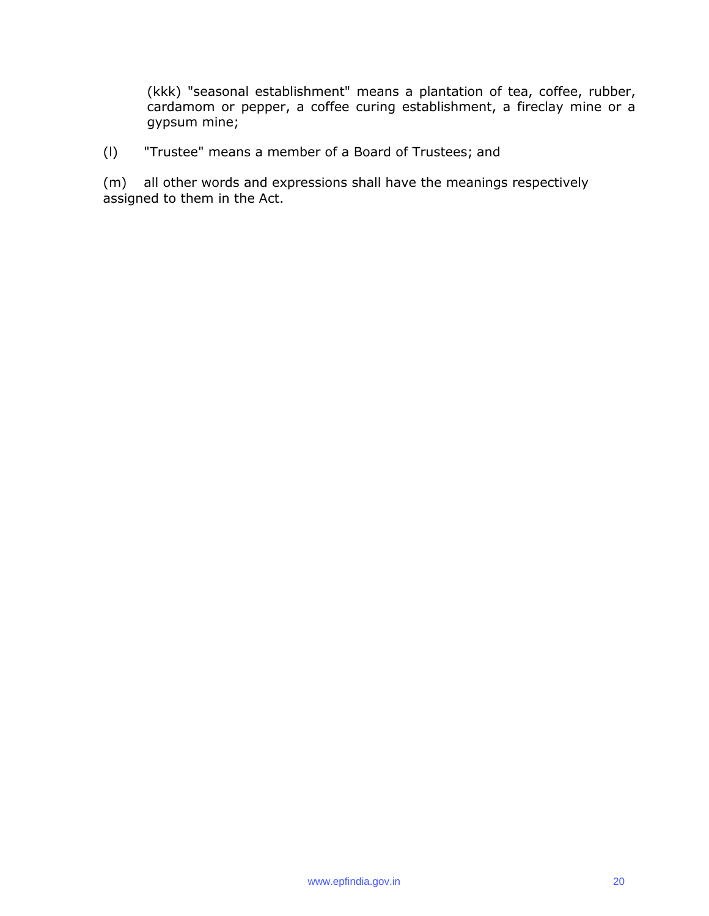(kkk) "seasonal establishment" means a plantation of tea, coffee, rubber, cardamom or pepper, a coffee curing establishment, a fireclay mine or a gypsum mine;

(l) "Trustee" means a member of a Board of Trustees; and

(m) all other words and expressions shall have the meanings respectively assigned to them in the Act.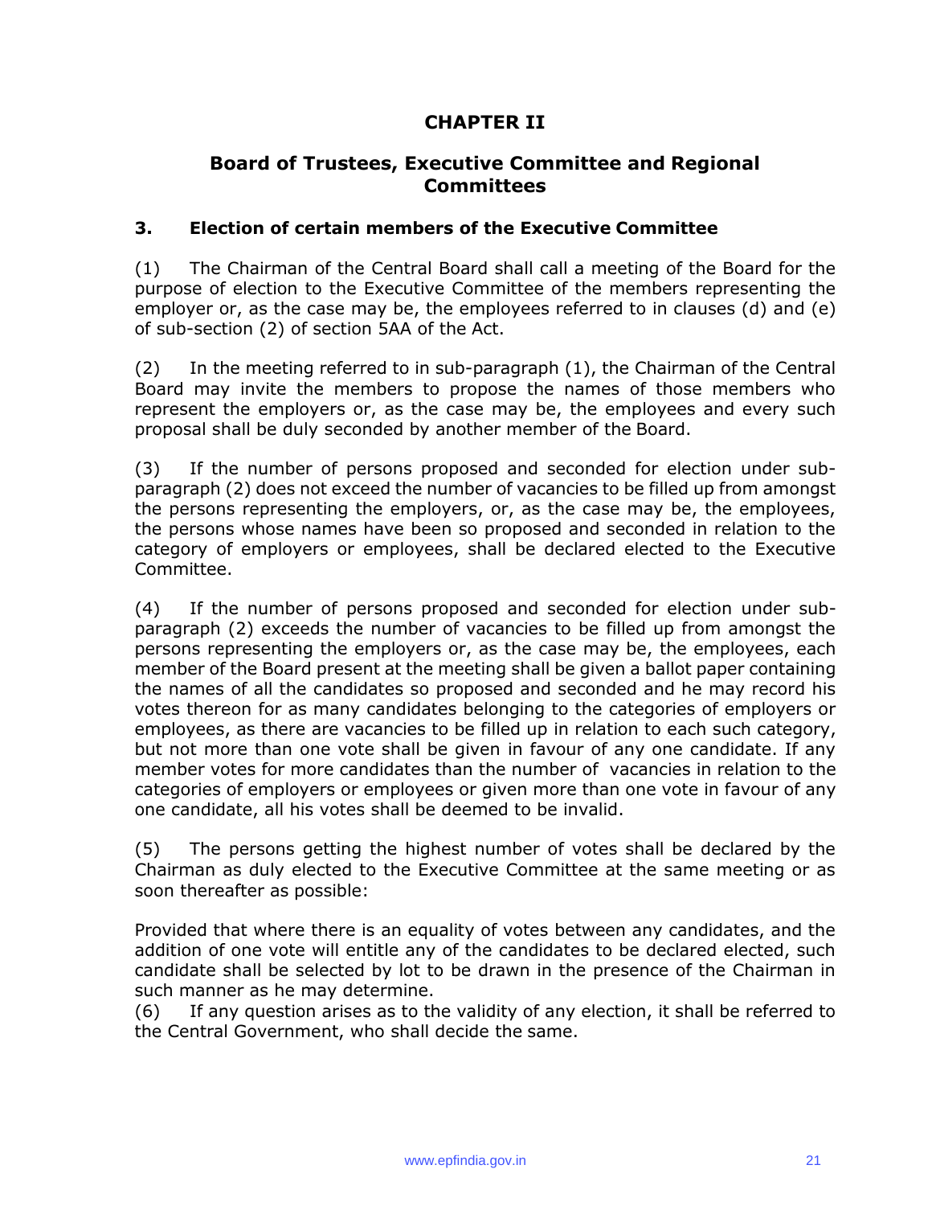# CHAPTER II

## Board of Trustees, Executive Committee and Regional Committees

### 3. Election of certain members of the Executive Committee

(1) The Chairman of the Central Board shall call a meeting of the Board for the purpose of election to the Executive Committee of the members representing the employer or, as the case may be, the employees referred to in clauses (d) and (e) of sub-section (2) of section 5AA of the Act.

(2) In the meeting referred to in sub-paragraph (1), the Chairman of the Central Board may invite the members to propose the names of those members who represent the employers or, as the case may be, the employees and every such proposal shall be duly seconded by another member of the Board.

(3) If the number of persons proposed and seconded for election under sub-paragraph (2) does not exceed the number of vacancies to be filled up from amongst the persons representing the employers, or, as the case may be, the employees, the persons whose names have been so proposed and seconded in relation to the category of employers or employees, shall be declared elected to the Executive Committee.

(4) If the number of persons proposed and seconded for election under sub-paragraph (2) exceeds the number of vacancies to be filled up from amongst the persons representing the employers or, as the case may be, the employees, each member of the Board present at the meeting shall be given a ballot paper containing the names of all the candidates so proposed and seconded and he may record his votes thereon for as many candidates belonging to the categories of employers or employees, as there are vacancies to be filled up in relation to each such category, but not more than one vote shall be given in favour of any one candidate. If any member votes for more candidates than the number of vacancies in relation to the categories of employers or employees or given more than one vote in favour of any one candidate, all his votes shall be deemed to be invalid.

(5) The persons getting the highest number of votes shall be declared by the Chairman as duly elected to the Executive Committee at the same meeting or as soon thereafter as possible:

Provided that where there is an equality of votes between any candidates, and the addition of one vote will entitle any of the candidates to be declared elected, such candidate shall be selected by lot to be drawn in the presence of the Chairman in such manner as he may determine.

(6) If any question arises as to the validity of any election, it shall be referred to the Central Government, who shall decide the same.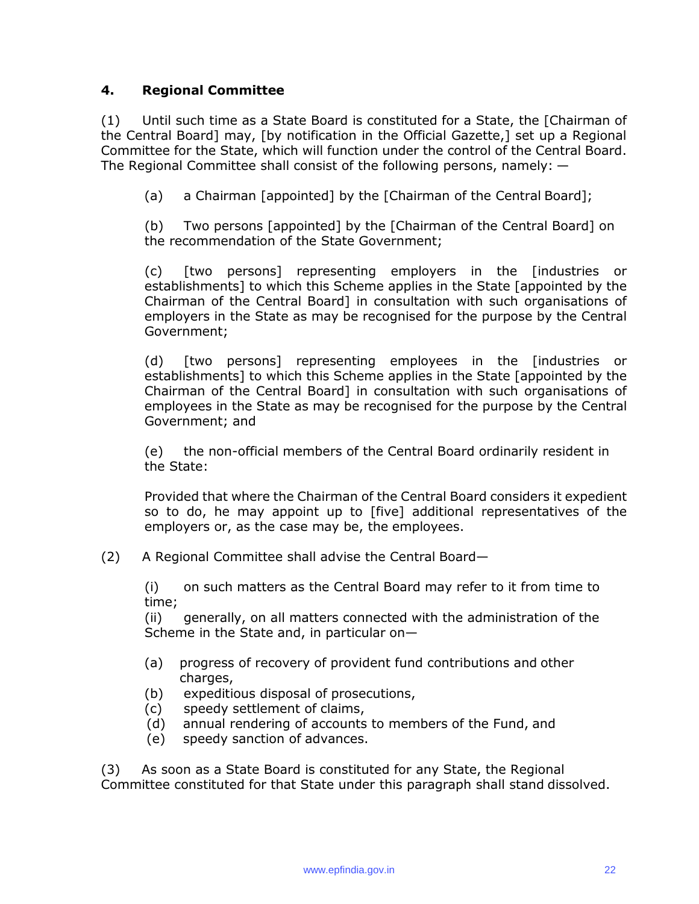## 4. Regional Committee

(1) Until such time as a State Board is constituted for a State, the [Chairman of the Central Board] may, [by notification in the Official Gazette,] set up a Regional Committee for the State, which will function under the control of the Central Board. The Regional Committee shall consist of the following persons, namely: —

(a) a Chairman [appointed] by the [Chairman of the Central Board];

(b) Two persons [appointed] by the [Chairman of the Central Board] on the recommendation of the State Government;

(c) [two persons] representing employers in the [industries or establishments] to which this Scheme applies in the State [appointed by the Chairman of the Central Board] in consultation with such organisations of employers in the State as may be recognised for the purpose by the Central Government;

(d) [two persons] representing employees in the [industries or establishments] to which this Scheme applies in the State [appointed by the Chairman of the Central Board] in consultation with such organisations of employees in the State as may be recognised for the purpose by the Central Government; and

(e) the non-official members of the Central Board ordinarily resident in the State:

Provided that where the Chairman of the Central Board considers it expedient so to do, he may appoint up to [five] additional representatives of the employers or, as the case may be, the employees.

(2) A Regional Committee shall advise the Central Board—

(i) on such matters as the Central Board may refer to it from time to time;

(ii) generally, on all matters connected with the administration of the Scheme in the State and, in particular on—

(a) progress of recovery of provident fund contributions and other charges,
(b) expeditious disposal of prosecutions,
(c) speedy settlement of claims,
(d) annual rendering of accounts to members of the Fund, and
(e) speedy sanction of advances.

(3) As soon as a State Board is constituted for any State, the Regional Committee constituted for that State under this paragraph shall stand dissolved.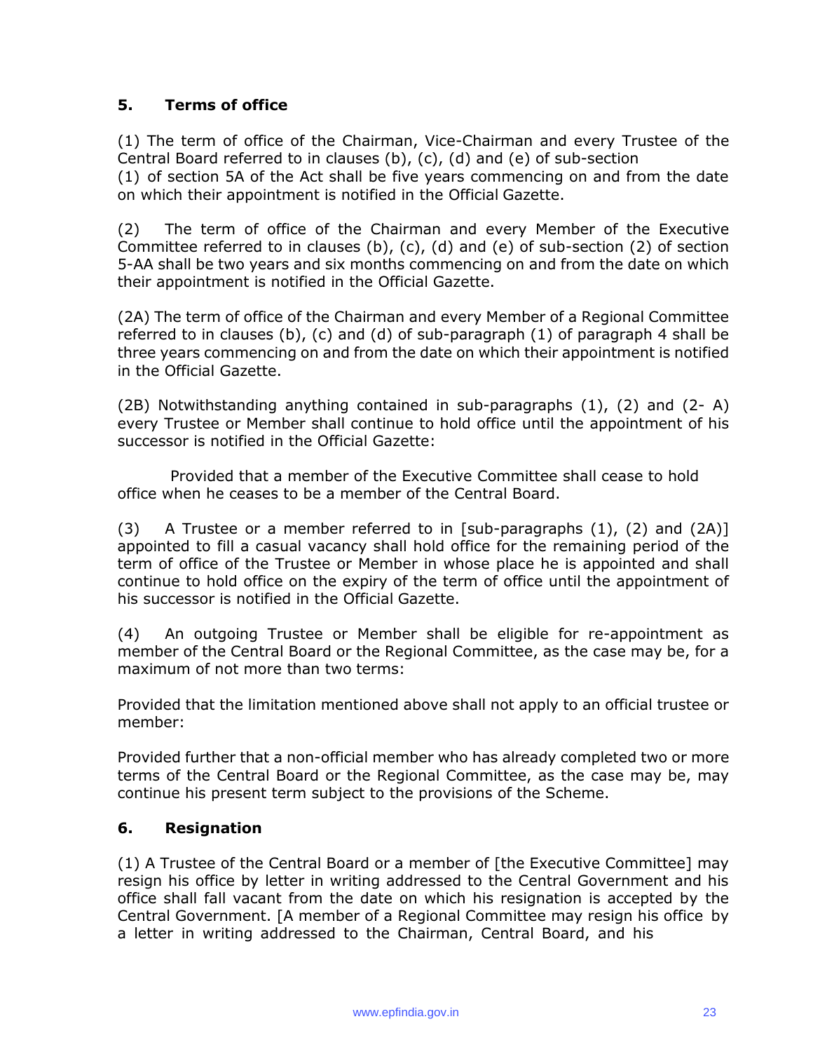### 5. Terms of office

(1) The term of office of the Chairman, Vice-Chairman and every Trustee of the Central Board referred to in clauses (b), (c), (d) and (e) of sub-section (1) of section 5A of the Act shall be five years commencing on and from the date on which their appointment is notified in the Official Gazette.

(2) The term of office of the Chairman and every Member of the Executive Committee referred to in clauses (b), (c), (d) and (e) of sub-section (2) of section 5-AA shall be two years and six months commencing on and from the date on which their appointment is notified in the Official Gazette.

(2A) The term of office of the Chairman and every Member of a Regional Committee referred to in clauses (b), (c) and (d) of sub-paragraph (1) of paragraph 4 shall be three years commencing on and from the date on which their appointment is notified in the Official Gazette.

(2B) Notwithstanding anything contained in sub-paragraphs (1), (2) and (2- A) every Trustee or Member shall continue to hold office until the appointment of his successor is notified in the Official Gazette:

Provided that a member of the Executive Committee shall cease to hold office when he ceases to be a member of the Central Board.

(3) A Trustee or a member referred to in [sub-paragraphs (1), (2) and (2A)] appointed to fill a casual vacancy shall hold office for the remaining period of the term of office of the Trustee or Member in whose place he is appointed and shall continue to hold office on the expiry of the term of office until the appointment of his successor is notified in the Official Gazette.

(4) An outgoing Trustee or Member shall be eligible for re-appointment as member of the Central Board or the Regional Committee, as the case may be, for a maximum of not more than two terms:

Provided that the limitation mentioned above shall not apply to an official trustee or member:

Provided further that a non-official member who has already completed two or more terms of the Central Board or the Regional Committee, as the case may be, may continue his present term subject to the provisions of the Scheme.

### 6. Resignation

(1) A Trustee of the Central Board or a member of [the Executive Committee] may resign his office by letter in writing addressed to the Central Government and his office shall fall vacant from the date on which his resignation is accepted by the Central Government. [A member of a Regional Committee may resign his office by a letter in writing addressed to the Chairman, Central Board, and his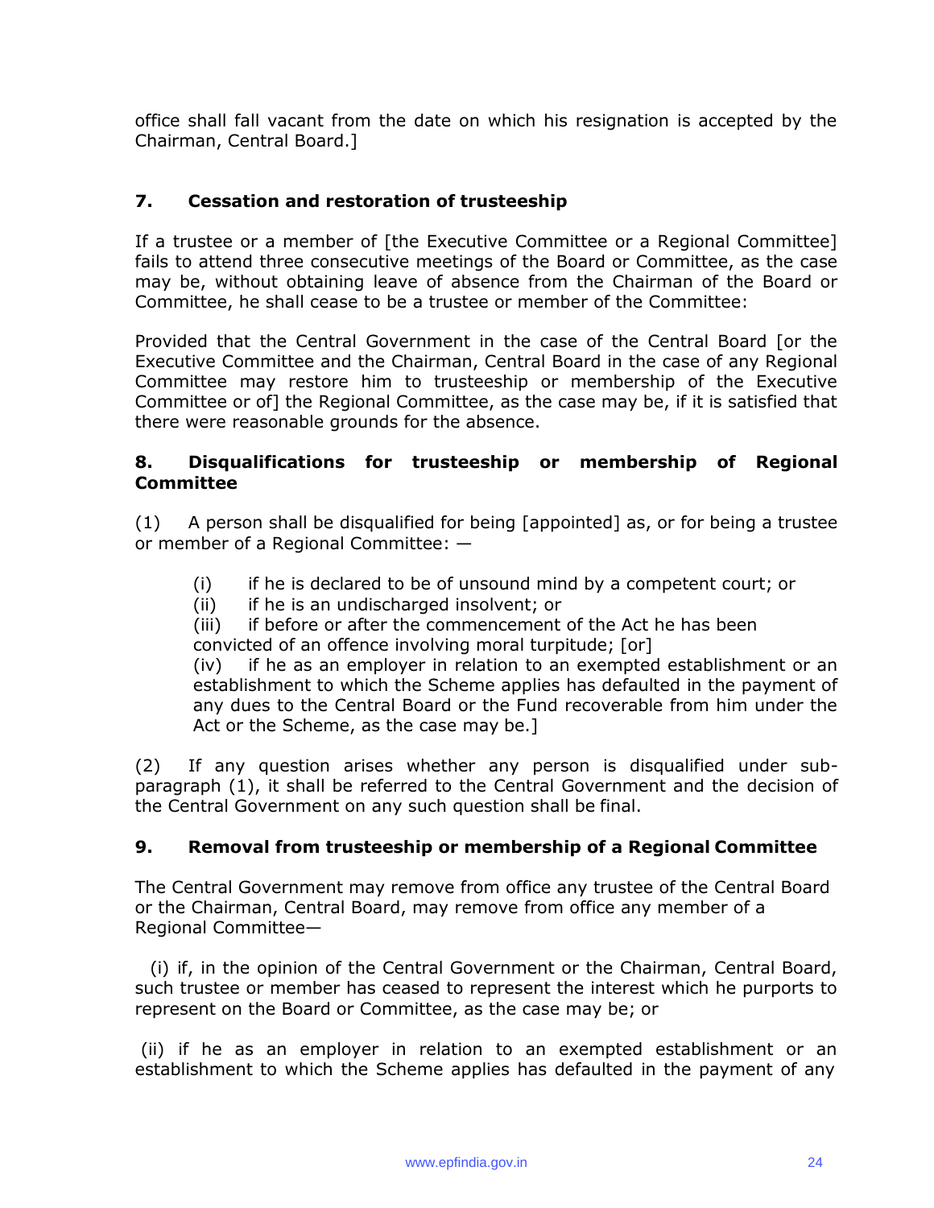office shall fall vacant from the date on which his resignation is accepted by the Chairman, Central Board.]

### 7. Cessation and restoration of trusteeship

If a trustee or a member of [the Executive Committee or a Regional Committee] fails to attend three consecutive meetings of the Board or Committee, as the case may be, without obtaining leave of absence from the Chairman of the Board or Committee, he shall cease to be a trustee or member of the Committee:

Provided that the Central Government in the case of the Central Board [or the Executive Committee and the Chairman, Central Board in the case of any Regional Committee may restore him to trusteeship or membership of the Executive Committee or of] the Regional Committee, as the case may be, if it is satisfied that there were reasonable grounds for the absence.

### 8. Disqualifications for trusteeship or membership of Regional Committee

(1) A person shall be disqualified for being [appointed] as, or for being a trustee or member of a Regional Committee: —

> (i) if he is declared to be of unsound mind by a competent court; or
> (ii) if he is an undischarged insolvent; or
> (iii) if before or after the commencement of the Act he has been convicted of an offence involving moral turpitude; [or]
> (iv) if he as an employer in relation to an exempted establishment or an establishment to which the Scheme applies has defaulted in the payment of any dues to the Central Board or the Fund recoverable from him under the Act or the Scheme, as the case may be.]

(2) If any question arises whether any person is disqualified under sub-paragraph (1), it shall be referred to the Central Government and the decision of the Central Government on any such question shall be final.

### 9. Removal from trusteeship or membership of a Regional Committee

The Central Government may remove from office any trustee of the Central Board or the Chairman, Central Board, may remove from office any member of a Regional Committee—

(i) if, in the opinion of the Central Government or the Chairman, Central Board, such trustee or member has ceased to represent the interest which he purports to represent on the Board or Committee, as the case may be; or

(ii) if he as an employer in relation to an exempted establishment or an establishment to which the Scheme applies has defaulted in the payment of any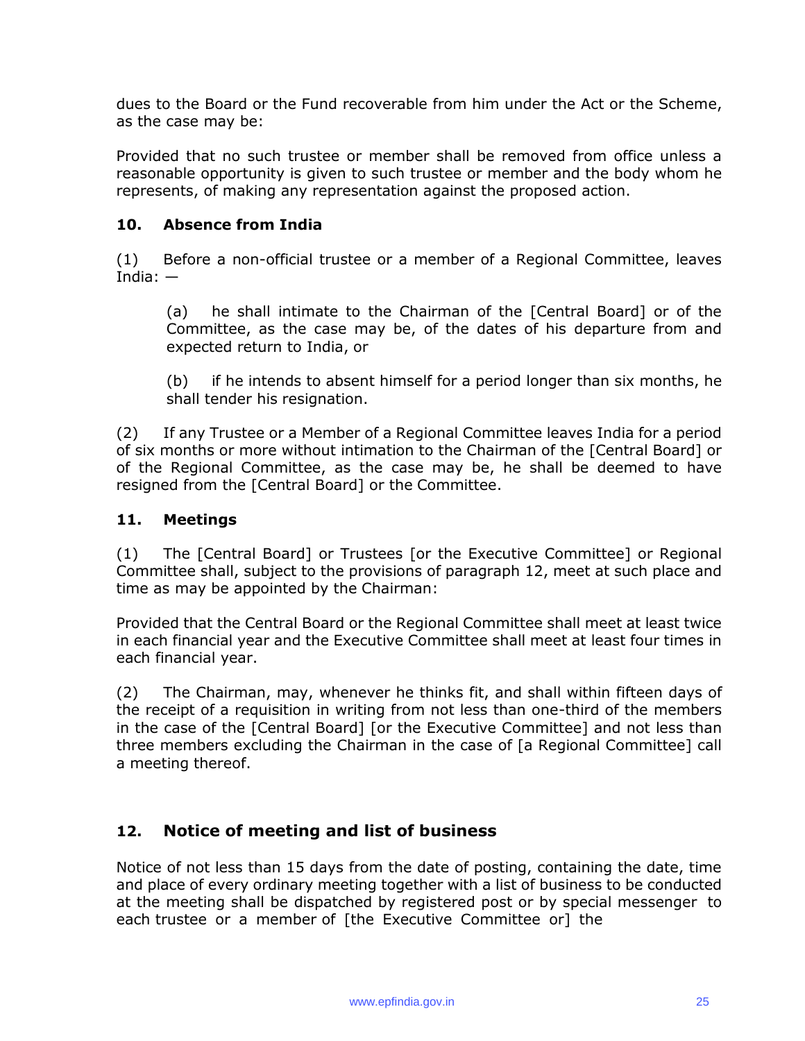dues to the Board or the Fund recoverable from him under the Act or the Scheme, as the case may be:

Provided that no such trustee or member shall be removed from office unless a reasonable opportunity is given to such trustee or member and the body whom he represents, of making any representation against the proposed action.

### 10. Absence from India

(1) Before a non-official trustee or a member of a Regional Committee, leaves India: —

(a) he shall intimate to the Chairman of the [Central Board] or of the Committee, as the case may be, of the dates of his departure from and expected return to India, or

(b) if he intends to absent himself for a period longer than six months, he shall tender his resignation.

(2) If any Trustee or a Member of a Regional Committee leaves India for a period of six months or more without intimation to the Chairman of the [Central Board] or of the Regional Committee, as the case may be, he shall be deemed to have resigned from the [Central Board] or the Committee.

### 11. Meetings

(1) The [Central Board] or Trustees [or the Executive Committee] or Regional Committee shall, subject to the provisions of paragraph 12, meet at such place and time as may be appointed by the Chairman:

Provided that the Central Board or the Regional Committee shall meet at least twice in each financial year and the Executive Committee shall meet at least four times in each financial year.

(2) The Chairman, may, whenever he thinks fit, and shall within fifteen days of the receipt of a requisition in writing from not less than one-third of the members in the case of the [Central Board] [or the Executive Committee] and not less than three members excluding the Chairman in the case of [a Regional Committee] call a meeting thereof.

### 12. Notice of meeting and list of business

Notice of not less than 15 days from the date of posting, containing the date, time and place of every ordinary meeting together with a list of business to be conducted at the meeting shall be dispatched by registered post or by special messenger to each trustee or a member of [the Executive Committee or] the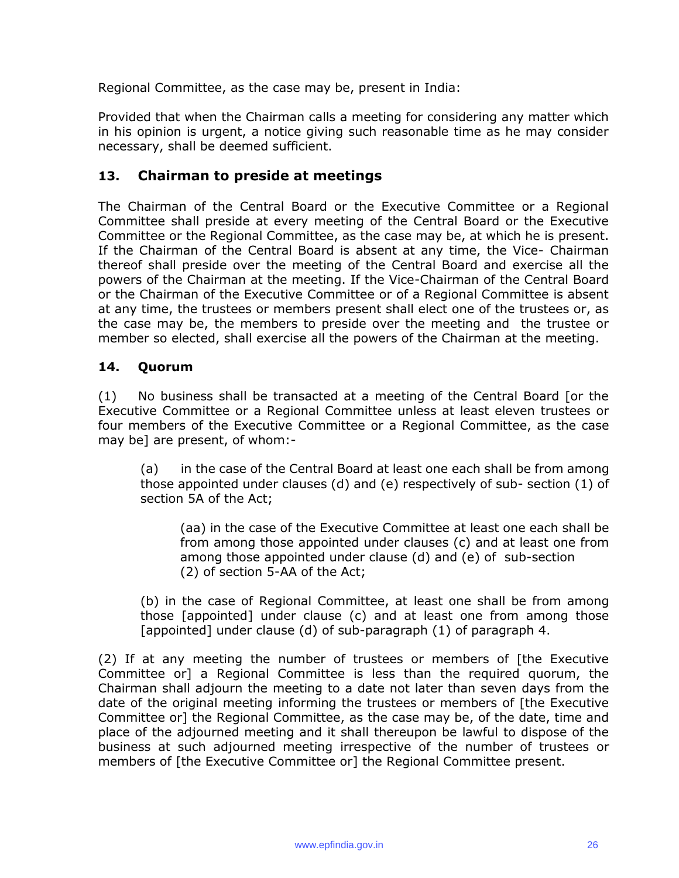Regional Committee, as the case may be, present in India:

Provided that when the Chairman calls a meeting for considering any matter which in his opinion is urgent, a notice giving such reasonable time as he may consider necessary, shall be deemed sufficient.

### 13. Chairman to preside at meetings

The Chairman of the Central Board or the Executive Committee or a Regional Committee shall preside at every meeting of the Central Board or the Executive Committee or the Regional Committee, as the case may be, at which he is present. If the Chairman of the Central Board is absent at any time, the Vice- Chairman thereof shall preside over the meeting of the Central Board and exercise all the powers of the Chairman at the meeting. If the Vice-Chairman of the Central Board or the Chairman of the Executive Committee or of a Regional Committee is absent at any time, the trustees or members present shall elect one of the trustees or, as the case may be, the members to preside over the meeting and the trustee or member so elected, shall exercise all the powers of the Chairman at the meeting.

### 14. Quorum

(1) No business shall be transacted at a meeting of the Central Board [or the Executive Committee or a Regional Committee unless at least eleven trustees or four members of the Executive Committee or a Regional Committee, as the case may be] are present, of whom:-

(a) in the case of the Central Board at least one each shall be from among those appointed under clauses (d) and (e) respectively of sub- section (1) of section 5A of the Act;

(aa) in the case of the Executive Committee at least one each shall be from among those appointed under clauses (c) and at least one from among those appointed under clause (d) and (e) of sub-section (2) of section 5-AA of the Act;

(b) in the case of Regional Committee, at least one shall be from among those [appointed] under clause (c) and at least one from among those [appointed] under clause (d) of sub-paragraph (1) of paragraph 4.

(2) If at any meeting the number of trustees or members of [the Executive Committee or] a Regional Committee is less than the required quorum, the Chairman shall adjourn the meeting to a date not later than seven days from the date of the original meeting informing the trustees or members of [the Executive Committee or] the Regional Committee, as the case may be, of the date, time and place of the adjourned meeting and it shall thereupon be lawful to dispose of the business at such adjourned meeting irrespective of the number of trustees or members of [the Executive Committee or] the Regional Committee present.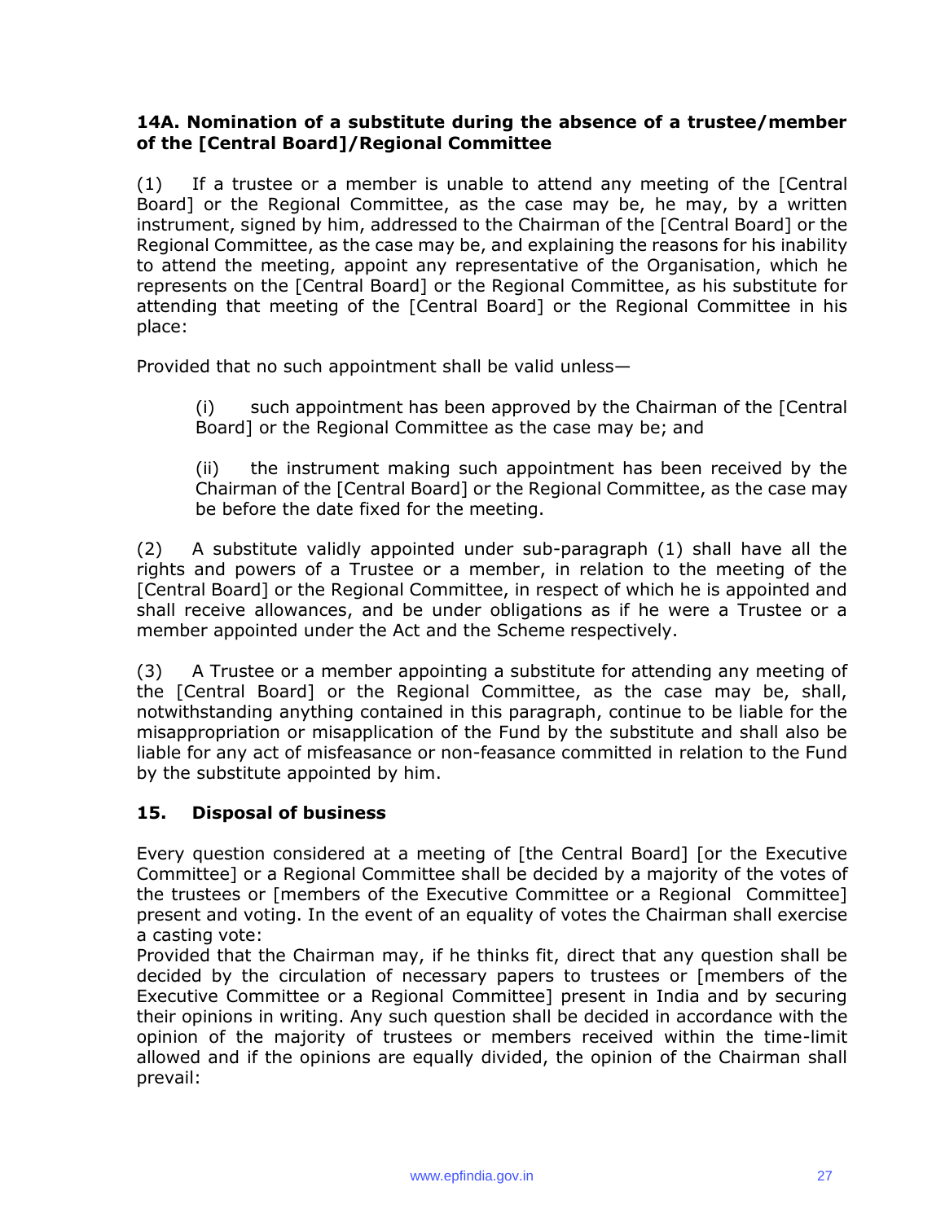### 14A. Nomination of a substitute during the absence of a trustee/member of the [Central Board]/Regional Committee

(1) If a trustee or a member is unable to attend any meeting of the [Central Board] or the Regional Committee, as the case may be, he may, by a written instrument, signed by him, addressed to the Chairman of the [Central Board] or the Regional Committee, as the case may be, and explaining the reasons for his inability to attend the meeting, appoint any representative of the Organisation, which he represents on the [Central Board] or the Regional Committee, as his substitute for attending that meeting of the [Central Board] or the Regional Committee in his place:

Provided that no such appointment shall be valid unless—

(i) such appointment has been approved by the Chairman of the [Central Board] or the Regional Committee as the case may be; and

(ii) the instrument making such appointment has been received by the Chairman of the [Central Board] or the Regional Committee, as the case may be before the date fixed for the meeting.

(2) A substitute validly appointed under sub-paragraph (1) shall have all the rights and powers of a Trustee or a member, in relation to the meeting of the [Central Board] or the Regional Committee, in respect of which he is appointed and shall receive allowances, and be under obligations as if he were a Trustee or a member appointed under the Act and the Scheme respectively.

(3) A Trustee or a member appointing a substitute for attending any meeting of the [Central Board] or the Regional Committee, as the case may be, shall, notwithstanding anything contained in this paragraph, continue to be liable for the misappropriation or misapplication of the Fund by the substitute and shall also be liable for any act of misfeasance or non-feasance committed in relation to the Fund by the substitute appointed by him.

### 15. Disposal of business

Every question considered at a meeting of [the Central Board] [or the Executive Committee] or a Regional Committee shall be decided by a majority of the votes of the trustees or [members of the Executive Committee or a Regional Committee] present and voting. In the event of an equality of votes the Chairman shall exercise a casting vote:
Provided that the Chairman may, if he thinks fit, direct that any question shall be decided by the circulation of necessary papers to trustees or [members of the Executive Committee or a Regional Committee] present in India and by securing their opinions in writing. Any such question shall be decided in accordance with the opinion of the majority of trustees or members received within the time-limit allowed and if the opinions are equally divided, the opinion of the Chairman shall prevail: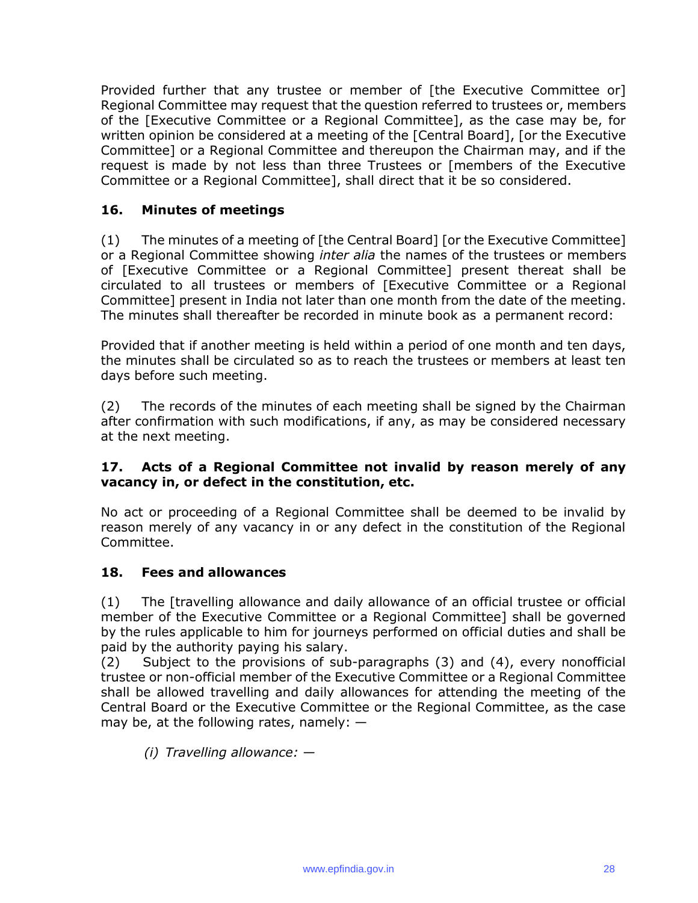Provided further that any trustee or member of [the Executive Committee or] Regional Committee may request that the question referred to trustees or, members of the [Executive Committee or a Regional Committee], as the case may be, for written opinion be considered at a meeting of the [Central Board], [or the Executive Committee] or a Regional Committee and thereupon the Chairman may, and if the request is made by not less than three Trustees or [members of the Executive Committee or a Regional Committee], shall direct that it be so considered.

**16. Minutes of meetings**

(1) The minutes of a meeting of [the Central Board] [or the Executive Committee] or a Regional Committee showing *inter alia* the names of the trustees or members of [Executive Committee or a Regional Committee] present thereat shall be circulated to all trustees or members of [Executive Committee or a Regional Committee] present in India not later than one month from the date of the meeting. The minutes shall thereafter be recorded in minute book as a permanent record:

Provided that if another meeting is held within a period of one month and ten days, the minutes shall be circulated so as to reach the trustees or members at least ten days before such meeting.

(2) The records of the minutes of each meeting shall be signed by the Chairman after confirmation with such modifications, if any, as may be considered necessary at the next meeting.

**17. Acts of a Regional Committee not invalid by reason merely of any vacancy in, or defect in the constitution, etc.**

No act or proceeding of a Regional Committee shall be deemed to be invalid by reason merely of any vacancy in or any defect in the constitution of the Regional Committee.

**18. Fees and allowances**

(1) The [travelling allowance and daily allowance of an official trustee or official member of the Executive Committee or a Regional Committee] shall be governed by the rules applicable to him for journeys performed on official duties and shall be paid by the authority paying his salary.

(2) Subject to the provisions of sub-paragraphs (3) and (4), every nonofficial trustee or non-official member of the Executive Committee or a Regional Committee shall be allowed travelling and daily allowances for attending the meeting of the Central Board or the Executive Committee or the Regional Committee, as the case may be, at the following rates, namely: —

*(i) Travelling allowance: —*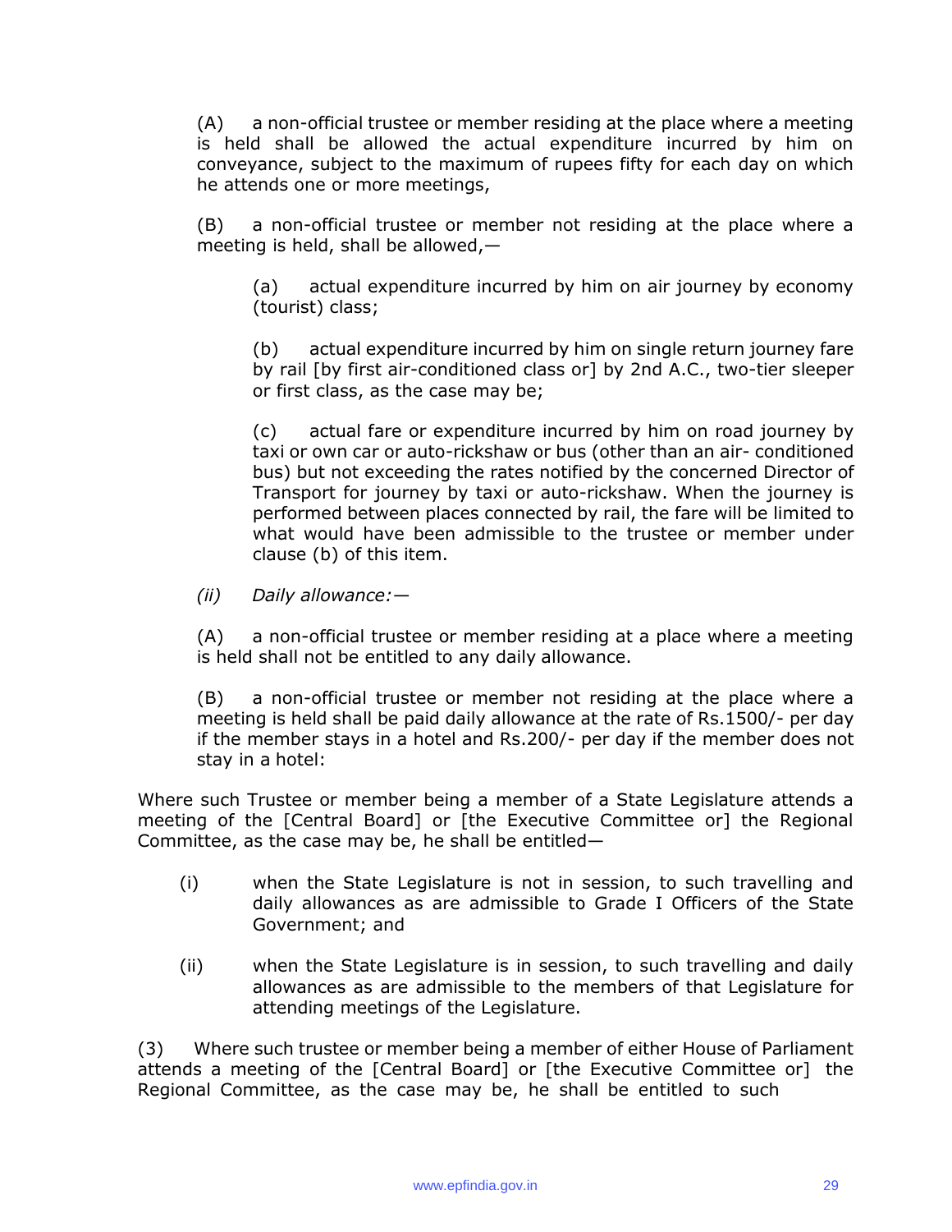(A) a non-official trustee or member residing at the place where a meeting is held shall be allowed the actual expenditure incurred by him on conveyance, subject to the maximum of rupees fifty for each day on which he attends one or more meetings,

(B) a non-official trustee or member not residing at the place where a meeting is held, shall be allowed,—

(a) actual expenditure incurred by him on air journey by economy (tourist) class;

(b) actual expenditure incurred by him on single return journey fare by rail [by first air-conditioned class or] by 2nd A.C., two-tier sleeper or first class, as the case may be;

(c) actual fare or expenditure incurred by him on road journey by taxi or own car or auto-rickshaw or bus (other than an air- conditioned bus) but not exceeding the rates notified by the concerned Director of Transport for journey by taxi or auto-rickshaw. When the journey is performed between places connected by rail, the fare will be limited to what would have been admissible to the trustee or member under clause (b) of this item.

*(ii) Daily allowance:—*

(A) a non-official trustee or member residing at a place where a meeting is held shall not be entitled to any daily allowance.

(B) a non-official trustee or member not residing at the place where a meeting is held shall be paid daily allowance at the rate of Rs.1500/- per day if the member stays in a hotel and Rs.200/- per day if the member does not stay in a hotel:

Where such Trustee or member being a member of a State Legislature attends a meeting of the [Central Board] or [the Executive Committee or] the Regional Committee, as the case may be, he shall be entitled—

(i) when the State Legislature is not in session, to such travelling and daily allowances as are admissible to Grade I Officers of the State Government; and

(ii) when the State Legislature is in session, to such travelling and daily allowances as are admissible to the members of that Legislature for attending meetings of the Legislature.

(3) Where such trustee or member being a member of either House of Parliament attends a meeting of the [Central Board] or [the Executive Committee or] the Regional Committee, as the case may be, he shall be entitled to such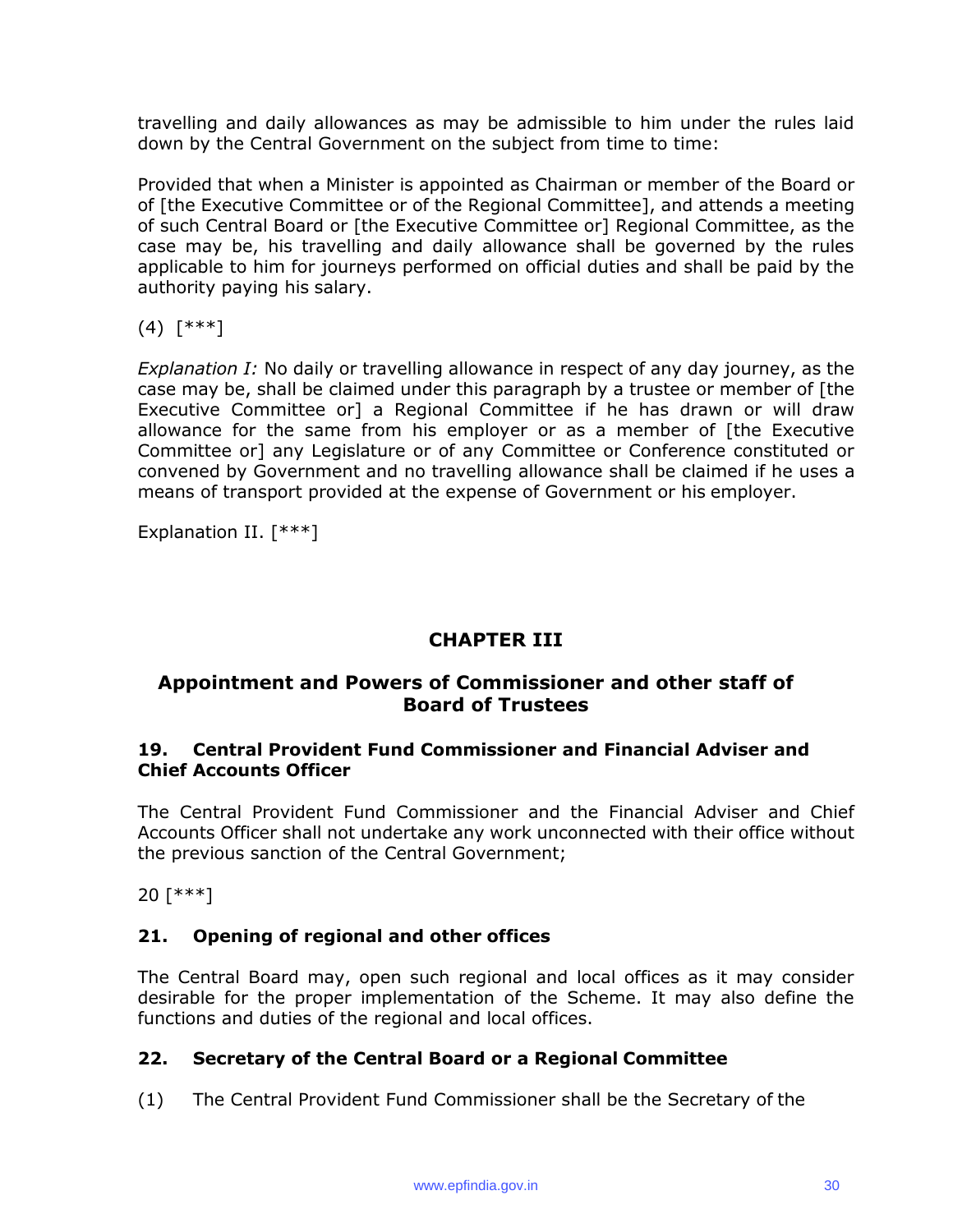travelling and daily allowances as may be admissible to him under the rules laid down by the Central Government on the subject from time to time:

Provided that when a Minister is appointed as Chairman or member of the Board or of [the Executive Committee or of the Regional Committee], and attends a meeting of such Central Board or [the Executive Committee or] Regional Committee, as the case may be, his travelling and daily allowance shall be governed by the rules applicable to him for journeys performed on official duties and shall be paid by the authority paying his salary.

(4) [***]

*Explanation I:* No daily or travelling allowance in respect of any day journey, as the case may be, shall be claimed under this paragraph by a trustee or member of [the Executive Committee or] a Regional Committee if he has drawn or will draw allowance for the same from his employer or as a member of [the Executive Committee or] any Legislature or of any Committee or Conference constituted or convened by Government and no travelling allowance shall be claimed if he uses a means of transport provided at the expense of Government or his employer.

Explanation II. [***]

## CHAPTER III

## Appointment and Powers of Commissioner and other staff of Board of Trustees

### 19. Central Provident Fund Commissioner and Financial Adviser and Chief Accounts Officer

The Central Provident Fund Commissioner and the Financial Adviser and Chief Accounts Officer shall not undertake any work unconnected with their office without the previous sanction of the Central Government;

20 [***]

### 21. Opening of regional and other offices

The Central Board may, open such regional and local offices as it may consider desirable for the proper implementation of the Scheme. It may also define the functions and duties of the regional and local offices.

### 22. Secretary of the Central Board or a Regional Committee

(1) The Central Provident Fund Commissioner shall be the Secretary of the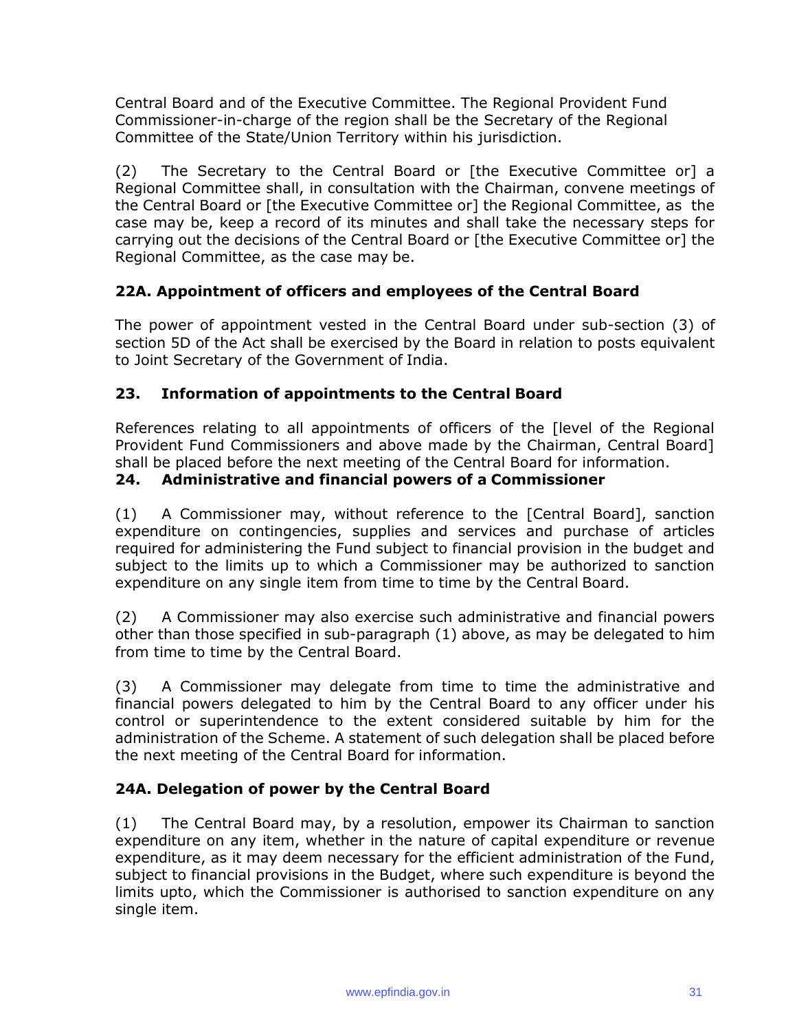Central Board and of the Executive Committee. The Regional Provident Fund Commissioner-in-charge of the region shall be the Secretary of the Regional Committee of the State/Union Territory within his jurisdiction.

(2) The Secretary to the Central Board or [the Executive Committee or] a Regional Committee shall, in consultation with the Chairman, convene meetings of the Central Board or [the Executive Committee or] the Regional Committee, as the case may be, keep a record of its minutes and shall take the necessary steps for carrying out the decisions of the Central Board or [the Executive Committee or] the Regional Committee, as the case may be.

### 22A. Appointment of officers and employees of the Central Board

The power of appointment vested in the Central Board under sub-section (3) of section 5D of the Act shall be exercised by the Board in relation to posts equivalent to Joint Secretary of the Government of India.

### 23. Information of appointments to the Central Board

References relating to all appointments of officers of the [level of the Regional Provident Fund Commissioners and above made by the Chairman, Central Board] shall be placed before the next meeting of the Central Board for information.

### 24. Administrative and financial powers of a Commissioner

(1) A Commissioner may, without reference to the [Central Board], sanction expenditure on contingencies, supplies and services and purchase of articles required for administering the Fund subject to financial provision in the budget and subject to the limits up to which a Commissioner may be authorized to sanction expenditure on any single item from time to time by the Central Board.

(2) A Commissioner may also exercise such administrative and financial powers other than those specified in sub-paragraph (1) above, as may be delegated to him from time to time by the Central Board.

(3) A Commissioner may delegate from time to time the administrative and financial powers delegated to him by the Central Board to any officer under his control or superintendence to the extent considered suitable by him for the administration of the Scheme. A statement of such delegation shall be placed before the next meeting of the Central Board for information.

### 24A. Delegation of power by the Central Board

(1) The Central Board may, by a resolution, empower its Chairman to sanction expenditure on any item, whether in the nature of capital expenditure or revenue expenditure, as it may deem necessary for the efficient administration of the Fund, subject to financial provisions in the Budget, where such expenditure is beyond the limits upto, which the Commissioner is authorised to sanction expenditure on any single item.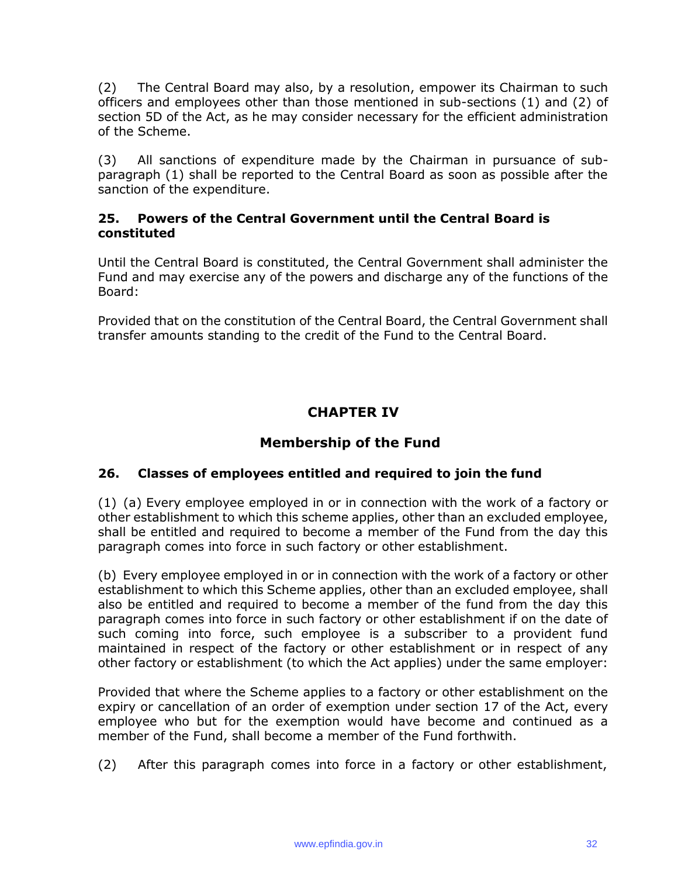(2) The Central Board may also, by a resolution, empower its Chairman to such officers and employees other than those mentioned in sub-sections (1) and (2) of section 5D of the Act, as he may consider necessary for the efficient administration of the Scheme.

(3) All sanctions of expenditure made by the Chairman in pursuance of sub-paragraph (1) shall be reported to the Central Board as soon as possible after the sanction of the expenditure.

### 25. Powers of the Central Government until the Central Board is constituted

Until the Central Board is constituted, the Central Government shall administer the Fund and may exercise any of the powers and discharge any of the functions of the Board:

Provided that on the constitution of the Central Board, the Central Government shall transfer amounts standing to the credit of the Fund to the Central Board.

## CHAPTER IV

## Membership of the Fund

### 26. Classes of employees entitled and required to join the fund

(1) (a) Every employee employed in or in connection with the work of a factory or other establishment to which this scheme applies, other than an excluded employee, shall be entitled and required to become a member of the Fund from the day this paragraph comes into force in such factory or other establishment.

(b) Every employee employed in or in connection with the work of a factory or other establishment to which this Scheme applies, other than an excluded employee, shall also be entitled and required to become a member of the fund from the day this paragraph comes into force in such factory or other establishment if on the date of such coming into force, such employee is a subscriber to a provident fund maintained in respect of the factory or other establishment or in respect of any other factory or establishment (to which the Act applies) under the same employer:

Provided that where the Scheme applies to a factory or other establishment on the expiry or cancellation of an order of exemption under section 17 of the Act, every employee who but for the exemption would have become and continued as a member of the Fund, shall become a member of the Fund forthwith.

(2) After this paragraph comes into force in a factory or other establishment,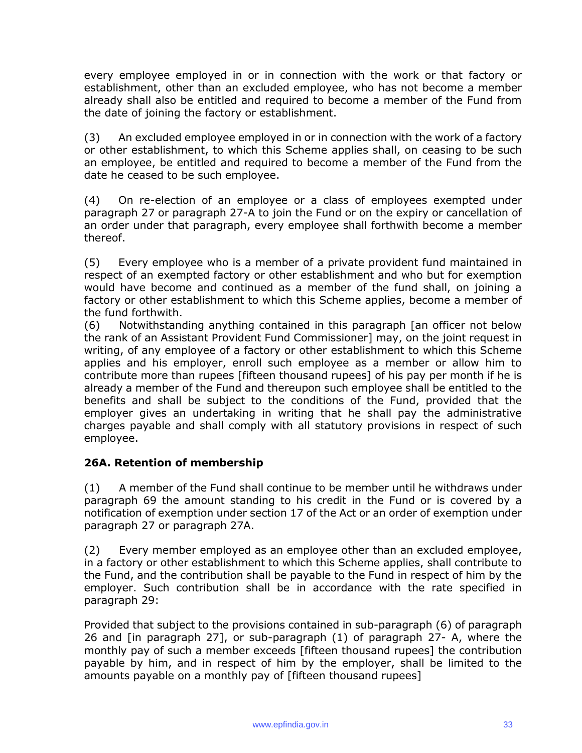every employee employed in or in connection with the work or that factory or establishment, other than an excluded employee, who has not become a member already shall also be entitled and required to become a member of the Fund from the date of joining the factory or establishment.

(3) An excluded employee employed in or in connection with the work of a factory or other establishment, to which this Scheme applies shall, on ceasing to be such an employee, be entitled and required to become a member of the Fund from the date he ceased to be such employee.

(4) On re-election of an employee or a class of employees exempted under paragraph 27 or paragraph 27-A to join the Fund or on the expiry or cancellation of an order under that paragraph, every employee shall forthwith become a member thereof.

(5) Every employee who is a member of a private provident fund maintained in respect of an exempted factory or other establishment and who but for exemption would have become and continued as a member of the fund shall, on joining a factory or other establishment to which this Scheme applies, become a member of the fund forthwith.

(6) Notwithstanding anything contained in this paragraph [an officer not below the rank of an Assistant Provident Fund Commissioner] may, on the joint request in writing, of any employee of a factory or other establishment to which this Scheme applies and his employer, enroll such employee as a member or allow him to contribute more than rupees [fifteen thousand rupees] of his pay per month if he is already a member of the Fund and thereupon such employee shall be entitled to the benefits and shall be subject to the conditions of the Fund, provided that the employer gives an undertaking in writing that he shall pay the administrative charges payable and shall comply with all statutory provisions in respect of such employee.

**26A. Retention of membership**

(1) A member of the Fund shall continue to be member until he withdraws under paragraph 69 the amount standing to his credit in the Fund or is covered by a notification of exemption under section 17 of the Act or an order of exemption under paragraph 27 or paragraph 27A.

(2) Every member employed as an employee other than an excluded employee, in a factory or other establishment to which this Scheme applies, shall contribute to the Fund, and the contribution shall be payable to the Fund in respect of him by the employer. Such contribution shall be in accordance with the rate specified in paragraph 29:

Provided that subject to the provisions contained in sub-paragraph (6) of paragraph 26 and [in paragraph 27], or sub-paragraph (1) of paragraph 27- A, where the monthly pay of such a member exceeds [fifteen thousand rupees] the contribution payable by him, and in respect of him by the employer, shall be limited to the amounts payable on a monthly pay of [fifteen thousand rupees]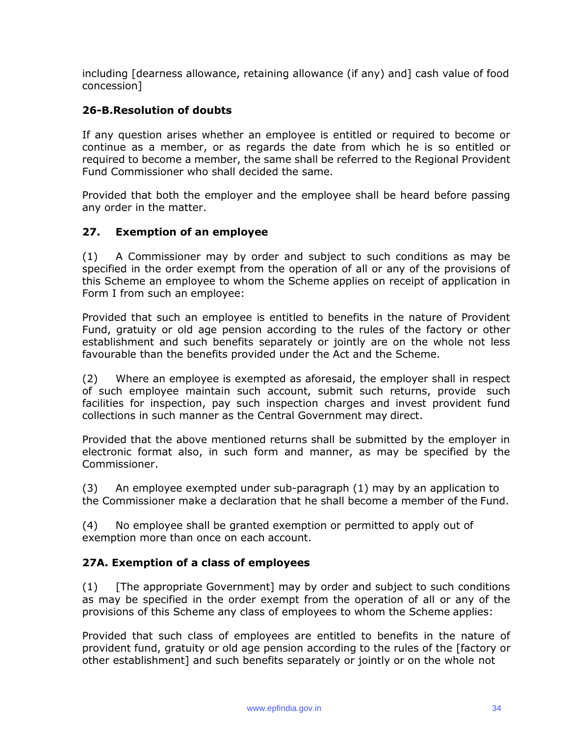including [dearness allowance, retaining allowance (if any) and] cash value of food concession]

### 26-B. Resolution of doubts

If any question arises whether an employee is entitled or required to become or continue as a member, or as regards the date from which he is so entitled or required to become a member, the same shall be referred to the Regional Provident Fund Commissioner who shall decided the same.

Provided that both the employer and the employee shall be heard before passing any order in the matter.

### 27. Exemption of an employee

(1) A Commissioner may by order and subject to such conditions as may be specified in the order exempt from the operation of all or any of the provisions of this Scheme an employee to whom the Scheme applies on receipt of application in Form I from such an employee:

Provided that such an employee is entitled to benefits in the nature of Provident Fund, gratuity or old age pension according to the rules of the factory or other establishment and such benefits separately or jointly are on the whole not less favourable than the benefits provided under the Act and the Scheme.

(2) Where an employee is exempted as aforesaid, the employer shall in respect of such employee maintain such account, submit such returns, provide such facilities for inspection, pay such inspection charges and invest provident fund collections in such manner as the Central Government may direct.

Provided that the above mentioned returns shall be submitted by the employer in electronic format also, in such form and manner, as may be specified by the Commissioner.

(3) An employee exempted under sub-paragraph (1) may by an application to the Commissioner make a declaration that he shall become a member of the Fund.

(4) No employee shall be granted exemption or permitted to apply out of exemption more than once on each account.

### 27A. Exemption of a class of employees

(1) [The appropriate Government] may by order and subject to such conditions as may be specified in the order exempt from the operation of all or any of the provisions of this Scheme any class of employees to whom the Scheme applies:

Provided that such class of employees are entitled to benefits in the nature of provident fund, gratuity or old age pension according to the rules of the [factory or other establishment] and such benefits separately or jointly or on the whole not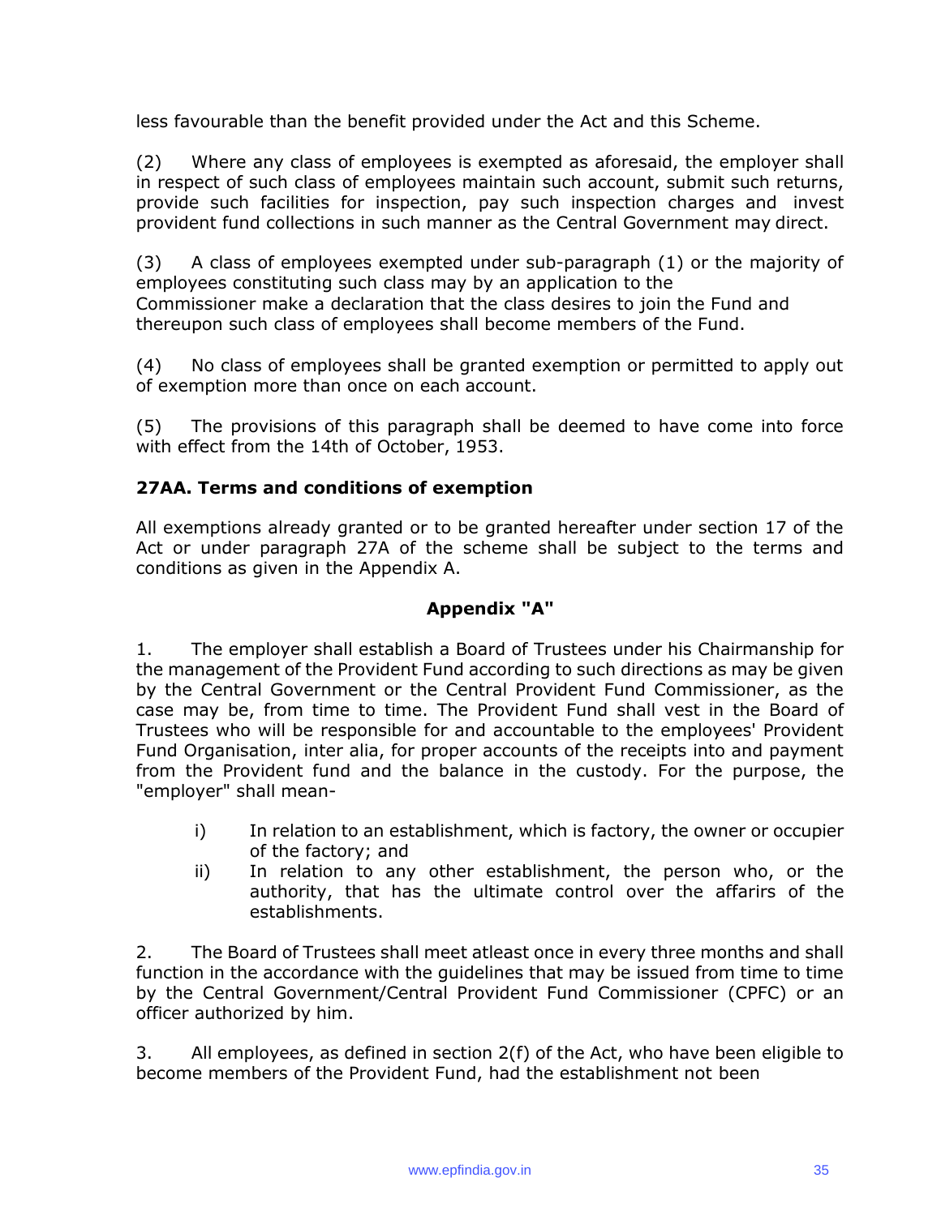less favourable than the benefit provided under the Act and this Scheme.

(2) Where any class of employees is exempted as aforesaid, the employer shall in respect of such class of employees maintain such account, submit such returns, provide such facilities for inspection, pay such inspection charges and invest provident fund collections in such manner as the Central Government may direct.

(3) A class of employees exempted under sub-paragraph (1) or the majority of employees constituting such class may by an application to the Commissioner make a declaration that the class desires to join the Fund and thereupon such class of employees shall become members of the Fund.

(4) No class of employees shall be granted exemption or permitted to apply out of exemption more than once on each account.

(5) The provisions of this paragraph shall be deemed to have come into force with effect from the 14th of October, 1953.

**27AA. Terms and conditions of exemption**

All exemptions already granted or to be granted hereafter under section 17 of the Act or under paragraph 27A of the scheme shall be subject to the terms and conditions as given in the Appendix A.

**Appendix "A"**

1. The employer shall establish a Board of Trustees under his Chairmanship for the management of the Provident Fund according to such directions as may be given by the Central Government or the Central Provident Fund Commissioner, as the case may be, from time to time. The Provident Fund shall vest in the Board of Trustees who will be responsible for and accountable to the employees' Provident Fund Organisation, inter alia, for proper accounts of the receipts into and payment from the Provident fund and the balance in the custody. For the purpose, the "employer" shall mean-

i) In relation to an establishment, which is factory, the owner or occupier of the factory; and
ii) In relation to any other establishment, the person who, or the authority, that has the ultimate control over the affarirs of the establishments.

2. The Board of Trustees shall meet atleast once in every three months and shall function in the accordance with the guidelines that may be issued from time to time by the Central Government/Central Provident Fund Commissioner (CPFC) or an officer authorized by him.

3. All employees, as defined in section 2(f) of the Act, who have been eligible to become members of the Provident Fund, had the establishment not been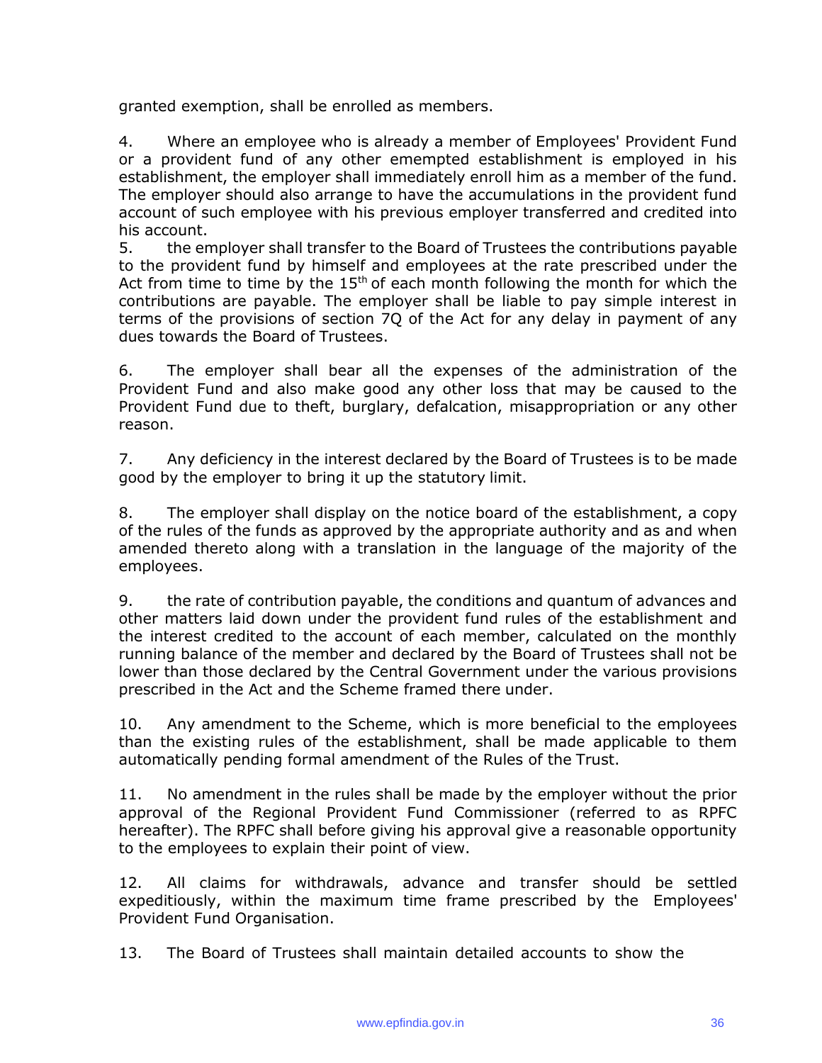granted exemption, shall be enrolled as members.

4. Where an employee who is already a member of Employees' Provident Fund or a provident fund of any other emempted establishment is employed in his establishment, the employer shall immediately enroll him as a member of the fund. The employer should also arrange to have the accumulations in the provident fund account of such employee with his previous employer transferred and credited into his account.

5. the employer shall transfer to the Board of Trustees the contributions payable to the provident fund by himself and employees at the rate prescribed under the Act from time to time by the 15th of each month following the month for which the contributions are payable. The employer shall be liable to pay simple interest in terms of the provisions of section 7Q of the Act for any delay in payment of any dues towards the Board of Trustees.

6. The employer shall bear all the expenses of the administration of the Provident Fund and also make good any other loss that may be caused to the Provident Fund due to theft, burglary, defalcation, misappropriation or any other reason.

7. Any deficiency in the interest declared by the Board of Trustees is to be made good by the employer to bring it up the statutory limit.

8. The employer shall display on the notice board of the establishment, a copy of the rules of the funds as approved by the appropriate authority and as and when amended thereto along with a translation in the language of the majority of the employees.

9. the rate of contribution payable, the conditions and quantum of advances and other matters laid down under the provident fund rules of the establishment and the interest credited to the account of each member, calculated on the monthly running balance of the member and declared by the Board of Trustees shall not be lower than those declared by the Central Government under the various provisions prescribed in the Act and the Scheme framed there under.

10. Any amendment to the Scheme, which is more beneficial to the employees than the existing rules of the establishment, shall be made applicable to them automatically pending formal amendment of the Rules of the Trust.

11. No amendment in the rules shall be made by the employer without the prior approval of the Regional Provident Fund Commissioner (referred to as RPFC hereafter). The RPFC shall before giving his approval give a reasonable opportunity to the employees to explain their point of view.

12. All claims for withdrawals, advance and transfer should be settled expeditiously, within the maximum time frame prescribed by the Employees' Provident Fund Organisation.

13. The Board of Trustees shall maintain detailed accounts to show the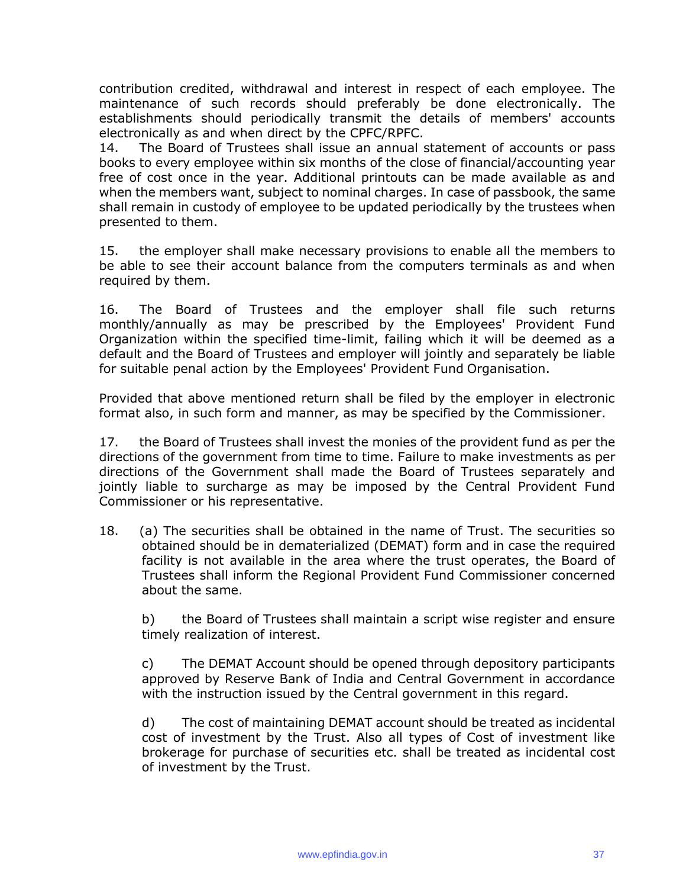contribution credited, withdrawal and interest in respect of each employee. The maintenance of such records should preferably be done electronically. The establishments should periodically transmit the details of members' accounts electronically as and when direct by the CPFC/RPFC.

14. The Board of Trustees shall issue an annual statement of accounts or pass books to every employee within six months of the close of financial/accounting year free of cost once in the year. Additional printouts can be made available as and when the members want, subject to nominal charges. In case of passbook, the same shall remain in custody of employee to be updated periodically by the trustees when presented to them.

15. the employer shall make necessary provisions to enable all the members to be able to see their account balance from the computers terminals as and when required by them.

16. The Board of Trustees and the employer shall file such returns monthly/annually as may be prescribed by the Employees' Provident Fund Organization within the specified time-limit, failing which it will be deemed as a default and the Board of Trustees and employer will jointly and separately be liable for suitable penal action by the Employees' Provident Fund Organisation.

Provided that above mentioned return shall be filed by the employer in electronic format also, in such form and manner, as may be specified by the Commissioner.

17. the Board of Trustees shall invest the monies of the provident fund as per the directions of the government from time to time. Failure to make investments as per directions of the Government shall made the Board of Trustees separately and jointly liable to surcharge as may be imposed by the Central Provident Fund Commissioner or his representative.

18. (a) The securities shall be obtained in the name of Trust. The securities so obtained should be in dematerialized (DEMAT) form and in case the required facility is not available in the area where the trust operates, the Board of Trustees shall inform the Regional Provident Fund Commissioner concerned about the same.

b) the Board of Trustees shall maintain a script wise register and ensure timely realization of interest.

c) The DEMAT Account should be opened through depository participants approved by Reserve Bank of India and Central Government in accordance with the instruction issued by the Central government in this regard.

d) The cost of maintaining DEMAT account should be treated as incidental cost of investment by the Trust. Also all types of Cost of investment like brokerage for purchase of securities etc. shall be treated as incidental cost of investment by the Trust.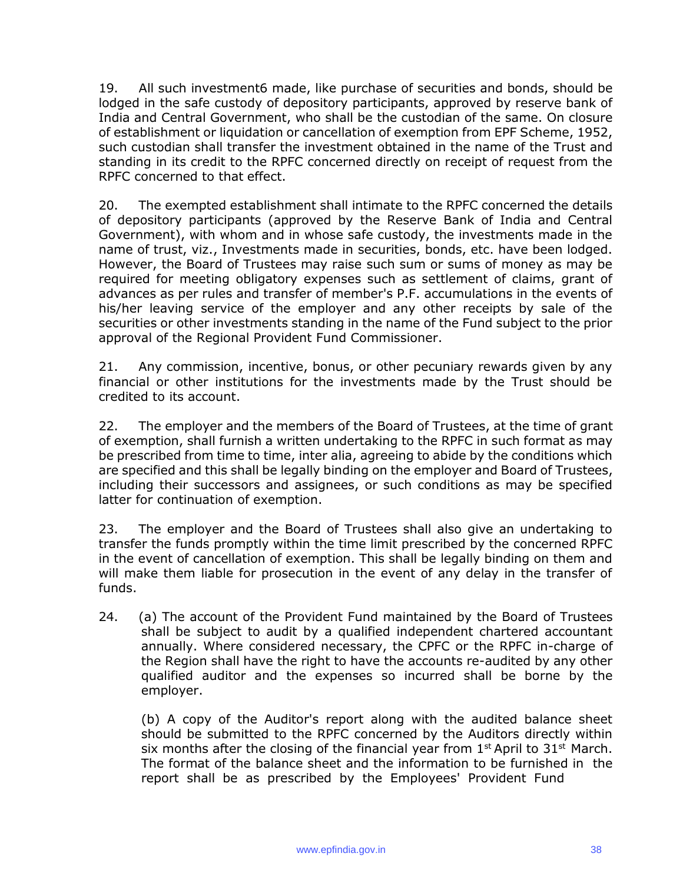19. All such investment6 made, like purchase of securities and bonds, should be lodged in the safe custody of depository participants, approved by reserve bank of India and Central Government, who shall be the custodian of the same. On closure of establishment or liquidation or cancellation of exemption from EPF Scheme, 1952, such custodian shall transfer the investment obtained in the name of the Trust and standing in its credit to the RPFC concerned directly on receipt of request from the RPFC concerned to that effect.

20. The exempted establishment shall intimate to the RPFC concerned the details of depository participants (approved by the Reserve Bank of India and Central Government), with whom and in whose safe custody, the investments made in the name of trust, viz., Investments made in securities, bonds, etc. have been lodged. However, the Board of Trustees may raise such sum or sums of money as may be required for meeting obligatory expenses such as settlement of claims, grant of advances as per rules and transfer of member's P.F. accumulations in the events of his/her leaving service of the employer and any other receipts by sale of the securities or other investments standing in the name of the Fund subject to the prior approval of the Regional Provident Fund Commissioner.

21. Any commission, incentive, bonus, or other pecuniary rewards given by any financial or other institutions for the investments made by the Trust should be credited to its account.

22. The employer and the members of the Board of Trustees, at the time of grant of exemption, shall furnish a written undertaking to the RPFC in such format as may be prescribed from time to time, inter alia, agreeing to abide by the conditions which are specified and this shall be legally binding on the employer and Board of Trustees, including their successors and assignees, or such conditions as may be specified latter for continuation of exemption.

23. The employer and the Board of Trustees shall also give an undertaking to transfer the funds promptly within the time limit prescribed by the concerned RPFC in the event of cancellation of exemption. This shall be legally binding on them and will make them liable for prosecution in the event of any delay in the transfer of funds.

24. (a) The account of the Provident Fund maintained by the Board of Trustees shall be subject to audit by a qualified independent chartered accountant annually. Where considered necessary, the CPFC or the RPFC in-charge of the Region shall have the right to have the accounts re-audited by any other qualified auditor and the expenses so incurred shall be borne by the employer.

(b) A copy of the Auditor's report along with the audited balance sheet should be submitted to the RPFC concerned by the Auditors directly within six months after the closing of the financial year from 1st April to 31st March. The format of the balance sheet and the information to be furnished in the report shall be as prescribed by the Employees' Provident Fund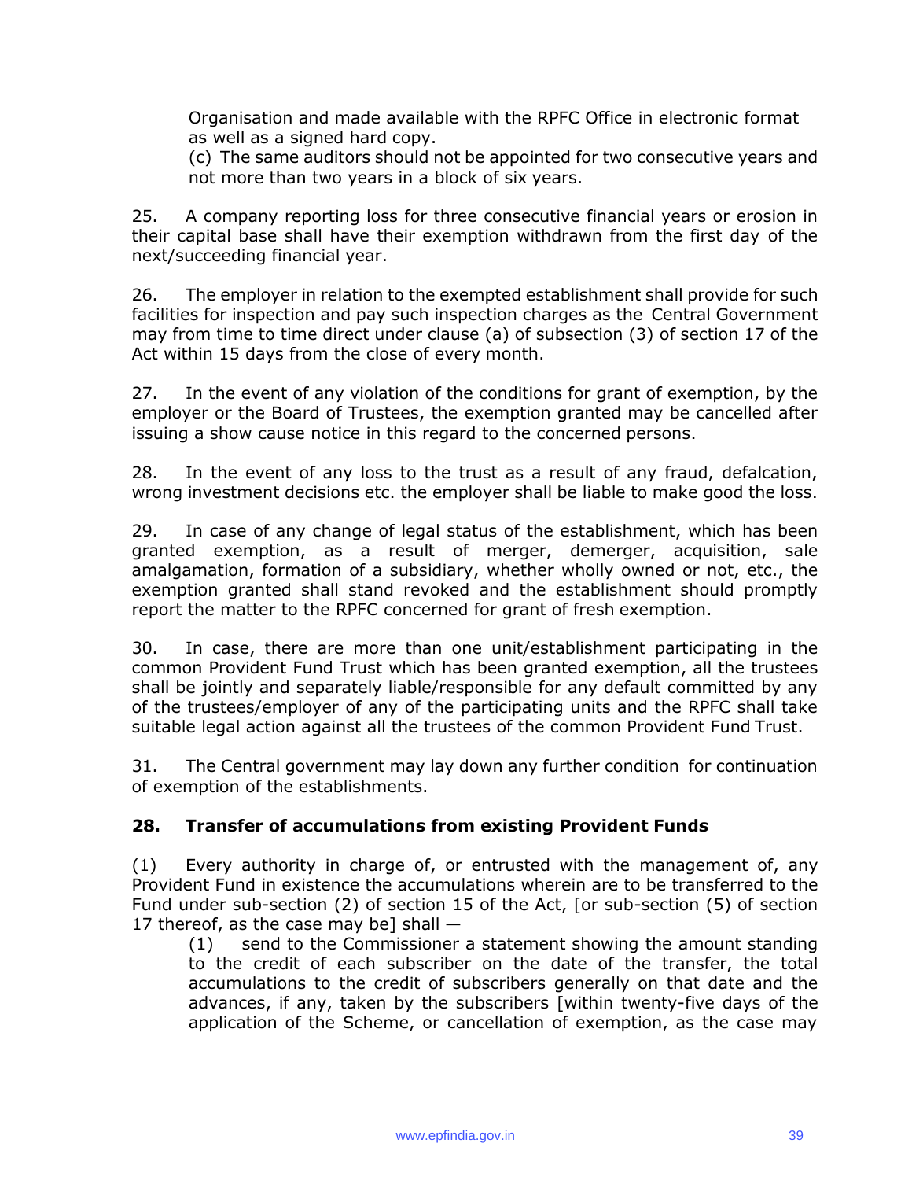Organisation and made available with the RPFC Office in electronic format as well as a signed hard copy.

(c) The same auditors should not be appointed for two consecutive years and not more than two years in a block of six years.

25. A company reporting loss for three consecutive financial years or erosion in their capital base shall have their exemption withdrawn from the first day of the next/succeeding financial year.

26. The employer in relation to the exempted establishment shall provide for such facilities for inspection and pay such inspection charges as the Central Government may from time to time direct under clause (a) of subsection (3) of section 17 of the Act within 15 days from the close of every month.

27. In the event of any violation of the conditions for grant of exemption, by the employer or the Board of Trustees, the exemption granted may be cancelled after issuing a show cause notice in this regard to the concerned persons.

28. In the event of any loss to the trust as a result of any fraud, defalcation, wrong investment decisions etc. the employer shall be liable to make good the loss.

29. In case of any change of legal status of the establishment, which has been granted exemption, as a result of merger, demerger, acquisition, sale amalgamation, formation of a subsidiary, whether wholly owned or not, etc., the exemption granted shall stand revoked and the establishment should promptly report the matter to the RPFC concerned for grant of fresh exemption.

30. In case, there are more than one unit/establishment participating in the common Provident Fund Trust which has been granted exemption, all the trustees shall be jointly and separately liable/responsible for any default committed by any of the trustees/employer of any of the participating units and the RPFC shall take suitable legal action against all the trustees of the common Provident Fund Trust.

31. The Central government may lay down any further condition for continuation of exemption of the establishments.

## 28. Transfer of accumulations from existing Provident Funds

(1) Every authority in charge of, or entrusted with the management of, any Provident Fund in existence the accumulations wherein are to be transferred to the Fund under sub-section (2) of section 15 of the Act, [or sub-section (5) of section 17 thereof, as the case may be] shall —

(1) send to the Commissioner a statement showing the amount standing to the credit of each subscriber on the date of the transfer, the total accumulations to the credit of subscribers generally on that date and the advances, if any, taken by the subscribers [within twenty-five days of the application of the Scheme, or cancellation of exemption, as the case may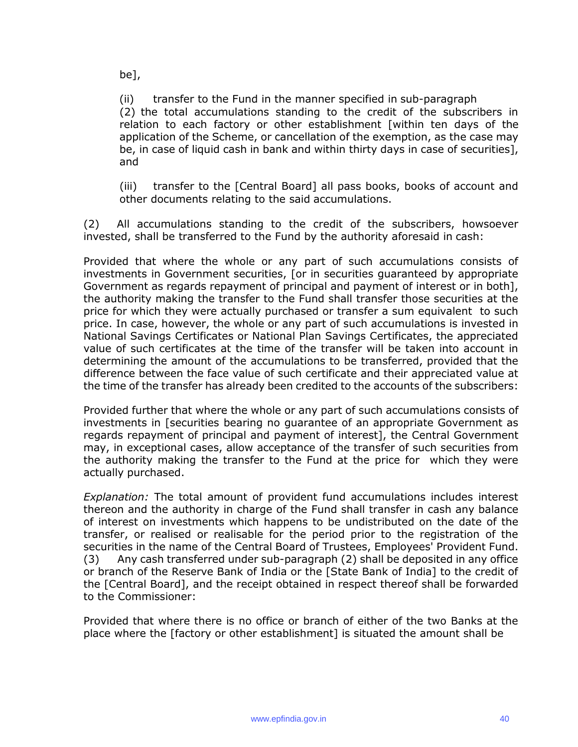be],

(ii) transfer to the Fund in the manner specified in sub-paragraph (2) the total accumulations standing to the credit of the subscribers in relation to each factory or other establishment [within ten days of the application of the Scheme, or cancellation of the exemption, as the case may be, in case of liquid cash in bank and within thirty days in case of securities], and

(iii) transfer to the [Central Board] all pass books, books of account and other documents relating to the said accumulations.

(2) All accumulations standing to the credit of the subscribers, howsoever invested, shall be transferred to the Fund by the authority aforesaid in cash:

Provided that where the whole or any part of such accumulations consists of investments in Government securities, [or in securities guaranteed by appropriate Government as regards repayment of principal and payment of interest or in both], the authority making the transfer to the Fund shall transfer those securities at the price for which they were actually purchased or transfer a sum equivalent to such price. In case, however, the whole or any part of such accumulations is invested in National Savings Certificates or National Plan Savings Certificates, the appreciated value of such certificates at the time of the transfer will be taken into account in determining the amount of the accumulations to be transferred, provided that the difference between the face value of such certificate and their appreciated value at the time of the transfer has already been credited to the accounts of the subscribers:

Provided further that where the whole or any part of such accumulations consists of investments in [securities bearing no guarantee of an appropriate Government as regards repayment of principal and payment of interest], the Central Government may, in exceptional cases, allow acceptance of the transfer of such securities from the authority making the transfer to the Fund at the price for which they were actually purchased.

*Explanation:* The total amount of provident fund accumulations includes interest thereon and the authority in charge of the Fund shall transfer in cash any balance of interest on investments which happens to be undistributed on the date of the transfer, or realised or realisable for the period prior to the registration of the securities in the name of the Central Board of Trustees, Employees' Provident Fund.

(3) Any cash transferred under sub-paragraph (2) shall be deposited in any office or branch of the Reserve Bank of India or the [State Bank of India] to the credit of the [Central Board], and the receipt obtained in respect thereof shall be forwarded to the Commissioner:

Provided that where there is no office or branch of either of the two Banks at the place where the [factory or other establishment] is situated the amount shall be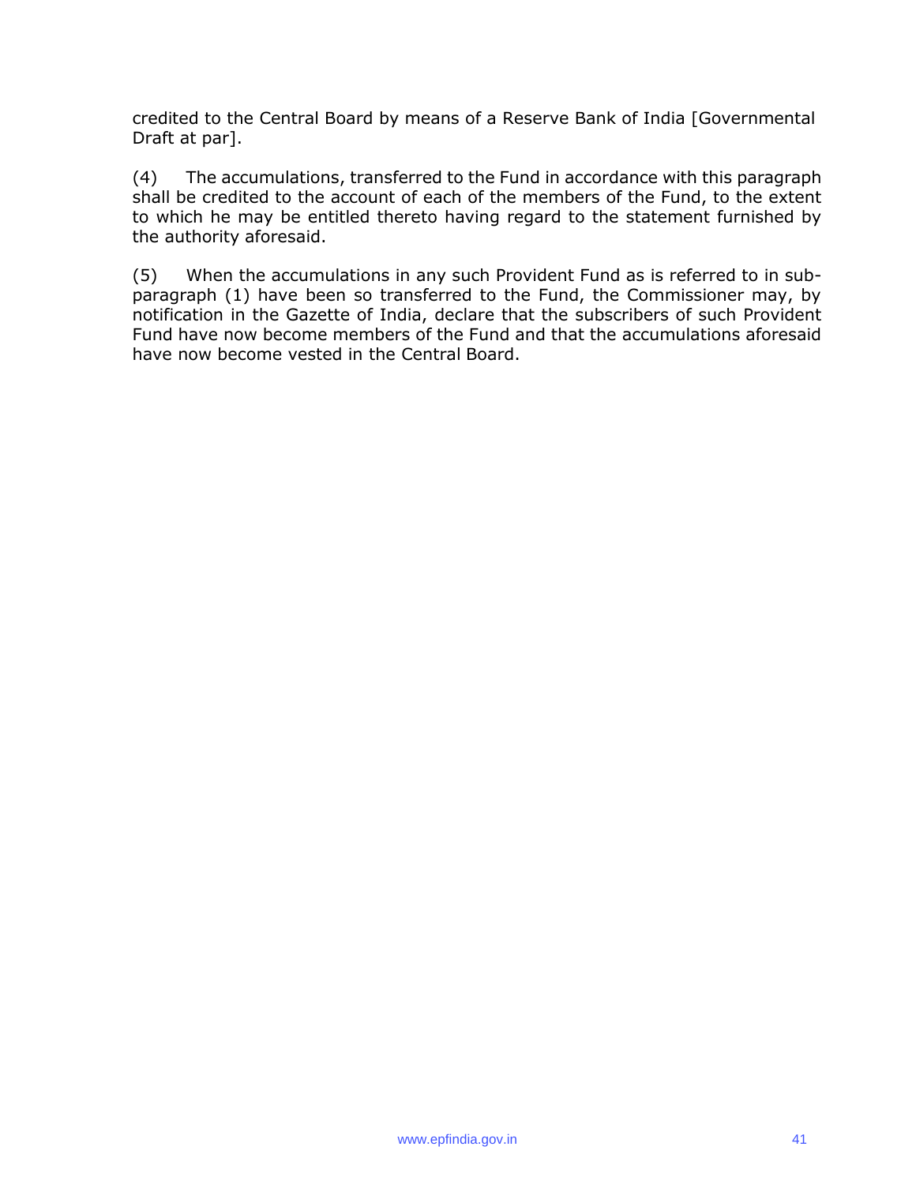credited to the Central Board by means of a Reserve Bank of India [Governmental Draft at par].

(4) The accumulations, transferred to the Fund in accordance with this paragraph shall be credited to the account of each of the members of the Fund, to the extent to which he may be entitled thereto having regard to the statement furnished by the authority aforesaid.

(5) When the accumulations in any such Provident Fund as is referred to in sub-paragraph (1) have been so transferred to the Fund, the Commissioner may, by notification in the Gazette of India, declare that the subscribers of such Provident Fund have now become members of the Fund and that the accumulations aforesaid have now become vested in the Central Board.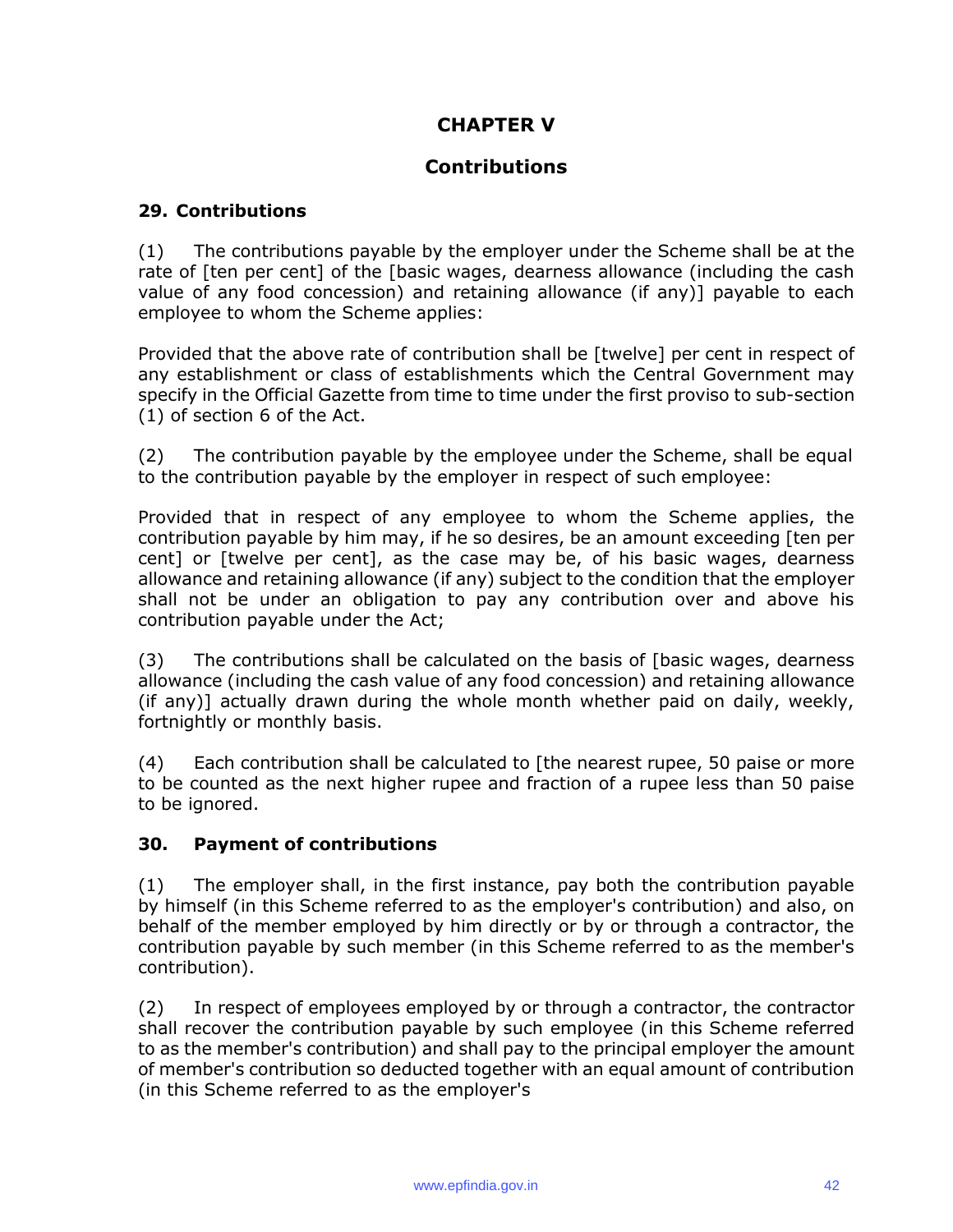# CHAPTER V

## Contributions

### 29. Contributions

(1) The contributions payable by the employer under the Scheme shall be at the rate of [ten per cent] of the [basic wages, dearness allowance (including the cash value of any food concession) and retaining allowance (if any)] payable to each employee to whom the Scheme applies:

Provided that the above rate of contribution shall be [twelve] per cent in respect of any establishment or class of establishments which the Central Government may specify in the Official Gazette from time to time under the first proviso to sub-section (1) of section 6 of the Act.

(2) The contribution payable by the employee under the Scheme, shall be equal to the contribution payable by the employer in respect of such employee:

Provided that in respect of any employee to whom the Scheme applies, the contribution payable by him may, if he so desires, be an amount exceeding [ten per cent] or [twelve per cent], as the case may be, of his basic wages, dearness allowance and retaining allowance (if any) subject to the condition that the employer shall not be under an obligation to pay any contribution over and above his contribution payable under the Act;

(3) The contributions shall be calculated on the basis of [basic wages, dearness allowance (including the cash value of any food concession) and retaining allowance (if any)] actually drawn during the whole month whether paid on daily, weekly, fortnightly or monthly basis.

(4) Each contribution shall be calculated to [the nearest rupee, 50 paise or more to be counted as the next higher rupee and fraction of a rupee less than 50 paise to be ignored.

### 30. Payment of contributions

(1) The employer shall, in the first instance, pay both the contribution payable by himself (in this Scheme referred to as the employer's contribution) and also, on behalf of the member employed by him directly or by or through a contractor, the contribution payable by such member (in this Scheme referred to as the member's contribution).

(2) In respect of employees employed by or through a contractor, the contractor shall recover the contribution payable by such employee (in this Scheme referred to as the member's contribution) and shall pay to the principal employer the amount of member's contribution so deducted together with an equal amount of contribution (in this Scheme referred to as the employer's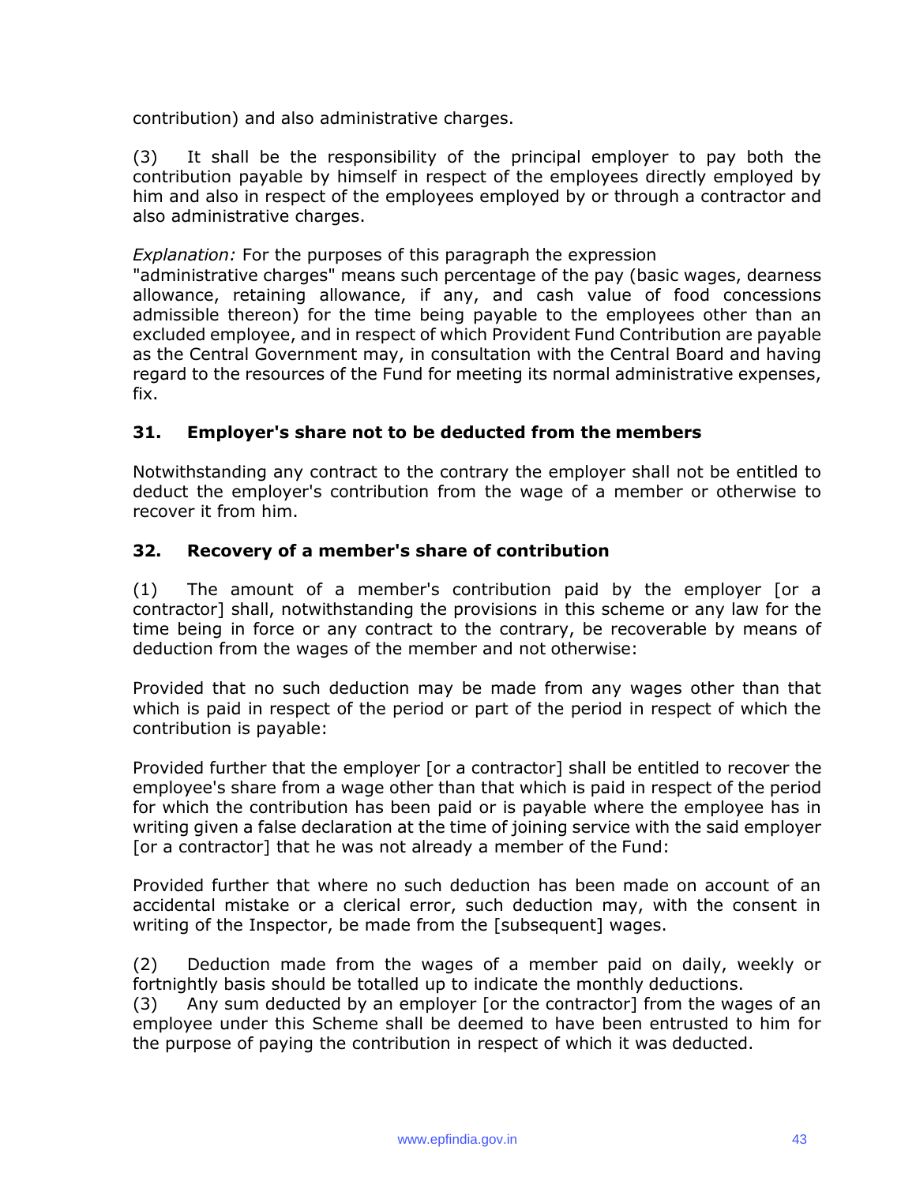contribution) and also administrative charges.

(3) It shall be the responsibility of the principal employer to pay both the contribution payable by himself in respect of the employees directly employed by him and also in respect of the employees employed by or through a contractor and also administrative charges.

*Explanation:* For the purposes of this paragraph the expression "administrative charges" means such percentage of the pay (basic wages, dearness allowance, retaining allowance, if any, and cash value of food concessions admissible thereon) for the time being payable to the employees other than an excluded employee, and in respect of which Provident Fund Contribution are payable as the Central Government may, in consultation with the Central Board and having regard to the resources of the Fund for meeting its normal administrative expenses, fix.

### 31. Employer's share not to be deducted from the members

Notwithstanding any contract to the contrary the employer shall not be entitled to deduct the employer's contribution from the wage of a member or otherwise to recover it from him.

### 32. Recovery of a member's share of contribution

(1) The amount of a member's contribution paid by the employer [or a contractor] shall, notwithstanding the provisions in this scheme or any law for the time being in force or any contract to the contrary, be recoverable by means of deduction from the wages of the member and not otherwise:

Provided that no such deduction may be made from any wages other than that which is paid in respect of the period or part of the period in respect of which the contribution is payable:

Provided further that the employer [or a contractor] shall be entitled to recover the employee's share from a wage other than that which is paid in respect of the period for which the contribution has been paid or is payable where the employee has in writing given a false declaration at the time of joining service with the said employer [or a contractor] that he was not already a member of the Fund:

Provided further that where no such deduction has been made on account of an accidental mistake or a clerical error, such deduction may, with the consent in writing of the Inspector, be made from the [subsequent] wages.

(2) Deduction made from the wages of a member paid on daily, weekly or fortnightly basis should be totalled up to indicate the monthly deductions.

(3) Any sum deducted by an employer [or the contractor] from the wages of an employee under this Scheme shall be deemed to have been entrusted to him for the purpose of paying the contribution in respect of which it was deducted.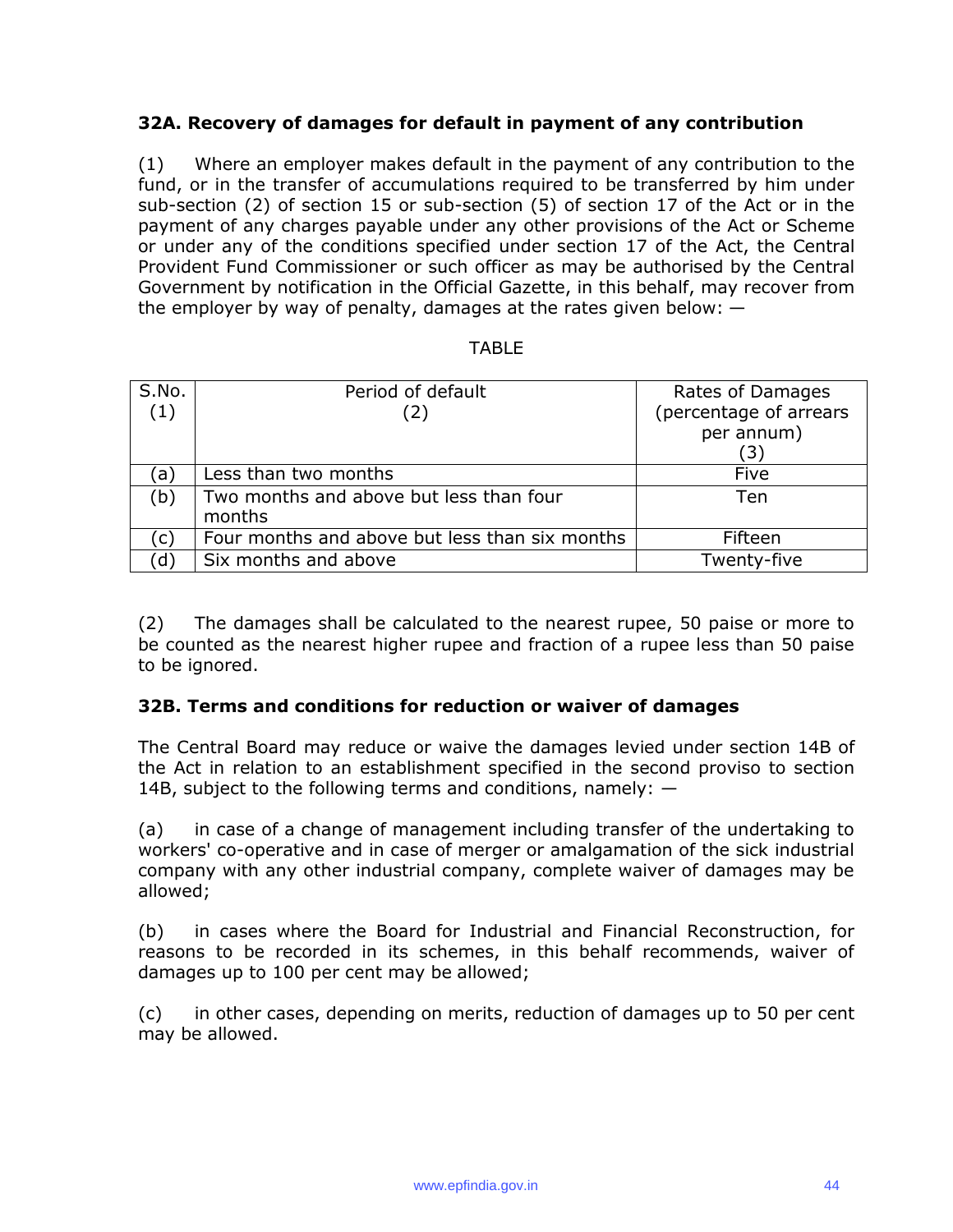### 32A. Recovery of damages for default in payment of any contribution

(1) Where an employer makes default in the payment of any contribution to the fund, or in the transfer of accumulations required to be transferred by him under sub-section (2) of section 15 or sub-section (5) of section 17 of the Act or in the payment of any charges payable under any other provisions of the Act or Scheme or under any of the conditions specified under section 17 of the Act, the Central Provident Fund Commissioner or such officer as may be authorised by the Central Government by notification in the Official Gazette, in this behalf, may recover from the employer by way of penalty, damages at the rates given below: —

TABLE

| S.No. (1) | Period of default (2) | Rates of Damages (percentage of arrears per annum) (3) |
|---|---|---|
| (a) | Less than two months | Five |
| (b) | Two months and above but less than four months | Ten |
| (c) | Four months and above but less than six months | Fifteen |
| (d) | Six months and above | Twenty-five |

(2) The damages shall be calculated to the nearest rupee, 50 paise or more to be counted as the nearest higher rupee and fraction of a rupee less than 50 paise to be ignored.

### 32B. Terms and conditions for reduction or waiver of damages

The Central Board may reduce or waive the damages levied under section 14B of the Act in relation to an establishment specified in the second proviso to section 14B, subject to the following terms and conditions, namely: —

(a) in case of a change of management including transfer of the undertaking to workers' co-operative and in case of merger or amalgamation of the sick industrial company with any other industrial company, complete waiver of damages may be allowed;

(b) in cases where the Board for Industrial and Financial Reconstruction, for reasons to be recorded in its schemes, in this behalf recommends, waiver of damages up to 100 per cent may be allowed;

(c) in other cases, depending on merits, reduction of damages up to 50 per cent may be allowed.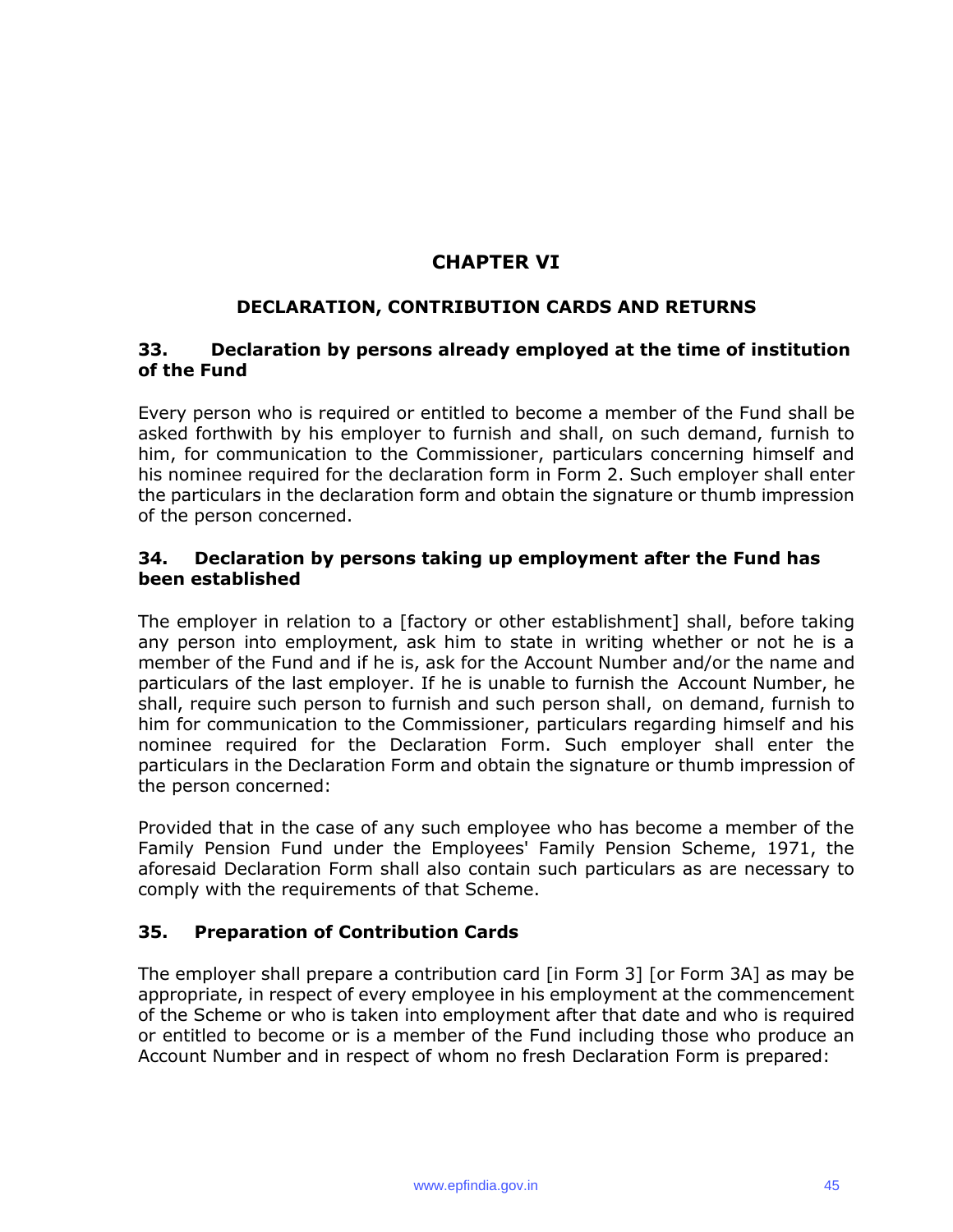# CHAPTER VI

## DECLARATION, CONTRIBUTION CARDS AND RETURNS

### 33. Declaration by persons already employed at the time of institution of the Fund

Every person who is required or entitled to become a member of the Fund shall be asked forthwith by his employer to furnish and shall, on such demand, furnish to him, for communication to the Commissioner, particulars concerning himself and his nominee required for the declaration form in Form 2. Such employer shall enter the particulars in the declaration form and obtain the signature or thumb impression of the person concerned.

### 34. Declaration by persons taking up employment after the Fund has been established

The employer in relation to a [factory or other establishment] shall, before taking any person into employment, ask him to state in writing whether or not he is a member of the Fund and if he is, ask for the Account Number and/or the name and particulars of the last employer. If he is unable to furnish the Account Number, he shall, require such person to furnish and such person shall, on demand, furnish to him for communication to the Commissioner, particulars regarding himself and his nominee required for the Declaration Form. Such employer shall enter the particulars in the Declaration Form and obtain the signature or thumb impression of the person concerned:

Provided that in the case of any such employee who has become a member of the Family Pension Fund under the Employees' Family Pension Scheme, 1971, the aforesaid Declaration Form shall also contain such particulars as are necessary to comply with the requirements of that Scheme.

### 35. Preparation of Contribution Cards

The employer shall prepare a contribution card [in Form 3] [or Form 3A] as may be appropriate, in respect of every employee in his employment at the commencement of the Scheme or who is taken into employment after that date and who is required or entitled to become or is a member of the Fund including those who produce an Account Number and in respect of whom no fresh Declaration Form is prepared: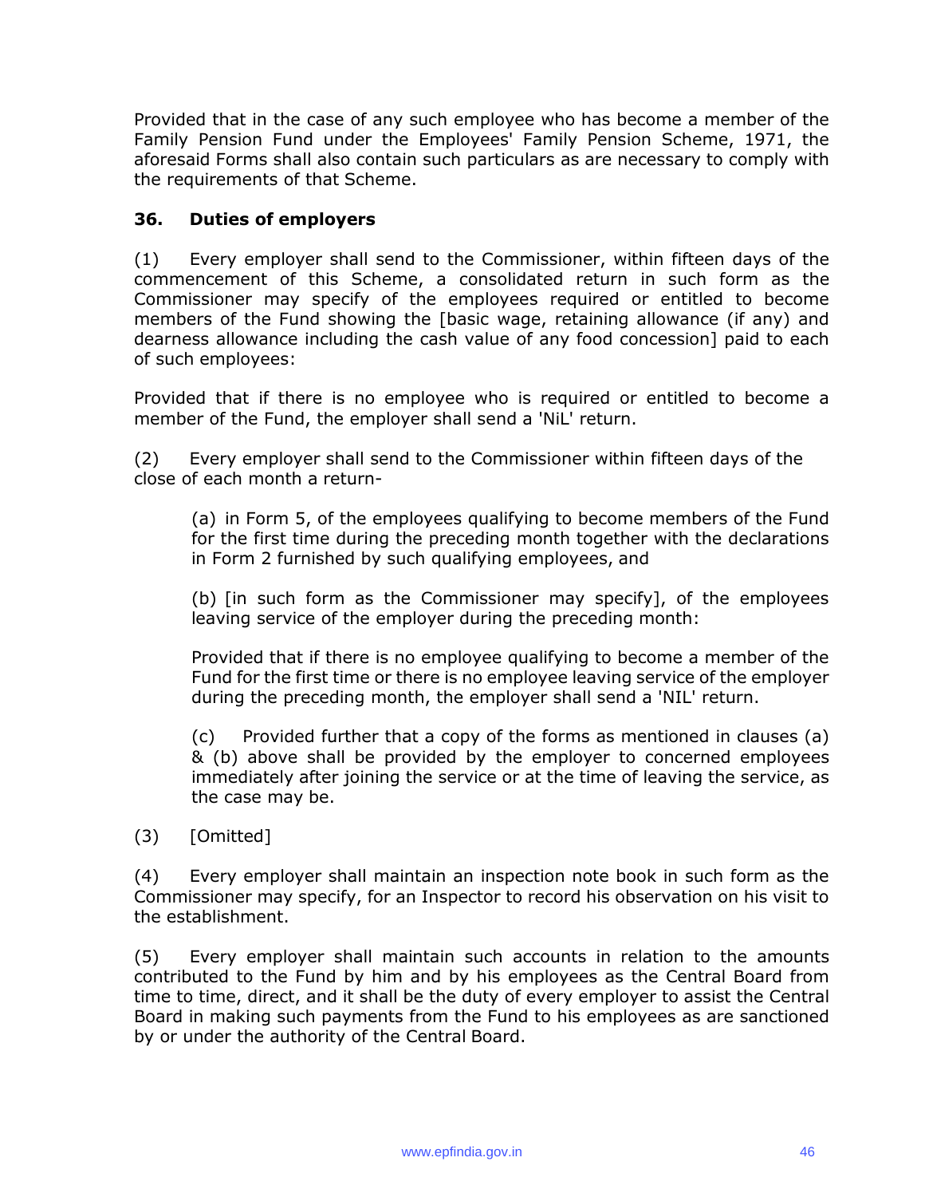Provided that in the case of any such employee who has become a member of the Family Pension Fund under the Employees' Family Pension Scheme, 1971, the aforesaid Forms shall also contain such particulars as are necessary to comply with the requirements of that Scheme.

### 36. Duties of employers

(1) Every employer shall send to the Commissioner, within fifteen days of the commencement of this Scheme, a consolidated return in such form as the Commissioner may specify of the employees required or entitled to become members of the Fund showing the [basic wage, retaining allowance (if any) and dearness allowance including the cash value of any food concession] paid to each of such employees:

Provided that if there is no employee who is required or entitled to become a member of the Fund, the employer shall send a 'NiL' return.

(2) Every employer shall send to the Commissioner within fifteen days of the close of each month a return-

> (a) in Form 5, of the employees qualifying to become members of the Fund for the first time during the preceding month together with the declarations in Form 2 furnished by such qualifying employees, and
>
> (b) [in such form as the Commissioner may specify], of the employees leaving service of the employer during the preceding month:
>
> Provided that if there is no employee qualifying to become a member of the Fund for the first time or there is no employee leaving service of the employer during the preceding month, the employer shall send a 'NIL' return.
>
> (c) Provided further that a copy of the forms as mentioned in clauses (a) & (b) above shall be provided by the employer to concerned employees immediately after joining the service or at the time of leaving the service, as the case may be.

(3) [Omitted]

(4) Every employer shall maintain an inspection note book in such form as the Commissioner may specify, for an Inspector to record his observation on his visit to the establishment.

(5) Every employer shall maintain such accounts in relation to the amounts contributed to the Fund by him and by his employees as the Central Board from time to time, direct, and it shall be the duty of every employer to assist the Central Board in making such payments from the Fund to his employees as are sanctioned by or under the authority of the Central Board.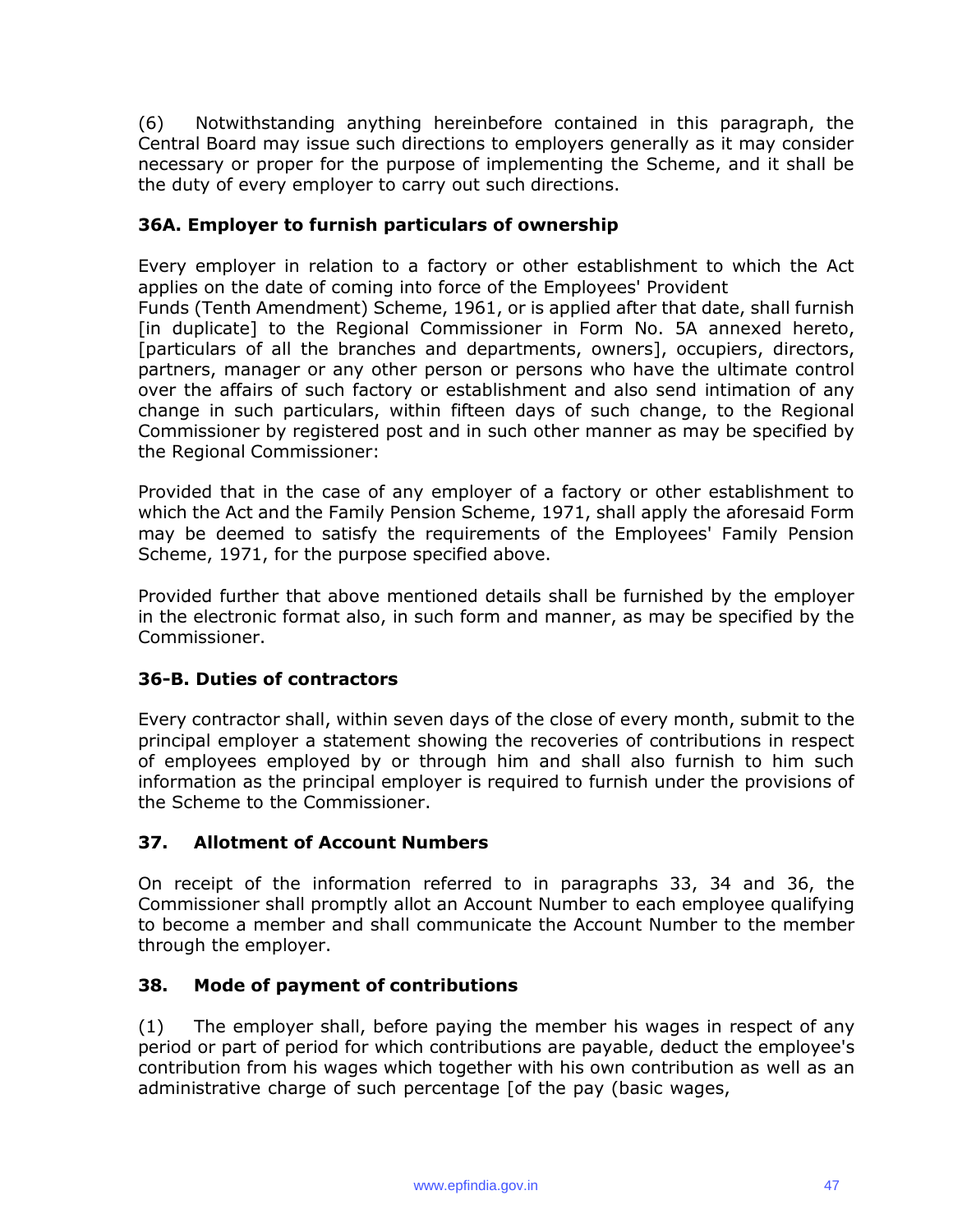(6) Notwithstanding anything hereinbefore contained in this paragraph, the Central Board may issue such directions to employers generally as it may consider necessary or proper for the purpose of implementing the Scheme, and it shall be the duty of every employer to carry out such directions.

### 36A. Employer to furnish particulars of ownership

Every employer in relation to a factory or other establishment to which the Act applies on the date of coming into force of the Employees' Provident Funds (Tenth Amendment) Scheme, 1961, or is applied after that date, shall furnish [in duplicate] to the Regional Commissioner in Form No. 5A annexed hereto, [particulars of all the branches and departments, owners], occupiers, directors, partners, manager or any other person or persons who have the ultimate control over the affairs of such factory or establishment and also send intimation of any change in such particulars, within fifteen days of such change, to the Regional Commissioner by registered post and in such other manner as may be specified by the Regional Commissioner:

Provided that in the case of any employer of a factory or other establishment to which the Act and the Family Pension Scheme, 1971, shall apply the aforesaid Form may be deemed to satisfy the requirements of the Employees' Family Pension Scheme, 1971, for the purpose specified above.

Provided further that above mentioned details shall be furnished by the employer in the electronic format also, in such form and manner, as may be specified by the Commissioner.

### 36-B. Duties of contractors

Every contractor shall, within seven days of the close of every month, submit to the principal employer a statement showing the recoveries of contributions in respect of employees employed by or through him and shall also furnish to him such information as the principal employer is required to furnish under the provisions of the Scheme to the Commissioner.

### 37. Allotment of Account Numbers

On receipt of the information referred to in paragraphs 33, 34 and 36, the Commissioner shall promptly allot an Account Number to each employee qualifying to become a member and shall communicate the Account Number to the member through the employer.

### 38. Mode of payment of contributions

(1) The employer shall, before paying the member his wages in respect of any period or part of period for which contributions are payable, deduct the employee's contribution from his wages which together with his own contribution as well as an administrative charge of such percentage [of the pay (basic wages,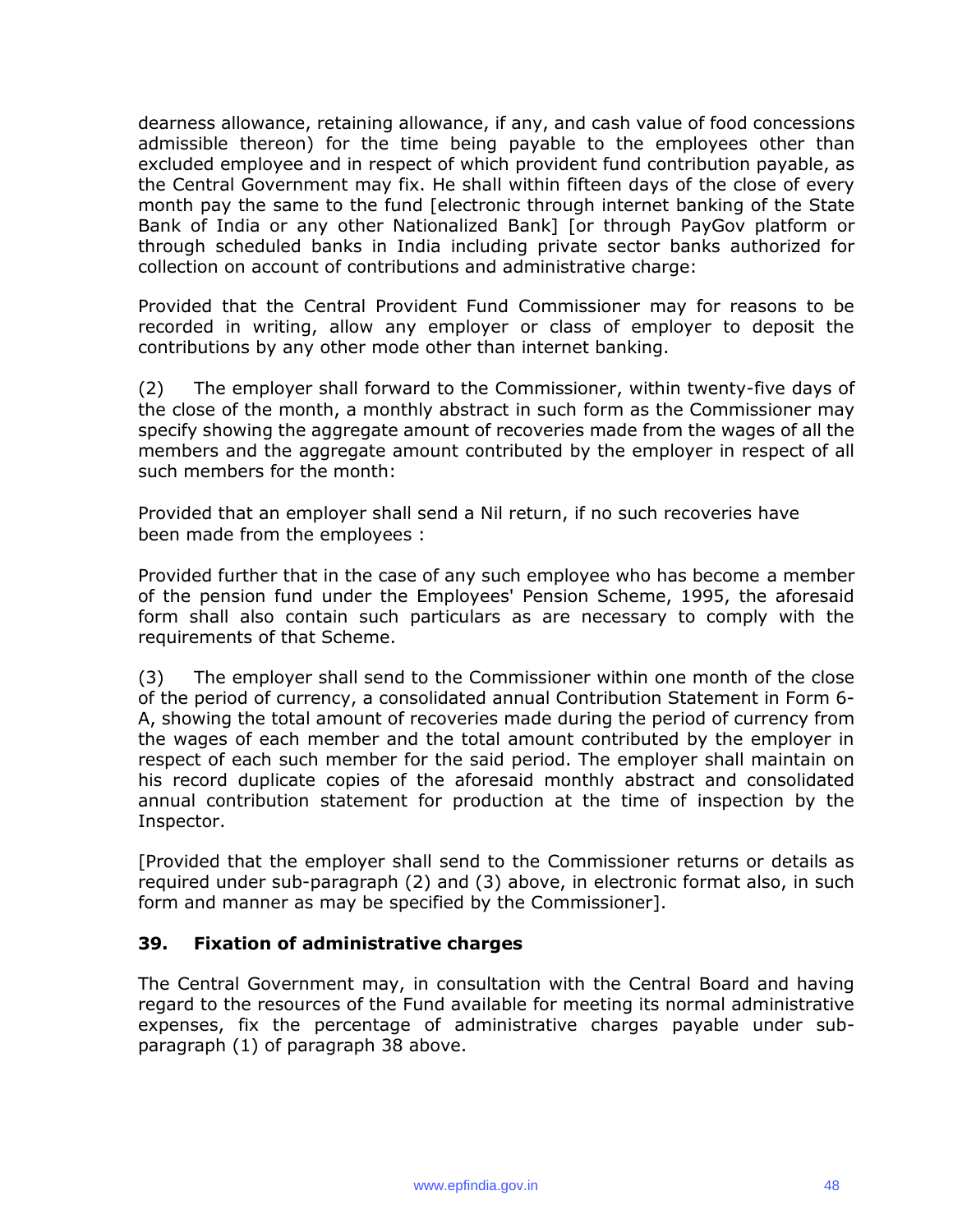dearness allowance, retaining allowance, if any, and cash value of food concessions admissible thereon) for the time being payable to the employees other than excluded employee and in respect of which provident fund contribution payable, as the Central Government may fix. He shall within fifteen days of the close of every month pay the same to the fund [electronic through internet banking of the State Bank of India or any other Nationalized Bank] [or through PayGov platform or through scheduled banks in India including private sector banks authorized for collection on account of contributions and administrative charge:

Provided that the Central Provident Fund Commissioner may for reasons to be recorded in writing, allow any employer or class of employer to deposit the contributions by any other mode other than internet banking.

(2) The employer shall forward to the Commissioner, within twenty-five days of the close of the month, a monthly abstract in such form as the Commissioner may specify showing the aggregate amount of recoveries made from the wages of all the members and the aggregate amount contributed by the employer in respect of all such members for the month:

Provided that an employer shall send a Nil return, if no such recoveries have been made from the employees :

Provided further that in the case of any such employee who has become a member of the pension fund under the Employees' Pension Scheme, 1995, the aforesaid form shall also contain such particulars as are necessary to comply with the requirements of that Scheme.

(3) The employer shall send to the Commissioner within one month of the close of the period of currency, a consolidated annual Contribution Statement in Form 6-A, showing the total amount of recoveries made during the period of currency from the wages of each member and the total amount contributed by the employer in respect of each such member for the said period. The employer shall maintain on his record duplicate copies of the aforesaid monthly abstract and consolidated annual contribution statement for production at the time of inspection by the Inspector.

[Provided that the employer shall send to the Commissioner returns or details as required under sub-paragraph (2) and (3) above, in electronic format also, in such form and manner as may be specified by the Commissioner].

### 39. Fixation of administrative charges

The Central Government may, in consultation with the Central Board and having regard to the resources of the Fund available for meeting its normal administrative expenses, fix the percentage of administrative charges payable under sub-paragraph (1) of paragraph 38 above.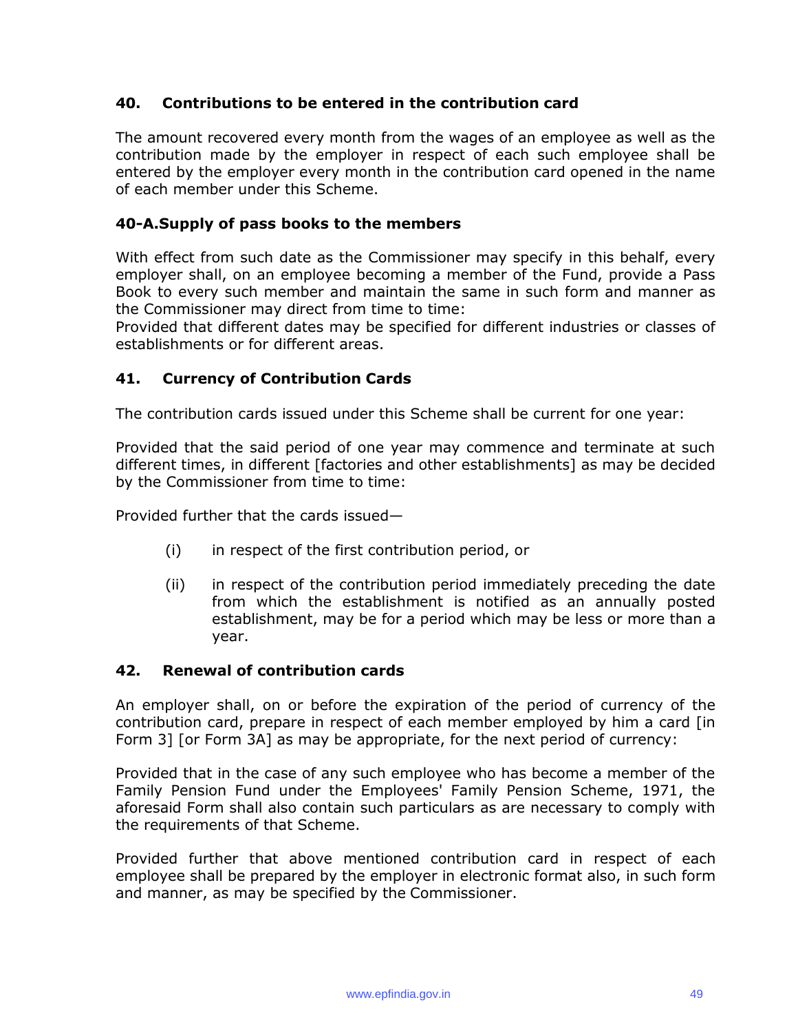### 40. Contributions to be entered in the contribution card

The amount recovered every month from the wages of an employee as well as the contribution made by the employer in respect of each such employee shall be entered by the employer every month in the contribution card opened in the name of each member under this Scheme.

### 40-A.Supply of pass books to the members

With effect from such date as the Commissioner may specify in this behalf, every employer shall, on an employee becoming a member of the Fund, provide a Pass Book to every such member and maintain the same in such form and manner as the Commissioner may direct from time to time:
Provided that different dates may be specified for different industries or classes of establishments or for different areas.

### 41. Currency of Contribution Cards

The contribution cards issued under this Scheme shall be current for one year:

Provided that the said period of one year may commence and terminate at such different times, in different [factories and other establishments] as may be decided by the Commissioner from time to time:

Provided further that the cards issued—

(i) in respect of the first contribution period, or

(ii) in respect of the contribution period immediately preceding the date from which the establishment is notified as an annually posted establishment, may be for a period which may be less or more than a year.

### 42. Renewal of contribution cards

An employer shall, on or before the expiration of the period of currency of the contribution card, prepare in respect of each member employed by him a card [in Form 3] [or Form 3A] as may be appropriate, for the next period of currency:

Provided that in the case of any such employee who has become a member of the Family Pension Fund under the Employees' Family Pension Scheme, 1971, the aforesaid Form shall also contain such particulars as are necessary to comply with the requirements of that Scheme.

Provided further that above mentioned contribution card in respect of each employee shall be prepared by the employer in electronic format also, in such form and manner, as may be specified by the Commissioner.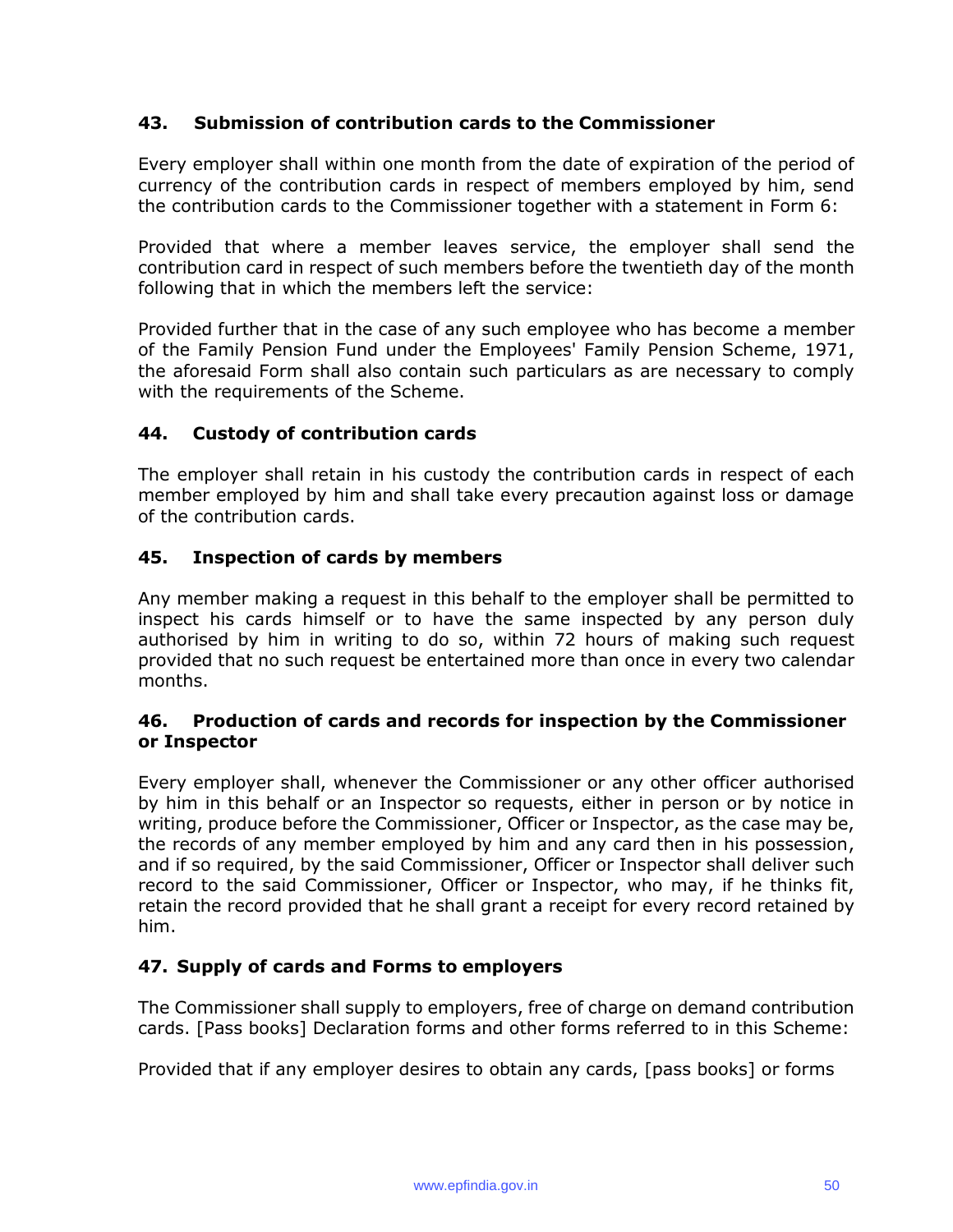### 43. Submission of contribution cards to the Commissioner

Every employer shall within one month from the date of expiration of the period of currency of the contribution cards in respect of members employed by him, send the contribution cards to the Commissioner together with a statement in Form 6:

Provided that where a member leaves service, the employer shall send the contribution card in respect of such members before the twentieth day of the month following that in which the members left the service:

Provided further that in the case of any such employee who has become a member of the Family Pension Fund under the Employees' Family Pension Scheme, 1971, the aforesaid Form shall also contain such particulars as are necessary to comply with the requirements of the Scheme.

### 44. Custody of contribution cards

The employer shall retain in his custody the contribution cards in respect of each member employed by him and shall take every precaution against loss or damage of the contribution cards.

### 45. Inspection of cards by members

Any member making a request in this behalf to the employer shall be permitted to inspect his cards himself or to have the same inspected by any person duly authorised by him in writing to do so, within 72 hours of making such request provided that no such request be entertained more than once in every two calendar months.

### 46. Production of cards and records for inspection by the Commissioner or Inspector

Every employer shall, whenever the Commissioner or any other officer authorised by him in this behalf or an Inspector so requests, either in person or by notice in writing, produce before the Commissioner, Officer or Inspector, as the case may be, the records of any member employed by him and any card then in his possession, and if so required, by the said Commissioner, Officer or Inspector shall deliver such record to the said Commissioner, Officer or Inspector, who may, if he thinks fit, retain the record provided that he shall grant a receipt for every record retained by him.

### 47. Supply of cards and Forms to employers

The Commissioner shall supply to employers, free of charge on demand contribution cards. [Pass books] Declaration forms and other forms referred to in this Scheme:

Provided that if any employer desires to obtain any cards, [pass books] or forms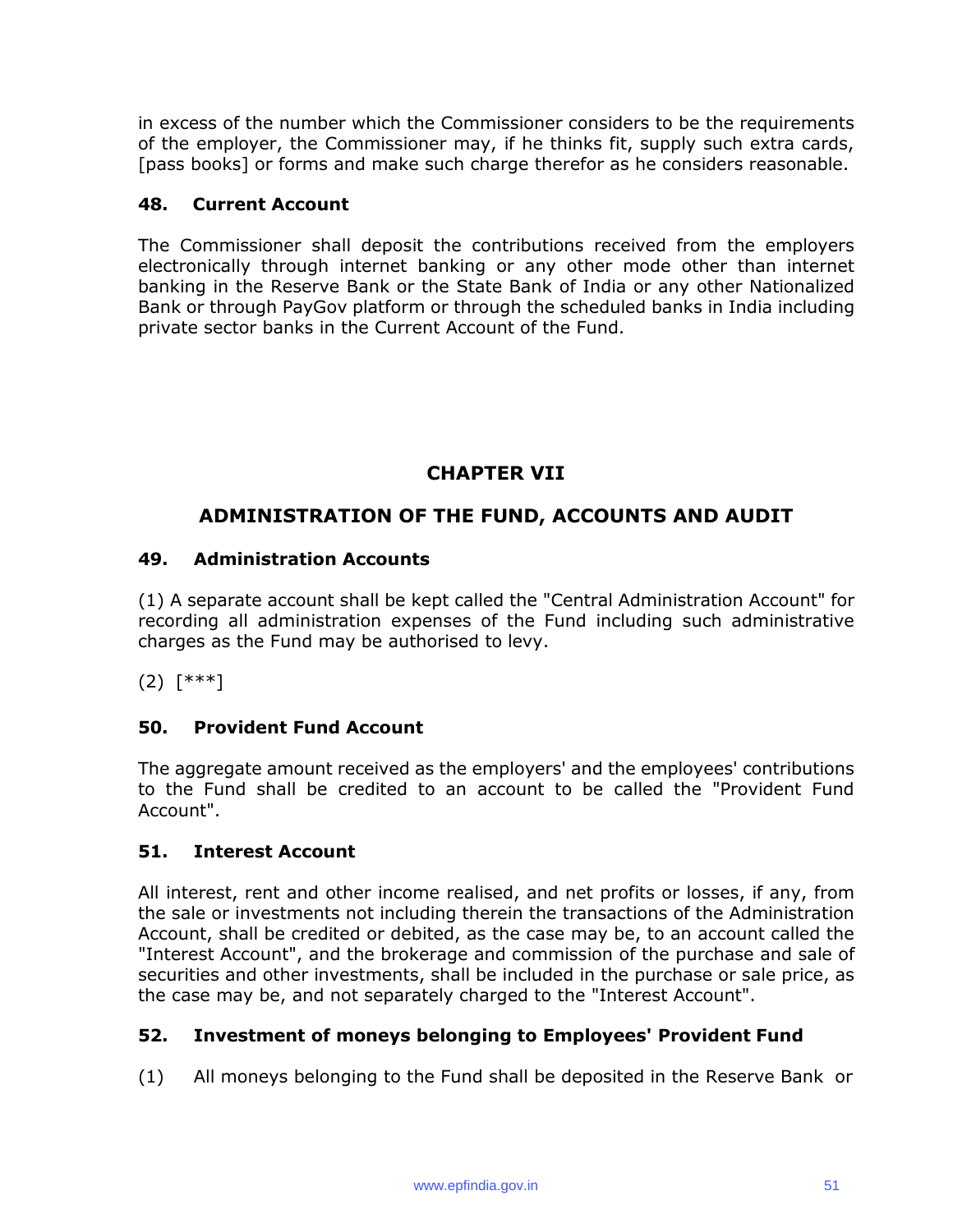in excess of the number which the Commissioner considers to be the requirements of the employer, the Commissioner may, if he thinks fit, supply such extra cards, [pass books] or forms and make such charge therefor as he considers reasonable.

**48. Current Account**

The Commissioner shall deposit the contributions received from the employers electronically through internet banking or any other mode other than internet banking in the Reserve Bank or the State Bank of India or any other Nationalized Bank or through PayGov platform or through the scheduled banks in India including private sector banks in the Current Account of the Fund.

## CHAPTER VII

## ADMINISTRATION OF THE FUND, ACCOUNTS AND AUDIT

**49. Administration Accounts**

(1) A separate account shall be kept called the "Central Administration Account" for recording all administration expenses of the Fund including such administrative charges as the Fund may be authorised to levy.

(2) [***]

**50. Provident Fund Account**

The aggregate amount received as the employers' and the employees' contributions to the Fund shall be credited to an account to be called the "Provident Fund Account".

**51. Interest Account**

All interest, rent and other income realised, and net profits or losses, if any, from the sale or investments not including therein the transactions of the Administration Account, shall be credited or debited, as the case may be, to an account called the "Interest Account", and the brokerage and commission of the purchase and sale of securities and other investments, shall be included in the purchase or sale price, as the case may be, and not separately charged to the "Interest Account".

**52. Investment of moneys belonging to Employees' Provident Fund**

(1) All moneys belonging to the Fund shall be deposited in the Reserve Bank or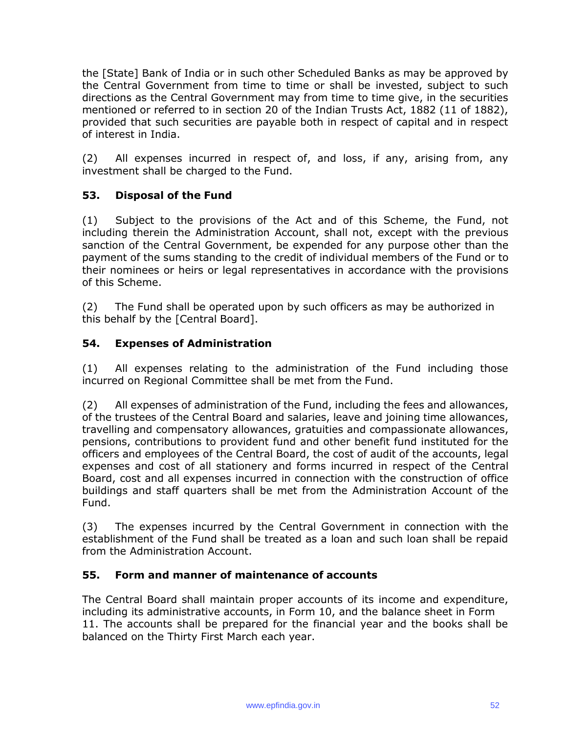the [State] Bank of India or in such other Scheduled Banks as may be approved by the Central Government from time to time or shall be invested, subject to such directions as the Central Government may from time to time give, in the securities mentioned or referred to in section 20 of the Indian Trusts Act, 1882 (11 of 1882), provided that such securities are payable both in respect of capital and in respect of interest in India.

(2) All expenses incurred in respect of, and loss, if any, arising from, any investment shall be charged to the Fund.

### 53. Disposal of the Fund

(1) Subject to the provisions of the Act and of this Scheme, the Fund, not including therein the Administration Account, shall not, except with the previous sanction of the Central Government, be expended for any purpose other than the payment of the sums standing to the credit of individual members of the Fund or to their nominees or heirs or legal representatives in accordance with the provisions of this Scheme.

(2) The Fund shall be operated upon by such officers as may be authorized in this behalf by the [Central Board].

### 54. Expenses of Administration

(1) All expenses relating to the administration of the Fund including those incurred on Regional Committee shall be met from the Fund.

(2) All expenses of administration of the Fund, including the fees and allowances, of the trustees of the Central Board and salaries, leave and joining time allowances, travelling and compensatory allowances, gratuities and compassionate allowances, pensions, contributions to provident fund and other benefit fund instituted for the officers and employees of the Central Board, the cost of audit of the accounts, legal expenses and cost of all stationery and forms incurred in respect of the Central Board, cost and all expenses incurred in connection with the construction of office buildings and staff quarters shall be met from the Administration Account of the Fund.

(3) The expenses incurred by the Central Government in connection with the establishment of the Fund shall be treated as a loan and such loan shall be repaid from the Administration Account.

### 55. Form and manner of maintenance of accounts

The Central Board shall maintain proper accounts of its income and expenditure, including its administrative accounts, in Form 10, and the balance sheet in Form 11. The accounts shall be prepared for the financial year and the books shall be balanced on the Thirty First March each year.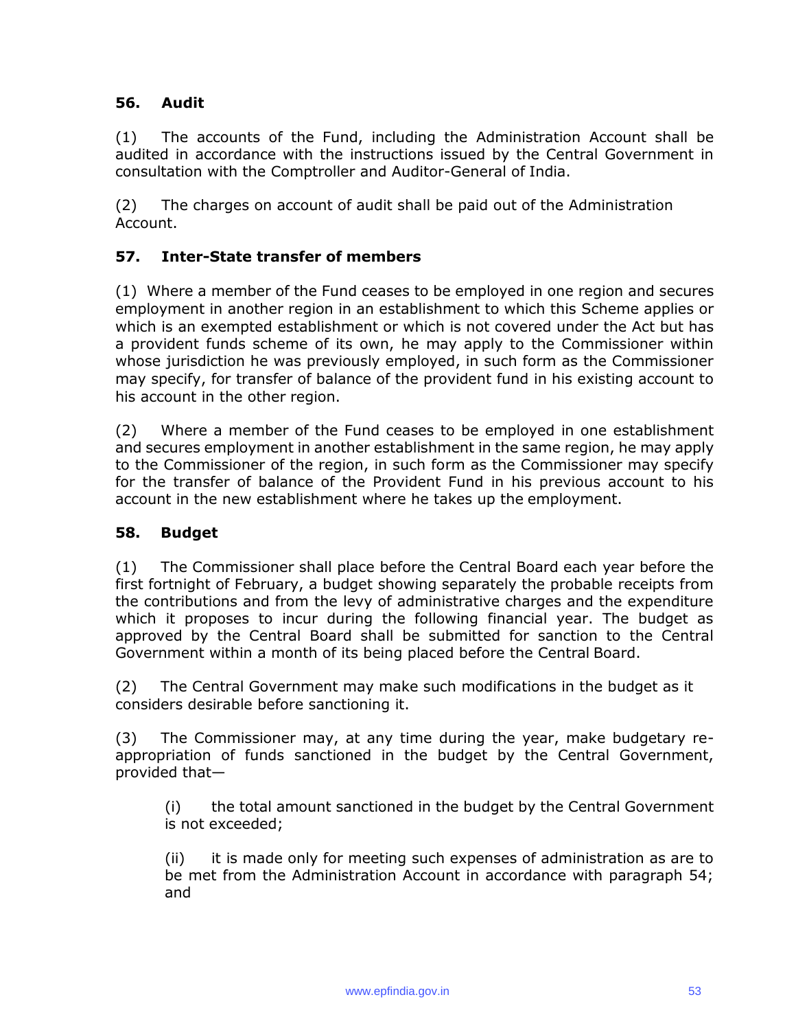### 56. Audit

(1) The accounts of the Fund, including the Administration Account shall be audited in accordance with the instructions issued by the Central Government in consultation with the Comptroller and Auditor-General of India.

(2) The charges on account of audit shall be paid out of the Administration Account.

### 57. Inter-State transfer of members

(1) Where a member of the Fund ceases to be employed in one region and secures employment in another region in an establishment to which this Scheme applies or which is an exempted establishment or which is not covered under the Act but has a provident funds scheme of its own, he may apply to the Commissioner within whose jurisdiction he was previously employed, in such form as the Commissioner may specify, for transfer of balance of the provident fund in his existing account to his account in the other region.

(2) Where a member of the Fund ceases to be employed in one establishment and secures employment in another establishment in the same region, he may apply to the Commissioner of the region, in such form as the Commissioner may specify for the transfer of balance of the Provident Fund in his previous account to his account in the new establishment where he takes up the employment.

### 58. Budget

(1) The Commissioner shall place before the Central Board each year before the first fortnight of February, a budget showing separately the probable receipts from the contributions and from the levy of administrative charges and the expenditure which it proposes to incur during the following financial year. The budget as approved by the Central Board shall be submitted for sanction to the Central Government within a month of its being placed before the Central Board.

(2) The Central Government may make such modifications in the budget as it considers desirable before sanctioning it.

(3) The Commissioner may, at any time during the year, make budgetary re-appropriation of funds sanctioned in the budget by the Central Government, provided that—

> (i) the total amount sanctioned in the budget by the Central Government is not exceeded;
>
> (ii) it is made only for meeting such expenses of administration as are to be met from the Administration Account in accordance with paragraph 54; and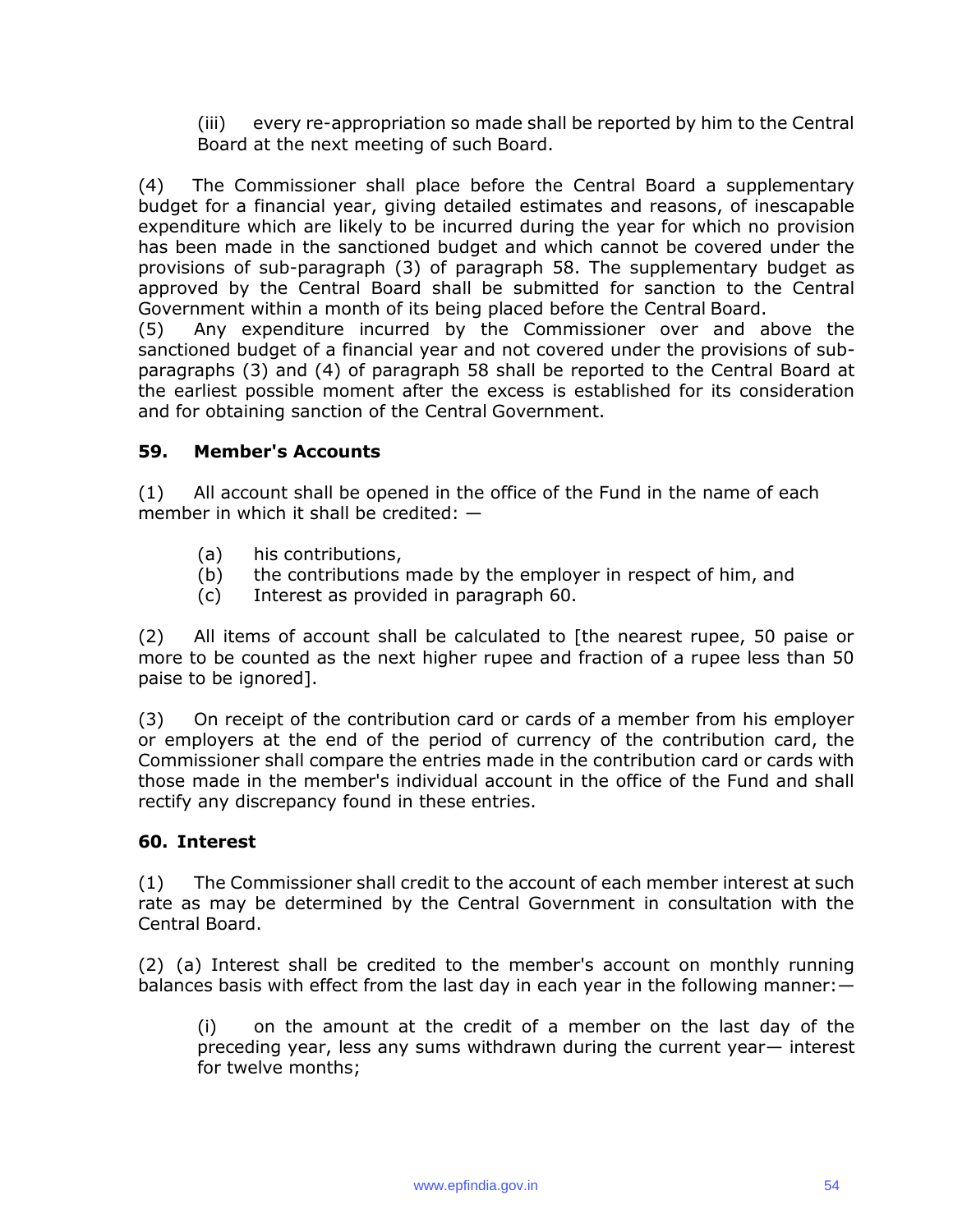(iii) every re-appropriation so made shall be reported by him to the Central Board at the next meeting of such Board.

(4) The Commissioner shall place before the Central Board a supplementary budget for a financial year, giving detailed estimates and reasons, of inescapable expenditure which are likely to be incurred during the year for which no provision has been made in the sanctioned budget and which cannot be covered under the provisions of sub-paragraph (3) of paragraph 58. The supplementary budget as approved by the Central Board shall be submitted for sanction to the Central Government within a month of its being placed before the Central Board.

(5) Any expenditure incurred by the Commissioner over and above the sanctioned budget of a financial year and not covered under the provisions of sub-paragraphs (3) and (4) of paragraph 58 shall be reported to the Central Board at the earliest possible moment after the excess is established for its consideration and for obtaining sanction of the Central Government.

### 59. Member's Accounts

(1) All account shall be opened in the office of the Fund in the name of each member in which it shall be credited: —

- (a) his contributions,
- (b) the contributions made by the employer in respect of him, and
- (c) Interest as provided in paragraph 60.

(2) All items of account shall be calculated to [the nearest rupee, 50 paise or more to be counted as the next higher rupee and fraction of a rupee less than 50 paise to be ignored].

(3) On receipt of the contribution card or cards of a member from his employer or employers at the end of the period of currency of the contribution card, the Commissioner shall compare the entries made in the contribution card or cards with those made in the member's individual account in the office of the Fund and shall rectify any discrepancy found in these entries.

### 60. Interest

(1) The Commissioner shall credit to the account of each member interest at such rate as may be determined by the Central Government in consultation with the Central Board.

(2) (a) Interest shall be credited to the member's account on monthly running balances basis with effect from the last day in each year in the following manner:—

(i) on the amount at the credit of a member on the last day of the preceding year, less any sums withdrawn during the current year— interest for twelve months;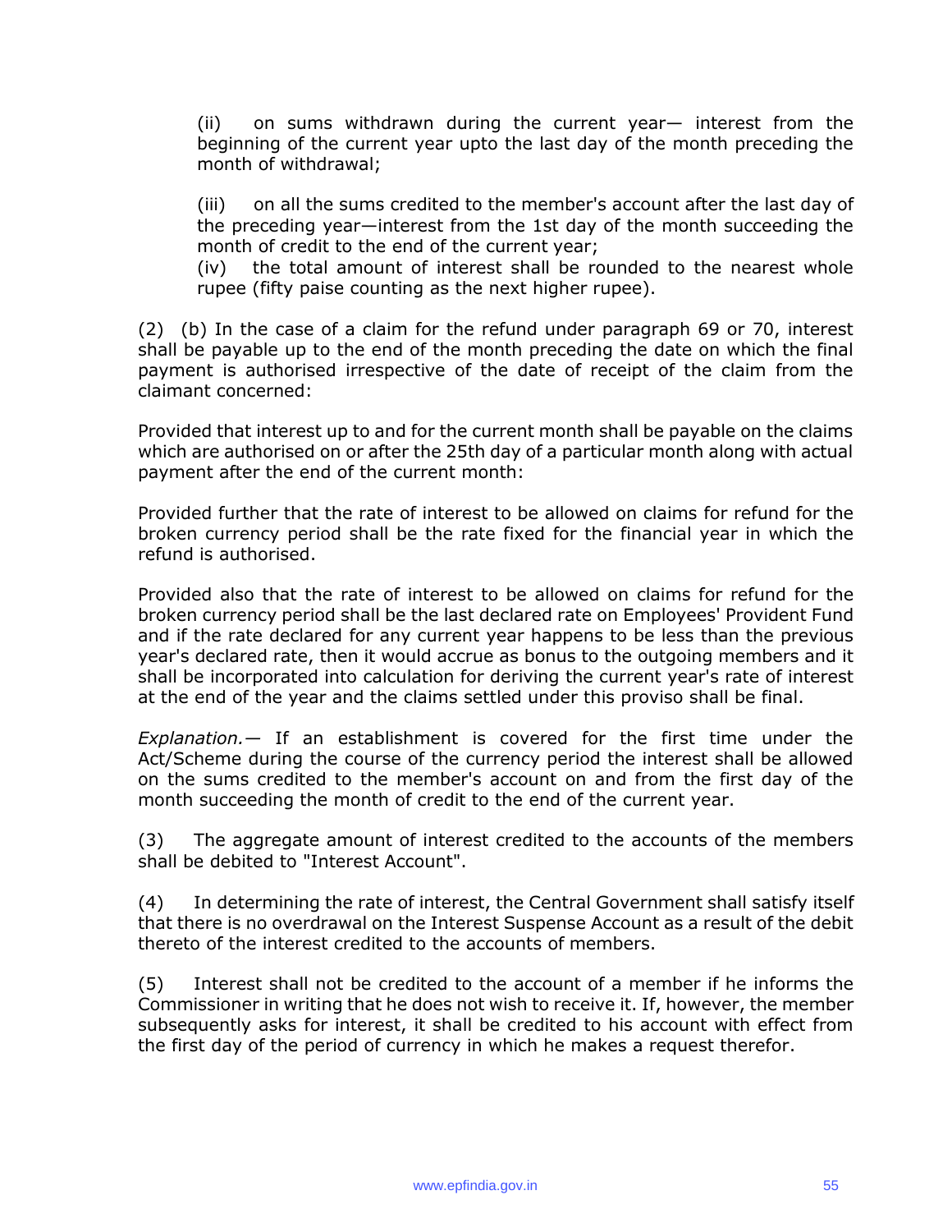(ii) on sums withdrawn during the current year— interest from the beginning of the current year upto the last day of the month preceding the month of withdrawal;

(iii) on all the sums credited to the member's account after the last day of the preceding year—interest from the 1st day of the month succeeding the month of credit to the end of the current year;

(iv) the total amount of interest shall be rounded to the nearest whole rupee (fifty paise counting as the next higher rupee).

(2) (b) In the case of a claim for the refund under paragraph 69 or 70, interest shall be payable up to the end of the month preceding the date on which the final payment is authorised irrespective of the date of receipt of the claim from the claimant concerned:

Provided that interest up to and for the current month shall be payable on the claims which are authorised on or after the 25th day of a particular month along with actual payment after the end of the current month:

Provided further that the rate of interest to be allowed on claims for refund for the broken currency period shall be the rate fixed for the financial year in which the refund is authorised.

Provided also that the rate of interest to be allowed on claims for refund for the broken currency period shall be the last declared rate on Employees' Provident Fund and if the rate declared for any current year happens to be less than the previous year's declared rate, then it would accrue as bonus to the outgoing members and it shall be incorporated into calculation for deriving the current year's rate of interest at the end of the year and the claims settled under this proviso shall be final.

*Explanation.*— If an establishment is covered for the first time under the Act/Scheme during the course of the currency period the interest shall be allowed on the sums credited to the member's account on and from the first day of the month succeeding the month of credit to the end of the current year.

(3) The aggregate amount of interest credited to the accounts of the members shall be debited to "Interest Account".

(4) In determining the rate of interest, the Central Government shall satisfy itself that there is no overdrawal on the Interest Suspense Account as a result of the debit thereto of the interest credited to the accounts of members.

(5) Interest shall not be credited to the account of a member if he informs the Commissioner in writing that he does not wish to receive it. If, however, the member subsequently asks for interest, it shall be credited to his account with effect from the first day of the period of currency in which he makes a request therefor.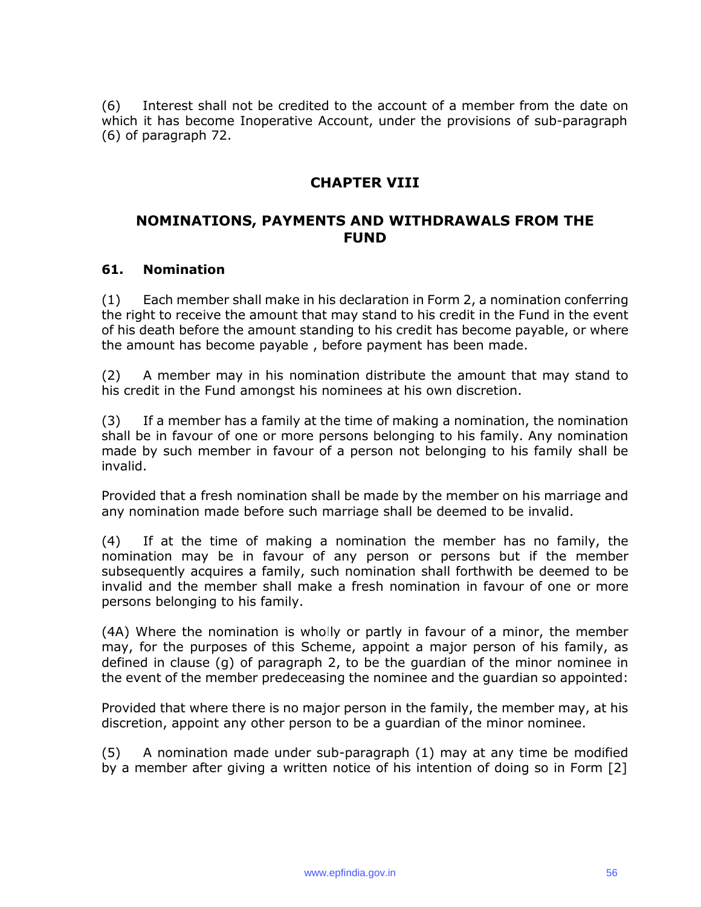(6) Interest shall not be credited to the account of a member from the date on which it has become Inoperative Account, under the provisions of sub-paragraph (6) of paragraph 72.

## CHAPTER VIII

## NOMINATIONS, PAYMENTS AND WITHDRAWALS FROM THE FUND

### 61. Nomination

(1) Each member shall make in his declaration in Form 2, a nomination conferring the right to receive the amount that may stand to his credit in the Fund in the event of his death before the amount standing to his credit has become payable, or where the amount has become payable , before payment has been made.

(2) A member may in his nomination distribute the amount that may stand to his credit in the Fund amongst his nominees at his own discretion.

(3) If a member has a family at the time of making a nomination, the nomination shall be in favour of one or more persons belonging to his family. Any nomination made by such member in favour of a person not belonging to his family shall be invalid.

Provided that a fresh nomination shall be made by the member on his marriage and any nomination made before such marriage shall be deemed to be invalid.

(4) If at the time of making a nomination the member has no family, the nomination may be in favour of any person or persons but if the member subsequently acquires a family, such nomination shall forthwith be deemed to be invalid and the member shall make a fresh nomination in favour of one or more persons belonging to his family.

(4A) Where the nomination is wholly or partly in favour of a minor, the member may, for the purposes of this Scheme, appoint a major person of his family, as defined in clause (g) of paragraph 2, to be the guardian of the minor nominee in the event of the member predeceasing the nominee and the guardian so appointed:

Provided that where there is no major person in the family, the member may, at his discretion, appoint any other person to be a guardian of the minor nominee.

(5) A nomination made under sub-paragraph (1) may at any time be modified by a member after giving a written notice of his intention of doing so in Form [2]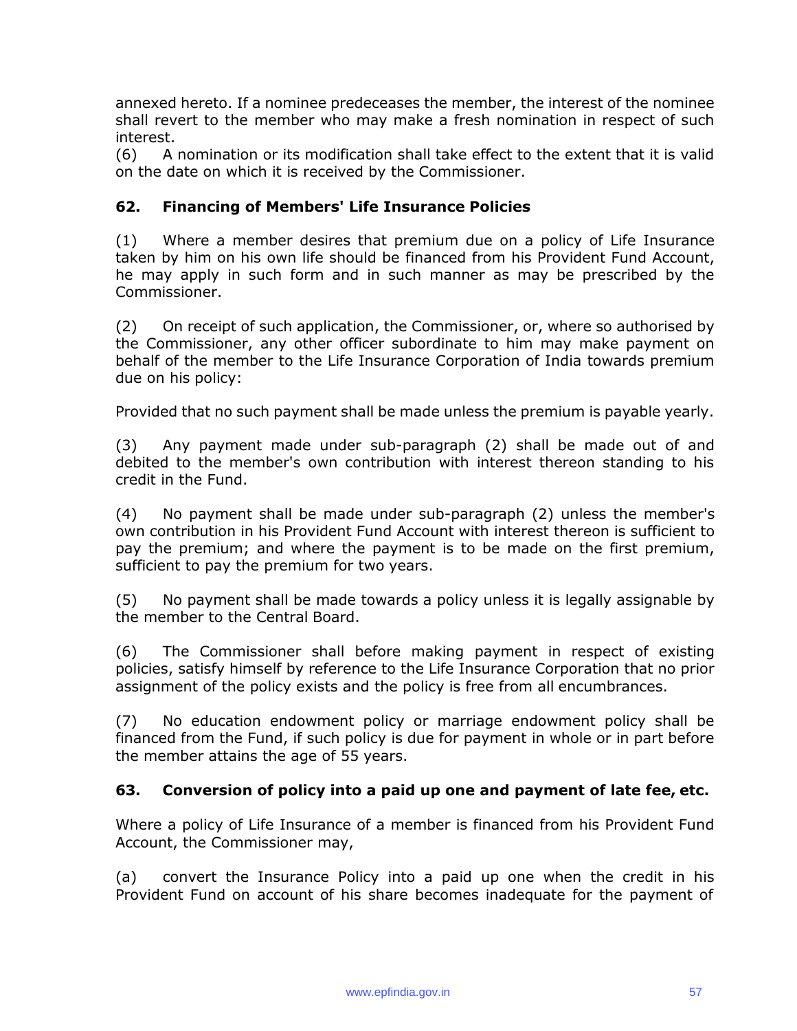annexed hereto. If a nominee predeceases the member, the interest of the nominee shall revert to the member who may make a fresh nomination in respect of such interest.

(6) A nomination or its modification shall take effect to the extent that it is valid on the date on which it is received by the Commissioner.

### 62. Financing of Members' Life Insurance Policies

(1) Where a member desires that premium due on a policy of Life Insurance taken by him on his own life should be financed from his Provident Fund Account, he may apply in such form and in such manner as may be prescribed by the Commissioner.

(2) On receipt of such application, the Commissioner, or, where so authorised by the Commissioner, any other officer subordinate to him may make payment on behalf of the member to the Life Insurance Corporation of India towards premium due on his policy:

Provided that no such payment shall be made unless the premium is payable yearly.

(3) Any payment made under sub-paragraph (2) shall be made out of and debited to the member's own contribution with interest thereon standing to his credit in the Fund.

(4) No payment shall be made under sub-paragraph (2) unless the member's own contribution in his Provident Fund Account with interest thereon is sufficient to pay the premium; and where the payment is to be made on the first premium, sufficient to pay the premium for two years.

(5) No payment shall be made towards a policy unless it is legally assignable by the member to the Central Board.

(6) The Commissioner shall before making payment in respect of existing policies, satisfy himself by reference to the Life Insurance Corporation that no prior assignment of the policy exists and the policy is free from all encumbrances.

(7) No education endowment policy or marriage endowment policy shall be financed from the Fund, if such policy is due for payment in whole or in part before the member attains the age of 55 years.

### 63. Conversion of policy into a paid up one and payment of late fee, etc.

Where a policy of Life Insurance of a member is financed from his Provident Fund Account, the Commissioner may,

(a) convert the Insurance Policy into a paid up one when the credit in his Provident Fund on account of his share becomes inadequate for the payment of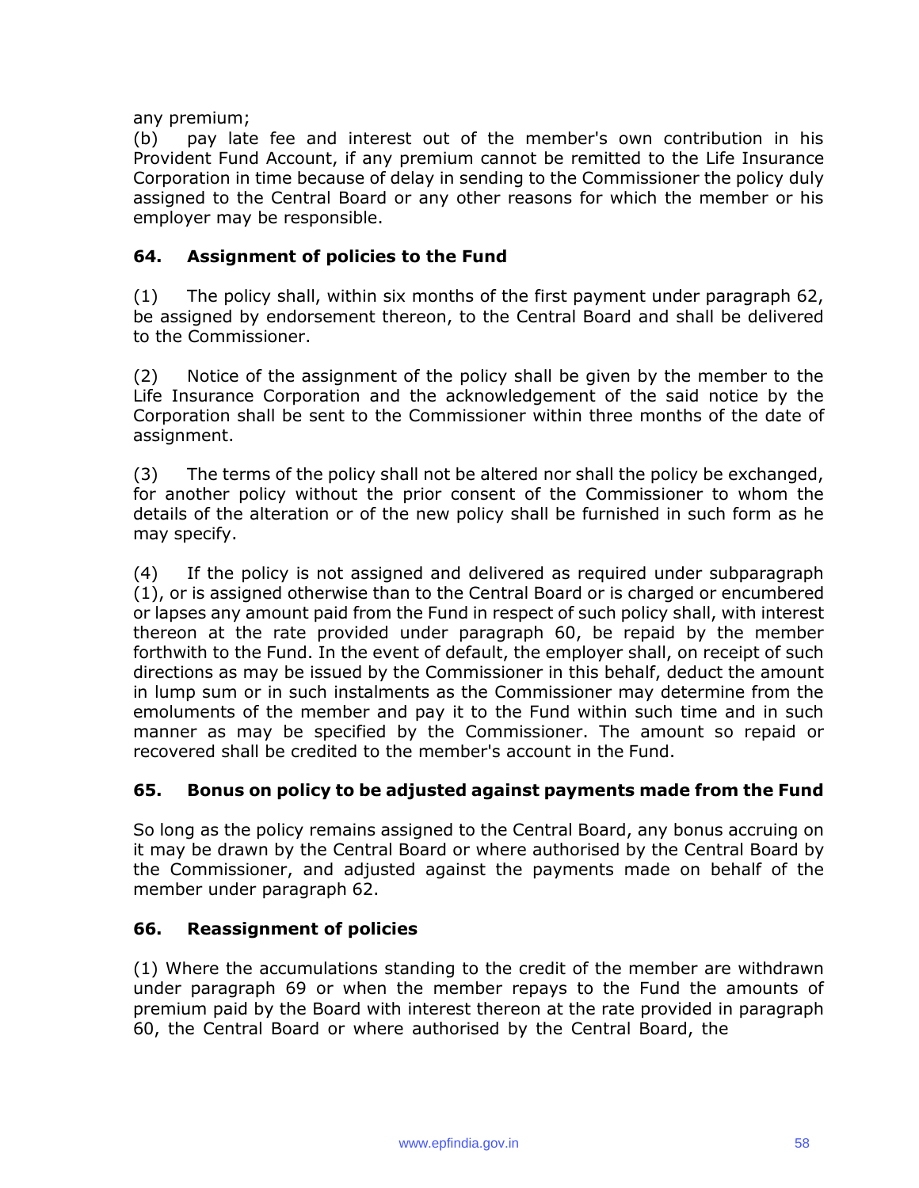any premium;

(b) pay late fee and interest out of the member's own contribution in his Provident Fund Account, if any premium cannot be remitted to the Life Insurance Corporation in time because of delay in sending to the Commissioner the policy duly assigned to the Central Board or any other reasons for which the member or his employer may be responsible.

### 64. Assignment of policies to the Fund

(1) The policy shall, within six months of the first payment under paragraph 62, be assigned by endorsement thereon, to the Central Board and shall be delivered to the Commissioner.

(2) Notice of the assignment of the policy shall be given by the member to the Life Insurance Corporation and the acknowledgement of the said notice by the Corporation shall be sent to the Commissioner within three months of the date of assignment.

(3) The terms of the policy shall not be altered nor shall the policy be exchanged, for another policy without the prior consent of the Commissioner to whom the details of the alteration or of the new policy shall be furnished in such form as he may specify.

(4) If the policy is not assigned and delivered as required under subparagraph (1), or is assigned otherwise than to the Central Board or is charged or encumbered or lapses any amount paid from the Fund in respect of such policy shall, with interest thereon at the rate provided under paragraph 60, be repaid by the member forthwith to the Fund. In the event of default, the employer shall, on receipt of such directions as may be issued by the Commissioner in this behalf, deduct the amount in lump sum or in such instalments as the Commissioner may determine from the emoluments of the member and pay it to the Fund within such time and in such manner as may be specified by the Commissioner. The amount so repaid or recovered shall be credited to the member's account in the Fund.

### 65. Bonus on policy to be adjusted against payments made from the Fund

So long as the policy remains assigned to the Central Board, any bonus accruing on it may be drawn by the Central Board or where authorised by the Central Board by the Commissioner, and adjusted against the payments made on behalf of the member under paragraph 62.

### 66. Reassignment of policies

(1) Where the accumulations standing to the credit of the member are withdrawn under paragraph 69 or when the member repays to the Fund the amounts of premium paid by the Board with interest thereon at the rate provided in paragraph 60, the Central Board or where authorised by the Central Board, the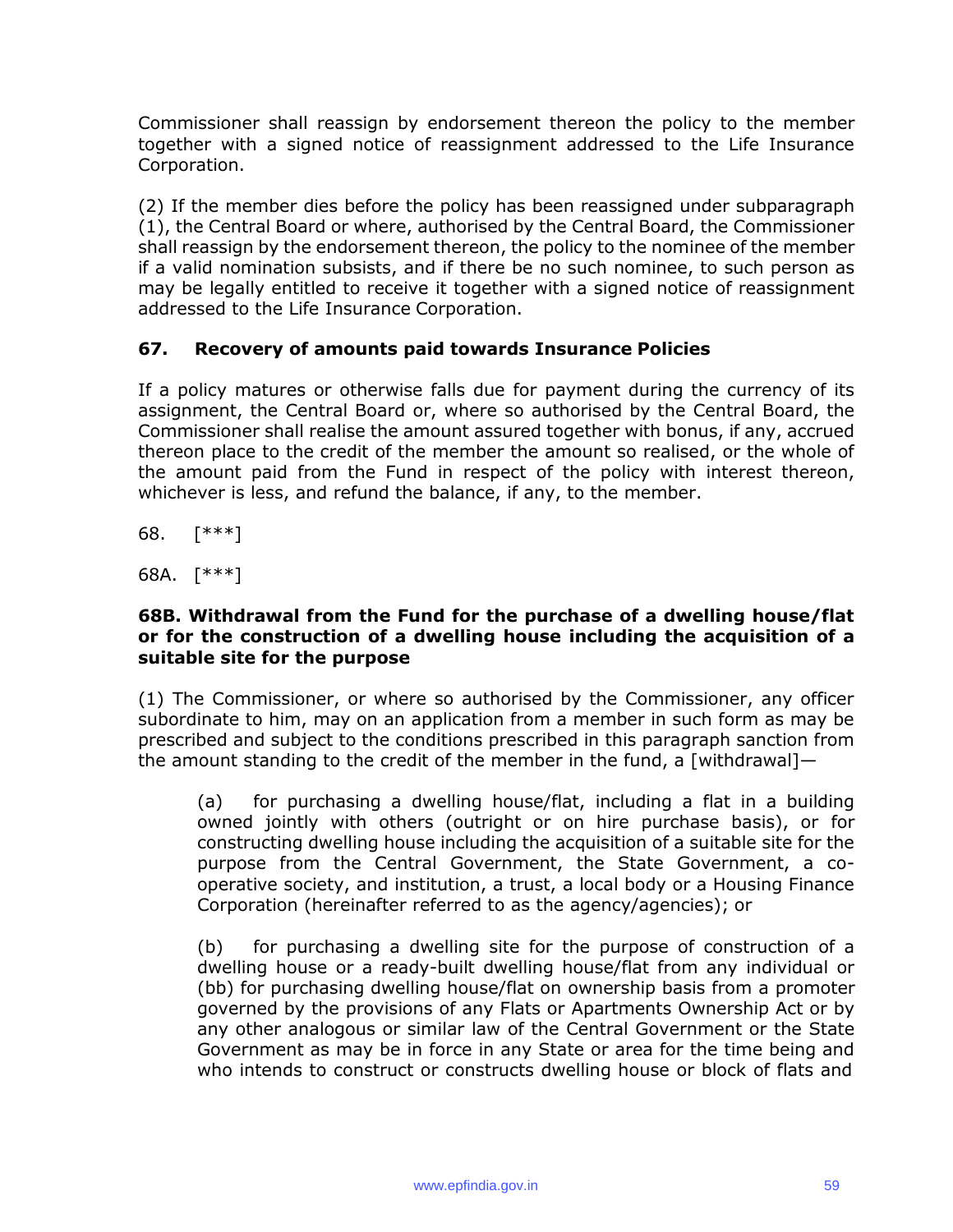Commissioner shall reassign by endorsement thereon the policy to the member together with a signed notice of reassignment addressed to the Life Insurance Corporation.

(2) If the member dies before the policy has been reassigned under subparagraph (1), the Central Board or where, authorised by the Central Board, the Commissioner shall reassign by the endorsement thereon, the policy to the nominee of the member if a valid nomination subsists, and if there be no such nominee, to such person as may be legally entitled to receive it together with a signed notice of reassignment addressed to the Life Insurance Corporation.

### 67. Recovery of amounts paid towards Insurance Policies

If a policy matures or otherwise falls due for payment during the currency of its assignment, the Central Board or, where so authorised by the Central Board, the Commissioner shall realise the amount assured together with bonus, if any, accrued thereon place to the credit of the member the amount so realised, or the whole of the amount paid from the Fund in respect of the policy with interest thereon, whichever is less, and refund the balance, if any, to the member.

68. [***]

68A. [***]

### 68B. Withdrawal from the Fund for the purchase of a dwelling house/flat or for the construction of a dwelling house including the acquisition of a suitable site for the purpose

(1) The Commissioner, or where so authorised by the Commissioner, any officer subordinate to him, may on an application from a member in such form as may be prescribed and subject to the conditions prescribed in this paragraph sanction from the amount standing to the credit of the member in the fund, a [withdrawal]—

> (a) for purchasing a dwelling house/flat, including a flat in a building owned jointly with others (outright or on hire purchase basis), or for constructing dwelling house including the acquisition of a suitable site for the purpose from the Central Government, the State Government, a co-operative society, and institution, a trust, a local body or a Housing Finance Corporation (hereinafter referred to as the agency/agencies); or
>
> (b) for purchasing a dwelling site for the purpose of construction of a dwelling house or a ready-built dwelling house/flat from any individual or (bb) for purchasing dwelling house/flat on ownership basis from a promoter governed by the provisions of any Flats or Apartments Ownership Act or by any other analogous or similar law of the Central Government or the State Government as may be in force in any State or area for the time being and who intends to construct or constructs dwelling house or block of flats and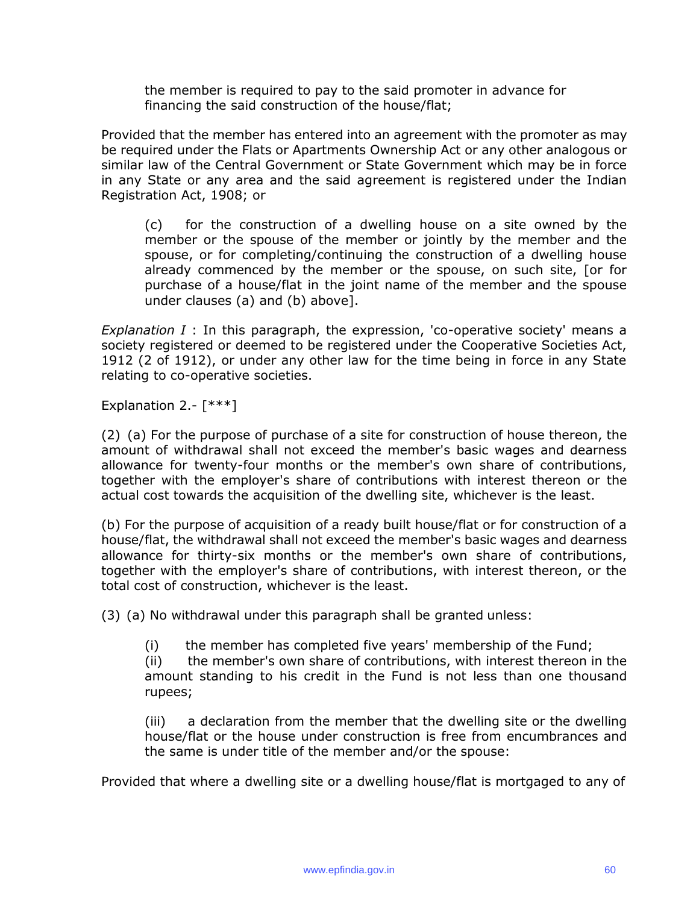the member is required to pay to the said promoter in advance for financing the said construction of the house/flat;

Provided that the member has entered into an agreement with the promoter as may be required under the Flats or Apartments Ownership Act or any other analogous or similar law of the Central Government or State Government which may be in force in any State or any area and the said agreement is registered under the Indian Registration Act, 1908; or

(c) for the construction of a dwelling house on a site owned by the member or the spouse of the member or jointly by the member and the spouse, or for completing/continuing the construction of a dwelling house already commenced by the member or the spouse, on such site, [or for purchase of a house/flat in the joint name of the member and the spouse under clauses (a) and (b) above].

*Explanation I* : In this paragraph, the expression, 'co-operative society' means a society registered or deemed to be registered under the Cooperative Societies Act, 1912 (2 of 1912), or under any other law for the time being in force in any State relating to co-operative societies.

Explanation 2.- [***]

(2) (a) For the purpose of purchase of a site for construction of house thereon, the amount of withdrawal shall not exceed the member's basic wages and dearness allowance for twenty-four months or the member's own share of contributions, together with the employer's share of contributions with interest thereon or the actual cost towards the acquisition of the dwelling site, whichever is the least.

(b) For the purpose of acquisition of a ready built house/flat or for construction of a house/flat, the withdrawal shall not exceed the member's basic wages and dearness allowance for thirty-six months or the member's own share of contributions, together with the employer's share of contributions, with interest thereon, or the total cost of construction, whichever is the least.

(3) (a) No withdrawal under this paragraph shall be granted unless:

(i) the member has completed five years' membership of the Fund;

(ii) the member's own share of contributions, with interest thereon in the amount standing to his credit in the Fund is not less than one thousand rupees;

(iii) a declaration from the member that the dwelling site or the dwelling house/flat or the house under construction is free from encumbrances and the same is under title of the member and/or the spouse:

Provided that where a dwelling site or a dwelling house/flat is mortgaged to any of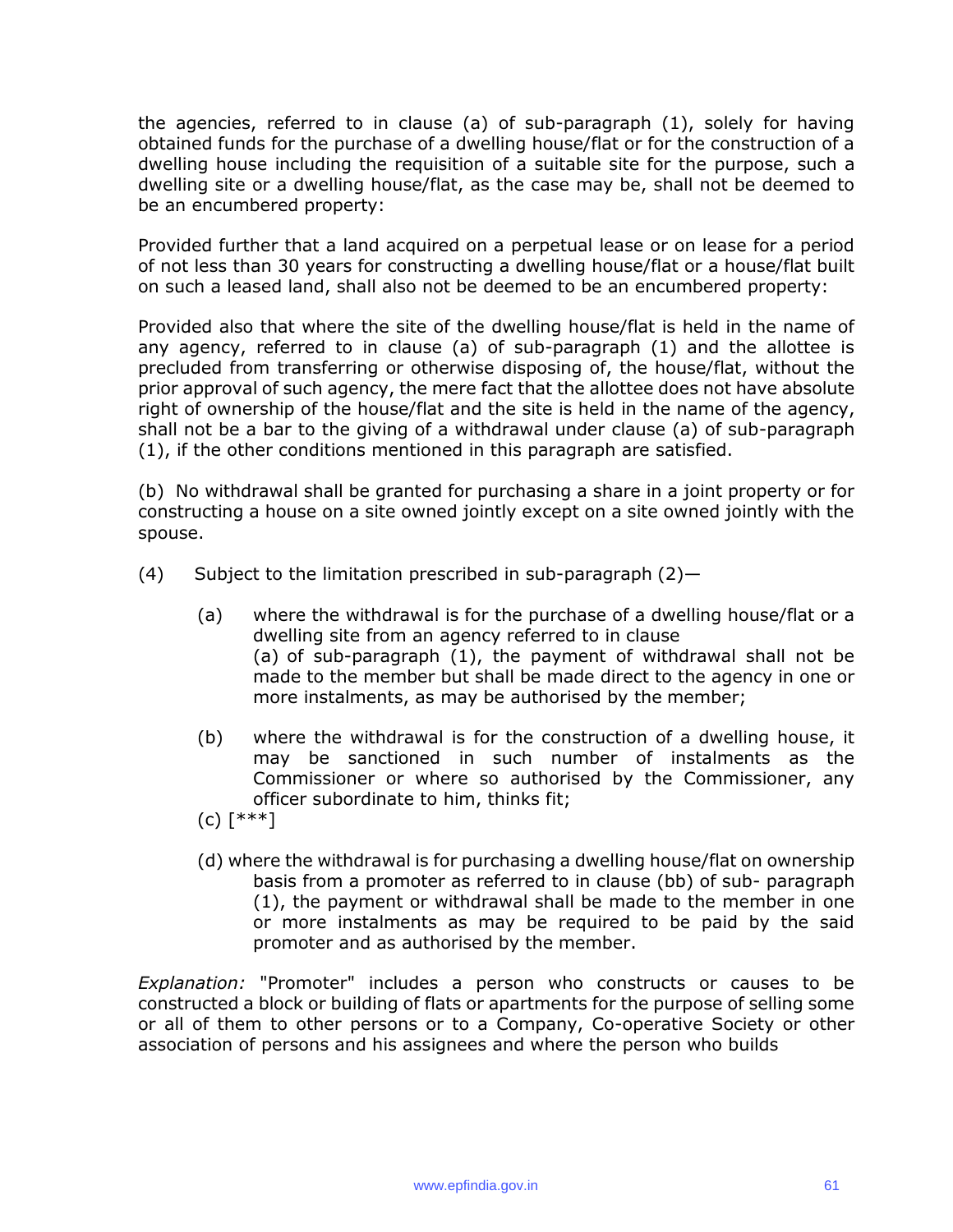the agencies, referred to in clause (a) of sub-paragraph (1), solely for having obtained funds for the purchase of a dwelling house/flat or for the construction of a dwelling house including the requisition of a suitable site for the purpose, such a dwelling site or a dwelling house/flat, as the case may be, shall not be deemed to be an encumbered property:

Provided further that a land acquired on a perpetual lease or on lease for a period of not less than 30 years for constructing a dwelling house/flat or a house/flat built on such a leased land, shall also not be deemed to be an encumbered property:

Provided also that where the site of the dwelling house/flat is held in the name of any agency, referred to in clause (a) of sub-paragraph (1) and the allottee is precluded from transferring or otherwise disposing of, the house/flat, without the prior approval of such agency, the mere fact that the allottee does not have absolute right of ownership of the house/flat and the site is held in the name of the agency, shall not be a bar to the giving of a withdrawal under clause (a) of sub-paragraph (1), if the other conditions mentioned in this paragraph are satisfied.

(b) No withdrawal shall be granted for purchasing a share in a joint property or for constructing a house on a site owned jointly except on a site owned jointly with the spouse.

(4) Subject to the limitation prescribed in sub-paragraph (2)—

(a) where the withdrawal is for the purchase of a dwelling house/flat or a dwelling site from an agency referred to in clause (a) of sub-paragraph (1), the payment of withdrawal shall not be made to the member but shall be made direct to the agency in one or more instalments, as may be authorised by the member;

(b) where the withdrawal is for the construction of a dwelling house, it may be sanctioned in such number of instalments as the Commissioner or where so authorised by the Commissioner, any officer subordinate to him, thinks fit;

(c) [***]

(d) where the withdrawal is for purchasing a dwelling house/flat on ownership basis from a promoter as referred to in clause (bb) of sub- paragraph (1), the payment or withdrawal shall be made to the member in one or more instalments as may be required to be paid by the said promoter and as authorised by the member.

*Explanation:* "Promoter" includes a person who constructs or causes to be constructed a block or building of flats or apartments for the purpose of selling some or all of them to other persons or to a Company, Co-operative Society or other association of persons and his assignees and where the person who builds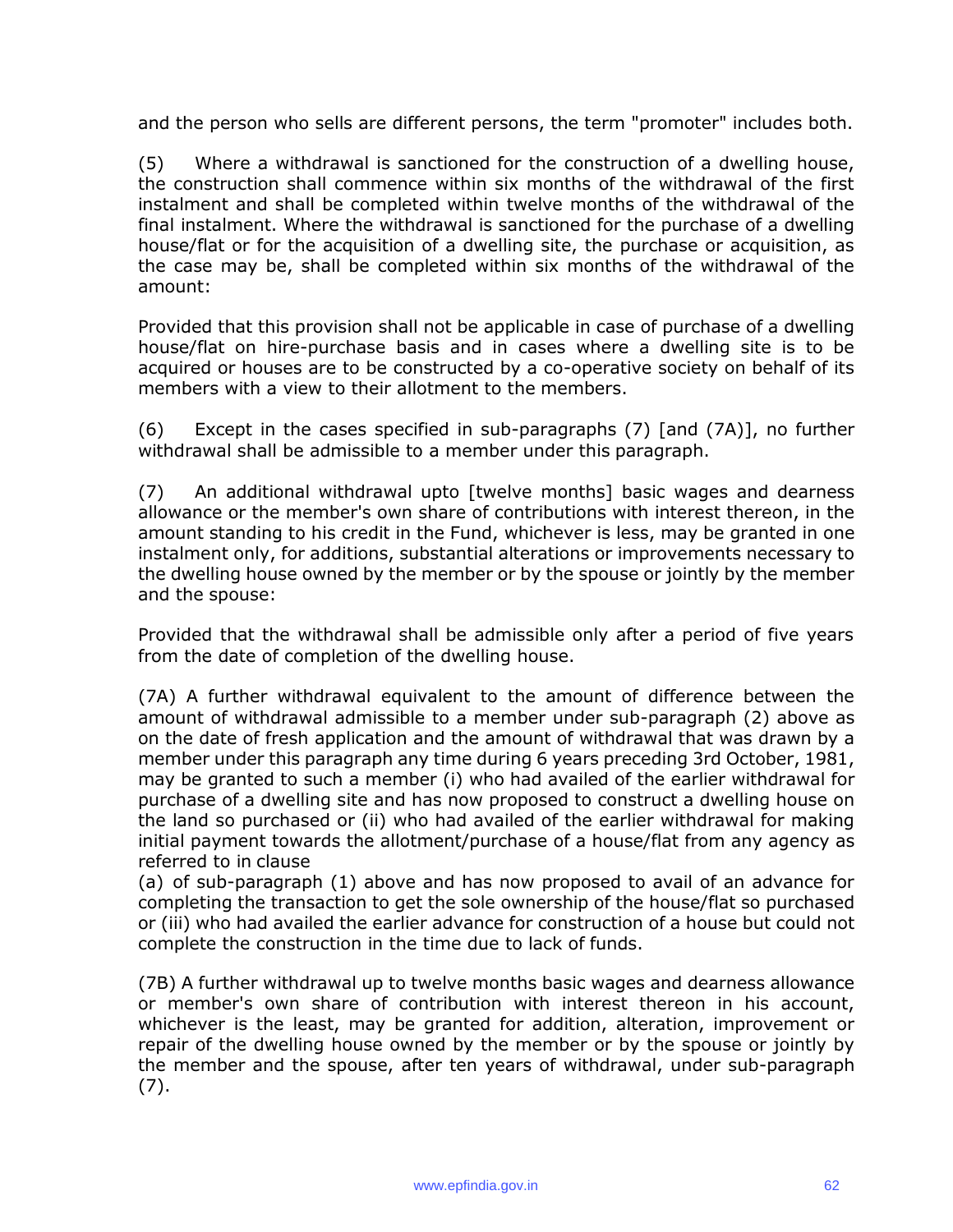and the person who sells are different persons, the term "promoter" includes both.

(5) Where a withdrawal is sanctioned for the construction of a dwelling house, the construction shall commence within six months of the withdrawal of the first instalment and shall be completed within twelve months of the withdrawal of the final instalment. Where the withdrawal is sanctioned for the purchase of a dwelling house/flat or for the acquisition of a dwelling site, the purchase or acquisition, as the case may be, shall be completed within six months of the withdrawal of the amount:

Provided that this provision shall not be applicable in case of purchase of a dwelling house/flat on hire-purchase basis and in cases where a dwelling site is to be acquired or houses are to be constructed by a co-operative society on behalf of its members with a view to their allotment to the members.

(6) Except in the cases specified in sub-paragraphs (7) [and (7A)], no further withdrawal shall be admissible to a member under this paragraph.

(7) An additional withdrawal upto [twelve months] basic wages and dearness allowance or the member's own share of contributions with interest thereon, in the amount standing to his credit in the Fund, whichever is less, may be granted in one instalment only, for additions, substantial alterations or improvements necessary to the dwelling house owned by the member or by the spouse or jointly by the member and the spouse:

Provided that the withdrawal shall be admissible only after a period of five years from the date of completion of the dwelling house.

(7A) A further withdrawal equivalent to the amount of difference between the amount of withdrawal admissible to a member under sub-paragraph (2) above as on the date of fresh application and the amount of withdrawal that was drawn by a member under this paragraph any time during 6 years preceding 3rd October, 1981, may be granted to such a member (i) who had availed of the earlier withdrawal for purchase of a dwelling site and has now proposed to construct a dwelling house on the land so purchased or (ii) who had availed of the earlier withdrawal for making initial payment towards the allotment/purchase of a house/flat from any agency as referred to in clause
(a) of sub-paragraph (1) above and has now proposed to avail of an advance for completing the transaction to get the sole ownership of the house/flat so purchased or (iii) who had availed the earlier advance for construction of a house but could not complete the construction in the time due to lack of funds.

(7B) A further withdrawal up to twelve months basic wages and dearness allowance or member's own share of contribution with interest thereon in his account, whichever is the least, may be granted for addition, alteration, improvement or repair of the dwelling house owned by the member or by the spouse or jointly by the member and the spouse, after ten years of withdrawal, under sub-paragraph (7).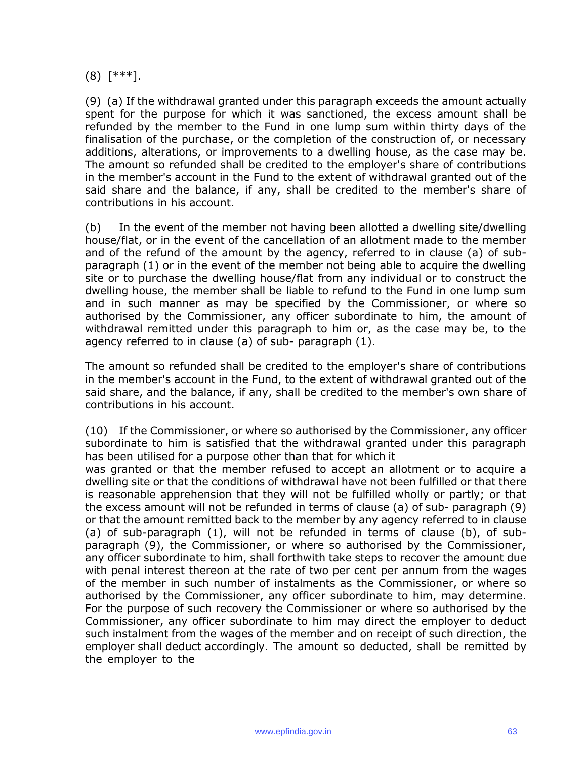(8) [***].

(9) (a) If the withdrawal granted under this paragraph exceeds the amount actually spent for the purpose for which it was sanctioned, the excess amount shall be refunded by the member to the Fund in one lump sum within thirty days of the finalisation of the purchase, or the completion of the construction of, or necessary additions, alterations, or improvements to a dwelling house, as the case may be. The amount so refunded shall be credited to the employer's share of contributions in the member's account in the Fund to the extent of withdrawal granted out of the said share and the balance, if any, shall be credited to the member's share of contributions in his account.

(b) In the event of the member not having been allotted a dwelling site/dwelling house/flat, or in the event of the cancellation of an allotment made to the member and of the refund of the amount by the agency, referred to in clause (a) of sub-paragraph (1) or in the event of the member not being able to acquire the dwelling site or to purchase the dwelling house/flat from any individual or to construct the dwelling house, the member shall be liable to refund to the Fund in one lump sum and in such manner as may be specified by the Commissioner, or where so authorised by the Commissioner, any officer subordinate to him, the amount of withdrawal remitted under this paragraph to him or, as the case may be, to the agency referred to in clause (a) of sub- paragraph (1).

The amount so refunded shall be credited to the employer's share of contributions in the member's account in the Fund, to the extent of withdrawal granted out of the said share, and the balance, if any, shall be credited to the member's own share of contributions in his account.

(10) If the Commissioner, or where so authorised by the Commissioner, any officer subordinate to him is satisfied that the withdrawal granted under this paragraph has been utilised for a purpose other than that for which it was granted or that the member refused to accept an allotment or to acquire a dwelling site or that the conditions of withdrawal have not been fulfilled or that there is reasonable apprehension that they will not be fulfilled wholly or partly; or that the excess amount will not be refunded in terms of clause (a) of sub- paragraph (9) or that the amount remitted back to the member by any agency referred to in clause (a) of sub-paragraph (1), will not be refunded in terms of clause (b), of sub-paragraph (9), the Commissioner, or where so authorised by the Commissioner, any officer subordinate to him, shall forthwith take steps to recover the amount due with penal interest thereon at the rate of two per cent per annum from the wages of the member in such number of instalments as the Commissioner, or where so authorised by the Commissioner, any officer subordinate to him, may determine. For the purpose of such recovery the Commissioner or where so authorised by the Commissioner, any officer subordinate to him may direct the employer to deduct such instalment from the wages of the member and on receipt of such direction, the employer shall deduct accordingly. The amount so deducted, shall be remitted by the employer to the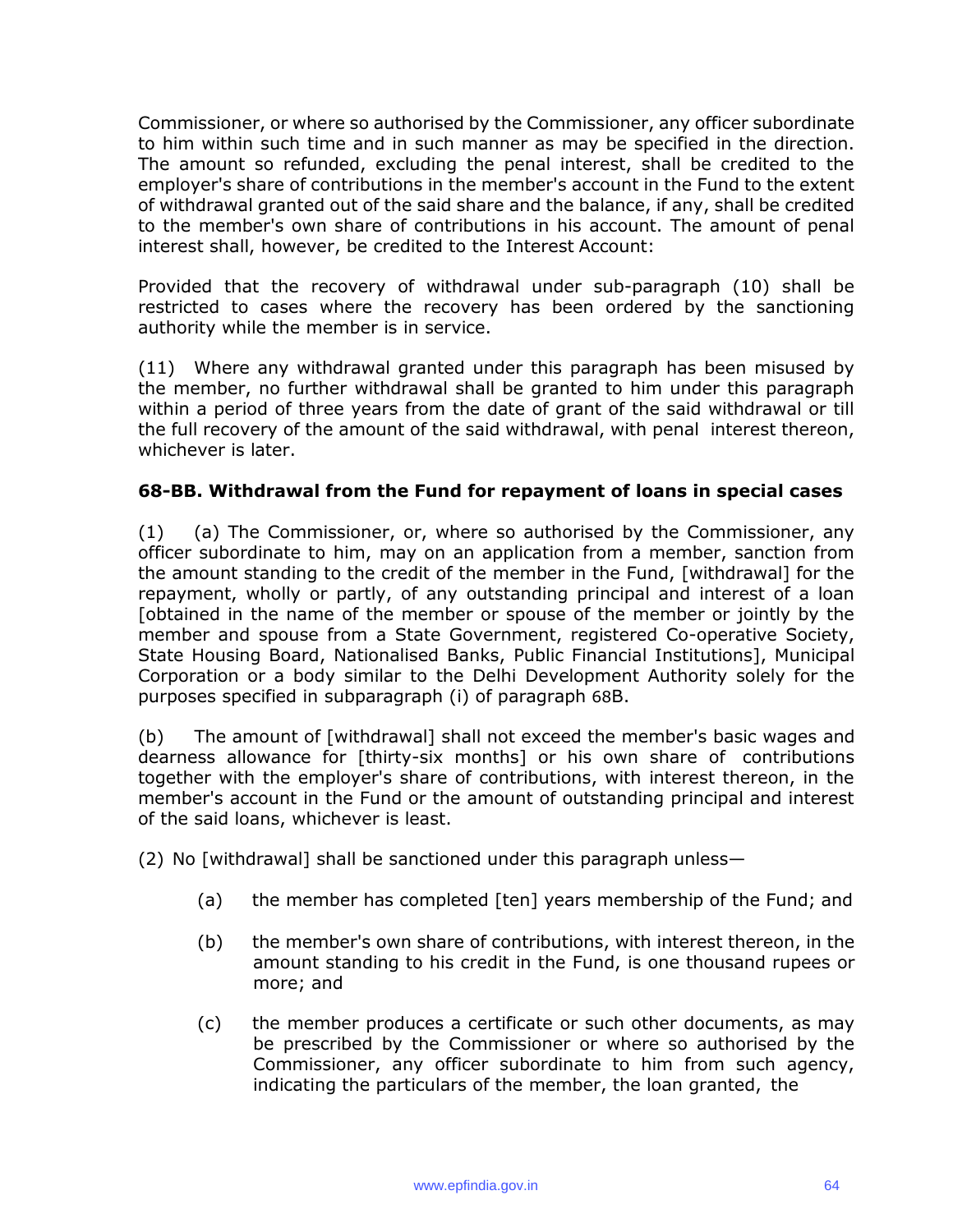Commissioner, or where so authorised by the Commissioner, any officer subordinate to him within such time and in such manner as may be specified in the direction. The amount so refunded, excluding the penal interest, shall be credited to the employer's share of contributions in the member's account in the Fund to the extent of withdrawal granted out of the said share and the balance, if any, shall be credited to the member's own share of contributions in his account. The amount of penal interest shall, however, be credited to the Interest Account:

Provided that the recovery of withdrawal under sub-paragraph (10) shall be restricted to cases where the recovery has been ordered by the sanctioning authority while the member is in service.

(11) Where any withdrawal granted under this paragraph has been misused by the member, no further withdrawal shall be granted to him under this paragraph within a period of three years from the date of grant of the said withdrawal or till the full recovery of the amount of the said withdrawal, with penal interest thereon, whichever is later.

**68-BB. Withdrawal from the Fund for repayment of loans in special cases**

(1) (a) The Commissioner, or, where so authorised by the Commissioner, any officer subordinate to him, may on an application from a member, sanction from the amount standing to the credit of the member in the Fund, [withdrawal] for the repayment, wholly or partly, of any outstanding principal and interest of a loan [obtained in the name of the member or spouse of the member or jointly by the member and spouse from a State Government, registered Co-operative Society, State Housing Board, Nationalised Banks, Public Financial Institutions], Municipal Corporation or a body similar to the Delhi Development Authority solely for the purposes specified in subparagraph (i) of paragraph 68B.

(b) The amount of [withdrawal] shall not exceed the member's basic wages and dearness allowance for [thirty-six months] or his own share of contributions together with the employer's share of contributions, with interest thereon, in the member's account in the Fund or the amount of outstanding principal and interest of the said loans, whichever is least.

(2) No [withdrawal] shall be sanctioned under this paragraph unless—

(a) the member has completed [ten] years membership of the Fund; and

(b) the member's own share of contributions, with interest thereon, in the amount standing to his credit in the Fund, is one thousand rupees or more; and

(c) the member produces a certificate or such other documents, as may be prescribed by the Commissioner or where so authorised by the Commissioner, any officer subordinate to him from such agency, indicating the particulars of the member, the loan granted, the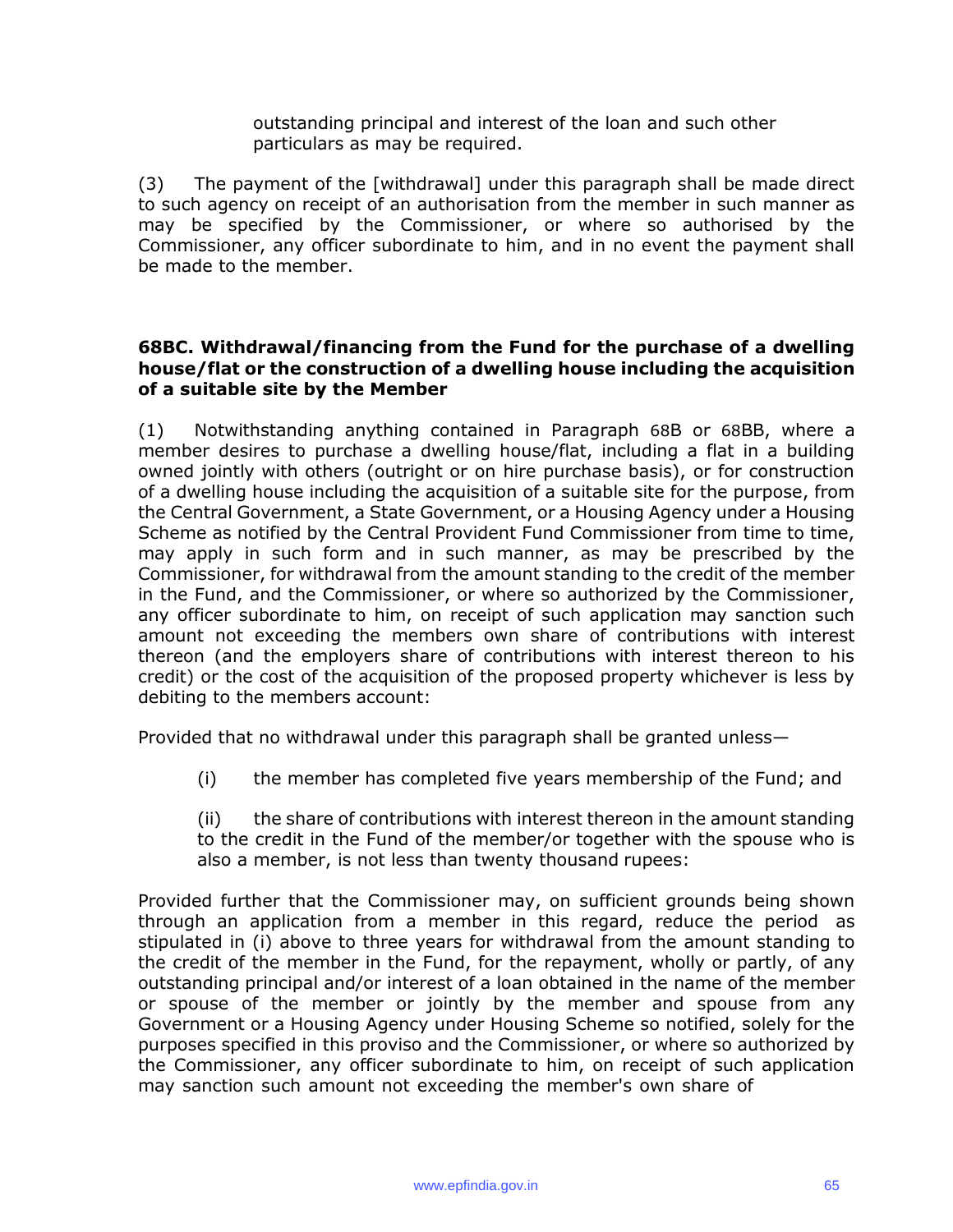outstanding principal and interest of the loan and such other particulars as may be required.

(3) The payment of the [withdrawal] under this paragraph shall be made direct to such agency on receipt of an authorisation from the member in such manner as may be specified by the Commissioner, or where so authorised by the Commissioner, any officer subordinate to him, and in no event the payment shall be made to the member.

**68BC. Withdrawal/financing from the Fund for the purchase of a dwelling house/flat or the construction of a dwelling house including the acquisition of a suitable site by the Member**

(1) Notwithstanding anything contained in Paragraph 68B or 68BB, where a member desires to purchase a dwelling house/flat, including a flat in a building owned jointly with others (outright or on hire purchase basis), or for construction of a dwelling house including the acquisition of a suitable site for the purpose, from the Central Government, a State Government, or a Housing Agency under a Housing Scheme as notified by the Central Provident Fund Commissioner from time to time, may apply in such form and in such manner, as may be prescribed by the Commissioner, for withdrawal from the amount standing to the credit of the member in the Fund, and the Commissioner, or where so authorized by the Commissioner, any officer subordinate to him, on receipt of such application may sanction such amount not exceeding the members own share of contributions with interest thereon (and the employers share of contributions with interest thereon to his credit) or the cost of the acquisition of the proposed property whichever is less by debiting to the members account:

Provided that no withdrawal under this paragraph shall be granted unless—

(i) the member has completed five years membership of the Fund; and

(ii) the share of contributions with interest thereon in the amount standing to the credit in the Fund of the member/or together with the spouse who is also a member, is not less than twenty thousand rupees:

Provided further that the Commissioner may, on sufficient grounds being shown through an application from a member in this regard, reduce the period as stipulated in (i) above to three years for withdrawal from the amount standing to the credit of the member in the Fund, for the repayment, wholly or partly, of any outstanding principal and/or interest of a loan obtained in the name of the member or spouse of the member or jointly by the member and spouse from any Government or a Housing Agency under Housing Scheme so notified, solely for the purposes specified in this proviso and the Commissioner, or where so authorized by the Commissioner, any officer subordinate to him, on receipt of such application may sanction such amount not exceeding the member's own share of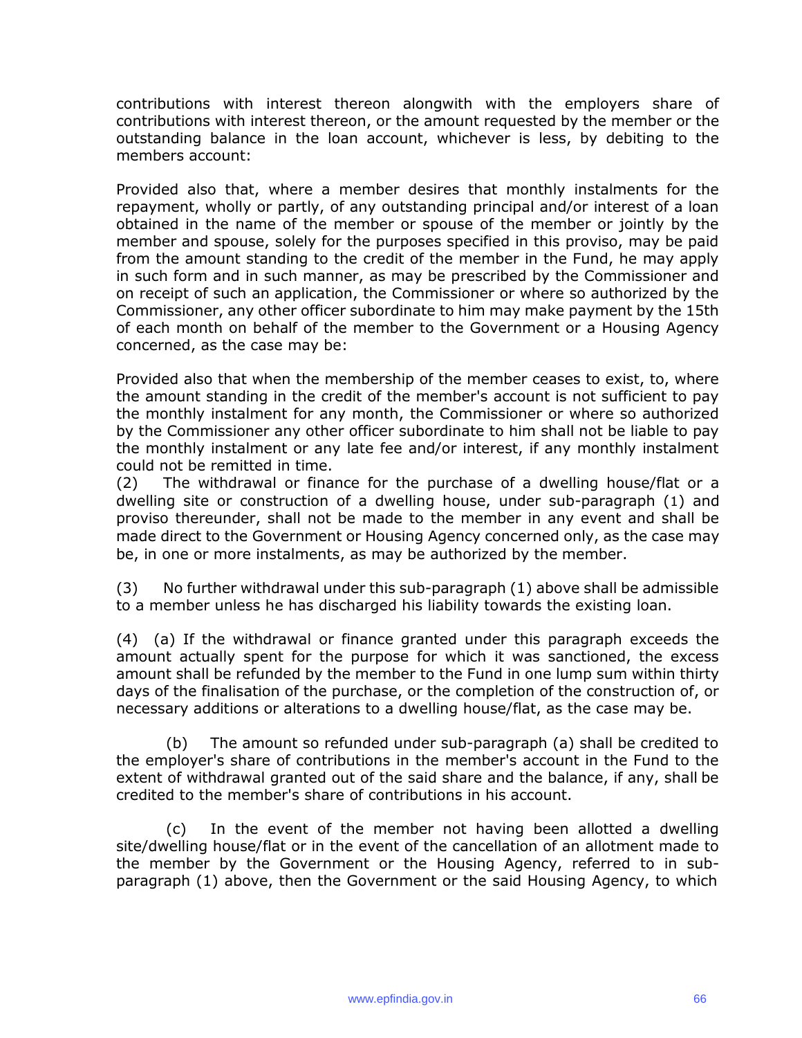contributions with interest thereon alongwith with the employers share of contributions with interest thereon, or the amount requested by the member or the outstanding balance in the loan account, whichever is less, by debiting to the members account:

Provided also that, where a member desires that monthly instalments for the repayment, wholly or partly, of any outstanding principal and/or interest of a loan obtained in the name of the member or spouse of the member or jointly by the member and spouse, solely for the purposes specified in this proviso, may be paid from the amount standing to the credit of the member in the Fund, he may apply in such form and in such manner, as may be prescribed by the Commissioner and on receipt of such an application, the Commissioner or where so authorized by the Commissioner, any other officer subordinate to him may make payment by the 15th of each month on behalf of the member to the Government or a Housing Agency concerned, as the case may be:

Provided also that when the membership of the member ceases to exist, to, where the amount standing in the credit of the member's account is not sufficient to pay the monthly instalment for any month, the Commissioner or where so authorized by the Commissioner any other officer subordinate to him shall not be liable to pay the monthly instalment or any late fee and/or interest, if any monthly instalment could not be remitted in time.

(2) The withdrawal or finance for the purchase of a dwelling house/flat or a dwelling site or construction of a dwelling house, under sub-paragraph (1) and proviso thereunder, shall not be made to the member in any event and shall be made direct to the Government or Housing Agency concerned only, as the case may be, in one or more instalments, as may be authorized by the member.

(3) No further withdrawal under this sub-paragraph (1) above shall be admissible to a member unless he has discharged his liability towards the existing loan.

(4) (a) If the withdrawal or finance granted under this paragraph exceeds the amount actually spent for the purpose for which it was sanctioned, the excess amount shall be refunded by the member to the Fund in one lump sum within thirty days of the finalisation of the purchase, or the completion of the construction of, or necessary additions or alterations to a dwelling house/flat, as the case may be.

(b) The amount so refunded under sub-paragraph (a) shall be credited to the employer's share of contributions in the member's account in the Fund to the extent of withdrawal granted out of the said share and the balance, if any, shall be credited to the member's share of contributions in his account.

(c) In the event of the member not having been allotted a dwelling site/dwelling house/flat or in the event of the cancellation of an allotment made to the member by the Government or the Housing Agency, referred to in sub-paragraph (1) above, then the Government or the said Housing Agency, to which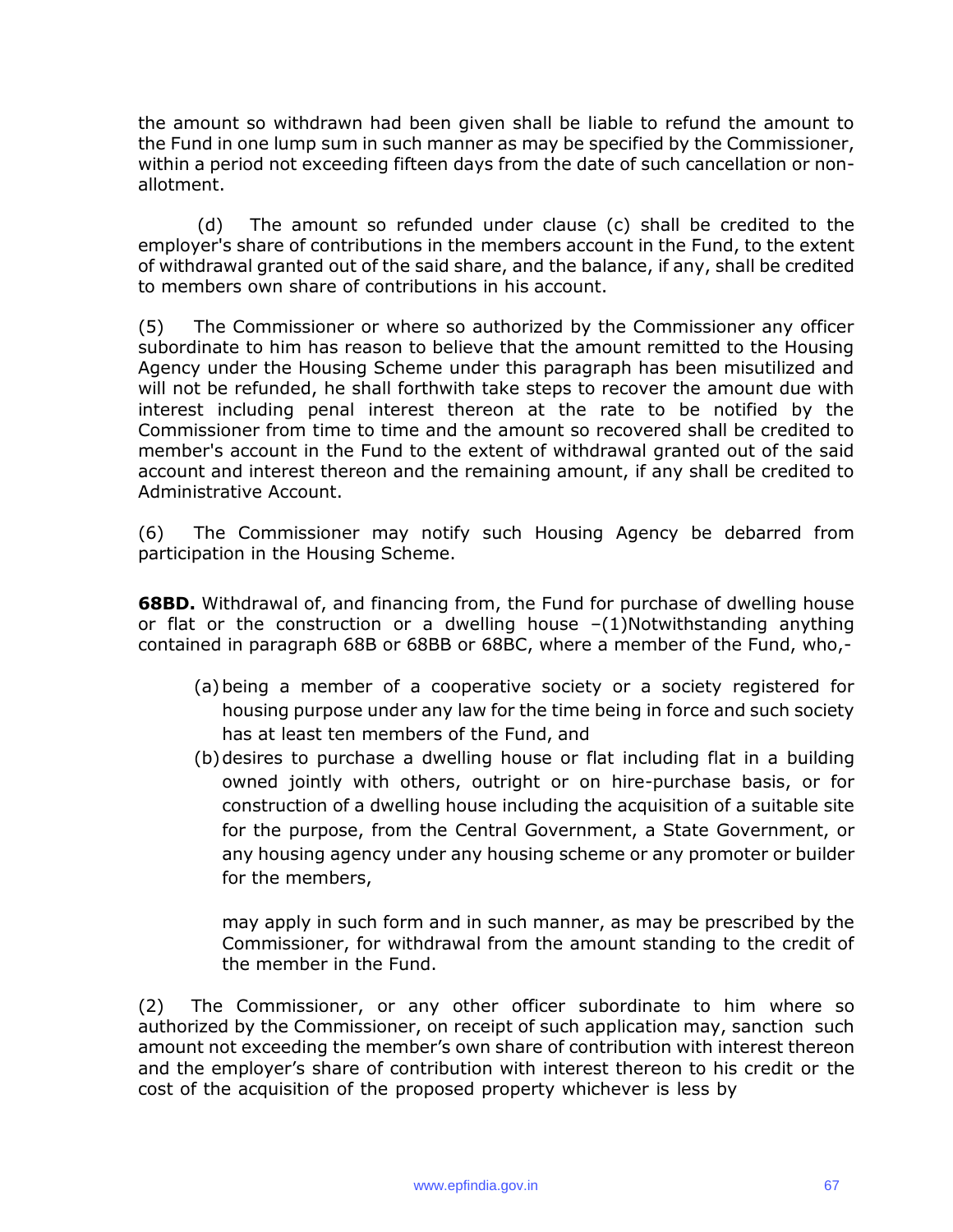the amount so withdrawn had been given shall be liable to refund the amount to the Fund in one lump sum in such manner as may be specified by the Commissioner, within a period not exceeding fifteen days from the date of such cancellation or non-allotment.

(d) The amount so refunded under clause (c) shall be credited to the employer's share of contributions in the members account in the Fund, to the extent of withdrawal granted out of the said share, and the balance, if any, shall be credited to members own share of contributions in his account.

(5) The Commissioner or where so authorized by the Commissioner any officer subordinate to him has reason to believe that the amount remitted to the Housing Agency under the Housing Scheme under this paragraph has been misutilized and will not be refunded, he shall forthwith take steps to recover the amount due with interest including penal interest thereon at the rate to be notified by the Commissioner from time to time and the amount so recovered shall be credited to member's account in the Fund to the extent of withdrawal granted out of the said account and interest thereon and the remaining amount, if any shall be credited to Administrative Account.

(6) The Commissioner may notify such Housing Agency be debarred from participation in the Housing Scheme.

**68BD.** Withdrawal of, and financing from, the Fund for purchase of dwelling house or flat or the construction or a dwelling house –(1)Notwithstanding anything contained in paragraph 68B or 68BB or 68BC, where a member of the Fund, who,-

(a) being a member of a cooperative society or a society registered for housing purpose under any law for the time being in force and such society has at least ten members of the Fund, and

(b) desires to purchase a dwelling house or flat including flat in a building owned jointly with others, outright or on hire-purchase basis, or for construction of a dwelling house including the acquisition of a suitable site for the purpose, from the Central Government, a State Government, or any housing agency under any housing scheme or any promoter or builder for the members,

may apply in such form and in such manner, as may be prescribed by the Commissioner, for withdrawal from the amount standing to the credit of the member in the Fund.

(2) The Commissioner, or any other officer subordinate to him where so authorized by the Commissioner, on receipt of such application may, sanction such amount not exceeding the member's own share of contribution with interest thereon and the employer's share of contribution with interest thereon to his credit or the cost of the acquisition of the proposed property whichever is less by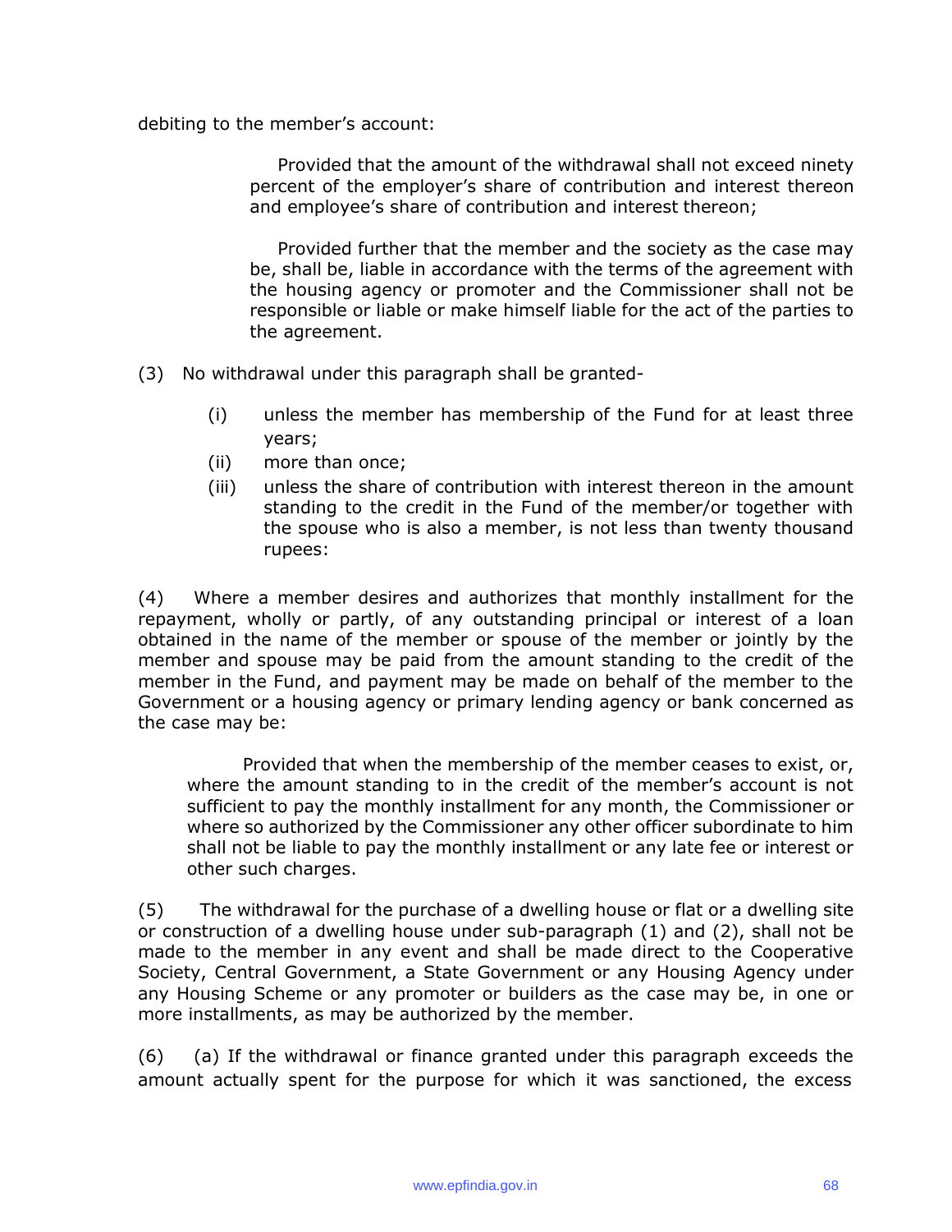debiting to the member's account:

> Provided that the amount of the withdrawal shall not exceed ninety percent of the employer's share of contribution and interest thereon and employee's share of contribution and interest thereon;
>
> Provided further that the member and the society as the case may be, shall be, liable in accordance with the terms of the agreement with the housing agency or promoter and the Commissioner shall not be responsible or liable or make himself liable for the act of the parties to the agreement.

(3) No withdrawal under this paragraph shall be granted-

- (i) unless the member has membership of the Fund for at least three years;
- (ii) more than once;
- (iii) unless the share of contribution with interest thereon in the amount standing to the credit in the Fund of the member/or together with the spouse who is also a member, is not less than twenty thousand rupees:

(4) Where a member desires and authorizes that monthly installment for the repayment, wholly or partly, of any outstanding principal or interest of a loan obtained in the name of the member or spouse of the member or jointly by the member and spouse may be paid from the amount standing to the credit of the member in the Fund, and payment may be made on behalf of the member to the Government or a housing agency or primary lending agency or bank concerned as the case may be:

> Provided that when the membership of the member ceases to exist, or, where the amount standing to in the credit of the member's account is not sufficient to pay the monthly installment for any month, the Commissioner or where so authorized by the Commissioner any other officer subordinate to him shall not be liable to pay the monthly installment or any late fee or interest or other such charges.

(5) The withdrawal for the purchase of a dwelling house or flat or a dwelling site or construction of a dwelling house under sub-paragraph (1) and (2), shall not be made to the member in any event and shall be made direct to the Cooperative Society, Central Government, a State Government or any Housing Agency under any Housing Scheme or any promoter or builders as the case may be, in one or more installments, as may be authorized by the member.

(6) (a) If the withdrawal or finance granted under this paragraph exceeds the amount actually spent for the purpose for which it was sanctioned, the excess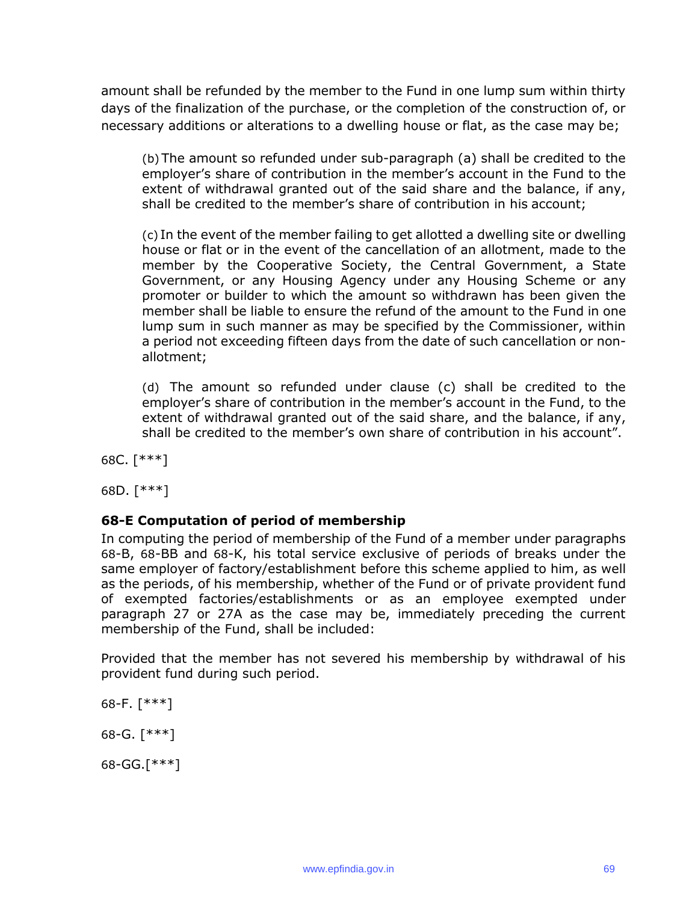amount shall be refunded by the member to the Fund in one lump sum within thirty days of the finalization of the purchase, or the completion of the construction of, or necessary additions or alterations to a dwelling house or flat, as the case may be;

(b) The amount so refunded under sub-paragraph (a) shall be credited to the employer's share of contribution in the member's account in the Fund to the extent of withdrawal granted out of the said share and the balance, if any, shall be credited to the member's share of contribution in his account;

(c) In the event of the member failing to get allotted a dwelling site or dwelling house or flat or in the event of the cancellation of an allotment, made to the member by the Cooperative Society, the Central Government, a State Government, or any Housing Agency under any Housing Scheme or any promoter or builder to which the amount so withdrawn has been given the member shall be liable to ensure the refund of the amount to the Fund in one lump sum in such manner as may be specified by the Commissioner, within a period not exceeding fifteen days from the date of such cancellation or non-allotment;

(d) The amount so refunded under clause (c) shall be credited to the employer's share of contribution in the member's account in the Fund, to the extent of withdrawal granted out of the said share, and the balance, if any, shall be credited to the member's own share of contribution in his account".

68C. [***]

68D. [***]

**68-E Computation of period of membership**

In computing the period of membership of the Fund of a member under paragraphs 68-B, 68-BB and 68-K, his total service exclusive of periods of breaks under the same employer of factory/establishment before this scheme applied to him, as well as the periods, of his membership, whether of the Fund or of private provident fund of exempted factories/establishments or as an employee exempted under paragraph 27 or 27A as the case may be, immediately preceding the current membership of the Fund, shall be included:

Provided that the member has not severed his membership by withdrawal of his provident fund during such period.

68-F. [***]

68-G. [***]

68-GG.[***]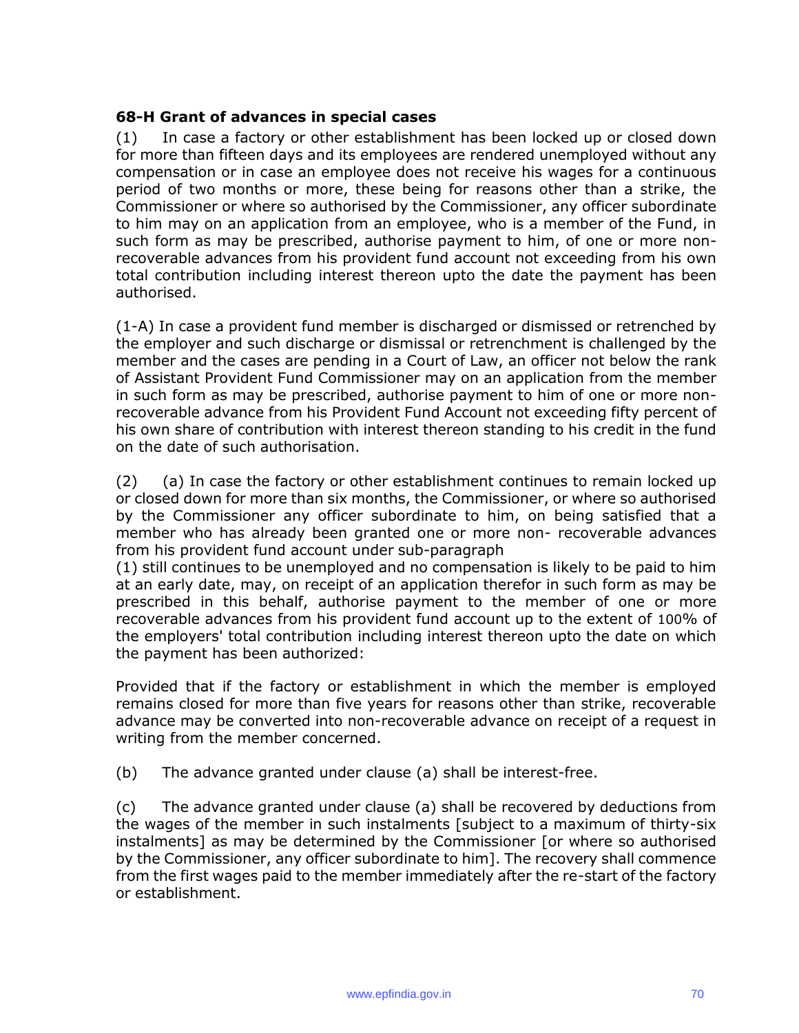**68-H Grant of advances in special cases**

(1) In case a factory or other establishment has been locked up or closed down for more than fifteen days and its employees are rendered unemployed without any compensation or in case an employee does not receive his wages for a continuous period of two months or more, these being for reasons other than a strike, the Commissioner or where so authorised by the Commissioner, any officer subordinate to him may on an application from an employee, who is a member of the Fund, in such form as may be prescribed, authorise payment to him, of one or more non-recoverable advances from his provident fund account not exceeding from his own total contribution including interest thereon upto the date the payment has been authorised.

(1-A) In case a provident fund member is discharged or dismissed or retrenched by the employer and such discharge or dismissal or retrenchment is challenged by the member and the cases are pending in a Court of Law, an officer not below the rank of Assistant Provident Fund Commissioner may on an application from the member in such form as may be prescribed, authorise payment to him of one or more non-recoverable advance from his Provident Fund Account not exceeding fifty percent of his own share of contribution with interest thereon standing to his credit in the fund on the date of such authorisation.

(2) (a) In case the factory or other establishment continues to remain locked up or closed down for more than six months, the Commissioner, or where so authorised by the Commissioner any officer subordinate to him, on being satisfied that a member who has already been granted one or more non- recoverable advances from his provident fund account under sub-paragraph (1) still continues to be unemployed and no compensation is likely to be paid to him at an early date, may, on receipt of an application therefor in such form as may be prescribed in this behalf, authorise payment to the member of one or more recoverable advances from his provident fund account up to the extent of 100% of the employers' total contribution including interest thereon upto the date on which the payment has been authorized:

Provided that if the factory or establishment in which the member is employed remains closed for more than five years for reasons other than strike, recoverable advance may be converted into non-recoverable advance on receipt of a request in writing from the member concerned.

(b) The advance granted under clause (a) shall be interest-free.

(c) The advance granted under clause (a) shall be recovered by deductions from the wages of the member in such instalments [subject to a maximum of thirty-six instalments] as may be determined by the Commissioner [or where so authorised by the Commissioner, any officer subordinate to him]. The recovery shall commence from the first wages paid to the member immediately after the re-start of the factory or establishment.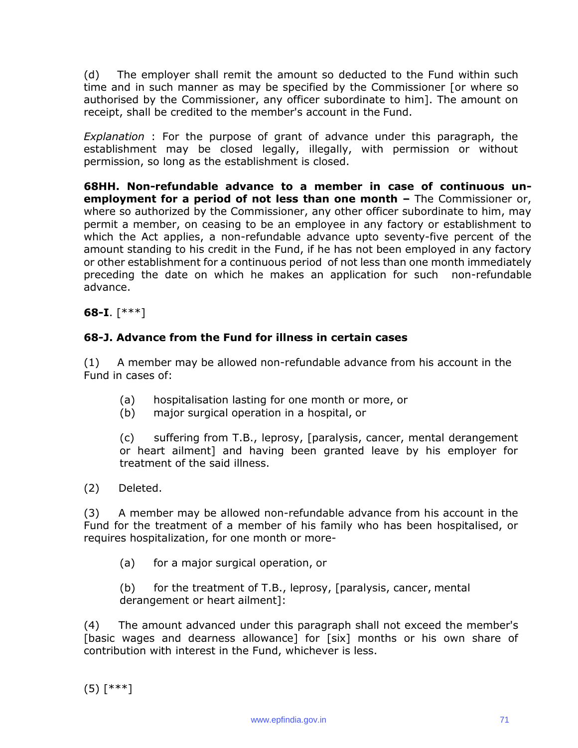(d) The employer shall remit the amount so deducted to the Fund within such time and in such manner as may be specified by the Commissioner [or where so authorised by the Commissioner, any officer subordinate to him]. The amount on receipt, shall be credited to the member's account in the Fund.

*Explanation* : For the purpose of grant of advance under this paragraph, the establishment may be closed legally, illegally, with permission or without permission, so long as the establishment is closed.

**68HH. Non-refundable advance to a member in case of continuous un-employment for a period of not less than one month –** The Commissioner or, where so authorized by the Commissioner, any other officer subordinate to him, may permit a member, on ceasing to be an employee in any factory or establishment to which the Act applies, a non-refundable advance upto seventy-five percent of the amount standing to his credit in the Fund, if he has not been employed in any factory or other establishment for a continuous period of not less than one month immediately preceding the date on which he makes an application for such non-refundable advance.

**68-I**. [***]

**68-J. Advance from the Fund for illness in certain cases**

(1) A member may be allowed non-refundable advance from his account in the Fund in cases of:

(a) hospitalisation lasting for one month or more, or
(b) major surgical operation in a hospital, or

(c) suffering from T.B., leprosy, [paralysis, cancer, mental derangement or heart ailment] and having been granted leave by his employer for treatment of the said illness.

(2) Deleted.

(3) A member may be allowed non-refundable advance from his account in the Fund for the treatment of a member of his family who has been hospitalised, or requires hospitalization, for one month or more-

(a) for a major surgical operation, or

(b) for the treatment of T.B., leprosy, [paralysis, cancer, mental derangement or heart ailment]:

(4) The amount advanced under this paragraph shall not exceed the member's [basic wages and dearness allowance] for [six] months or his own share of contribution with interest in the Fund, whichever is less.

(5) [***]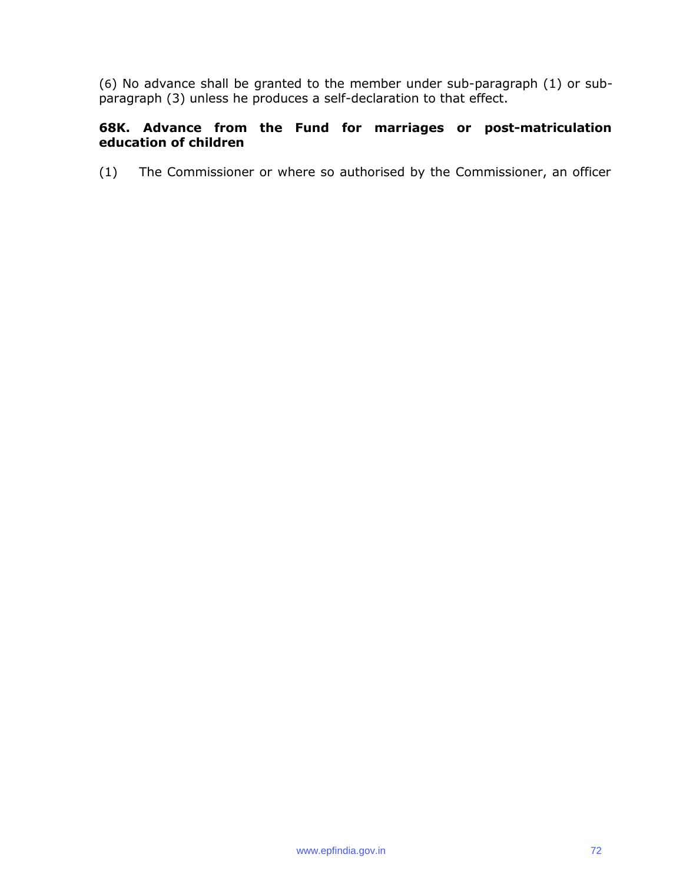(6) No advance shall be granted to the member under sub-paragraph (1) or sub-paragraph (3) unless he produces a self-declaration to that effect.

**68K. Advance from the Fund for marriages or post-matriculation education of children**

(1) The Commissioner or where so authorised by the Commissioner, an officer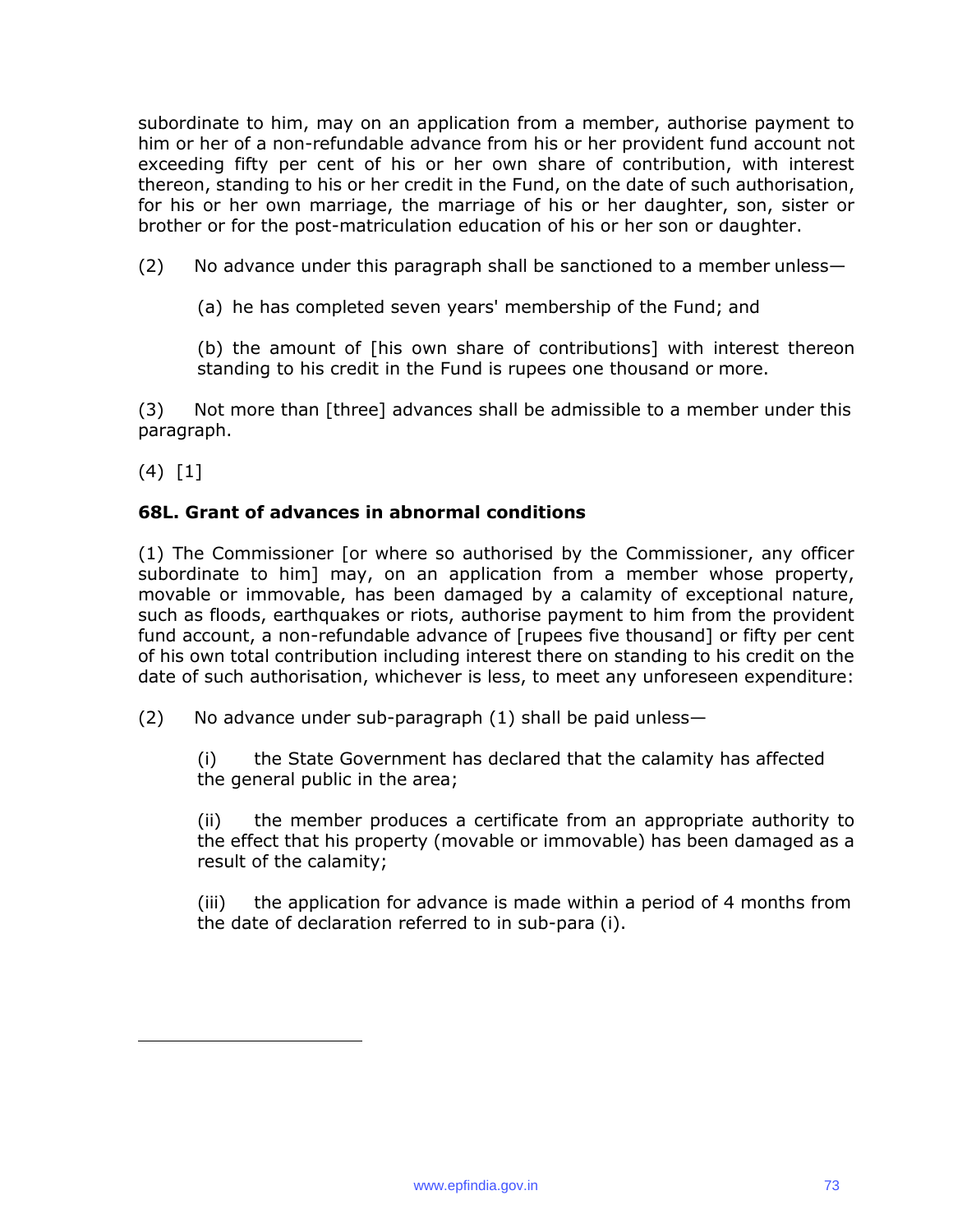subordinate to him, may on an application from a member, authorise payment to him or her of a non-refundable advance from his or her provident fund account not exceeding fifty per cent of his or her own share of contribution, with interest thereon, standing to his or her credit in the Fund, on the date of such authorisation, for his or her own marriage, the marriage of his or her daughter, son, sister or brother or for the post-matriculation education of his or her son or daughter.

(2) No advance under this paragraph shall be sanctioned to a member unless—

(a) he has completed seven years' membership of the Fund; and

(b) the amount of [his own share of contributions] with interest thereon standing to his credit in the Fund is rupees one thousand or more.

(3) Not more than [three] advances shall be admissible to a member under this paragraph.

(4) [1]

**68L. Grant of advances in abnormal conditions**

(1) The Commissioner [or where so authorised by the Commissioner, any officer subordinate to him] may, on an application from a member whose property, movable or immovable, has been damaged by a calamity of exceptional nature, such as floods, earthquakes or riots, authorise payment to him from the provident fund account, a non-refundable advance of [rupees five thousand] or fifty per cent of his own total contribution including interest there on standing to his credit on the date of such authorisation, whichever is less, to meet any unforeseen expenditure:

(2) No advance under sub-paragraph (1) shall be paid unless—

(i) the State Government has declared that the calamity has affected the general public in the area;

(ii) the member produces a certificate from an appropriate authority to the effect that his property (movable or immovable) has been damaged as a result of the calamity;

(iii) the application for advance is made within a period of 4 months from the date of declaration referred to in sub-para (i).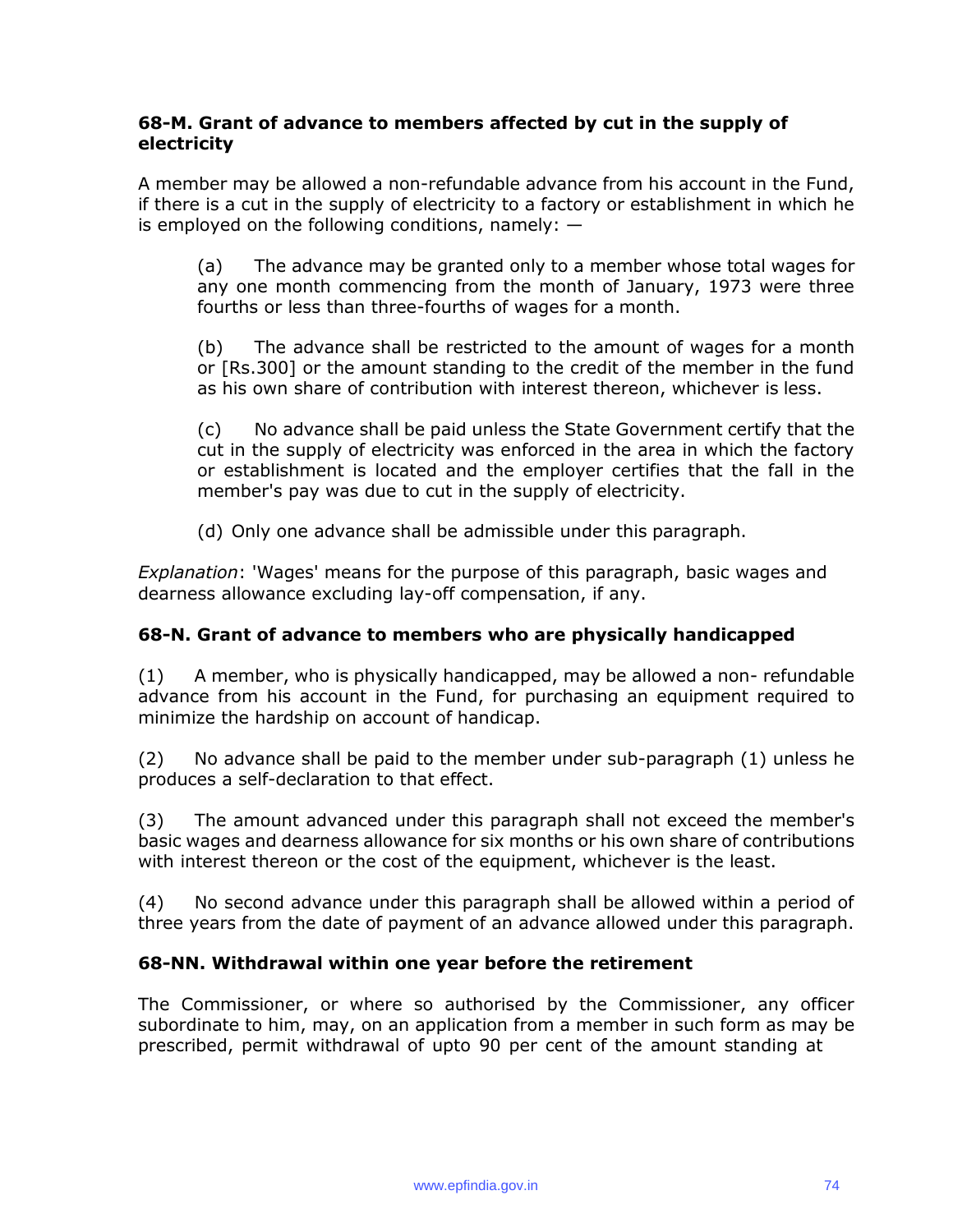**68-M. Grant of advance to members affected by cut in the supply of electricity**

A member may be allowed a non-refundable advance from his account in the Fund, if there is a cut in the supply of electricity to a factory or establishment in which he is employed on the following conditions, namely: —

(a) The advance may be granted only to a member whose total wages for any one month commencing from the month of January, 1973 were three fourths or less than three-fourths of wages for a month.

(b) The advance shall be restricted to the amount of wages for a month or [Rs.300] or the amount standing to the credit of the member in the fund as his own share of contribution with interest thereon, whichever is less.

(c) No advance shall be paid unless the State Government certify that the cut in the supply of electricity was enforced in the area in which the factory or establishment is located and the employer certifies that the fall in the member's pay was due to cut in the supply of electricity.

(d) Only one advance shall be admissible under this paragraph.

*Explanation*: 'Wages' means for the purpose of this paragraph, basic wages and dearness allowance excluding lay-off compensation, if any.

**68-N. Grant of advance to members who are physically handicapped**

(1) A member, who is physically handicapped, may be allowed a non- refundable advance from his account in the Fund, for purchasing an equipment required to minimize the hardship on account of handicap.

(2) No advance shall be paid to the member under sub-paragraph (1) unless he produces a self-declaration to that effect.

(3) The amount advanced under this paragraph shall not exceed the member's basic wages and dearness allowance for six months or his own share of contributions with interest thereon or the cost of the equipment, whichever is the least.

(4) No second advance under this paragraph shall be allowed within a period of three years from the date of payment of an advance allowed under this paragraph.

**68-NN. Withdrawal within one year before the retirement**

The Commissioner, or where so authorised by the Commissioner, any officer subordinate to him, may, on an application from a member in such form as may be prescribed, permit withdrawal of upto 90 per cent of the amount standing at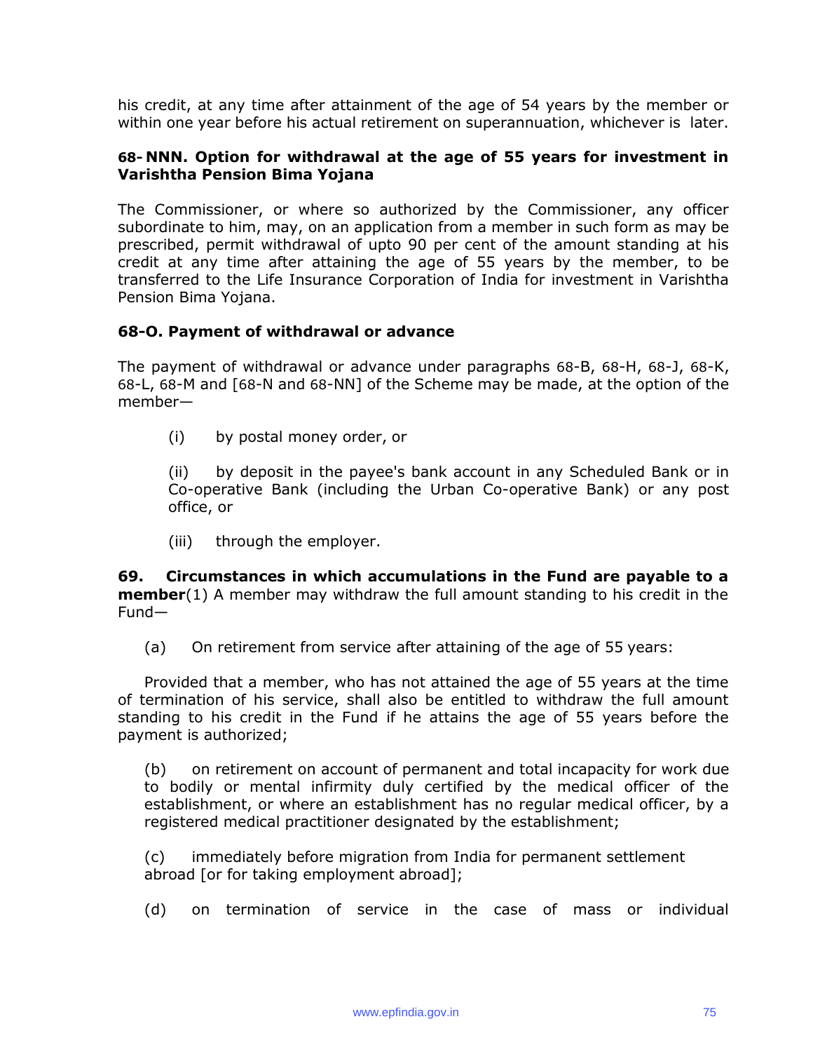his credit, at any time after attainment of the age of 54 years by the member or within one year before his actual retirement on superannuation, whichever is later.

**68- NNN. Option for withdrawal at the age of 55 years for investment in Varishtha Pension Bima Yojana**

The Commissioner, or where so authorized by the Commissioner, any officer subordinate to him, may, on an application from a member in such form as may be prescribed, permit withdrawal of upto 90 per cent of the amount standing at his credit at any time after attaining the age of 55 years by the member, to be transferred to the Life Insurance Corporation of India for investment in Varishtha Pension Bima Yojana.

**68-O. Payment of withdrawal or advance**

The payment of withdrawal or advance under paragraphs 68-B, 68-H, 68-J, 68-K, 68-L, 68-M and [68-N and 68-NN] of the Scheme may be made, at the option of the member—

(i) by postal money order, or

(ii) by deposit in the payee's bank account in any Scheduled Bank or in Co-operative Bank (including the Urban Co-operative Bank) or any post office, or

(iii) through the employer.

**69. Circumstances in which accumulations in the Fund are payable to a member**(1) A member may withdraw the full amount standing to his credit in the Fund—

(a) On retirement from service after attaining of the age of 55 years:

Provided that a member, who has not attained the age of 55 years at the time of termination of his service, shall also be entitled to withdraw the full amount standing to his credit in the Fund if he attains the age of 55 years before the payment is authorized;

(b) on retirement on account of permanent and total incapacity for work due to bodily or mental infirmity duly certified by the medical officer of the establishment, or where an establishment has no regular medical officer, by a registered medical practitioner designated by the establishment;

(c) immediately before migration from India for permanent settlement abroad [or for taking employment abroad];

(d) on termination of service in the case of mass or individual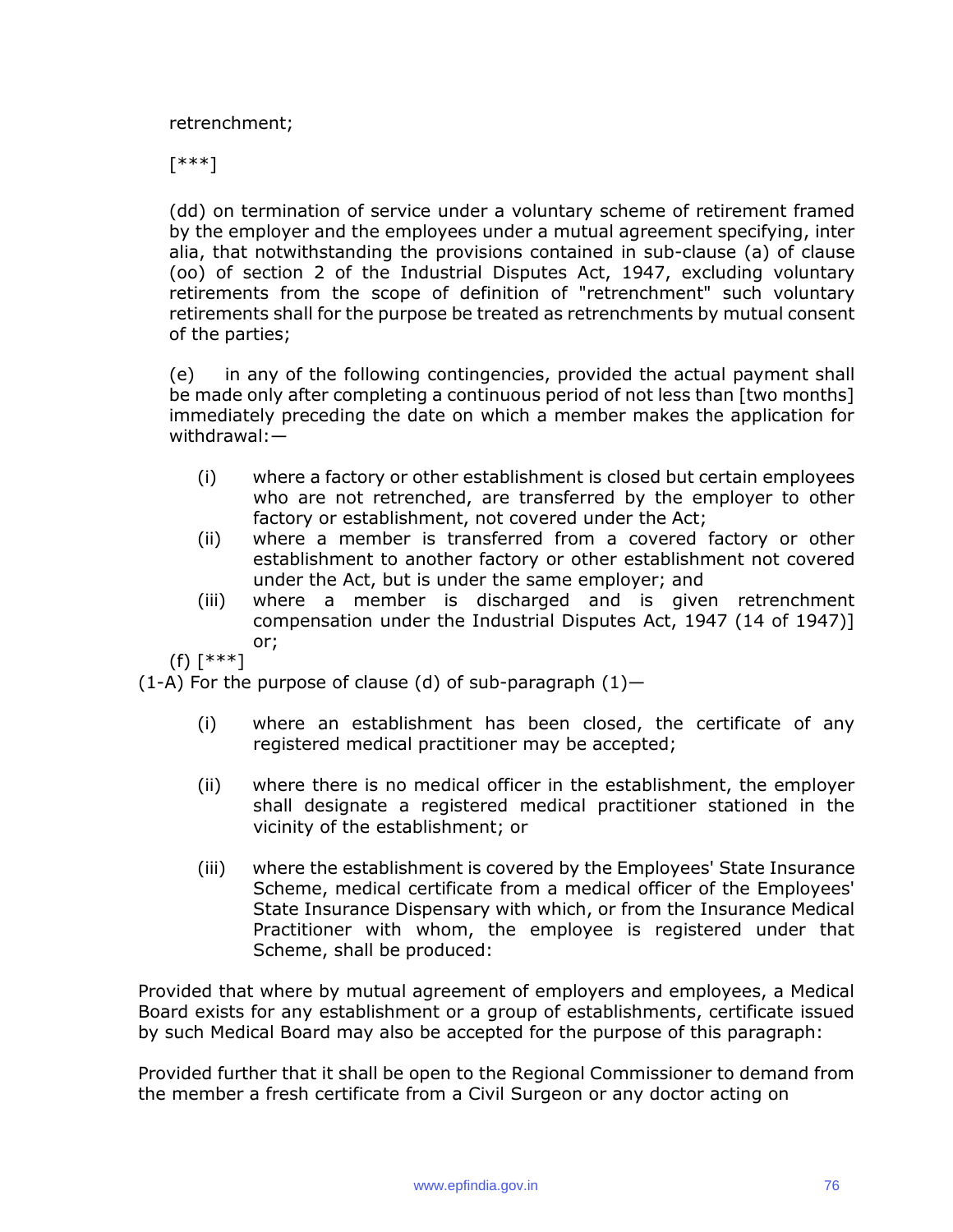retrenchment;

[***]

(dd) on termination of service under a voluntary scheme of retirement framed by the employer and the employees under a mutual agreement specifying, inter alia, that notwithstanding the provisions contained in sub-clause (a) of clause (oo) of section 2 of the Industrial Disputes Act, 1947, excluding voluntary retirements from the scope of definition of "retrenchment" such voluntary retirements shall for the purpose be treated as retrenchments by mutual consent of the parties;

(e) in any of the following contingencies, provided the actual payment shall be made only after completing a continuous period of not less than [two months] immediately preceding the date on which a member makes the application for withdrawal:—

- (i) where a factory or other establishment is closed but certain employees who are not retrenched, are transferred by the employer to other factory or establishment, not covered under the Act;
- (ii) where a member is transferred from a covered factory or other establishment to another factory or other establishment not covered under the Act, but is under the same employer; and
- (iii) where a member is discharged and is given retrenchment compensation under the Industrial Disputes Act, 1947 (14 of 1947)] or;

(f) [***]

(1-A) For the purpose of clause (d) of sub-paragraph (1)—

- (i) where an establishment has been closed, the certificate of any registered medical practitioner may be accepted;
- (ii) where there is no medical officer in the establishment, the employer shall designate a registered medical practitioner stationed in the vicinity of the establishment; or
- (iii) where the establishment is covered by the Employees' State Insurance Scheme, medical certificate from a medical officer of the Employees' State Insurance Dispensary with which, or from the Insurance Medical Practitioner with whom, the employee is registered under that Scheme, shall be produced:

Provided that where by mutual agreement of employers and employees, a Medical Board exists for any establishment or a group of establishments, certificate issued by such Medical Board may also be accepted for the purpose of this paragraph:

Provided further that it shall be open to the Regional Commissioner to demand from the member a fresh certificate from a Civil Surgeon or any doctor acting on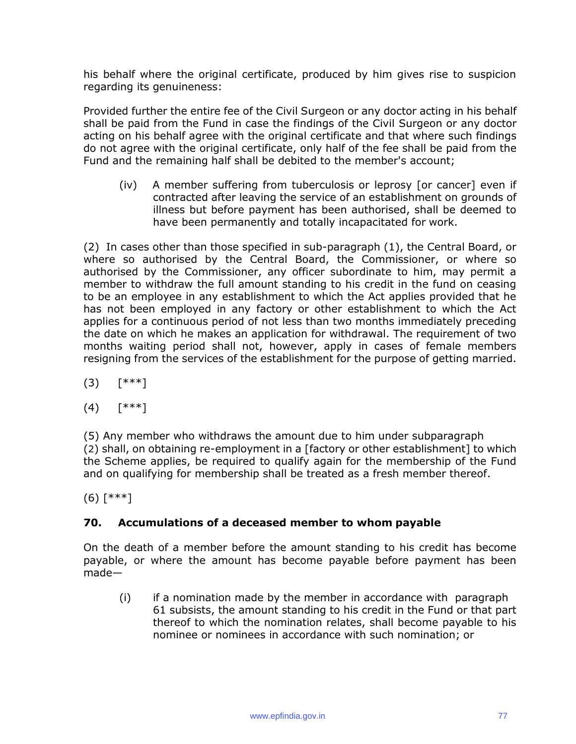his behalf where the original certificate, produced by him gives rise to suspicion regarding its genuineness:

Provided further the entire fee of the Civil Surgeon or any doctor acting in his behalf shall be paid from the Fund in case the findings of the Civil Surgeon or any doctor acting on his behalf agree with the original certificate and that where such findings do not agree with the original certificate, only half of the fee shall be paid from the Fund and the remaining half shall be debited to the member's account;

(iv) A member suffering from tuberculosis or leprosy [or cancer] even if contracted after leaving the service of an establishment on grounds of illness but before payment has been authorised, shall be deemed to have been permanently and totally incapacitated for work.

(2) In cases other than those specified in sub-paragraph (1), the Central Board, or where so authorised by the Central Board, the Commissioner, or where so authorised by the Commissioner, any officer subordinate to him, may permit a member to withdraw the full amount standing to his credit in the fund on ceasing to be an employee in any establishment to which the Act applies provided that he has not been employed in any factory or other establishment to which the Act applies for a continuous period of not less than two months immediately preceding the date on which he makes an application for withdrawal. The requirement of two months waiting period shall not, however, apply in cases of female members resigning from the services of the establishment for the purpose of getting married.

(3) [***]

(4) [***]

(5) Any member who withdraws the amount due to him under subparagraph (2) shall, on obtaining re-employment in a [factory or other establishment] to which the Scheme applies, be required to qualify again for the membership of the Fund and on qualifying for membership shall be treated as a fresh member thereof.

(6) [***]

### 70. Accumulations of a deceased member to whom payable

On the death of a member before the amount standing to his credit has become payable, or where the amount has become payable before payment has been made—

(i) if a nomination made by the member in accordance with paragraph 61 subsists, the amount standing to his credit in the Fund or that part thereof to which the nomination relates, shall become payable to his nominee or nominees in accordance with such nomination; or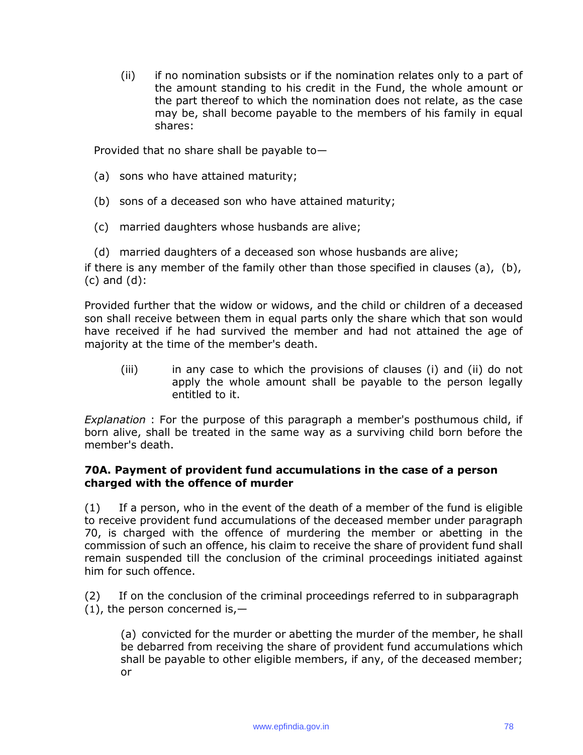(ii) if no nomination subsists or if the nomination relates only to a part of the amount standing to his credit in the Fund, the whole amount or the part thereof to which the nomination does not relate, as the case may be, shall become payable to the members of his family in equal shares:

Provided that no share shall be payable to—

(a) sons who have attained maturity;

(b) sons of a deceased son who have attained maturity;

(c) married daughters whose husbands are alive;

(d) married daughters of a deceased son whose husbands are alive;

if there is any member of the family other than those specified in clauses (a), (b), (c) and (d):

Provided further that the widow or widows, and the child or children of a deceased son shall receive between them in equal parts only the share which that son would have received if he had survived the member and had not attained the age of majority at the time of the member's death.

(iii) in any case to which the provisions of clauses (i) and (ii) do not apply the whole amount shall be payable to the person legally entitled to it.

*Explanation* : For the purpose of this paragraph a member's posthumous child, if born alive, shall be treated in the same way as a surviving child born before the member's death.

**70A. Payment of provident fund accumulations in the case of a person charged with the offence of murder**

(1) If a person, who in the event of the death of a member of the fund is eligible to receive provident fund accumulations of the deceased member under paragraph 70, is charged with the offence of murdering the member or abetting in the commission of such an offence, his claim to receive the share of provident fund shall remain suspended till the conclusion of the criminal proceedings initiated against him for such offence.

(2) If on the conclusion of the criminal proceedings referred to in subparagraph (1), the person concerned is,—

(a) convicted for the murder or abetting the murder of the member, he shall be debarred from receiving the share of provident fund accumulations which shall be payable to other eligible members, if any, of the deceased member; or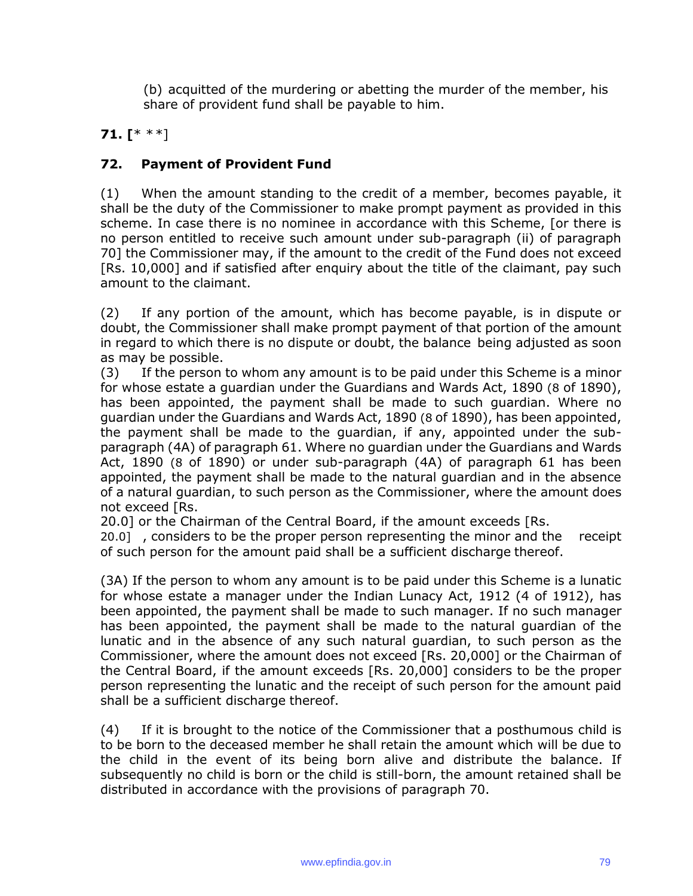(b) acquitted of the murdering or abetting the murder of the member, his share of provident fund shall be payable to him.

**71. [*** **]**

**72. Payment of Provident Fund**

(1) When the amount standing to the credit of a member, becomes payable, it shall be the duty of the Commissioner to make prompt payment as provided in this scheme. In case there is no nominee in accordance with this Scheme, [or there is no person entitled to receive such amount under sub-paragraph (ii) of paragraph 70] the Commissioner may, if the amount to the credit of the Fund does not exceed [Rs. 10,000] and if satisfied after enquiry about the title of the claimant, pay such amount to the claimant.

(2) If any portion of the amount, which has become payable, is in dispute or doubt, the Commissioner shall make prompt payment of that portion of the amount in regard to which there is no dispute or doubt, the balance being adjusted as soon as may be possible.

(3) If the person to whom any amount is to be paid under this Scheme is a minor for whose estate a guardian under the Guardians and Wards Act, 1890 (8 of 1890), has been appointed, the payment shall be made to such guardian. Where no guardian under the Guardians and Wards Act, 1890 (8 of 1890), has been appointed, the payment shall be made to the guardian, if any, appointed under the sub-paragraph (4A) of paragraph 61. Where no guardian under the Guardians and Wards Act, 1890 (8 of 1890) or under sub-paragraph (4A) of paragraph 61 has been appointed, the payment shall be made to the natural guardian and in the absence of a natural guardian, to such person as the Commissioner, where the amount does not exceed [Rs. 20.0] or the Chairman of the Central Board, if the amount exceeds [Rs. 20.0] , considers to be the proper person representing the minor and the receipt of such person for the amount paid shall be a sufficient discharge thereof.

(3A) If the person to whom any amount is to be paid under this Scheme is a lunatic for whose estate a manager under the Indian Lunacy Act, 1912 (4 of 1912), has been appointed, the payment shall be made to such manager. If no such manager has been appointed, the payment shall be made to the natural guardian of the lunatic and in the absence of any such natural guardian, to such person as the Commissioner, where the amount does not exceed [Rs. 20,000] or the Chairman of the Central Board, if the amount exceeds [Rs. 20,000] considers to be the proper person representing the lunatic and the receipt of such person for the amount paid shall be a sufficient discharge thereof.

(4) If it is brought to the notice of the Commissioner that a posthumous child is to be born to the deceased member he shall retain the amount which will be due to the child in the event of its being born alive and distribute the balance. If subsequently no child is born or the child is still-born, the amount retained shall be distributed in accordance with the provisions of paragraph 70.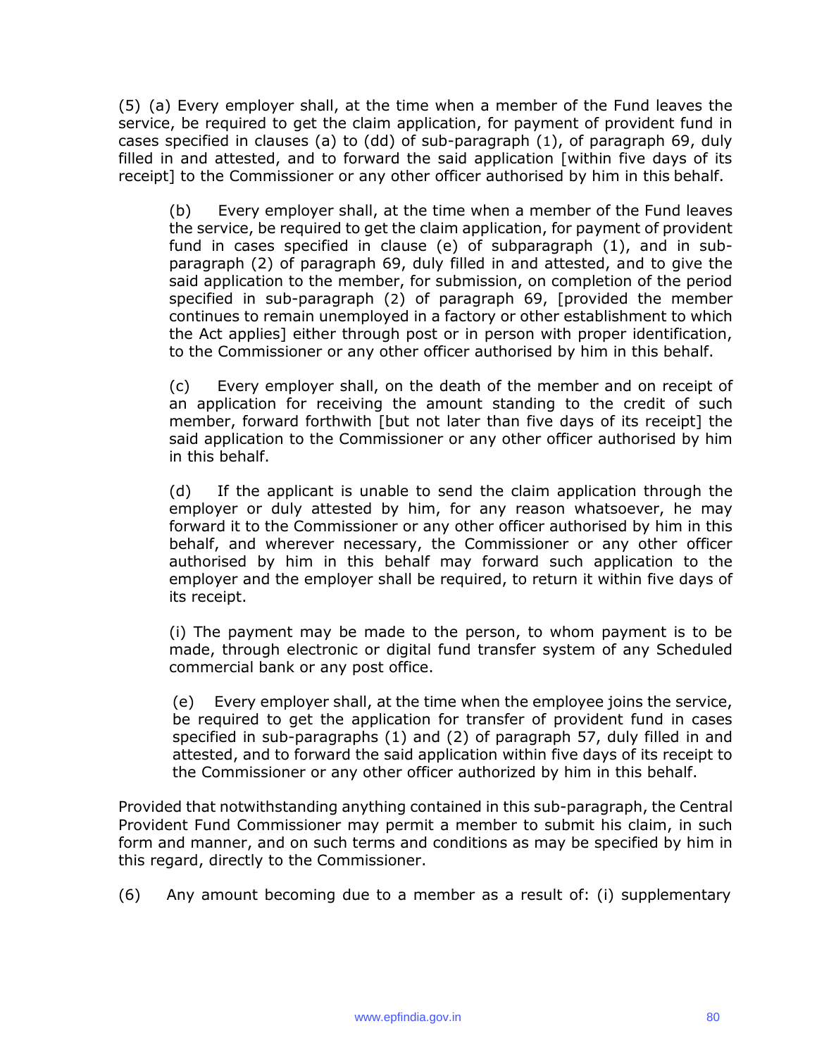(5) (a) Every employer shall, at the time when a member of the Fund leaves the service, be required to get the claim application, for payment of provident fund in cases specified in clauses (a) to (dd) of sub-paragraph (1), of paragraph 69, duly filled in and attested, and to forward the said application [within five days of its receipt] to the Commissioner or any other officer authorised by him in this behalf.

(b) Every employer shall, at the time when a member of the Fund leaves the service, be required to get the claim application, for payment of provident fund in cases specified in clause (e) of subparagraph (1), and in sub-paragraph (2) of paragraph 69, duly filled in and attested, and to give the said application to the member, for submission, on completion of the period specified in sub-paragraph (2) of paragraph 69, [provided the member continues to remain unemployed in a factory or other establishment to which the Act applies] either through post or in person with proper identification, to the Commissioner or any other officer authorised by him in this behalf.

(c) Every employer shall, on the death of the member and on receipt of an application for receiving the amount standing to the credit of such member, forward forthwith [but not later than five days of its receipt] the said application to the Commissioner or any other officer authorised by him in this behalf.

(d) If the applicant is unable to send the claim application through the employer or duly attested by him, for any reason whatsoever, he may forward it to the Commissioner or any other officer authorised by him in this behalf, and wherever necessary, the Commissioner or any other officer authorised by him in this behalf may forward such application to the employer and the employer shall be required, to return it within five days of its receipt.

(i) The payment may be made to the person, to whom payment is to be made, through electronic or digital fund transfer system of any Scheduled commercial bank or any post office.

(e) Every employer shall, at the time when the employee joins the service, be required to get the application for transfer of provident fund in cases specified in sub-paragraphs (1) and (2) of paragraph 57, duly filled in and attested, and to forward the said application within five days of its receipt to the Commissioner or any other officer authorized by him in this behalf.

Provided that notwithstanding anything contained in this sub-paragraph, the Central Provident Fund Commissioner may permit a member to submit his claim, in such form and manner, and on such terms and conditions as may be specified by him in this regard, directly to the Commissioner.

(6) Any amount becoming due to a member as a result of: (i) supplementary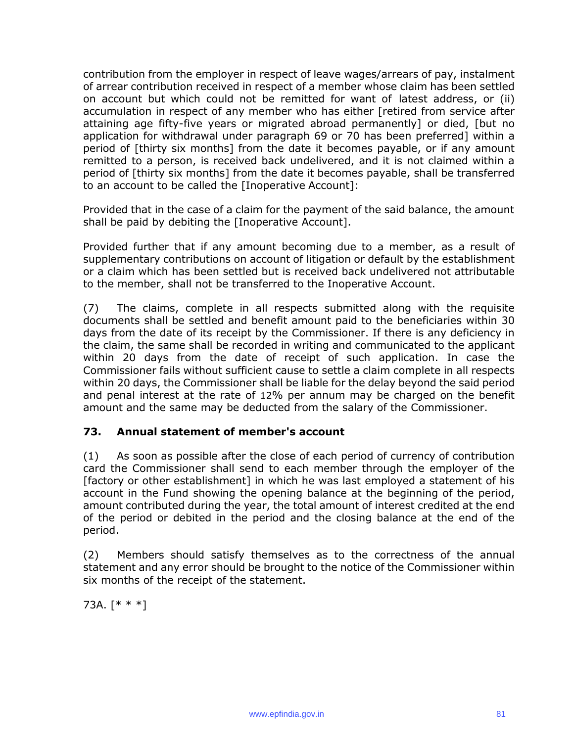contribution from the employer in respect of leave wages/arrears of pay, instalment of arrear contribution received in respect of a member whose claim has been settled on account but which could not be remitted for want of latest address, or (ii) accumulation in respect of any member who has either [retired from service after attaining age fifty-five years or migrated abroad permanently] or died, [but no application for withdrawal under paragraph 69 or 70 has been preferred] within a period of [thirty six months] from the date it becomes payable, or if any amount remitted to a person, is received back undelivered, and it is not claimed within a period of [thirty six months] from the date it becomes payable, shall be transferred to an account to be called the [Inoperative Account]:

Provided that in the case of a claim for the payment of the said balance, the amount shall be paid by debiting the [Inoperative Account].

Provided further that if any amount becoming due to a member, as a result of supplementary contributions on account of litigation or default by the establishment or a claim which has been settled but is received back undelivered not attributable to the member, shall not be transferred to the Inoperative Account.

(7) The claims, complete in all respects submitted along with the requisite documents shall be settled and benefit amount paid to the beneficiaries within 30 days from the date of its receipt by the Commissioner. If there is any deficiency in the claim, the same shall be recorded in writing and communicated to the applicant within 20 days from the date of receipt of such application. In case the Commissioner fails without sufficient cause to settle a claim complete in all respects within 20 days, the Commissioner shall be liable for the delay beyond the said period and penal interest at the rate of 12% per annum may be charged on the benefit amount and the same may be deducted from the salary of the Commissioner.

### 73. Annual statement of member's account

(1) As soon as possible after the close of each period of currency of contribution card the Commissioner shall send to each member through the employer of the [factory or other establishment] in which he was last employed a statement of his account in the Fund showing the opening balance at the beginning of the period, amount contributed during the year, the total amount of interest credited at the end of the period or debited in the period and the closing balance at the end of the period.

(2) Members should satisfy themselves as to the correctness of the annual statement and any error should be brought to the notice of the Commissioner within six months of the receipt of the statement.

73A. [* * *]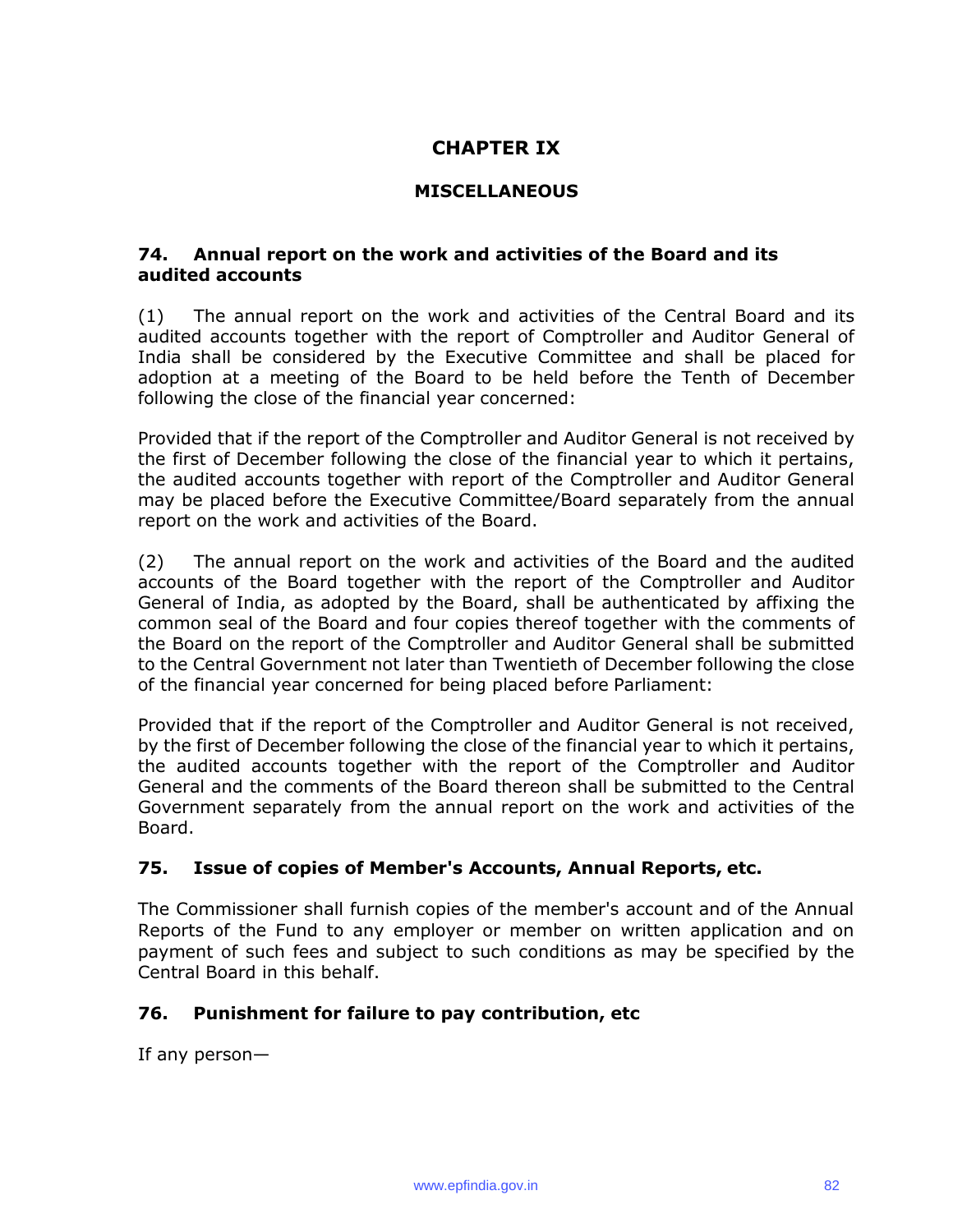# CHAPTER IX

## MISCELLANEOUS

### 74. Annual report on the work and activities of the Board and its audited accounts

(1) The annual report on the work and activities of the Central Board and its audited accounts together with the report of Comptroller and Auditor General of India shall be considered by the Executive Committee and shall be placed for adoption at a meeting of the Board to be held before the Tenth of December following the close of the financial year concerned:

Provided that if the report of the Comptroller and Auditor General is not received by the first of December following the close of the financial year to which it pertains, the audited accounts together with report of the Comptroller and Auditor General may be placed before the Executive Committee/Board separately from the annual report on the work and activities of the Board.

(2) The annual report on the work and activities of the Board and the audited accounts of the Board together with the report of the Comptroller and Auditor General of India, as adopted by the Board, shall be authenticated by affixing the common seal of the Board and four copies thereof together with the comments of the Board on the report of the Comptroller and Auditor General shall be submitted to the Central Government not later than Twentieth of December following the close of the financial year concerned for being placed before Parliament:

Provided that if the report of the Comptroller and Auditor General is not received, by the first of December following the close of the financial year to which it pertains, the audited accounts together with the report of the Comptroller and Auditor General and the comments of the Board thereon shall be submitted to the Central Government separately from the annual report on the work and activities of the Board.

### 75. Issue of copies of Member's Accounts, Annual Reports, etc.

The Commissioner shall furnish copies of the member's account and of the Annual Reports of the Fund to any employer or member on written application and on payment of such fees and subject to such conditions as may be specified by the Central Board in this behalf.

### 76. Punishment for failure to pay contribution, etc

If any person—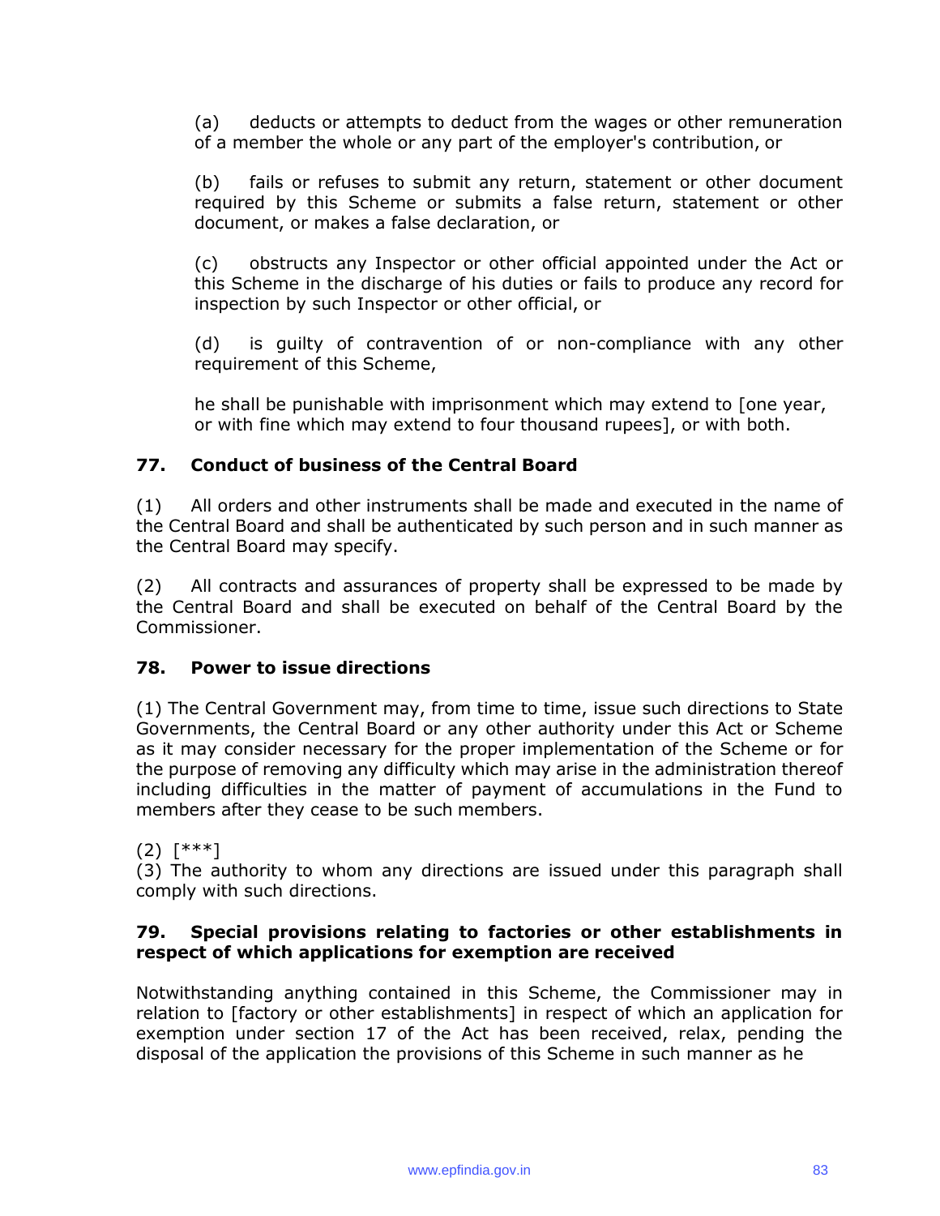(a) deducts or attempts to deduct from the wages or other remuneration of a member the whole or any part of the employer's contribution, or

(b) fails or refuses to submit any return, statement or other document required by this Scheme or submits a false return, statement or other document, or makes a false declaration, or

(c) obstructs any Inspector or other official appointed under the Act or this Scheme in the discharge of his duties or fails to produce any record for inspection by such Inspector or other official, or

(d) is guilty of contravention of or non-compliance with any other requirement of this Scheme,

he shall be punishable with imprisonment which may extend to [one year, or with fine which may extend to four thousand rupees], or with both.

### 77. Conduct of business of the Central Board

(1) All orders and other instruments shall be made and executed in the name of the Central Board and shall be authenticated by such person and in such manner as the Central Board may specify.

(2) All contracts and assurances of property shall be expressed to be made by the Central Board and shall be executed on behalf of the Central Board by the Commissioner.

### 78. Power to issue directions

(1) The Central Government may, from time to time, issue such directions to State Governments, the Central Board or any other authority under this Act or Scheme as it may consider necessary for the proper implementation of the Scheme or for the purpose of removing any difficulty which may arise in the administration thereof including difficulties in the matter of payment of accumulations in the Fund to members after they cease to be such members.

(2) [***]

(3) The authority to whom any directions are issued under this paragraph shall comply with such directions.

### 79. Special provisions relating to factories or other establishments in respect of which applications for exemption are received

Notwithstanding anything contained in this Scheme, the Commissioner may in relation to [factory or other establishments] in respect of which an application for exemption under section 17 of the Act has been received, relax, pending the disposal of the application the provisions of this Scheme in such manner as he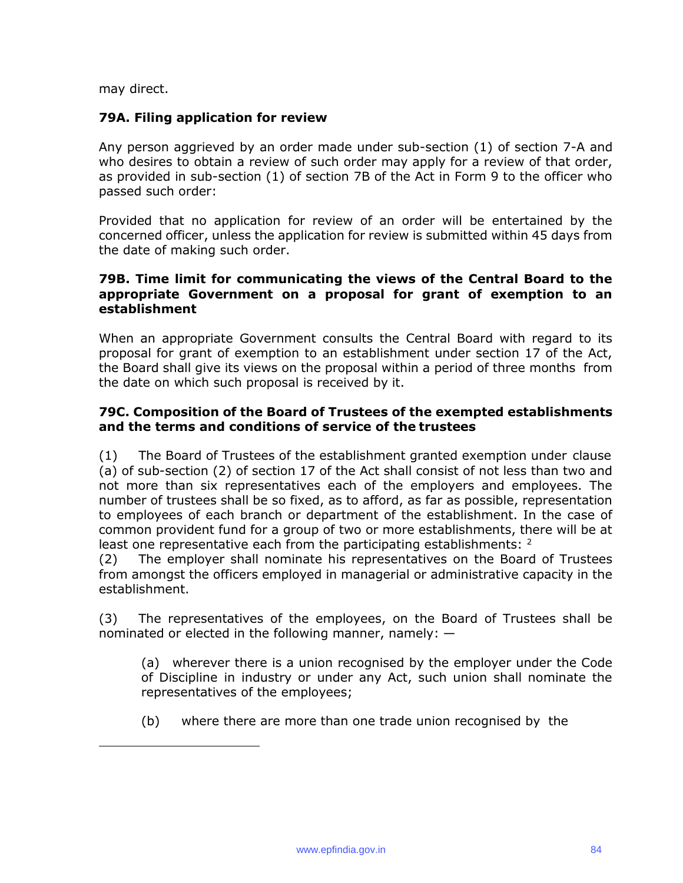may direct.

### 79A. Filing application for review

Any person aggrieved by an order made under sub-section (1) of section 7-A and who desires to obtain a review of such order may apply for a review of that order, as provided in sub-section (1) of section 7B of the Act in Form 9 to the officer who passed such order:

Provided that no application for review of an order will be entertained by the concerned officer, unless the application for review is submitted within 45 days from the date of making such order.

### 79B. Time limit for communicating the views of the Central Board to the appropriate Government on a proposal for grant of exemption to an establishment

When an appropriate Government consults the Central Board with regard to its proposal for grant of exemption to an establishment under section 17 of the Act, the Board shall give its views on the proposal within a period of three months from the date on which such proposal is received by it.

### 79C. Composition of the Board of Trustees of the exempted establishments and the terms and conditions of service of the trustees

(1) The Board of Trustees of the establishment granted exemption under clause (a) of sub-section (2) of section 17 of the Act shall consist of not less than two and not more than six representatives each of the employers and employees. The number of trustees shall be so fixed, as to afford, as far as possible, representation to employees of each branch or department of the establishment. In the case of common provident fund for a group of two or more establishments, there will be at least one representative each from the participating establishments: [2]

(2) The employer shall nominate his representatives on the Board of Trustees from amongst the officers employed in managerial or administrative capacity in the establishment.

(3) The representatives of the employees, on the Board of Trustees shall be nominated or elected in the following manner, namely: —

> (a) wherever there is a union recognised by the employer under the Code of Discipline in industry or under any Act, such union shall nominate the representatives of the employees;
>
> (b) where there are more than one trade union recognised by the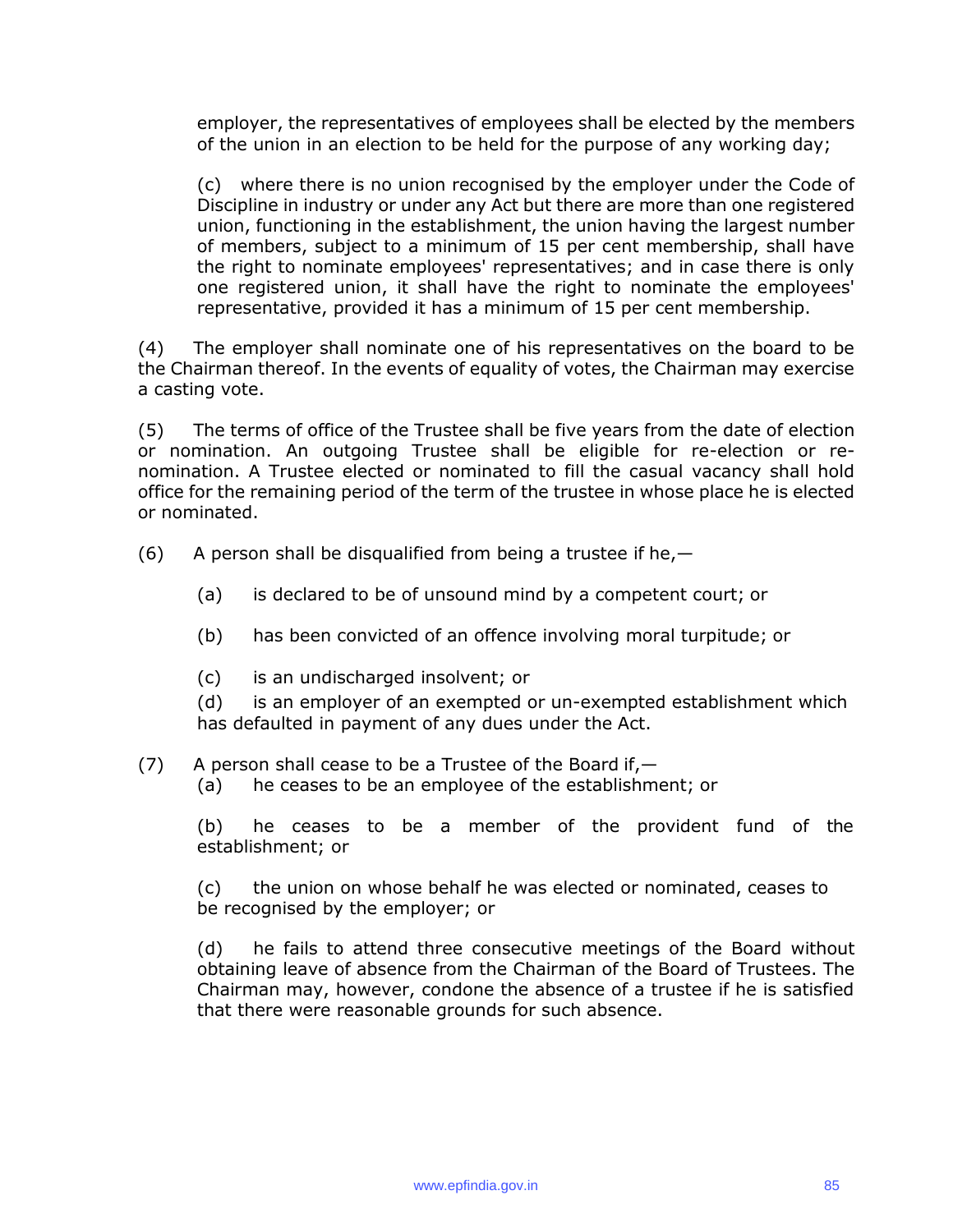employer, the representatives of employees shall be elected by the members of the union in an election to be held for the purpose of any working day;

(c) where there is no union recognised by the employer under the Code of Discipline in industry or under any Act but there are more than one registered union, functioning in the establishment, the union having the largest number of members, subject to a minimum of 15 per cent membership, shall have the right to nominate employees' representatives; and in case there is only one registered union, it shall have the right to nominate the employees' representative, provided it has a minimum of 15 per cent membership.

(4) The employer shall nominate one of his representatives on the board to be the Chairman thereof. In the events of equality of votes, the Chairman may exercise a casting vote.

(5) The terms of office of the Trustee shall be five years from the date of election or nomination. An outgoing Trustee shall be eligible for re-election or re-nomination. A Trustee elected or nominated to fill the casual vacancy shall hold office for the remaining period of the term of the trustee in whose place he is elected or nominated.

(6) A person shall be disqualified from being a trustee if he,—

(a) is declared to be of unsound mind by a competent court; or

(b) has been convicted of an offence involving moral turpitude; or

(c) is an undischarged insolvent; or

(d) is an employer of an exempted or un-exempted establishment which has defaulted in payment of any dues under the Act.

(7) A person shall cease to be a Trustee of the Board if,—

(a) he ceases to be an employee of the establishment; or

(b) he ceases to be a member of the provident fund of the establishment; or

(c) the union on whose behalf he was elected or nominated, ceases to be recognised by the employer; or

(d) he fails to attend three consecutive meetings of the Board without obtaining leave of absence from the Chairman of the Board of Trustees. The Chairman may, however, condone the absence of a trustee if he is satisfied that there were reasonable grounds for such absence.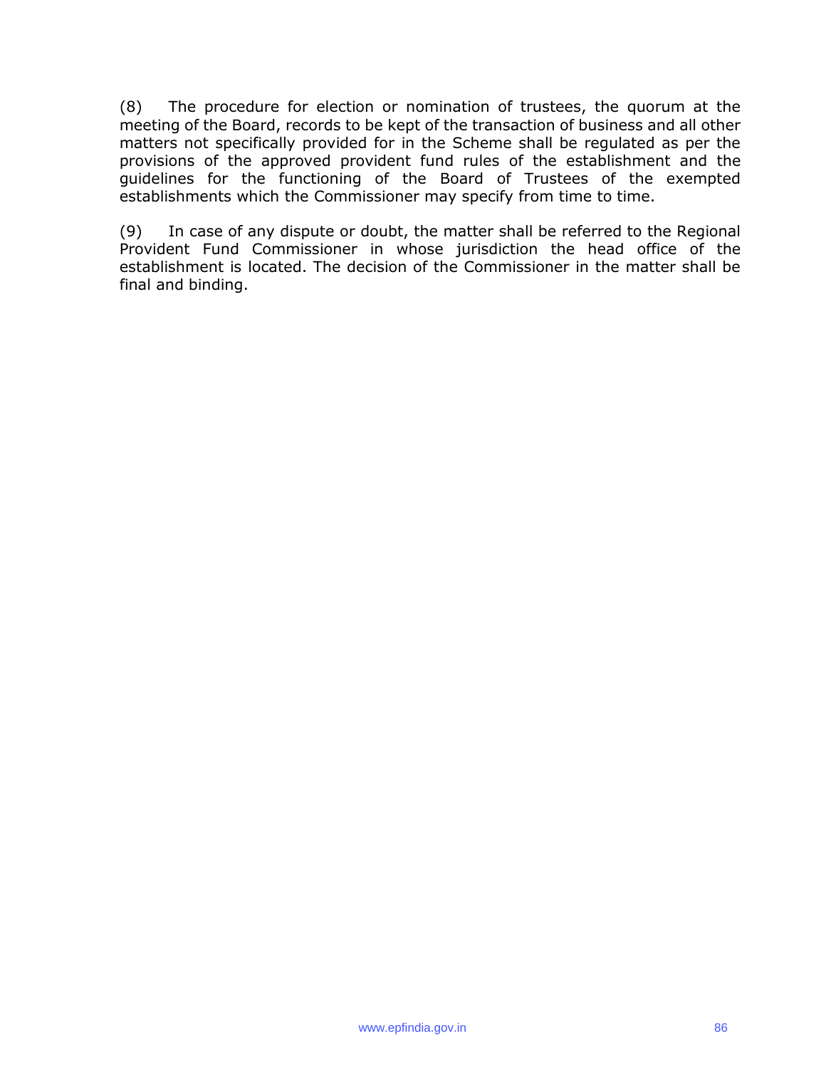(8) The procedure for election or nomination of trustees, the quorum at the meeting of the Board, records to be kept of the transaction of business and all other matters not specifically provided for in the Scheme shall be regulated as per the provisions of the approved provident fund rules of the establishment and the guidelines for the functioning of the Board of Trustees of the exempted establishments which the Commissioner may specify from time to time.

(9) In case of any dispute or doubt, the matter shall be referred to the Regional Provident Fund Commissioner in whose jurisdiction the head office of the establishment is located. The decision of the Commissioner in the matter shall be final and binding.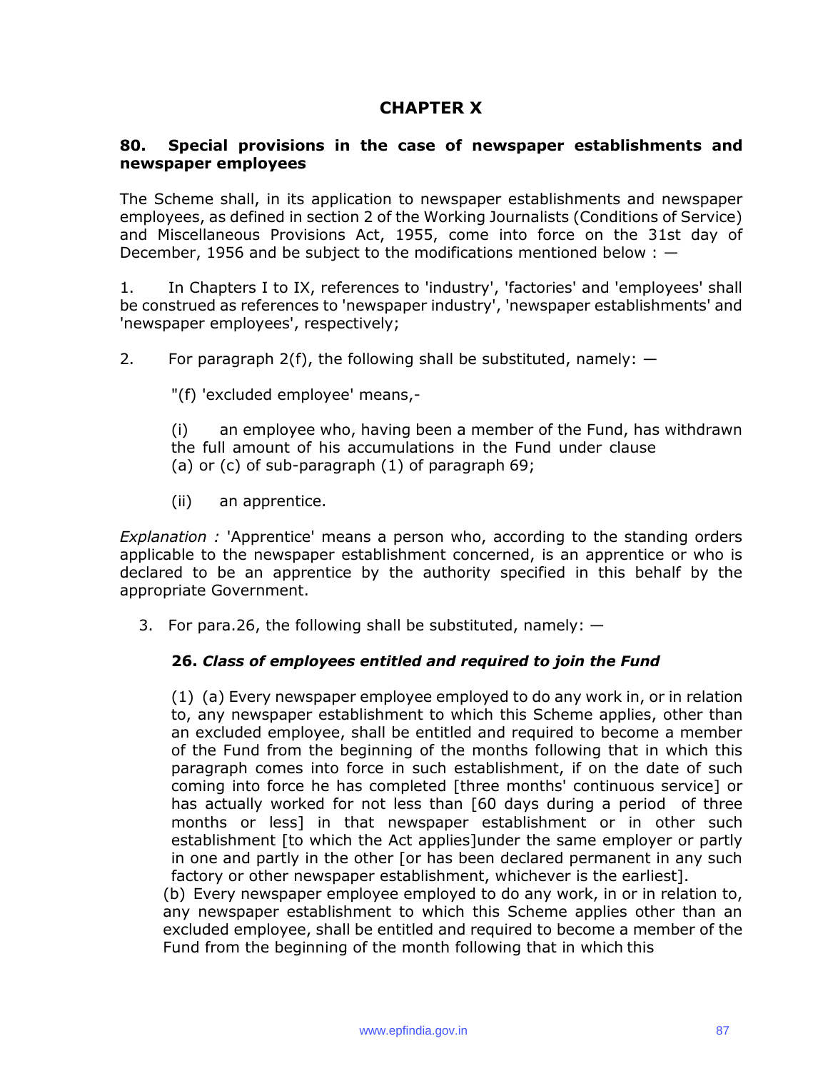# CHAPTER X

## 80. Special provisions in the case of newspaper establishments and newspaper employees

The Scheme shall, in its application to newspaper establishments and newspaper employees, as defined in section 2 of the Working Journalists (Conditions of Service) and Miscellaneous Provisions Act, 1955, come into force on the 31st day of December, 1956 and be subject to the modifications mentioned below : —

1. In Chapters I to IX, references to 'industry', 'factories' and 'employees' shall be construed as references to 'newspaper industry', 'newspaper establishments' and 'newspaper employees', respectively;

2. For paragraph 2(f), the following shall be substituted, namely: —

   "(f) 'excluded employee' means,-

   (i) an employee who, having been a member of the Fund, has withdrawn the full amount of his accumulations in the Fund under clause (a) or (c) of sub-paragraph (1) of paragraph 69;

   (ii) an apprentice.

*Explanation :* 'Apprentice' means a person who, according to the standing orders applicable to the newspaper establishment concerned, is an apprentice or who is declared to be an apprentice by the authority specified in this behalf by the appropriate Government.

3. For para.26, the following shall be substituted, namely: —

   **26. *Class of employees entitled and required to join the Fund***

   (1) (a) Every newspaper employee employed to do any work in, or in relation to, any newspaper establishment to which this Scheme applies, other than an excluded employee, shall be entitled and required to become a member of the Fund from the beginning of the months following that in which this paragraph comes into force in such establishment, if on the date of such coming into force he has completed [three months' continuous service] or has actually worked for not less than [60 days during a period of three months or less] in that newspaper establishment or in other such establishment [to which the Act applies]under the same employer or partly in one and partly in the other [or has been declared permanent in any such factory or other newspaper establishment, whichever is the earliest].

   (b) Every newspaper employee employed to do any work, in or in relation to, any newspaper establishment to which this Scheme applies other than an excluded employee, shall be entitled and required to become a member of the Fund from the beginning of the month following that in which this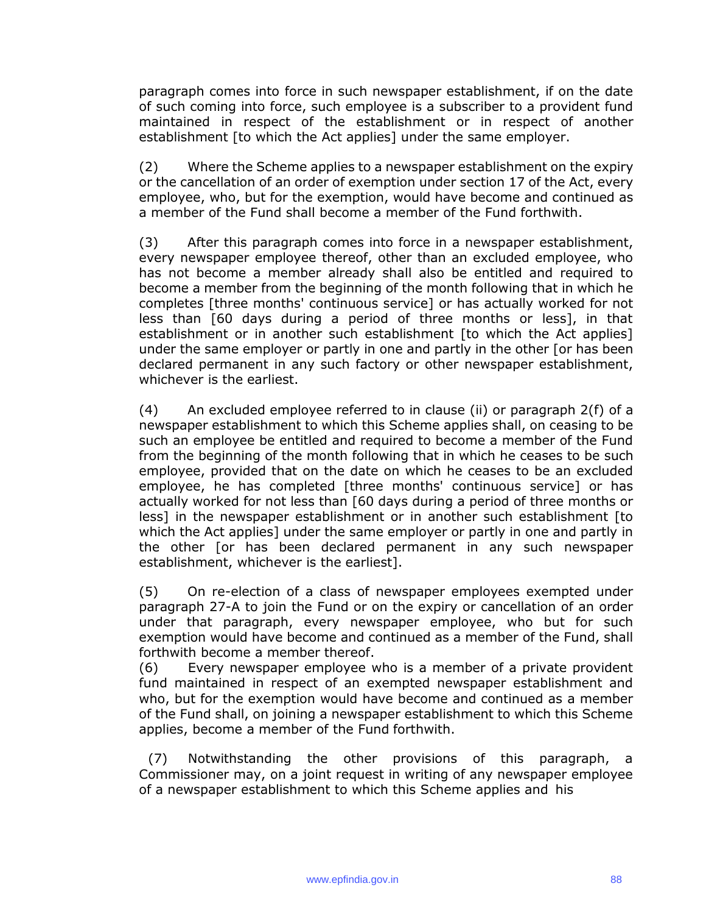paragraph comes into force in such newspaper establishment, if on the date of such coming into force, such employee is a subscriber to a provident fund maintained in respect of the establishment or in respect of another establishment [to which the Act applies] under the same employer.

(2) Where the Scheme applies to a newspaper establishment on the expiry or the cancellation of an order of exemption under section 17 of the Act, every employee, who, but for the exemption, would have become and continued as a member of the Fund shall become a member of the Fund forthwith.

(3) After this paragraph comes into force in a newspaper establishment, every newspaper employee thereof, other than an excluded employee, who has not become a member already shall also be entitled and required to become a member from the beginning of the month following that in which he completes [three months' continuous service] or has actually worked for not less than [60 days during a period of three months or less], in that establishment or in another such establishment [to which the Act applies] under the same employer or partly in one and partly in the other [or has been declared permanent in any such factory or other newspaper establishment, whichever is the earliest.

(4) An excluded employee referred to in clause (ii) or paragraph 2(f) of a newspaper establishment to which this Scheme applies shall, on ceasing to be such an employee be entitled and required to become a member of the Fund from the beginning of the month following that in which he ceases to be such employee, provided that on the date on which he ceases to be an excluded employee, he has completed [three months' continuous service] or has actually worked for not less than [60 days during a period of three months or less] in the newspaper establishment or in another such establishment [to which the Act applies] under the same employer or partly in one and partly in the other [or has been declared permanent in any such newspaper establishment, whichever is the earliest].

(5) On re-election of a class of newspaper employees exempted under paragraph 27-A to join the Fund or on the expiry or cancellation of an order under that paragraph, every newspaper employee, who but for such exemption would have become and continued as a member of the Fund, shall forthwith become a member thereof.

(6) Every newspaper employee who is a member of a private provident fund maintained in respect of an exempted newspaper establishment and who, but for the exemption would have become and continued as a member of the Fund shall, on joining a newspaper establishment to which this Scheme applies, become a member of the Fund forthwith.

(7) Notwithstanding the other provisions of this paragraph, a Commissioner may, on a joint request in writing of any newspaper employee of a newspaper establishment to which this Scheme applies and his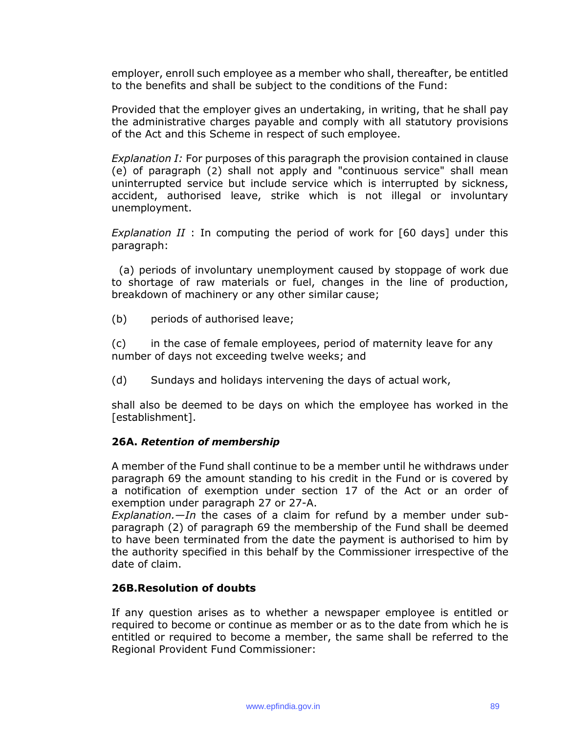employer, enroll such employee as a member who shall, thereafter, be entitled to the benefits and shall be subject to the conditions of the Fund:

Provided that the employer gives an undertaking, in writing, that he shall pay the administrative charges payable and comply with all statutory provisions of the Act and this Scheme in respect of such employee.

*Explanation I:* For purposes of this paragraph the provision contained in clause (e) of paragraph (2) shall not apply and "continuous service" shall mean uninterrupted service but include service which is interrupted by sickness, accident, authorised leave, strike which is not illegal or involuntary unemployment.

*Explanation II* : In computing the period of work for [60 days] under this paragraph:

(a) periods of involuntary unemployment caused by stoppage of work due to shortage of raw materials or fuel, changes in the line of production, breakdown of machinery or any other similar cause;

(b) periods of authorised leave;

(c) in the case of female employees, period of maternity leave for any number of days not exceeding twelve weeks; and

(d) Sundays and holidays intervening the days of actual work,

shall also be deemed to be days on which the employee has worked in the [establishment].

**26A. *Retention of membership***

A member of the Fund shall continue to be a member until he withdraws under paragraph 69 the amount standing to his credit in the Fund or is covered by a notification of exemption under section 17 of the Act or an order of exemption under paragraph 27 or 27-A.
*Explanation.—In* the cases of a claim for refund by a member under sub-paragraph (2) of paragraph 69 the membership of the Fund shall be deemed to have been terminated from the date the payment is authorised to him by the authority specified in this behalf by the Commissioner irrespective of the date of claim.

**26B.Resolution of doubts**

If any question arises as to whether a newspaper employee is entitled or required to become or continue as member or as to the date from which he is entitled or required to become a member, the same shall be referred to the Regional Provident Fund Commissioner: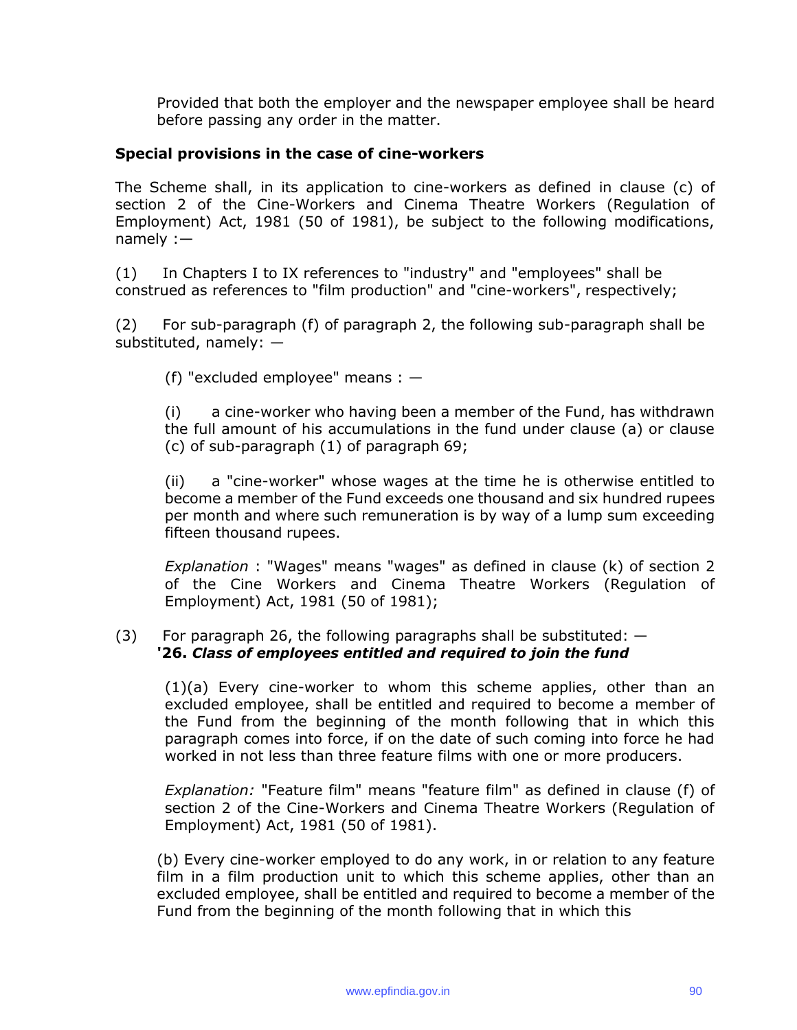Provided that both the employer and the newspaper employee shall be heard before passing any order in the matter.

**Special provisions in the case of cine-workers**

The Scheme shall, in its application to cine-workers as defined in clause (c) of section 2 of the Cine-Workers and Cinema Theatre Workers (Regulation of Employment) Act, 1981 (50 of 1981), be subject to the following modifications, namely :—

(1) In Chapters I to IX references to "industry" and "employees" shall be construed as references to "film production" and "cine-workers", respectively;

(2) For sub-paragraph (f) of paragraph 2, the following sub-paragraph shall be substituted, namely: —

(f) "excluded employee" means : —

(i) a cine-worker who having been a member of the Fund, has withdrawn the full amount of his accumulations in the fund under clause (a) or clause (c) of sub-paragraph (1) of paragraph 69;

(ii) a "cine-worker" whose wages at the time he is otherwise entitled to become a member of the Fund exceeds one thousand and six hundred rupees per month and where such remuneration is by way of a lump sum exceeding fifteen thousand rupees.

*Explanation* : "Wages" means "wages" as defined in clause (k) of section 2 of the Cine Workers and Cinema Theatre Workers (Regulation of Employment) Act, 1981 (50 of 1981);

(3) For paragraph 26, the following paragraphs shall be substituted: —
**'26. *Class of employees entitled and required to join the fund***

(1)(a) Every cine-worker to whom this scheme applies, other than an excluded employee, shall be entitled and required to become a member of the Fund from the beginning of the month following that in which this paragraph comes into force, if on the date of such coming into force he had worked in not less than three feature films with one or more producers.

*Explanation:* "Feature film" means "feature film" as defined in clause (f) of section 2 of the Cine-Workers and Cinema Theatre Workers (Regulation of Employment) Act, 1981 (50 of 1981).

(b) Every cine-worker employed to do any work, in or relation to any feature film in a film production unit to which this scheme applies, other than an excluded employee, shall be entitled and required to become a member of the Fund from the beginning of the month following that in which this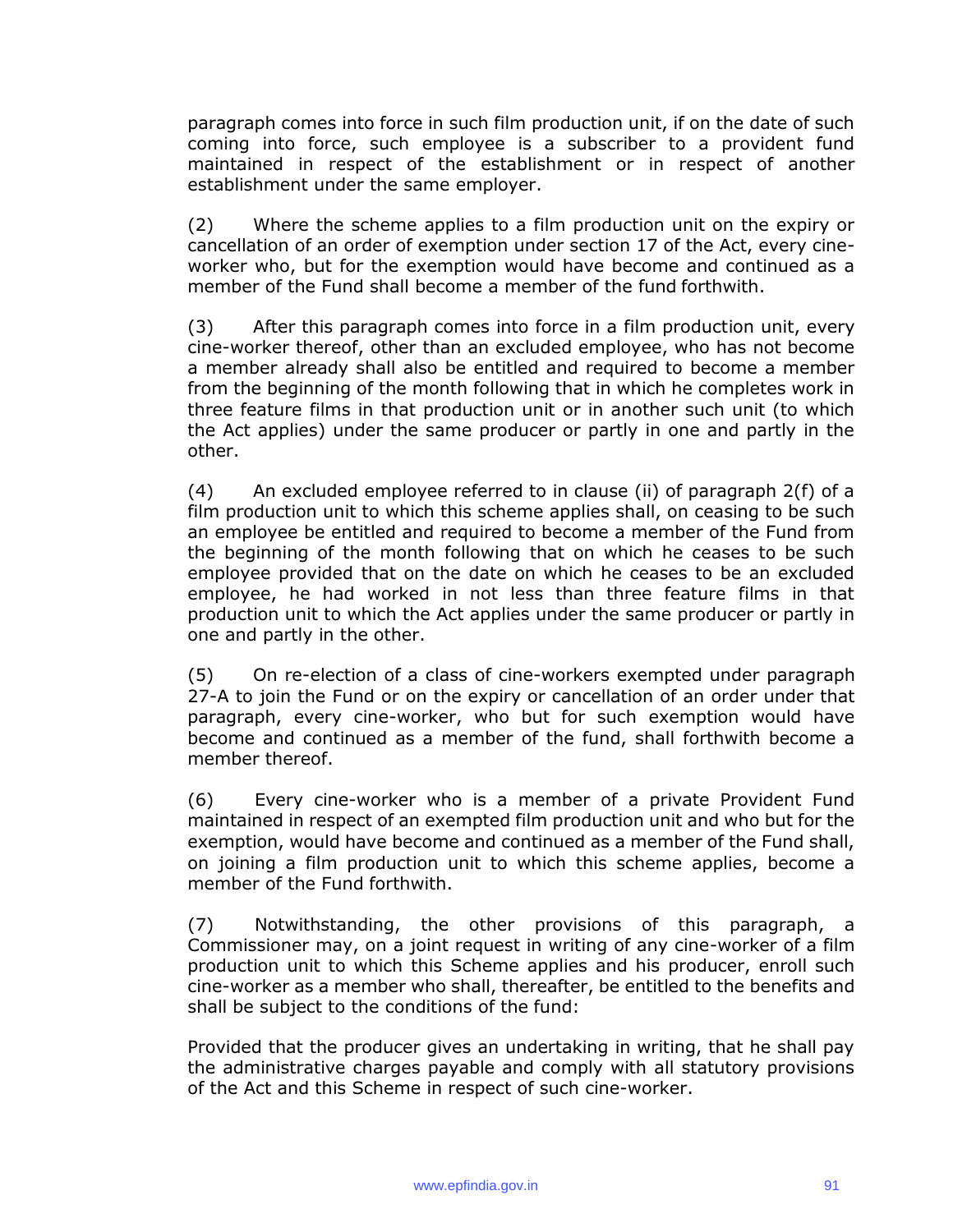paragraph comes into force in such film production unit, if on the date of such coming into force, such employee is a subscriber to a provident fund maintained in respect of the establishment or in respect of another establishment under the same employer.

(2) Where the scheme applies to a film production unit on the expiry or cancellation of an order of exemption under section 17 of the Act, every cine-worker who, but for the exemption would have become and continued as a member of the Fund shall become a member of the fund forthwith.

(3) After this paragraph comes into force in a film production unit, every cine-worker thereof, other than an excluded employee, who has not become a member already shall also be entitled and required to become a member from the beginning of the month following that in which he completes work in three feature films in that production unit or in another such unit (to which the Act applies) under the same producer or partly in one and partly in the other.

(4) An excluded employee referred to in clause (ii) of paragraph 2(f) of a film production unit to which this scheme applies shall, on ceasing to be such an employee be entitled and required to become a member of the Fund from the beginning of the month following that on which he ceases to be such employee provided that on the date on which he ceases to be an excluded employee, he had worked in not less than three feature films in that production unit to which the Act applies under the same producer or partly in one and partly in the other.

(5) On re-election of a class of cine-workers exempted under paragraph 27-A to join the Fund or on the expiry or cancellation of an order under that paragraph, every cine-worker, who but for such exemption would have become and continued as a member of the fund, shall forthwith become a member thereof.

(6) Every cine-worker who is a member of a private Provident Fund maintained in respect of an exempted film production unit and who but for the exemption, would have become and continued as a member of the Fund shall, on joining a film production unit to which this scheme applies, become a member of the Fund forthwith.

(7) Notwithstanding, the other provisions of this paragraph, a Commissioner may, on a joint request in writing of any cine-worker of a film production unit to which this Scheme applies and his producer, enroll such cine-worker as a member who shall, thereafter, be entitled to the benefits and shall be subject to the conditions of the fund:

Provided that the producer gives an undertaking in writing, that he shall pay the administrative charges payable and comply with all statutory provisions of the Act and this Scheme in respect of such cine-worker.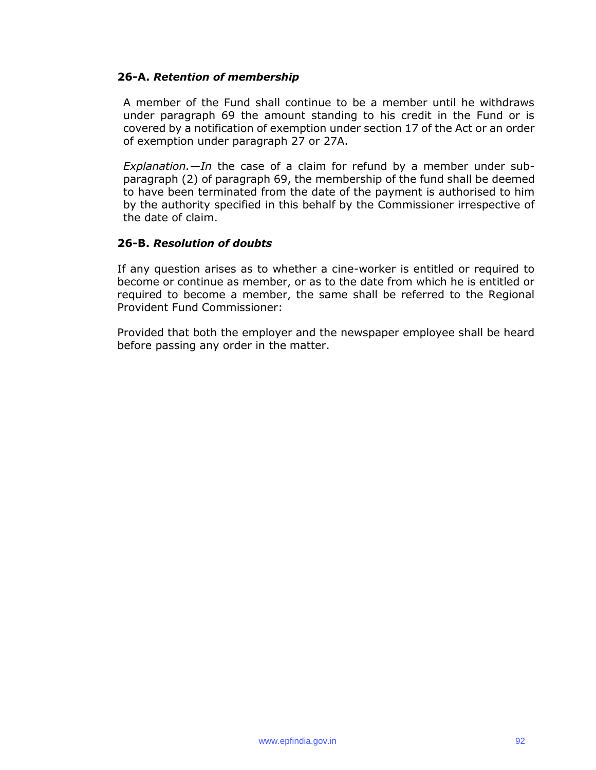**26-A.** ***Retention of membership***

A member of the Fund shall continue to be a member until he withdraws under paragraph 69 the amount standing to his credit in the Fund or is covered by a notification of exemption under section 17 of the Act or an order of exemption under paragraph 27 or 27A.

*Explanation.—In* the case of a claim for refund by a member under sub-paragraph (2) of paragraph 69, the membership of the fund shall be deemed to have been terminated from the date of the payment is authorised to him by the authority specified in this behalf by the Commissioner irrespective of the date of claim.

**26-B.** ***Resolution of doubts***

If any question arises as to whether a cine-worker is entitled or required to become or continue as member, or as to the date from which he is entitled or required to become a member, the same shall be referred to the Regional Provident Fund Commissioner:

Provided that both the employer and the newspaper employee shall be heard before passing any order in the matter.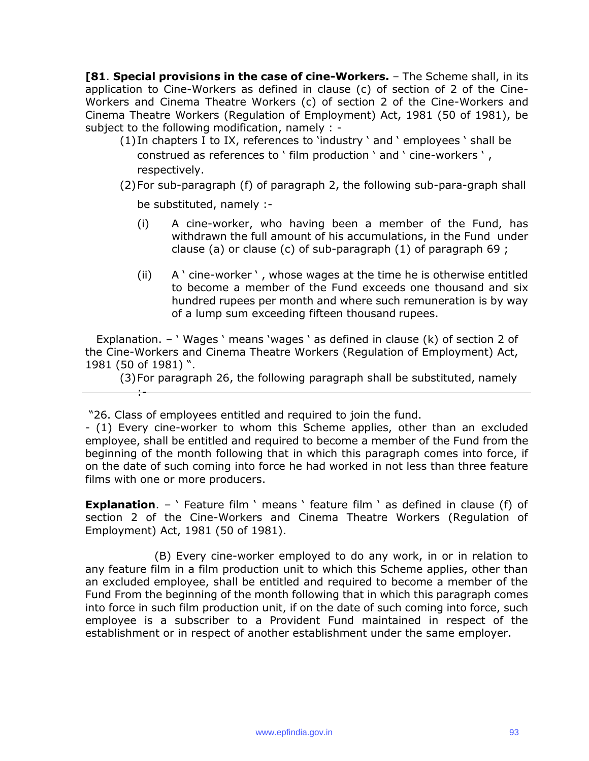**[81**. **Special provisions in the case of cine-Workers.** – The Scheme shall, in its application to Cine-Workers as defined in clause (c) of section of 2 of the Cine-Workers and Cinema Theatre Workers (c) of section 2 of the Cine-Workers and Cinema Theatre Workers (Regulation of Employment) Act, 1981 (50 of 1981), be subject to the following modification, namely : -

(1) In chapters I to IX, references to 'industry ' and ' employees ' shall be construed as references to ' film production ' and ' cine-workers ' , respectively.

(2) For sub-paragraph (f) of paragraph 2, the following sub-para-graph shall be substituted, namely :-

(i) A cine-worker, who having been a member of the Fund, has withdrawn the full amount of his accumulations, in the Fund under clause (a) or clause (c) of sub-paragraph (1) of paragraph 69 ;

(ii) A ' cine-worker ' , whose wages at the time he is otherwise entitled to become a member of the Fund exceeds one thousand and six hundred rupees per month and where such remuneration is by way of a lump sum exceeding fifteen thousand rupees.

Explanation. – ' Wages ' means 'wages ' as defined in clause (k) of section 2 of the Cine-Workers and Cinema Theatre Workers (Regulation of Employment) Act, 1981 (50 of 1981) ".

(3) For paragraph 26, the following paragraph shall be substituted, namely :-

"26. Class of employees entitled and required to join the fund.
- (1) Every cine-worker to whom this Scheme applies, other than an excluded employee, shall be entitled and required to become a member of the Fund from the beginning of the month following that in which this paragraph comes into force, if on the date of such coming into force he had worked in not less than three feature films with one or more producers.

**Explanation**. – ' Feature film ' means ' feature film ' as defined in clause (f) of section 2 of the Cine-Workers and Cinema Theatre Workers (Regulation of Employment) Act, 1981 (50 of 1981).

(B) Every cine-worker employed to do any work, in or in relation to any feature film in a film production unit to which this Scheme applies, other than an excluded employee, shall be entitled and required to become a member of the Fund From the beginning of the month following that in which this paragraph comes into force in such film production unit, if on the date of such coming into force, such employee is a subscriber to a Provident Fund maintained in respect of the establishment or in respect of another establishment under the same employer.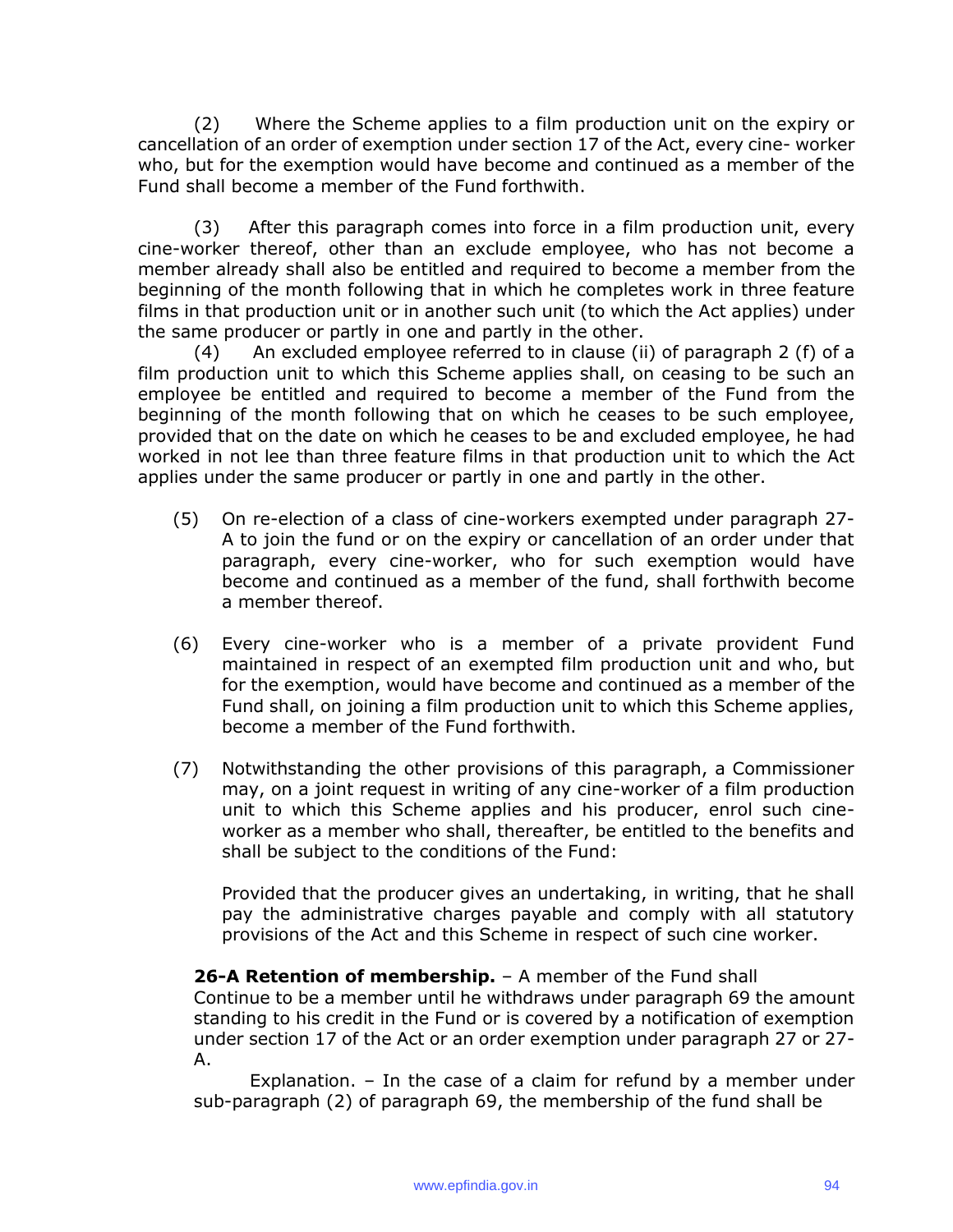(2) Where the Scheme applies to a film production unit on the expiry or cancellation of an order of exemption under section 17 of the Act, every cine- worker who, but for the exemption would have become and continued as a member of the Fund shall become a member of the Fund forthwith.

(3) After this paragraph comes into force in a film production unit, every cine-worker thereof, other than an exclude employee, who has not become a member already shall also be entitled and required to become a member from the beginning of the month following that in which he completes work in three feature films in that production unit or in another such unit (to which the Act applies) under the same producer or partly in one and partly in the other.

(4) An excluded employee referred to in clause (ii) of paragraph 2 (f) of a film production unit to which this Scheme applies shall, on ceasing to be such an employee be entitled and required to become a member of the Fund from the beginning of the month following that on which he ceases to be such employee, provided that on the date on which he ceases to be and excluded employee, he had worked in not lee than three feature films in that production unit to which the Act applies under the same producer or partly in one and partly in the other.

(5) On re-election of a class of cine-workers exempted under paragraph 27-A to join the fund or on the expiry or cancellation of an order under that paragraph, every cine-worker, who for such exemption would have become and continued as a member of the fund, shall forthwith become a member thereof.

(6) Every cine-worker who is a member of a private provident Fund maintained in respect of an exempted film production unit and who, but for the exemption, would have become and continued as a member of the Fund shall, on joining a film production unit to which this Scheme applies, become a member of the Fund forthwith.

(7) Notwithstanding the other provisions of this paragraph, a Commissioner may, on a joint request in writing of any cine-worker of a film production unit to which this Scheme applies and his producer, enrol such cine-worker as a member who shall, thereafter, be entitled to the benefits and shall be subject to the conditions of the Fund:

Provided that the producer gives an undertaking, in writing, that he shall pay the administrative charges payable and comply with all statutory provisions of the Act and this Scheme in respect of such cine worker.

**26-A Retention of membership.** – A member of the Fund shall Continue to be a member until he withdraws under paragraph 69 the amount standing to his credit in the Fund or is covered by a notification of exemption under section 17 of the Act or an order exemption under paragraph 27 or 27-A.

Explanation. – In the case of a claim for refund by a member under sub-paragraph (2) of paragraph 69, the membership of the fund shall be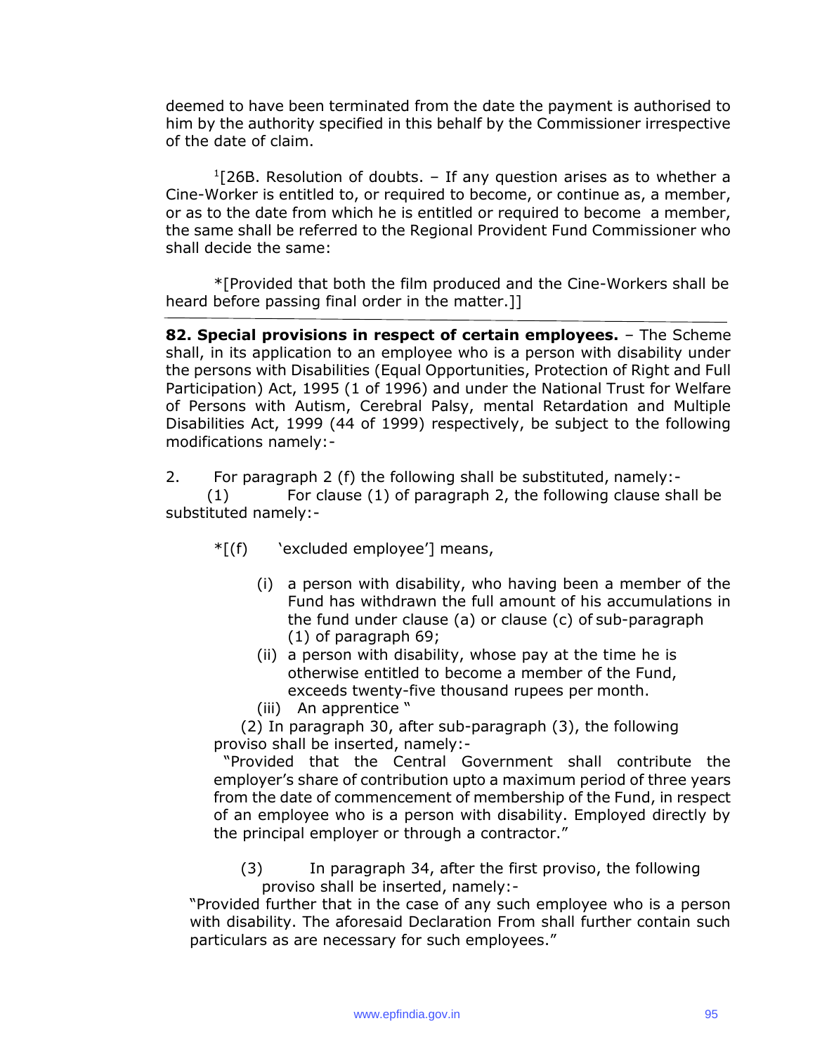deemed to have been terminated from the date the payment is authorised to him by the authority specified in this behalf by the Commissioner irrespective of the date of claim.

[1][26B. Resolution of doubts. – If any question arises as to whether a Cine-Worker is entitled to, or required to become, or continue as, a member, or as to the date from which he is entitled or required to become a member, the same shall be referred to the Regional Provident Fund Commissioner who shall decide the same:

*[Provided that both the film produced and the Cine-Workers shall be heard before passing final order in the matter.]]

---

**82. Special provisions in respect of certain employees.** – The Scheme shall, in its application to an employee who is a person with disability under the persons with Disabilities (Equal Opportunities, Protection of Right and Full Participation) Act, 1995 (1 of 1996) and under the National Trust for Welfare of Persons with Autism, Cerebral Palsy, mental Retardation and Multiple Disabilities Act, 1999 (44 of 1999) respectively, be subject to the following modifications namely:-

2. For paragraph 2 (f) the following shall be substituted, namely:-
   (1) For clause (1) of paragraph 2, the following clause shall be substituted namely:-

*[(f) 'excluded employee'] means,

(i) a person with disability, who having been a member of the Fund has withdrawn the full amount of his accumulations in the fund under clause (a) or clause (c) of sub-paragraph (1) of paragraph 69;

(ii) a person with disability, whose pay at the time he is otherwise entitled to become a member of the Fund, exceeds twenty-five thousand rupees per month.

(iii) An apprentice "

(2) In paragraph 30, after sub-paragraph (3), the following proviso shall be inserted, namely:-

"Provided that the Central Government shall contribute the employer's share of contribution upto a maximum period of three years from the date of commencement of membership of the Fund, in respect of an employee who is a person with disability. Employed directly by the principal employer or through a contractor."

(3) In paragraph 34, after the first proviso, the following proviso shall be inserted, namely:-

"Provided further that in the case of any such employee who is a person with disability. The aforesaid Declaration From shall further contain such particulars as are necessary for such employees."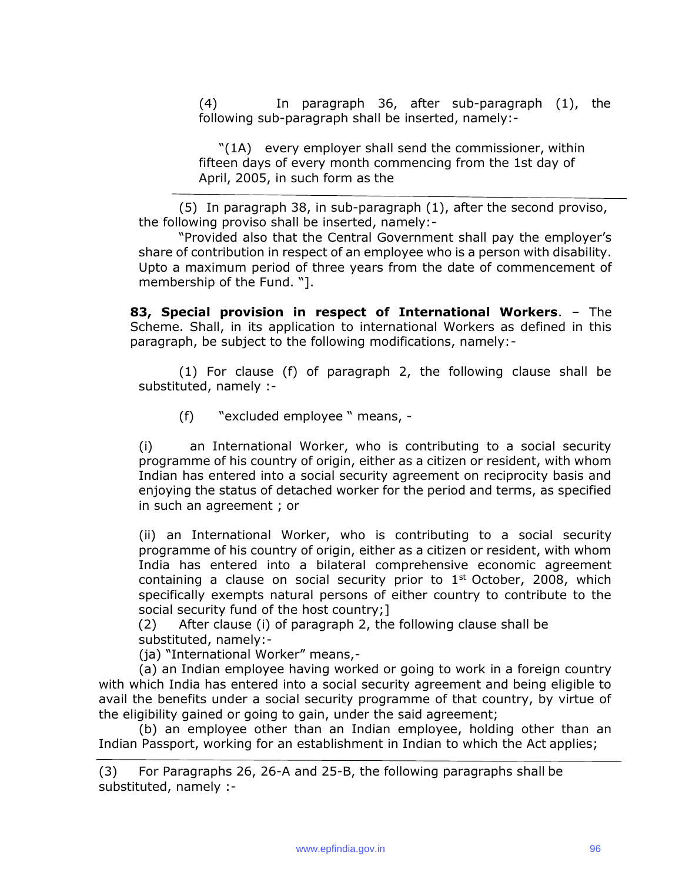(4) In paragraph 36, after sub-paragraph (1), the following sub-paragraph shall be inserted, namely:-

"(1A) every employer shall send the commissioner, within fifteen days of every month commencing from the 1st day of April, 2005, in such form as the

---

(5) In paragraph 38, in sub-paragraph (1), after the second proviso, the following proviso shall be inserted, namely:-

"Provided also that the Central Government shall pay the employer's share of contribution in respect of an employee who is a person with disability. Upto a maximum period of three years from the date of commencement of membership of the Fund. "].

**83, Special provision in respect of International Workers**. – The Scheme. Shall, in its application to international Workers as defined in this paragraph, be subject to the following modifications, namely:-

(1) For clause (f) of paragraph 2, the following clause shall be substituted, namely :-

(f) "excluded employee " means, -

(i) an International Worker, who is contributing to a social security programme of his country of origin, either as a citizen or resident, with whom Indian has entered into a social security agreement on reciprocity basis and enjoying the status of detached worker for the period and terms, as specified in such an agreement ; or

(ii) an International Worker, who is contributing to a social security programme of his country of origin, either as a citizen or resident, with whom India has entered into a bilateral comprehensive economic agreement containing a clause on social security prior to 1st October, 2008, which specifically exempts natural persons of either country to contribute to the social security fund of the host country;]

(2) After clause (i) of paragraph 2, the following clause shall be substituted, namely:-

(ja) "International Worker" means,-

(a) an Indian employee having worked or going to work in a foreign country with which India has entered into a social security agreement and being eligible to avail the benefits under a social security programme of that country, by virtue of the eligibility gained or going to gain, under the said agreement;

(b) an employee other than an Indian employee, holding other than an Indian Passport, working for an establishment in Indian to which the Act applies;

---

(3) For Paragraphs 26, 26-A and 25-B, the following paragraphs shall be substituted, namely :-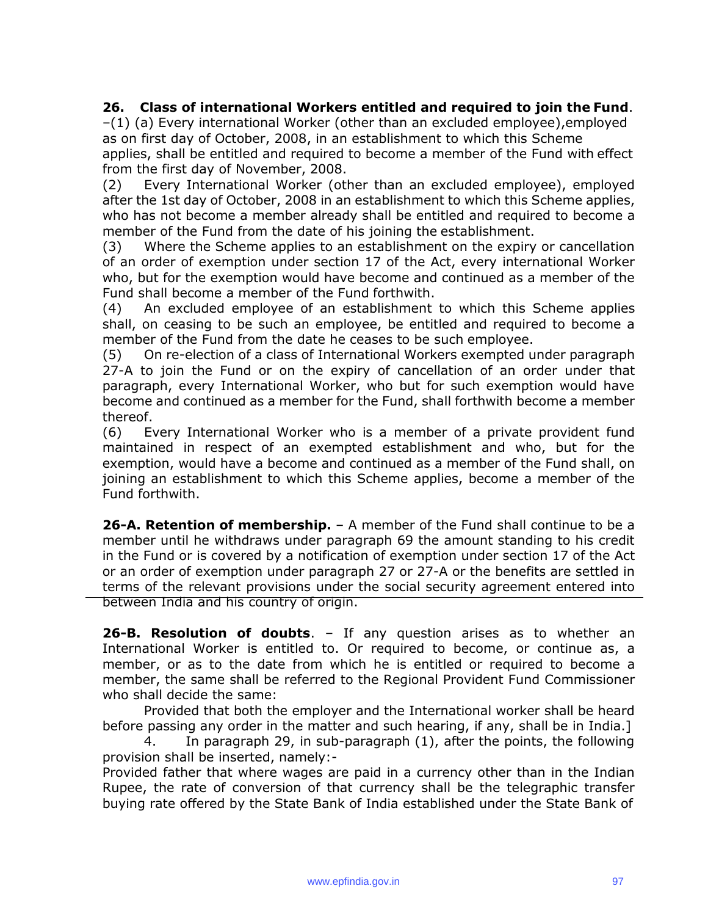**26. Class of international Workers entitled and required to join the Fund**. –(1) (a) Every international Worker (other than an excluded employee),employed as on first day of October, 2008, in an establishment to which this Scheme applies, shall be entitled and required to become a member of the Fund with effect from the first day of November, 2008.

(2) Every International Worker (other than an excluded employee), employed after the 1st day of October, 2008 in an establishment to which this Scheme applies, who has not become a member already shall be entitled and required to become a member of the Fund from the date of his joining the establishment.

(3) Where the Scheme applies to an establishment on the expiry or cancellation of an order of exemption under section 17 of the Act, every international Worker who, but for the exemption would have become and continued as a member of the Fund shall become a member of the Fund forthwith.

(4) An excluded employee of an establishment to which this Scheme applies shall, on ceasing to be such an employee, be entitled and required to become a member of the Fund from the date he ceases to be such employee.

(5) On re-election of a class of International Workers exempted under paragraph 27-A to join the Fund or on the expiry of cancellation of an order under that paragraph, every International Worker, who but for such exemption would have become and continued as a member for the Fund, shall forthwith become a member thereof.

(6) Every International Worker who is a member of a private provident fund maintained in respect of an exempted establishment and who, but for the exemption, would have a become and continued as a member of the Fund shall, on joining an establishment to which this Scheme applies, become a member of the Fund forthwith.

**26-A. Retention of membership.** – A member of the Fund shall continue to be a member until he withdraws under paragraph 69 the amount standing to his credit in the Fund or is covered by a notification of exemption under section 17 of the Act or an order of exemption under paragraph 27 or 27-A or the benefits are settled in terms of the relevant provisions under the social security agreement entered into between India and his country of origin.

**26-B. Resolution of doubts**. – If any question arises as to whether an International Worker is entitled to. Or required to become, or continue as, a member, or as to the date from which he is entitled or required to become a member, the same shall be referred to the Regional Provident Fund Commissioner who shall decide the same:

Provided that both the employer and the International worker shall be heard before passing any order in the matter and such hearing, if any, shall be in India.]

4. In paragraph 29, in sub-paragraph (1), after the points, the following provision shall be inserted, namely:-

Provided father that where wages are paid in a currency other than in the Indian Rupee, the rate of conversion of that currency shall be the telegraphic transfer buying rate offered by the State Bank of India established under the State Bank of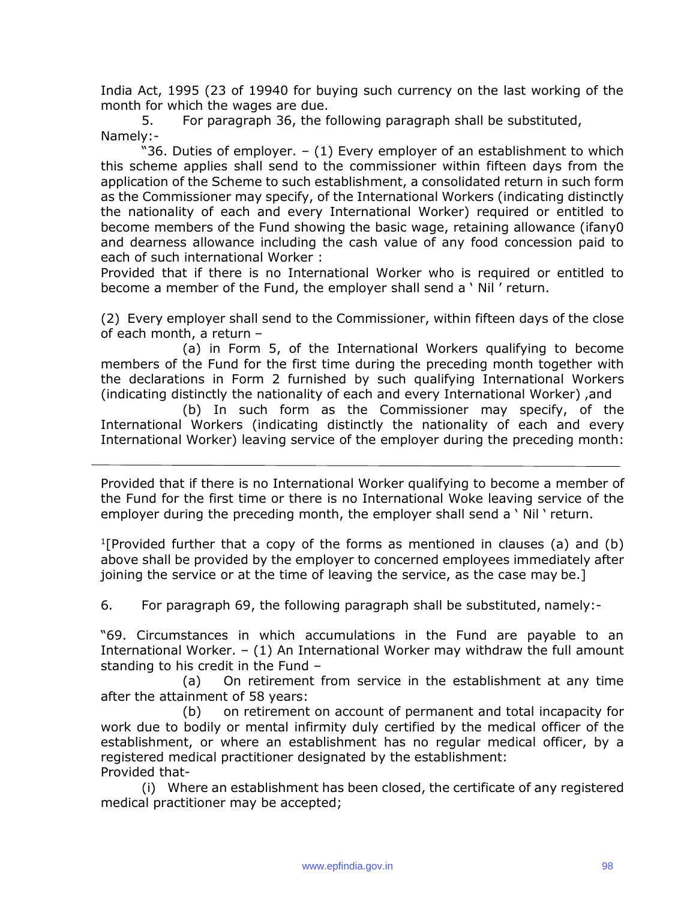India Act, 1995 (23 of 19940 for buying such currency on the last working of the month for which the wages are due.

5. For paragraph 36, the following paragraph shall be substituted, Namely:-

"36. Duties of employer. – (1) Every employer of an establishment to which this scheme applies shall send to the commissioner within fifteen days from the application of the Scheme to such establishment, a consolidated return in such form as the Commissioner may specify, of the International Workers (indicating distinctly the nationality of each and every International Worker) required or entitled to become members of the Fund showing the basic wage, retaining allowance (ifany0 and dearness allowance including the cash value of any food concession paid to each of such international Worker :

Provided that if there is no International Worker who is required or entitled to become a member of the Fund, the employer shall send a ' Nil ' return.

(2) Every employer shall send to the Commissioner, within fifteen days of the close of each month, a return –

(a) in Form 5, of the International Workers qualifying to become members of the Fund for the first time during the preceding month together with the declarations in Form 2 furnished by such qualifying International Workers (indicating distinctly the nationality of each and every International Worker) ,and

(b) In such form as the Commissioner may specify, of the International Workers (indicating distinctly the nationality of each and every International Worker) leaving service of the employer during the preceding month:

---

Provided that if there is no International Worker qualifying to become a member of the Fund for the first time or there is no International Woke leaving service of the employer during the preceding month, the employer shall send a ' Nil ' return.

[1][Provided further that a copy of the forms as mentioned in clauses (a) and (b) above shall be provided by the employer to concerned employees immediately after joining the service or at the time of leaving the service, as the case may be.]

6. For paragraph 69, the following paragraph shall be substituted, namely:-

"69. Circumstances in which accumulations in the Fund are payable to an International Worker. – (1) An International Worker may withdraw the full amount standing to his credit in the Fund –

(a) On retirement from service in the establishment at any time after the attainment of 58 years:

(b) on retirement on account of permanent and total incapacity for work due to bodily or mental infirmity duly certified by the medical officer of the establishment, or where an establishment has no regular medical officer, by a registered medical practitioner designated by the establishment:

Provided that-

(i) Where an establishment has been closed, the certificate of any registered medical practitioner may be accepted;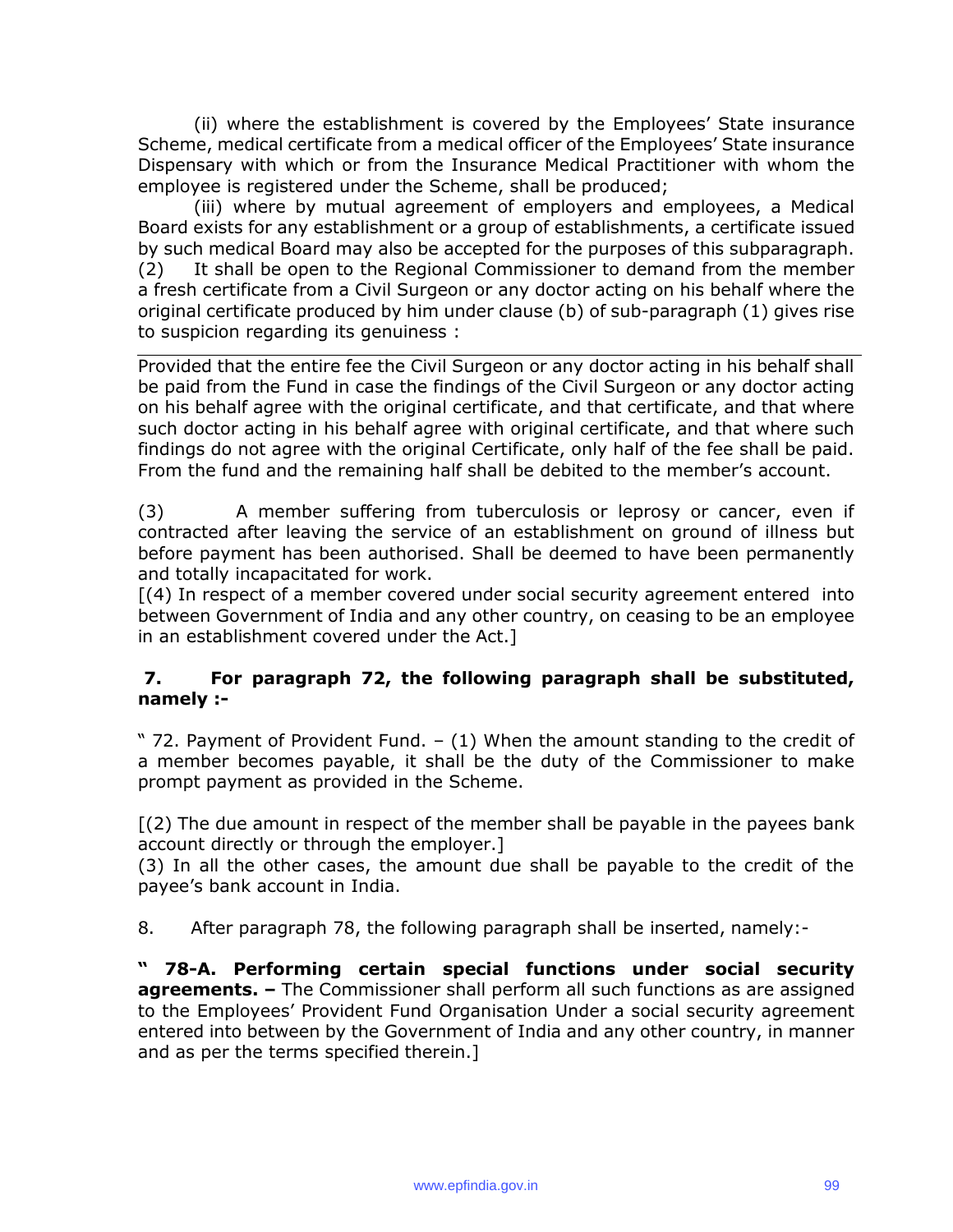(ii) where the establishment is covered by the Employees' State insurance Scheme, medical certificate from a medical officer of the Employees' State insurance Dispensary with which or from the Insurance Medical Practitioner with whom the employee is registered under the Scheme, shall be produced;

(iii) where by mutual agreement of employers and employees, a Medical Board exists for any establishment or a group of establishments, a certificate issued by such medical Board may also be accepted for the purposes of this subparagraph.

(2) It shall be open to the Regional Commissioner to demand from the member a fresh certificate from a Civil Surgeon or any doctor acting on his behalf where the original certificate produced by him under clause (b) of sub-paragraph (1) gives rise to suspicion regarding its genuiness :

---

Provided that the entire fee the Civil Surgeon or any doctor acting in his behalf shall be paid from the Fund in case the findings of the Civil Surgeon or any doctor acting on his behalf agree with the original certificate, and that certificate, and that where such doctor acting in his behalf agree with original certificate, and that where such findings do not agree with the original Certificate, only half of the fee shall be paid. From the fund and the remaining half shall be debited to the member's account.

(3) A member suffering from tuberculosis or leprosy or cancer, even if contracted after leaving the service of an establishment on ground of illness but before payment has been authorised. Shall be deemed to have been permanently and totally incapacitated for work.

[(4) In respect of a member covered under social security agreement entered into between Government of India and any other country, on ceasing to be an employee in an establishment covered under the Act.]

**7. For paragraph 72, the following paragraph shall be substituted, namely :-**

" 72. Payment of Provident Fund. – (1) When the amount standing to the credit of a member becomes payable, it shall be the duty of the Commissioner to make prompt payment as provided in the Scheme.

[(2) The due amount in respect of the member shall be payable in the payees bank account directly or through the employer.]

(3) In all the other cases, the amount due shall be payable to the credit of the payee's bank account in India.

8. After paragraph 78, the following paragraph shall be inserted, namely:-

**" 78-A. Performing certain special functions under social security agreements. –** The Commissioner shall perform all such functions as are assigned to the Employees' Provident Fund Organisation Under a social security agreement entered into between by the Government of India and any other country, in manner and as per the terms specified therein.]